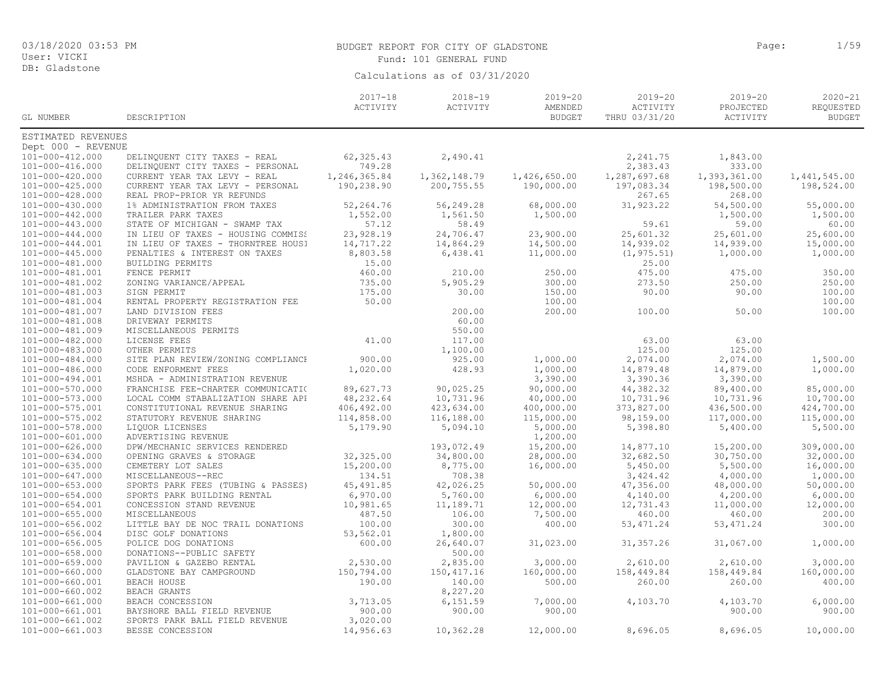BUDGET REPORT FOR CITY OF GLADSTONE

Fund: 101 GENERAL FUND

Calculations as of 03/31/2020

03/18/2020 03:53 PM
User: VICKI
DB: Gladstone

| GL NUMBER | DESCRIPTION | 2017-18 ACTIVITY | 2018-19 ACTIVITY | 2019-20 AMENDED BUDGET | 2019-20 ACTIVITY THRU 03/31/20 | 2019-20 PROJECTED ACTIVITY | 2020-21 REQUESTED BUDGET |
|---|---|---|---|---|---|---|---|
| ESTIMATED REVENUES | | | | | | | |
| Dept 000 - REVENUE | | | | | | | |
| 101-000-412.000 | DELINQUENT CITY TAXES - REAL | 62,325.43 | 2,490.41 | | 2,241.75 | 1,843.00 | |
| 101-000-416.000 | DELINQUENT CITY TAXES - PERSONAL | 749.28 | | | 2,383.43 | 333.00 | |
| 101-000-420.000 | CURRENT YEAR TAX LEVY - REAL | 1,246,365.84 | 1,362,148.79 | 1,426,650.00 | 1,287,697.68 | 1,393,361.00 | 1,441,545.00 |
| 101-000-425.000 | CURRENT YEAR TAX LEVY - PERSONAL | 190,238.90 | 200,755.55 | 190,000.00 | 197,083.34 | 198,500.00 | 198,524.00 |
| 101-000-428.000 | REAL PROP-PRIOR YR REFUNDS | | | | 267.65 | 268.00 | |
| 101-000-430.000 | 1% ADMINISTRATION FROM TAXES | 52,264.76 | 56,249.28 | 68,000.00 | 31,923.22 | 54,500.00 | 55,000.00 |
| 101-000-442.000 | TRAILER PARK TAXES | 1,552.00 | 1,561.50 | 1,500.00 | | 1,500.00 | 1,500.00 |
| 101-000-443.000 | STATE OF MICHIGAN - SWAMP TAX | 57.12 | 58.49 | | 59.61 | 59.00 | 60.00 |
| 101-000-444.000 | IN LIEU OF TAXES - HOUSING COMMISS | 23,928.19 | 24,706.47 | 23,900.00 | 25,601.32 | 25,601.00 | 25,600.00 |
| 101-000-444.001 | IN LIEU OF TAXES - THORNTREE HOUSI | 14,717.22 | 14,864.29 | 14,500.00 | 14,939.02 | 14,939.00 | 15,000.00 |
| 101-000-445.000 | PENALTIES & INTEREST ON TAXES | 8,803.58 | 6,438.41 | 11,000.00 | (1,975.51) | 1,000.00 | 1,000.00 |
| 101-000-481.000 | BUILDING PERMITS | 15.00 | | | 25.00 | | |
| 101-000-481.001 | FENCE PERMIT | 460.00 | 210.00 | 250.00 | 475.00 | 475.00 | 350.00 |
| 101-000-481.002 | ZONING VARIANCE/APPEAL | 735.00 | 5,905.29 | 300.00 | 273.50 | 250.00 | 250.00 |
| 101-000-481.003 | SIGN PERMIT | 175.00 | 30.00 | 150.00 | 90.00 | 90.00 | 100.00 |
| 101-000-481.004 | RENTAL PROPERTY REGISTRATION FEE | 50.00 | | 100.00 | | | 100.00 |
| 101-000-481.007 | LAND DIVISION FEES | | 200.00 | 200.00 | 100.00 | 50.00 | 100.00 |
| 101-000-481.008 | DRIVEWAY PERMITS | | 60.00 | | | | |
| 101-000-481.009 | MISCELLANEOUS PERMITS | | 550.00 | | | | |
| 101-000-482.000 | LICENSE FEES | 41.00 | 117.00 | | 63.00 | 63.00 | |
| 101-000-483.000 | OTHER PERMITS | | 1,100.00 | | 125.00 | 125.00 | |
| 101-000-484.000 | SITE PLAN REVIEW/ZONING COMPLIANCE | 900.00 | 925.00 | 1,000.00 | 2,074.00 | 2,074.00 | 1,500.00 |
| 101-000-486.000 | CODE ENFORMENT FEES | 1,020.00 | 428.93 | 1,000.00 | 14,879.48 | 14,879.00 | 1,000.00 |
| 101-000-494.001 | MSHDA - ADMINISTRATION REVENUE | | | 3,390.00 | 3,390.36 | 3,390.00 | |
| 101-000-570.000 | FRANCHISE FEE-CHARTER COMMUNICATIO | 89,627.73 | 90,025.25 | 90,000.00 | 44,382.32 | 89,400.00 | 85,000.00 |
| 101-000-573.000 | LOCAL COMM STABALIZATION SHARE API | 48,232.64 | 10,731.96 | 40,000.00 | 10,731.96 | 10,731.96 | 10,700.00 |
| 101-000-575.001 | CONSTITUTIONAL REVENUE SHARING | 406,492.00 | 423,634.00 | 400,000.00 | 373,827.00 | 436,500.00 | 424,700.00 |
| 101-000-575.002 | STATUTORY REVENUE SHARING | 114,858.00 | 116,188.00 | 115,000.00 | 98,159.00 | 117,000.00 | 115,000.00 |
| 101-000-578.000 | LIQUOR LICENSES | 5,179.90 | 5,094.10 | 5,000.00 | 5,398.80 | 5,400.00 | 5,500.00 |
| 101-000-601.000 | ADVERTISING REVENUE | | | 1,200.00 | | | |
| 101-000-626.000 | DPW/MECHANIC SERVICES RENDERED | | 193,072.49 | 15,200.00 | 14,877.10 | 15,200.00 | 309,000.00 |
| 101-000-634.000 | OPENING GRAVES & STORAGE | 32,325.00 | 34,800.00 | 28,000.00 | 32,682.50 | 30,750.00 | 32,000.00 |
| 101-000-635.000 | CEMETERY LOT SALES | 15,200.00 | 8,775.00 | 16,000.00 | 5,450.00 | 5,500.00 | 16,000.00 |
| 101-000-647.000 | MISCELLANEOUS--REC | 134.51 | 708.38 | | 3,424.42 | 4,000.00 | 1,000.00 |
| 101-000-653.000 | SPORTS PARK FEES (TUBING & PASSES) | 45,491.85 | 42,026.25 | 50,000.00 | 47,356.00 | 48,000.00 | 50,000.00 |
| 101-000-654.000 | SPORTS PARK BUILDING RENTAL | 6,970.00 | 5,760.00 | 6,000.00 | 4,140.00 | 4,200.00 | 6,000.00 |
| 101-000-654.001 | CONCESSION STAND REVENUE | 10,981.65 | 11,189.71 | 12,000.00 | 12,731.43 | 11,000.00 | 12,000.00 |
| 101-000-655.000 | MISCELLANEOUS | 487.50 | 106.00 | 7,500.00 | 460.00 | 460.00 | 200.00 |
| 101-000-656.002 | LITTLE BAY DE NOC TRAIL DONATIONS | 100.00 | 300.00 | 400.00 | 53,471.24 | 53,471.24 | 300.00 |
| 101-000-656.004 | DISC GOLF DONATIONS | 53,562.01 | 1,800.00 | | | | |
| 101-000-656.005 | POLICE DOG DONATIONS | 600.00 | 26,640.07 | 31,023.00 | 31,357.26 | 31,067.00 | 1,000.00 |
| 101-000-658.000 | DONATIONS--PUBLIC SAFETY | | 500.00 | | | | |
| 101-000-659.000 | PAVILION & GAZEBO RENTAL | 2,530.00 | 2,835.00 | 3,000.00 | 2,610.00 | 2,610.00 | 3,000.00 |
| 101-000-660.000 | GLADSTONE BAY CAMPGROUND | 150,794.00 | 150,417.16 | 160,000.00 | 158,449.84 | 158,449.84 | 160,000.00 |
| 101-000-660.001 | BEACH HOUSE | 190.00 | 140.00 | 500.00 | 260.00 | 260.00 | 400.00 |
| 101-000-660.002 | BEACH GRANTS | | 8,227.20 | | | | |
| 101-000-661.000 | BEACH CONCESSION | 3,713.05 | 6,151.59 | 7,000.00 | 4,103.70 | 4,103.70 | 6,000.00 |
| 101-000-661.001 | BAYSHORE BALL FIELD REVENUE | 900.00 | 900.00 | 900.00 | | 900.00 | 900.00 |
| 101-000-661.002 | SPORTS PARK BALL FIELD REVENUE | 3,020.00 | | | | | |
| 101-000-661.003 | BESSE CONCESSION | 14,956.63 | 10,362.28 | 12,000.00 | 8,696.05 | 8,696.05 | 10,000.00 |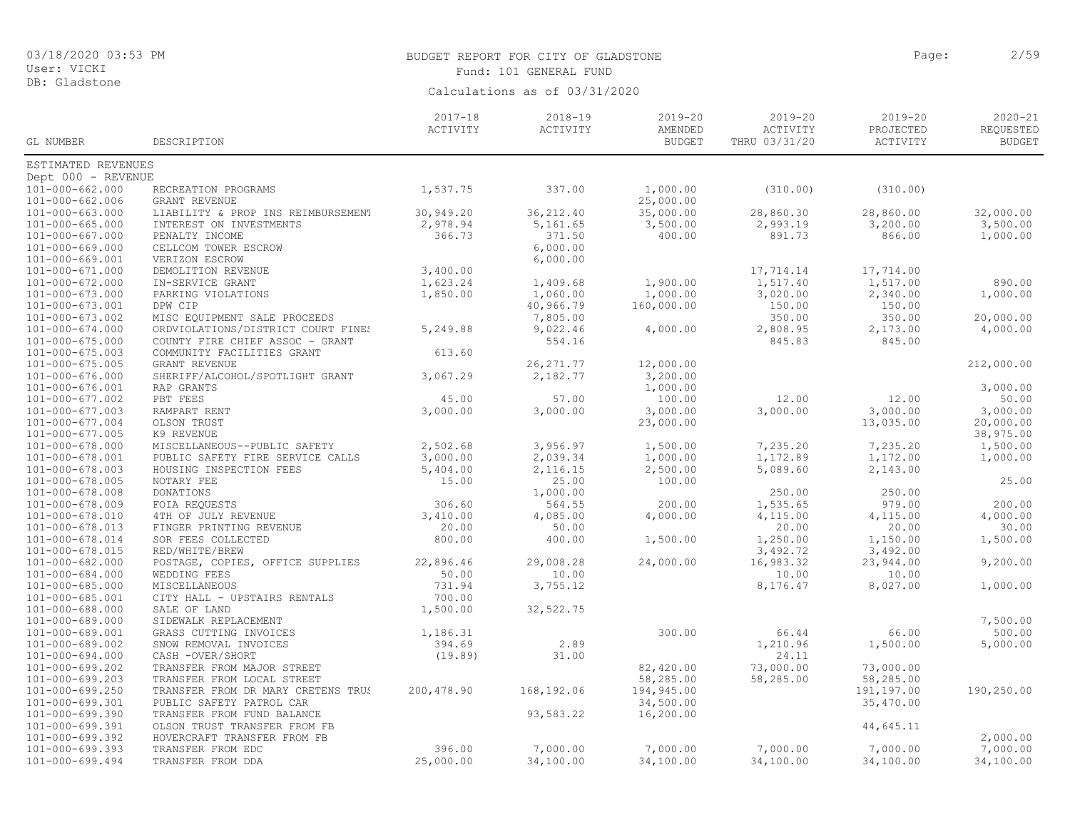BUDGET REPORT FOR CITY OF GLADSTONE

Fund: 101 GENERAL FUND

Calculations as of 03/31/2020

| GL NUMBER | DESCRIPTION | 2017-18 ACTIVITY | 2018-19 ACTIVITY | 2019-20 AMENDED BUDGET | 2019-20 ACTIVITY THRU 03/31/20 | 2019-20 PROJECTED ACTIVITY | 2020-21 REQUESTED BUDGET |
|---|---|---|---|---|---|---|---|
| ESTIMATED REVENUES | | | | | | | |
| Dept 000 - REVENUE | | | | | | | |
| 101-000-662.000 | RECREATION PROGRAMS | 1,537.75 | 337.00 | 1,000.00 | (310.00) | (310.00) | |
| 101-000-662.006 | GRANT REVENUE | | | 25,000.00 | | | |
| 101-000-663.000 | LIABILITY & PROP INS REIMBURSEMENT | 30,949.20 | 36,212.40 | 35,000.00 | 28,860.30 | 28,860.00 | 32,000.00 |
| 101-000-665.000 | INTEREST ON INVESTMENTS | 2,978.94 | 5,161.65 | 3,500.00 | 2,993.19 | 3,200.00 | 3,500.00 |
| 101-000-667.000 | PENALTY INCOME | 366.73 | 371.50 | 400.00 | 891.73 | 866.00 | 1,000.00 |
| 101-000-669.000 | CELLCOM TOWER ESCROW | | 6,000.00 | | | | |
| 101-000-669.001 | VERIZON ESCROW | | 6,000.00 | | | | |
| 101-000-671.000 | DEMOLITION REVENUE | 3,400.00 | | | 17,714.14 | 17,714.00 | |
| 101-000-672.000 | IN-SERVICE GRANT | 1,623.24 | 1,409.68 | 1,900.00 | 1,517.40 | 1,517.00 | 890.00 |
| 101-000-673.000 | PARKING VIOLATIONS | 1,850.00 | 1,060.00 | 1,000.00 | 3,020.00 | 2,340.00 | 1,000.00 |
| 101-000-673.001 | DPW CIP | | 40,966.79 | 160,000.00 | 150.00 | 150.00 | |
| 101-000-673.002 | MISC EQUIPMENT SALE PROCEEDS | | 7,805.00 | | 350.00 | 350.00 | 20,000.00 |
| 101-000-674.000 | ORDVIOLATIONS/DISTRICT COURT FINES | 5,249.88 | 9,022.46 | 4,000.00 | 2,808.95 | 2,173.00 | 4,000.00 |
| 101-000-675.000 | COUNTY FIRE CHIEF ASSOC - GRANT | | 554.16 | | 845.83 | 845.00 | |
| 101-000-675.003 | COMMUNITY FACILITIES GRANT | 613.60 | | | | | |
| 101-000-675.005 | GRANT REVENUE | | 26,271.77 | 12,000.00 | | | 212,000.00 |
| 101-000-676.000 | SHERIFF/ALCOHOL/SPOTLIGHT GRANT | 3,067.29 | 2,182.77 | 3,200.00 | | | |
| 101-000-676.001 | RAP GRANTS | | | 1,000.00 | | | 3,000.00 |
| 101-000-677.002 | PBT FEES | 45.00 | 57.00 | 100.00 | 12.00 | 12.00 | 50.00 |
| 101-000-677.003 | RAMPART RENT | 3,000.00 | 3,000.00 | 3,000.00 | 3,000.00 | 3,000.00 | 3,000.00 |
| 101-000-677.004 | OLSON TRUST | | | 23,000.00 | | 13,035.00 | 20,000.00 |
| 101-000-677.005 | K9 REVENUE | | | | | | 38,975.00 |
| 101-000-678.000 | MISCELLANEOUS--PUBLIC SAFETY | 2,502.68 | 3,956.97 | 1,500.00 | 7,235.20 | 7,235.20 | 1,500.00 |
| 101-000-678.001 | PUBLIC SAFETY FIRE SERVICE CALLS | 3,000.00 | 2,039.34 | 1,000.00 | 1,172.89 | 1,172.00 | 1,000.00 |
| 101-000-678.003 | HOUSING INSPECTION FEES | 5,404.00 | 2,116.15 | 2,500.00 | 5,089.60 | 2,143.00 | |
| 101-000-678.005 | NOTARY FEE | 15.00 | 25.00 | 100.00 | | | 25.00 |
| 101-000-678.008 | DONATIONS | | 1,000.00 | | 250.00 | 250.00 | |
| 101-000-678.009 | FOIA REQUESTS | 306.60 | 564.55 | 200.00 | 1,535.65 | 979.00 | 200.00 |
| 101-000-678.010 | 4TH OF JULY REVENUE | 3,410.00 | 4,085.00 | 4,000.00 | 4,115.00 | 4,115.00 | 4,000.00 |
| 101-000-678.013 | FINGER PRINTING REVENUE | 20.00 | 50.00 | | 20.00 | 20.00 | 30.00 |
| 101-000-678.014 | SOR FEES COLLECTED | 800.00 | 400.00 | 1,500.00 | 1,250.00 | 1,150.00 | 1,500.00 |
| 101-000-678.015 | RED/WHITE/BREW | | | | 3,492.72 | 3,492.00 | |
| 101-000-682.000 | POSTAGE, COPIES, OFFICE SUPPLIES | 22,896.46 | 29,008.28 | 24,000.00 | 16,983.32 | 23,944.00 | 9,200.00 |
| 101-000-684.000 | WEDDING FEES | 50.00 | 10.00 | | 10.00 | 10.00 | |
| 101-000-685.000 | MISCELLANEOUS | 731.94 | 3,755.12 | | 8,176.47 | 8,027.00 | 1,000.00 |
| 101-000-685.001 | CITY HALL - UPSTAIRS RENTALS | 700.00 | | | | | |
| 101-000-688.000 | SALE OF LAND | 1,500.00 | 32,522.75 | | | | |
| 101-000-689.000 | SIDEWALK REPLACEMENT | | | | | | 7,500.00 |
| 101-000-689.001 | GRASS CUTTING INVOICES | 1,186.31 | | 300.00 | 66.44 | 66.00 | 500.00 |
| 101-000-689.002 | SNOW REMOVAL INVOICES | 394.69 | 2.89 | | 1,210.96 | 1,500.00 | 5,000.00 |
| 101-000-694.000 | CASH -OVER/SHORT | (19.89) | 31.00 | | 24.11 | | |
| 101-000-699.202 | TRANSFER FROM MAJOR STREET | | | 82,420.00 | 73,000.00 | 73,000.00 | |
| 101-000-699.203 | TRANSFER FROM LOCAL STREET | | | 58,285.00 | 58,285.00 | 58,285.00 | |
| 101-000-699.250 | TRANSFER FROM DR MARY CRETENS TRUST | 200,478.90 | 168,192.06 | 194,945.00 | | 191,197.00 | 190,250.00 |
| 101-000-699.301 | PUBLIC SAFETY PATROL CAR | | | 34,500.00 | | 35,470.00 | |
| 101-000-699.390 | TRANSFER FROM FUND BALANCE | | 93,583.22 | 16,200.00 | | | |
| 101-000-699.391 | OLSON TRUST TRANSFER FROM FB | | | | | 44,645.11 | |
| 101-000-699.392 | HOVERCRAFT TRANSFER FROM FB | | | | | | 2,000.00 |
| 101-000-699.393 | TRANSFER FROM EDC | 396.00 | 7,000.00 | 7,000.00 | 7,000.00 | 7,000.00 | 7,000.00 |
| 101-000-699.494 | TRANSFER FROM DDA | 25,000.00 | 34,100.00 | 34,100.00 | 34,100.00 | 34,100.00 | 34,100.00 |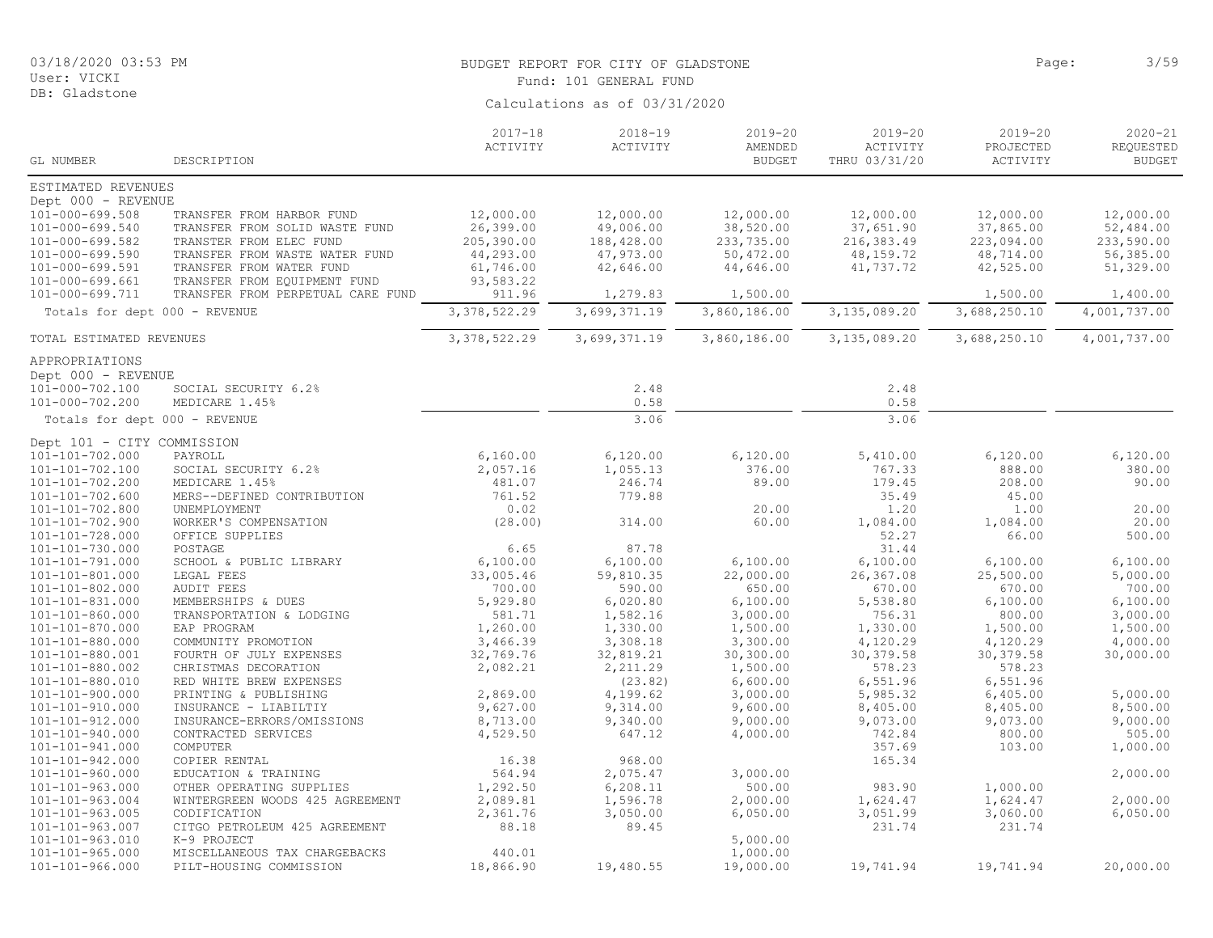BUDGET REPORT FOR CITY OF GLADSTONE

Fund: 101 GENERAL FUND

Calculations as of 03/31/2020

| GL NUMBER | DESCRIPTION | 2017-18 ACTIVITY | 2018-19 ACTIVITY | 2019-20 AMENDED BUDGET | 2019-20 ACTIVITY THRU 03/31/20 | 2019-20 PROJECTED ACTIVITY | 2020-21 REQUESTED BUDGET |
|---|---|---|---|---|---|---|---|
| ESTIMATED REVENUES | | | | | | | |
| Dept 000 - REVENUE | | | | | | | |
| 101-000-699.508 | TRANSFER FROM HARBOR FUND | 12,000.00 | 12,000.00 | 12,000.00 | 12,000.00 | 12,000.00 | 12,000.00 |
| 101-000-699.540 | TRANSFER FROM SOLID WASTE FUND | 26,399.00 | 49,006.00 | 38,520.00 | 37,651.90 | 37,865.00 | 52,484.00 |
| 101-000-699.582 | TRANSTER FROM ELEC FUND | 205,390.00 | 188,428.00 | 233,735.00 | 216,383.49 | 223,094.00 | 233,590.00 |
| 101-000-699.590 | TRANSFER FROM WASTE WATER FUND | 44,293.00 | 47,973.00 | 50,472.00 | 48,159.72 | 48,714.00 | 56,385.00 |
| 101-000-699.591 | TRANSFER FROM WATER FUND | 61,746.00 | 42,646.00 | 44,646.00 | 41,737.72 | 42,525.00 | 51,329.00 |
| 101-000-699.661 | TRANSFER FROM EQUIPMENT FUND | 93,583.22 | | | | | |
| 101-000-699.711 | TRANSFER FROM PERPETUAL CARE FUND | 911.96 | 1,279.83 | 1,500.00 | | 1,500.00 | 1,400.00 |
| Totals for dept 000 - REVENUE | | 3,378,522.29 | 3,699,371.19 | 3,860,186.00 | 3,135,089.20 | 3,688,250.10 | 4,001,737.00 |
| TOTAL ESTIMATED REVENUES | | 3,378,522.29 | 3,699,371.19 | 3,860,186.00 | 3,135,089.20 | 3,688,250.10 | 4,001,737.00 |
| APPROPRIATIONS | | | | | | | |
| Dept 000 - REVENUE | | | | | | | |
| 101-000-702.100 | SOCIAL SECURITY 6.2% | | 2.48 | | 2.48 | | |
| 101-000-702.200 | MEDICARE 1.45% | | 0.58 | | 0.58 | | |
| Totals for dept 000 - REVENUE | | | 3.06 | | 3.06 | | |
| Dept 101 - CITY COMMISSION | | | | | | | |
| 101-101-702.000 | PAYROLL | 6,160.00 | 6,120.00 | 6,120.00 | 5,410.00 | 6,120.00 | 6,120.00 |
| 101-101-702.100 | SOCIAL SECURITY 6.2% | 2,057.16 | 1,055.13 | 376.00 | 767.33 | 888.00 | 380.00 |
| 101-101-702.200 | MEDICARE 1.45% | 481.07 | 246.74 | 89.00 | 179.45 | 208.00 | 90.00 |
| 101-101-702.600 | MERS--DEFINED CONTRIBUTION | 761.52 | 779.88 | | 35.49 | 45.00 | |
| 101-101-702.800 | UNEMPLOYMENT | 0.02 | | 20.00 | 1.20 | 1.00 | 20.00 |
| 101-101-702.900 | WORKER'S COMPENSATION | (28.00) | 314.00 | 60.00 | 1,084.00 | 1,084.00 | 20.00 |
| 101-101-728.000 | OFFICE SUPPLIES | | | | 52.27 | 66.00 | 500.00 |
| 101-101-730.000 | POSTAGE | 6.65 | 87.78 | | 31.44 | | |
| 101-101-791.000 | SCHOOL & PUBLIC LIBRARY | 6,100.00 | 6,100.00 | 6,100.00 | 6,100.00 | 6,100.00 | 6,100.00 |
| 101-101-801.000 | LEGAL FEES | 33,005.46 | 59,810.35 | 22,000.00 | 26,367.08 | 25,500.00 | 5,000.00 |
| 101-101-802.000 | AUDIT FEES | 700.00 | 590.00 | 650.00 | 670.00 | 670.00 | 700.00 |
| 101-101-831.000 | MEMBERSHIPS & DUES | 5,929.80 | 6,020.80 | 6,100.00 | 5,538.80 | 6,100.00 | 6,100.00 |
| 101-101-860.000 | TRANSPORTATION & LODGING | 581.71 | 1,582.16 | 3,000.00 | 756.31 | 800.00 | 3,000.00 |
| 101-101-870.000 | EAP PROGRAM | 1,260.00 | 1,330.00 | 1,500.00 | 1,330.00 | 1,500.00 | 1,500.00 |
| 101-101-880.000 | COMMUNITY PROMOTION | 3,466.39 | 3,308.18 | 3,300.00 | 4,120.29 | 4,120.29 | 4,000.00 |
| 101-101-880.001 | FOURTH OF JULY EXPENSES | 32,769.76 | 32,819.21 | 30,300.00 | 30,379.58 | 30,379.58 | 30,000.00 |
| 101-101-880.002 | CHRISTMAS DECORATION | 2,082.21 | 2,211.29 | 1,500.00 | 578.23 | 578.23 | |
| 101-101-880.010 | RED WHITE BREW EXPENSES | | (23.82) | 6,600.00 | 6,551.96 | 6,551.96 | |
| 101-101-900.000 | PRINTING & PUBLISHING | 2,869.00 | 4,199.62 | 3,000.00 | 5,985.32 | 6,405.00 | 5,000.00 |
| 101-101-910.000 | INSURANCE - LIABILTIY | 9,627.00 | 9,314.00 | 9,600.00 | 8,405.00 | 8,405.00 | 8,500.00 |
| 101-101-912.000 | INSURANCE-ERRORS/OMISSIONS | 8,713.00 | 9,340.00 | 9,000.00 | 9,073.00 | 9,073.00 | 9,000.00 |
| 101-101-940.000 | CONTRACTED SERVICES | 4,529.50 | 647.12 | 4,000.00 | 742.84 | 800.00 | 505.00 |
| 101-101-941.000 | COMPUTER | | | | 357.69 | 103.00 | 1,000.00 |
| 101-101-942.000 | COPIER RENTAL | 16.38 | 968.00 | | 165.34 | | |
| 101-101-960.000 | EDUCATION & TRAINING | 564.94 | 2,075.47 | 3,000.00 | | | 2,000.00 |
| 101-101-963.000 | OTHER OPERATING SUPPLIES | 1,292.50 | 6,208.11 | 500.00 | 983.90 | 1,000.00 | |
| 101-101-963.004 | WINTERGREEN WOODS 425 AGREEMENT | 2,089.81 | 1,596.78 | 2,000.00 | 1,624.47 | 1,624.47 | 2,000.00 |
| 101-101-963.005 | CODIFICATION | 2,361.76 | 3,050.00 | 6,050.00 | 3,051.99 | 3,060.00 | 6,050.00 |
| 101-101-963.007 | CITGO PETROLEUM 425 AGREEMENT | 88.18 | 89.45 | | 231.74 | 231.74 | |
| 101-101-963.010 | K-9 PROJECT | | | 5,000.00 | | | |
| 101-101-965.000 | MISCELLANEOUS TAX CHARGEBACKS | 440.01 | | 1,000.00 | | | |
| 101-101-966.000 | PILT-HOUSING COMMISSION | 18,866.90 | 19,480.55 | 19,000.00 | 19,741.94 | 19,741.94 | 20,000.00 |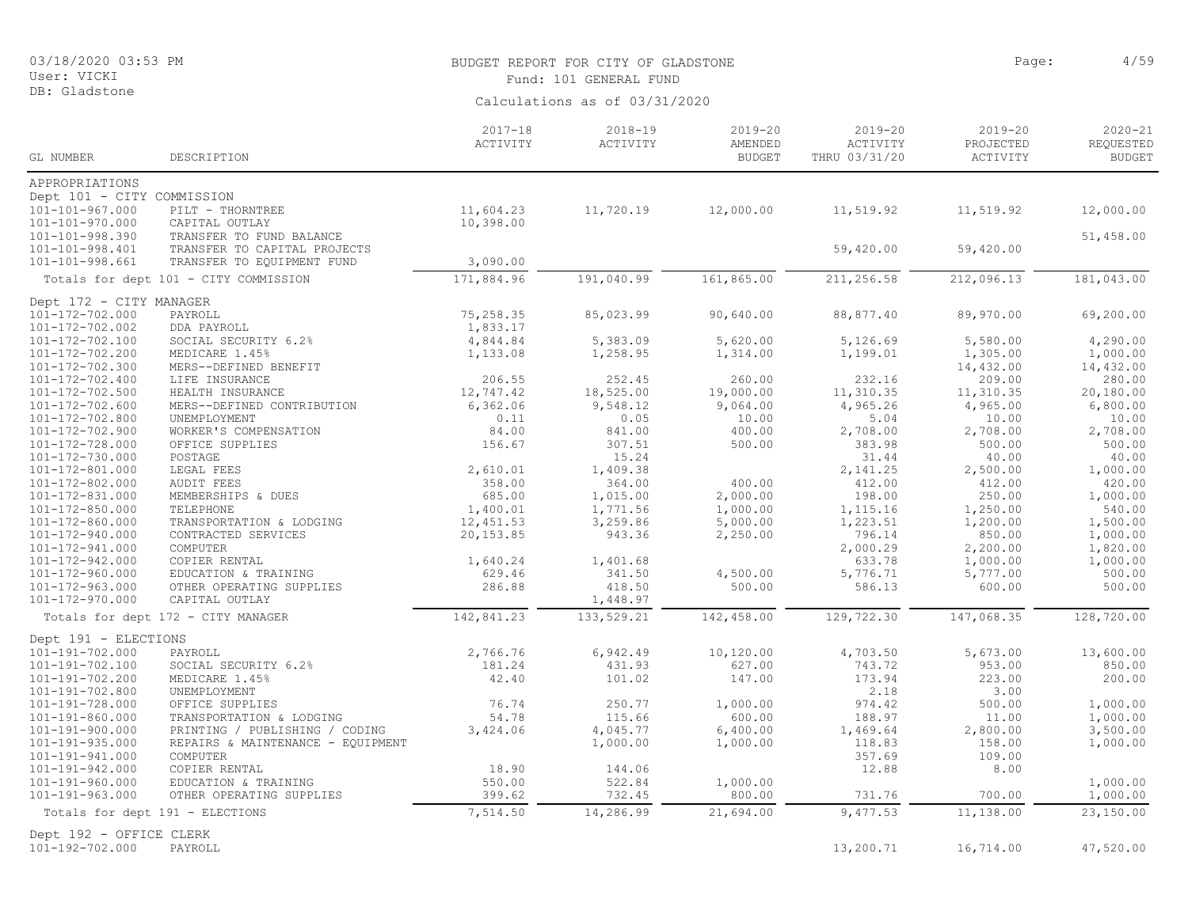BUDGET REPORT FOR CITY OF GLADSTONE

Fund: 101 GENERAL FUND

Calculations as of 03/31/2020

| GL NUMBER | DESCRIPTION | 2017-18 ACTIVITY | 2018-19 ACTIVITY | 2019-20 AMENDED BUDGET | 2019-20 ACTIVITY THRU 03/31/20 | 2019-20 PROJECTED ACTIVITY | 2020-21 REQUESTED BUDGET |
|---|---|---|---|---|---|---|---|
| APPROPRIATIONS | | | | | | | |
| Dept 101 - CITY COMMISSION | | | | | | | |
| 101-101-967.000 | PILT - THORNTREE | 11,604.23 | 11,720.19 | 12,000.00 | 11,519.92 | 11,519.92 | 12,000.00 |
| 101-101-970.000 | CAPITAL OUTLAY | 10,398.00 | | | | | |
| 101-101-998.390 | TRANSFER TO FUND BALANCE | | | | | | 51,458.00 |
| 101-101-998.401 | TRANSFER TO CAPITAL PROJECTS | | | | 59,420.00 | 59,420.00 | |
| 101-101-998.661 | TRANSFER TO EQUIPMENT FUND | 3,090.00 | | | | | |
| Totals for dept 101 - CITY COMMISSION | | 171,884.96 | 191,040.99 | 161,865.00 | 211,256.58 | 212,096.13 | 181,043.00 |
| Dept 172 - CITY MANAGER | | | | | | | |
| 101-172-702.000 | PAYROLL | 75,258.35 | 85,023.99 | 90,640.00 | 88,877.40 | 89,970.00 | 69,200.00 |
| 101-172-702.002 | DDA PAYROLL | 1,833.17 | | | | | |
| 101-172-702.100 | SOCIAL SECURITY 6.2% | 4,844.84 | 5,383.09 | 5,620.00 | 5,126.69 | 5,580.00 | 4,290.00 |
| 101-172-702.200 | MEDICARE 1.45% | 1,133.08 | 1,258.95 | 1,314.00 | 1,199.01 | 1,305.00 | 1,000.00 |
| 101-172-702.300 | MERS--DEFINED BENEFIT | | | | | 14,432.00 | 14,432.00 |
| 101-172-702.400 | LIFE INSURANCE | 206.55 | 252.45 | 260.00 | 232.16 | 209.00 | 280.00 |
| 101-172-702.500 | HEALTH INSURANCE | 12,747.42 | 18,525.00 | 19,000.00 | 11,310.35 | 11,310.35 | 20,180.00 |
| 101-172-702.600 | MERS--DEFINED CONTRIBUTION | 6,362.06 | 9,548.12 | 9,064.00 | 4,965.26 | 4,965.00 | 6,800.00 |
| 101-172-702.800 | UNEMPLOYMENT | 0.11 | 0.05 | 10.00 | 5.04 | 10.00 | 10.00 |
| 101-172-702.900 | WORKER'S COMPENSATION | 84.00 | 841.00 | 400.00 | 2,708.00 | 2,708.00 | 2,708.00 |
| 101-172-728.000 | OFFICE SUPPLIES | 156.67 | 307.51 | 500.00 | 383.98 | 500.00 | 500.00 |
| 101-172-730.000 | POSTAGE | | 15.24 | | 31.44 | 40.00 | 40.00 |
| 101-172-801.000 | LEGAL FEES | 2,610.01 | 1,409.38 | | 2,141.25 | 2,500.00 | 1,000.00 |
| 101-172-802.000 | AUDIT FEES | 358.00 | 364.00 | 400.00 | 412.00 | 412.00 | 420.00 |
| 101-172-831.000 | MEMBERSHIPS & DUES | 685.00 | 1,015.00 | 2,000.00 | 198.00 | 250.00 | 1,000.00 |
| 101-172-850.000 | TELEPHONE | 1,400.01 | 1,771.56 | 1,000.00 | 1,115.16 | 1,250.00 | 540.00 |
| 101-172-860.000 | TRANSPORTATION & LODGING | 12,451.53 | 3,259.86 | 5,000.00 | 1,223.51 | 1,200.00 | 1,500.00 |
| 101-172-940.000 | CONTRACTED SERVICES | 20,153.85 | 943.36 | 2,250.00 | 796.14 | 850.00 | 1,000.00 |
| 101-172-941.000 | COMPUTER | | | | 2,000.29 | 2,200.00 | 1,820.00 |
| 101-172-942.000 | COPIER RENTAL | 1,640.24 | 1,401.68 | | 633.78 | 1,000.00 | 1,000.00 |
| 101-172-960.000 | EDUCATION & TRAINING | 629.46 | 341.50 | 4,500.00 | 5,776.71 | 5,777.00 | 500.00 |
| 101-172-963.000 | OTHER OPERATING SUPPLIES | 286.88 | 418.50 | 500.00 | 586.13 | 600.00 | 500.00 |
| 101-172-970.000 | CAPITAL OUTLAY | | 1,448.97 | | | | |
| Totals for dept 172 - CITY MANAGER | | 142,841.23 | 133,529.21 | 142,458.00 | 129,722.30 | 147,068.35 | 128,720.00 |
| Dept 191 - ELECTIONS | | | | | | | |
| 101-191-702.000 | PAYROLL | 2,766.76 | 6,942.49 | 10,120.00 | 4,703.50 | 5,673.00 | 13,600.00 |
| 101-191-702.100 | SOCIAL SECURITY 6.2% | 181.24 | 431.93 | 627.00 | 743.72 | 953.00 | 850.00 |
| 101-191-702.200 | MEDICARE 1.45% | 42.40 | 101.02 | 147.00 | 173.94 | 223.00 | 200.00 |
| 101-191-702.800 | UNEMPLOYMENT | | | | 2.18 | 3.00 | |
| 101-191-728.000 | OFFICE SUPPLIES | 76.74 | 250.77 | 1,000.00 | 974.42 | 500.00 | 1,000.00 |
| 101-191-860.000 | TRANSPORTATION & LODGING | 54.78 | 115.66 | 600.00 | 188.97 | 11.00 | 1,000.00 |
| 101-191-900.000 | PRINTING / PUBLISHING / CODING | 3,424.06 | 4,045.77 | 6,400.00 | 1,469.64 | 2,800.00 | 3,500.00 |
| 101-191-935.000 | REPAIRS & MAINTENANCE - EQUIPMENT | | 1,000.00 | 1,000.00 | 118.83 | 158.00 | 1,000.00 |
| 101-191-941.000 | COMPUTER | | | | 357.69 | 109.00 | |
| 101-191-942.000 | COPIER RENTAL | 18.90 | 144.06 | | 12.88 | 8.00 | |
| 101-191-960.000 | EDUCATION & TRAINING | 550.00 | 522.84 | 1,000.00 | | | 1,000.00 |
| 101-191-963.000 | OTHER OPERATING SUPPLIES | 399.62 | 732.45 | 800.00 | 731.76 | 700.00 | 1,000.00 |
| Totals for dept 191 - ELECTIONS | | 7,514.50 | 14,286.99 | 21,694.00 | 9,477.53 | 11,138.00 | 23,150.00 |
| Dept 192 - OFFICE CLERK | | | | | | | |
| 101-192-702.000 | PAYROLL | | | | 13,200.71 | 16,714.00 | 47,520.00 |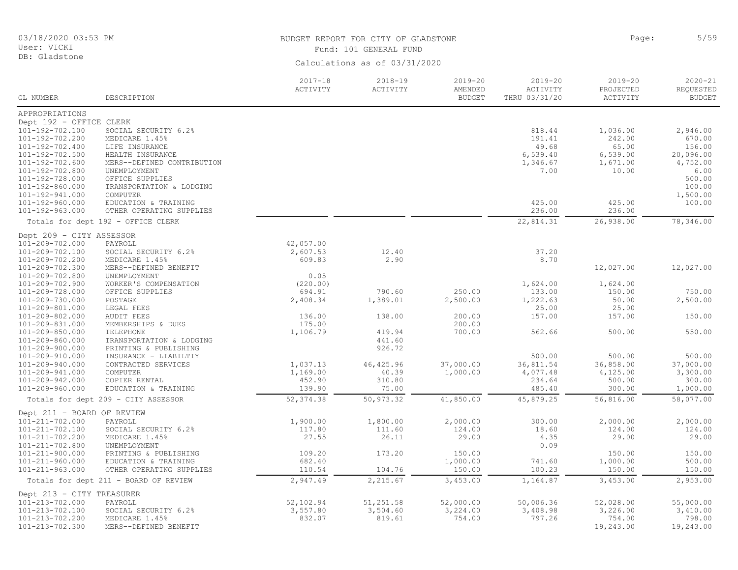# BUDGET REPORT FOR CITY OF GLADSTONE

Fund: 101 GENERAL FUND

Calculations as of 03/31/2020

| GL NUMBER | DESCRIPTION | 2017-18 ACTIVITY | 2018-19 ACTIVITY | 2019-20 AMENDED BUDGET | 2019-20 ACTIVITY THRU 03/31/20 | 2019-20 PROJECTED ACTIVITY | 2020-21 REQUESTED BUDGET |
|---|---|---|---|---|---|---|---|
| APPROPRIATIONS | | | | | | | |
| Dept 192 - OFFICE CLERK | | | | | | | |
| 101-192-702.100 | SOCIAL SECURITY 6.2% | | | | 818.44 | 1,036.00 | 2,946.00 |
| 101-192-702.200 | MEDICARE 1.45% | | | | 191.41 | 242.00 | 670.00 |
| 101-192-702.400 | LIFE INSURANCE | | | | 49.68 | 65.00 | 156.00 |
| 101-192-702.500 | HEALTH INSURANCE | | | | 6,539.40 | 6,539.00 | 20,096.00 |
| 101-192-702.600 | MERS--DEFINED CONTRIBUTION | | | | 1,346.67 | 1,671.00 | 4,752.00 |
| 101-192-702.800 | UNEMPLOYMENT | | | | 7.00 | 10.00 | 6.00 |
| 101-192-728.000 | OFFICE SUPPLIES | | | | | | 500.00 |
| 101-192-860.000 | TRANSPORTATION & LODGING | | | | | | 100.00 |
| 101-192-941.000 | COMPUTER | | | | | | 1,500.00 |
| 101-192-960.000 | EDUCATION & TRAINING | | | | 425.00 | 425.00 | 100.00 |
| 101-192-963.000 | OTHER OPERATING SUPPLIES | | | | 236.00 | 236.00 | |
| | Totals for dept 192 - OFFICE CLERK | | | | 22,814.31 | 26,938.00 | 78,346.00 |
| Dept 209 - CITY ASSESSOR | | | | | | | |
| 101-209-702.000 | PAYROLL | 42,057.00 | | | | | |
| 101-209-702.100 | SOCIAL SECURITY 6.2% | 2,607.53 | 12.40 | | 37.20 | | |
| 101-209-702.200 | MEDICARE 1.45% | 609.83 | 2.90 | | 8.70 | | |
| 101-209-702.300 | MERS--DEFINED BENEFIT | | | | | 12,027.00 | 12,027.00 |
| 101-209-702.800 | UNEMPLOYMENT | 0.05 | | | | | |
| 101-209-702.900 | WORKER'S COMPENSATION | (220.00) | | | 1,624.00 | 1,624.00 | |
| 101-209-728.000 | OFFICE SUPPLIES | 694.91 | 790.60 | 250.00 | 133.00 | 150.00 | 750.00 |
| 101-209-730.000 | POSTAGE | 2,408.34 | 1,389.01 | 2,500.00 | 1,222.63 | 50.00 | 2,500.00 |
| 101-209-801.000 | LEGAL FEES | | | | 25.00 | 25.00 | |
| 101-209-802.000 | AUDIT FEES | 136.00 | 138.00 | 200.00 | 157.00 | 157.00 | 150.00 |
| 101-209-831.000 | MEMBERSHIPS & DUES | 175.00 | | 200.00 | | | |
| 101-209-850.000 | TELEPHONE | 1,106.79 | 419.94 | 700.00 | 562.66 | 500.00 | 550.00 |
| 101-209-860.000 | TRANSPORTATION & LODGING | | 441.60 | | | | |
| 101-209-900.000 | PRINTING & PUBLISHING | | 926.72 | | | | |
| 101-209-910.000 | INSURANCE - LIABILTIY | | | | 500.00 | 500.00 | 500.00 |
| 101-209-940.000 | CONTRACTED SERVICES | 1,037.13 | 46,425.96 | 37,000.00 | 36,811.54 | 36,858.00 | 37,000.00 |
| 101-209-941.000 | COMPUTER | 1,169.00 | 40.39 | 1,000.00 | 4,077.48 | 4,125.00 | 3,300.00 |
| 101-209-942.000 | COPIER RENTAL | 452.90 | 310.80 | | 234.64 | 500.00 | 300.00 |
| 101-209-960.000 | EDUCATION & TRAINING | 139.90 | 75.00 | | 485.40 | 300.00 | 1,000.00 |
| | Totals for dept 209 - CITY ASSESSOR | 52,374.38 | 50,973.32 | 41,850.00 | 45,879.25 | 56,816.00 | 58,077.00 |
| Dept 211 - BOARD OF REVIEW | | | | | | | |
| 101-211-702.000 | PAYROLL | 1,900.00 | 1,800.00 | 2,000.00 | 300.00 | 2,000.00 | 2,000.00 |
| 101-211-702.100 | SOCIAL SECURITY 6.2% | 117.80 | 111.60 | 124.00 | 18.60 | 124.00 | 124.00 |
| 101-211-702.200 | MEDICARE 1.45% | 27.55 | 26.11 | 29.00 | 4.35 | 29.00 | 29.00 |
| 101-211-702.800 | UNEMPLOYMENT | | | | 0.09 | | |
| 101-211-900.000 | PRINTING & PUBLISHING | 109.20 | 173.20 | 150.00 | | 150.00 | 150.00 |
| 101-211-960.000 | EDUCATION & TRAINING | 682.40 | | 1,000.00 | 741.60 | 1,000.00 | 500.00 |
| 101-211-963.000 | OTHER OPERATING SUPPLIES | 110.54 | 104.76 | 150.00 | 100.23 | 150.00 | 150.00 |
| | Totals for dept 211 - BOARD OF REVIEW | 2,947.49 | 2,215.67 | 3,453.00 | 1,164.87 | 3,453.00 | 2,953.00 |
| Dept 213 - CITY TREASURER | | | | | | | |
| 101-213-702.000 | PAYROLL | 52,102.94 | 51,251.58 | 52,000.00 | 50,006.36 | 52,028.00 | 55,000.00 |
| 101-213-702.100 | SOCIAL SECURITY 6.2% | 3,557.80 | 3,504.60 | 3,224.00 | 3,408.98 | 3,226.00 | 3,410.00 |
| 101-213-702.200 | MEDICARE 1.45% | 832.07 | 819.61 | 754.00 | 797.26 | 754.00 | 798.00 |
| 101-213-702.300 | MERS--DEFINED BENEFIT | | | | | 19,243.00 | 19,243.00 |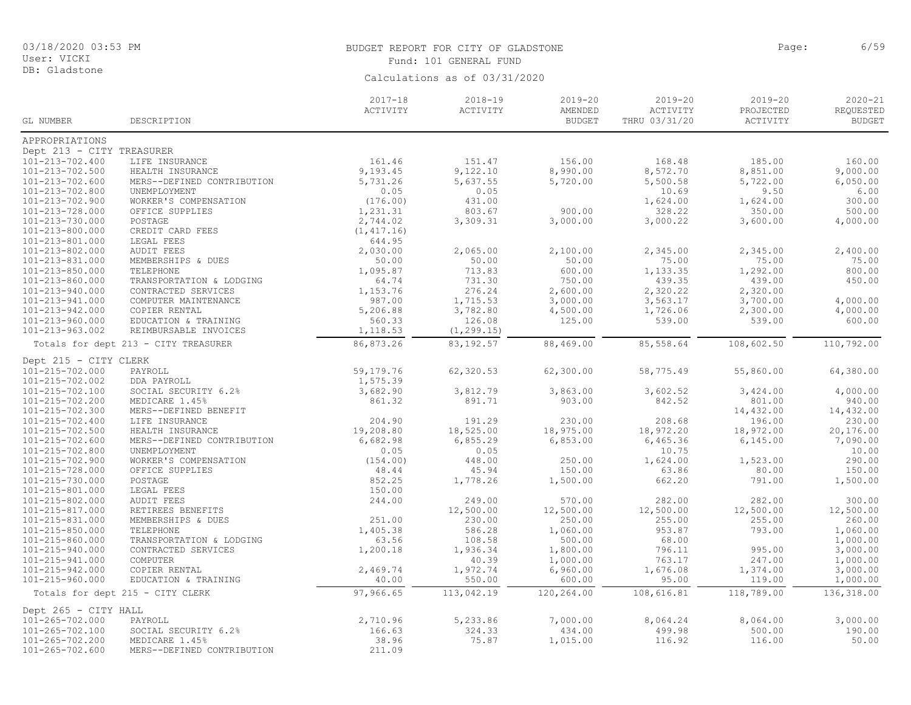BUDGET REPORT FOR CITY OF GLADSTONE

Fund: 101 GENERAL FUND

Calculations as of 03/31/2020

| GL NUMBER | DESCRIPTION | 2017-18 ACTIVITY | 2018-19 ACTIVITY | 2019-20 AMENDED BUDGET | 2019-20 ACTIVITY THRU 03/31/20 | 2019-20 PROJECTED ACTIVITY | 2020-21 REQUESTED BUDGET |
|---|---|---|---|---|---|---|---|
| APPROPRIATIONS | | | | | | | |
| Dept 213 - CITY TREASURER | | | | | | | |
| 101-213-702.400 | LIFE INSURANCE | 161.46 | 151.47 | 156.00 | 168.48 | 185.00 | 160.00 |
| 101-213-702.500 | HEALTH INSURANCE | 9,193.45 | 9,122.10 | 8,990.00 | 8,572.70 | 8,851.00 | 9,000.00 |
| 101-213-702.600 | MERS--DEFINED CONTRIBUTION | 5,731.26 | 5,637.55 | 5,720.00 | 5,500.58 | 5,722.00 | 6,050.00 |
| 101-213-702.800 | UNEMPLOYMENT | 0.05 | 0.05 | | 10.69 | 9.50 | 6.00 |
| 101-213-702.900 | WORKER'S COMPENSATION | (176.00) | 431.00 | | 1,624.00 | 1,624.00 | 300.00 |
| 101-213-728.000 | OFFICE SUPPLIES | 1,231.31 | 803.67 | 900.00 | 328.22 | 350.00 | 500.00 |
| 101-213-730.000 | POSTAGE | 2,744.02 | 3,309.31 | 3,000.00 | 3,000.22 | 3,600.00 | 4,000.00 |
| 101-213-800.000 | CREDIT CARD FEES | (1,417.16) | | | | | |
| 101-213-801.000 | LEGAL FEES | 644.95 | | | | | |
| 101-213-802.000 | AUDIT FEES | 2,030.00 | 2,065.00 | 2,100.00 | 2,345.00 | 2,345.00 | 2,400.00 |
| 101-213-831.000 | MEMBERSHIPS & DUES | 50.00 | 50.00 | 50.00 | 75.00 | 75.00 | 75.00 |
| 101-213-850.000 | TELEPHONE | 1,095.87 | 713.83 | 600.00 | 1,133.35 | 1,292.00 | 800.00 |
| 101-213-860.000 | TRANSPORTATION & LODGING | 64.74 | 731.30 | 750.00 | 439.35 | 439.00 | 450.00 |
| 101-213-940.000 | CONTRACTED SERVICES | 1,153.76 | 276.24 | 2,600.00 | 2,320.22 | 2,320.00 | |
| 101-213-941.000 | COMPUTER MAINTENANCE | 987.00 | 1,715.53 | 3,000.00 | 3,563.17 | 3,700.00 | 4,000.00 |
| 101-213-942.000 | COPIER RENTAL | 5,206.88 | 3,782.80 | 4,500.00 | 1,726.06 | 2,300.00 | 4,000.00 |
| 101-213-960.000 | EDUCATION & TRAINING | 560.33 | 126.08 | 125.00 | 539.00 | 539.00 | 600.00 |
| 101-213-963.002 | REIMBURSABLE INVOICES | 1,118.53 | (1,299.15) | | | | |
| Totals for dept 213 - CITY TREASURER | | 86,873.26 | 83,192.57 | 88,469.00 | 85,558.64 | 108,602.50 | 110,792.00 |
| Dept 215 - CITY CLERK | | | | | | | |
| 101-215-702.000 | PAYROLL | 59,179.76 | 62,320.53 | 62,300.00 | 58,775.49 | 55,860.00 | 64,380.00 |
| 101-215-702.002 | DDA PAYROLL | 1,575.39 | | | | | |
| 101-215-702.100 | SOCIAL SECURITY 6.2% | 3,682.90 | 3,812.79 | 3,863.00 | 3,602.52 | 3,424.00 | 4,000.00 |
| 101-215-702.200 | MEDICARE 1.45% | 861.32 | 891.71 | 903.00 | 842.52 | 801.00 | 940.00 |
| 101-215-702.300 | MERS--DEFINED BENEFIT | | | | | 14,432.00 | 14,432.00 |
| 101-215-702.400 | LIFE INSURANCE | 204.90 | 191.29 | 230.00 | 208.68 | 196.00 | 230.00 |
| 101-215-702.500 | HEALTH INSURANCE | 19,208.80 | 18,525.00 | 18,975.00 | 18,972.20 | 18,972.00 | 20,176.00 |
| 101-215-702.600 | MERS--DEFINED CONTRIBUTION | 6,682.98 | 6,855.29 | 6,853.00 | 6,465.36 | 6,145.00 | 7,090.00 |
| 101-215-702.800 | UNEMPLOYMENT | 0.05 | 0.05 | | 10.75 | | 10.00 |
| 101-215-702.900 | WORKER'S COMPENSATION | (154.00) | 448.00 | 250.00 | 1,624.00 | 1,523.00 | 290.00 |
| 101-215-728.000 | OFFICE SUPPLIES | 48.44 | 45.94 | 150.00 | 63.86 | 80.00 | 150.00 |
| 101-215-730.000 | POSTAGE | 852.25 | 1,778.26 | 1,500.00 | 662.20 | 791.00 | 1,500.00 |
| 101-215-801.000 | LEGAL FEES | 150.00 | | | | | |
| 101-215-802.000 | AUDIT FEES | 244.00 | 249.00 | 570.00 | 282.00 | 282.00 | 300.00 |
| 101-215-817.000 | RETIREES BENEFITS | | 12,500.00 | 12,500.00 | 12,500.00 | 12,500.00 | 12,500.00 |
| 101-215-831.000 | MEMBERSHIPS & DUES | 251.00 | 230.00 | 250.00 | 255.00 | 255.00 | 260.00 |
| 101-215-850.000 | TELEPHONE | 1,405.38 | 586.28 | 1,060.00 | 953.87 | 793.00 | 1,060.00 |
| 101-215-860.000 | TRANSPORTATION & LODGING | 63.56 | 108.58 | 500.00 | 68.00 | | 1,000.00 |
| 101-215-940.000 | CONTRACTED SERVICES | 1,200.18 | 1,936.34 | 1,800.00 | 796.11 | 995.00 | 3,000.00 |
| 101-215-941.000 | COMPUTER | | 40.39 | 1,000.00 | 763.17 | 247.00 | 1,000.00 |
| 101-215-942.000 | COPIER RENTAL | 2,469.74 | 1,972.74 | 6,960.00 | 1,676.08 | 1,374.00 | 3,000.00 |
| 101-215-960.000 | EDUCATION & TRAINING | 40.00 | 550.00 | 600.00 | 95.00 | 119.00 | 1,000.00 |
| Totals for dept 215 - CITY CLERK | | 97,966.65 | 113,042.19 | 120,264.00 | 108,616.81 | 118,789.00 | 136,318.00 |
| Dept 265 - CITY HALL | | | | | | | |
| 101-265-702.000 | PAYROLL | 2,710.96 | 5,233.86 | 7,000.00 | 8,064.24 | 8,064.00 | 3,000.00 |
| 101-265-702.100 | SOCIAL SECURITY 6.2% | 166.63 | 324.33 | 434.00 | 499.98 | 500.00 | 190.00 |
| 101-265-702.200 | MEDICARE 1.45% | 38.96 | 75.87 | 1,015.00 | 116.92 | 116.00 | 50.00 |
| 101-265-702.600 | MERS--DEFINED CONTRIBUTION | 211.09 | | | | | |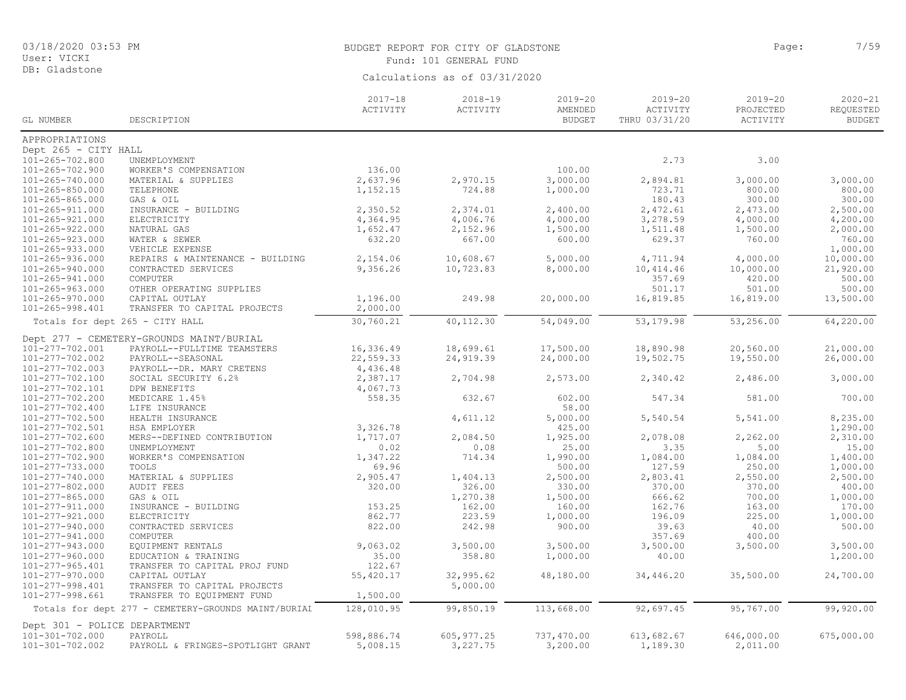BUDGET REPORT FOR CITY OF GLADSTONE

Fund: 101 GENERAL FUND

Calculations as of 03/31/2020

03/18/2020 03:53 PM
User: VICKI
DB: Gladstone

| GL NUMBER | DESCRIPTION | 2017-18 ACTIVITY | 2018-19 ACTIVITY | 2019-20 AMENDED BUDGET | 2019-20 ACTIVITY THRU 03/31/20 | 2019-20 PROJECTED ACTIVITY | 2020-21 REQUESTED BUDGET |
|---|---|---|---|---|---|---|---|
| APPROPRIATIONS | | | | | | | |
| Dept 265 - CITY HALL | | | | | | | |
| 101-265-702.800 | UNEMPLOYMENT | | | | 2.73 | 3.00 | |
| 101-265-702.900 | WORKER'S COMPENSATION | 136.00 | | 100.00 | | | |
| 101-265-740.000 | MATERIAL & SUPPLIES | 2,637.96 | 2,970.15 | 3,000.00 | 2,894.81 | 3,000.00 | 3,000.00 |
| 101-265-850.000 | TELEPHONE | 1,152.15 | 724.88 | 1,000.00 | 723.71 | 800.00 | 800.00 |
| 101-265-865.000 | GAS & OIL | | | | 180.43 | 300.00 | 300.00 |
| 101-265-911.000 | INSURANCE - BUILDING | 2,350.52 | 2,374.01 | 2,400.00 | 2,472.61 | 2,473.00 | 2,500.00 |
| 101-265-921.000 | ELECTRICITY | 4,364.95 | 4,006.76 | 4,000.00 | 3,278.59 | 4,000.00 | 4,200.00 |
| 101-265-922.000 | NATURAL GAS | 1,652.47 | 2,152.96 | 1,500.00 | 1,511.48 | 1,500.00 | 2,000.00 |
| 101-265-923.000 | WATER & SEWER | 632.20 | 667.00 | 600.00 | 629.37 | 760.00 | 760.00 |
| 101-265-933.000 | VEHICLE EXPENSE | | | | | | 1,000.00 |
| 101-265-936.000 | REPAIRS & MAINTENANCE - BUILDING | 2,154.06 | 10,608.67 | 5,000.00 | 4,711.94 | 4,000.00 | 10,000.00 |
| 101-265-940.000 | CONTRACTED SERVICES | 9,356.26 | 10,723.83 | 8,000.00 | 10,414.46 | 10,000.00 | 21,920.00 |
| 101-265-941.000 | COMPUTER | | | | 357.69 | 420.00 | 500.00 |
| 101-265-963.000 | OTHER OPERATING SUPPLIES | | | | 501.17 | 501.00 | 500.00 |
| 101-265-970.000 | CAPITAL OUTLAY | 1,196.00 | 249.98 | 20,000.00 | 16,819.85 | 16,819.00 | 13,500.00 |
| 101-265-998.401 | TRANSFER TO CAPITAL PROJECTS | 2,000.00 | | | | | |
| Totals for dept 265 - CITY HALL | | 30,760.21 | 40,112.30 | 54,049.00 | 53,179.98 | 53,256.00 | 64,220.00 |
| Dept 277 - CEMETERY-GROUNDS MAINT/BURIAL | | | | | | | |
| 101-277-702.001 | PAYROLL--FULLTIME TEAMSTERS | 16,336.49 | 18,699.61 | 17,500.00 | 18,890.98 | 20,560.00 | 21,000.00 |
| 101-277-702.002 | PAYROLL--SEASONAL | 22,559.33 | 24,919.39 | 24,000.00 | 19,502.75 | 19,550.00 | 26,000.00 |
| 101-277-702.003 | PAYROLL--DR. MARY CRETENS | 4,436.48 | | | | | |
| 101-277-702.100 | SOCIAL SECURITY 6.2% | 2,387.17 | 2,704.98 | 2,573.00 | 2,340.42 | 2,486.00 | 3,000.00 |
| 101-277-702.101 | DPW BENEFITS | 4,067.73 | | | | | |
| 101-277-702.200 | MEDICARE 1.45% | 558.35 | 632.67 | 602.00 | 547.34 | 581.00 | 700.00 |
| 101-277-702.400 | LIFE INSURANCE | | | 58.00 | | | |
| 101-277-702.500 | HEALTH INSURANCE | | 4,611.12 | 5,000.00 | 5,540.54 | 5,541.00 | 8,235.00 |
| 101-277-702.501 | HSA EMPLOYER | 3,326.78 | | 425.00 | | | 1,290.00 |
| 101-277-702.600 | MERS--DEFINED CONTRIBUTION | 1,717.07 | 2,084.50 | 1,925.00 | 2,078.08 | 2,262.00 | 2,310.00 |
| 101-277-702.800 | UNEMPLOYMENT | 0.02 | 0.08 | 25.00 | 3.35 | 5.00 | 15.00 |
| 101-277-702.900 | WORKER'S COMPENSATION | 1,347.22 | 714.34 | 1,990.00 | 1,084.00 | 1,084.00 | 1,400.00 |
| 101-277-733.000 | TOOLS | 69.96 | | 500.00 | 127.59 | 250.00 | 1,000.00 |
| 101-277-740.000 | MATERIAL & SUPPLIES | 2,905.47 | 1,404.13 | 2,500.00 | 2,803.41 | 2,550.00 | 2,500.00 |
| 101-277-802.000 | AUDIT FEES | 320.00 | 326.00 | 330.00 | 370.00 | 370.00 | 400.00 |
| 101-277-865.000 | GAS & OIL | | 1,270.38 | 1,500.00 | 666.62 | 700.00 | 1,000.00 |
| 101-277-911.000 | INSURANCE - BUILDING | 153.25 | 162.00 | 160.00 | 162.76 | 163.00 | 170.00 |
| 101-277-921.000 | ELECTRICITY | 862.77 | 223.59 | 1,000.00 | 196.09 | 225.00 | 1,000.00 |
| 101-277-940.000 | CONTRACTED SERVICES | 822.00 | 242.98 | 900.00 | 39.63 | 40.00 | 500.00 |
| 101-277-941.000 | COMPUTER | | | | 357.69 | 400.00 | |
| 101-277-943.000 | EQUIPMENT RENTALS | 9,063.02 | 3,500.00 | 3,500.00 | 3,500.00 | 3,500.00 | 3,500.00 |
| 101-277-960.000 | EDUCATION & TRAINING | 35.00 | 358.80 | 1,000.00 | 40.00 | | 1,200.00 |
| 101-277-965.401 | TRANSFER TO CAPITAL PROJ FUND | 122.67 | | | | | |
| 101-277-970.000 | CAPITAL OUTLAY | 55,420.17 | 32,995.62 | 48,180.00 | 34,446.20 | 35,500.00 | 24,700.00 |
| 101-277-998.401 | TRANSFER TO CAPITAL PROJECTS | | 5,000.00 | | | | |
| 101-277-998.661 | TRANSFER TO EQUIPMENT FUND | 1,500.00 | | | | | |
| Totals for dept 277 - CEMETERY-GROUNDS MAINT/BURIAL | | 128,010.95 | 99,850.19 | 113,668.00 | 92,697.45 | 95,767.00 | 99,920.00 |
| Dept 301 - POLICE DEPARTMENT | | | | | | | |
| 101-301-702.000 | PAYROLL | 598,886.74 | 605,977.25 | 737,470.00 | 613,682.67 | 646,000.00 | 675,000.00 |
| 101-301-702.002 | PAYROLL & FRINGES-SPOTLIGHT GRANT | 5,008.15 | 3,227.75 | 3,200.00 | 1,189.30 | 2,011.00 | |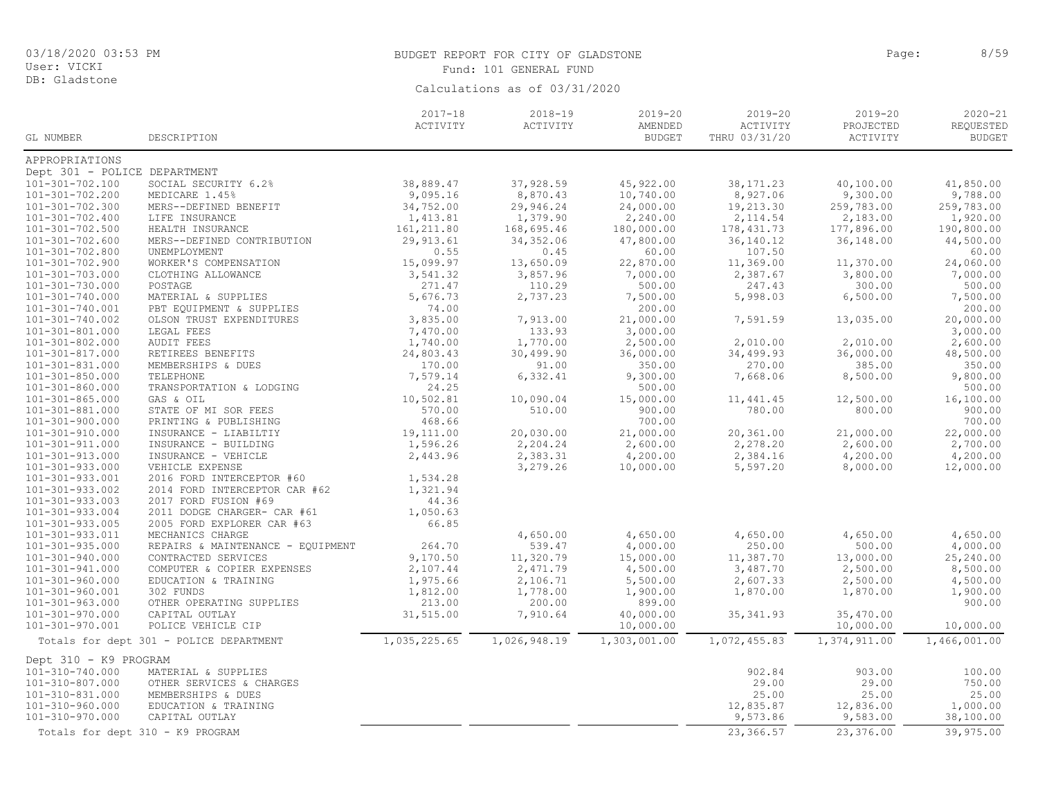BUDGET REPORT FOR CITY OF GLADSTONE

Fund: 101 GENERAL FUND

Calculations as of 03/31/2020

03/18/2020 03:53 PM
User: VICKI
DB: Gladstone

| GL NUMBER | DESCRIPTION | 2017-18 ACTIVITY | 2018-19 ACTIVITY | 2019-20 AMENDED BUDGET | 2019-20 ACTIVITY THRU 03/31/20 | 2019-20 PROJECTED ACTIVITY | 2020-21 REQUESTED BUDGET |
|---|---|---|---|---|---|---|---|
| APPROPRIATIONS | | | | | | | |
| Dept 301 - POLICE DEPARTMENT | | | | | | | |
| 101-301-702.100 | SOCIAL SECURITY 6.2% | 38,889.47 | 37,928.59 | 45,922.00 | 38,171.23 | 40,100.00 | 41,850.00 |
| 101-301-702.200 | MEDICARE 1.45% | 9,095.16 | 8,870.43 | 10,740.00 | 8,927.06 | 9,300.00 | 9,788.00 |
| 101-301-702.300 | MERS--DEFINED BENEFIT | 34,752.00 | 29,946.24 | 24,000.00 | 19,213.30 | 259,783.00 | 259,783.00 |
| 101-301-702.400 | LIFE INSURANCE | 1,413.81 | 1,379.90 | 2,240.00 | 2,114.54 | 2,183.00 | 1,920.00 |
| 101-301-702.500 | HEALTH INSURANCE | 161,211.80 | 168,695.46 | 180,000.00 | 178,431.73 | 177,896.00 | 190,800.00 |
| 101-301-702.600 | MERS--DEFINED CONTRIBUTION | 29,913.61 | 34,352.06 | 47,800.00 | 36,140.12 | 36,148.00 | 44,500.00 |
| 101-301-702.800 | UNEMPLOYMENT | 0.55 | 0.45 | 60.00 | 107.50 | | 60.00 |
| 101-301-702.900 | WORKER'S COMPENSATION | 15,099.97 | 13,650.09 | 22,870.00 | 11,369.00 | 11,370.00 | 24,060.00 |
| 101-301-703.000 | CLOTHING ALLOWANCE | 3,541.32 | 3,857.96 | 7,000.00 | 2,387.67 | 3,800.00 | 7,000.00 |
| 101-301-730.000 | POSTAGE | 271.47 | 110.29 | 500.00 | 247.43 | 300.00 | 500.00 |
| 101-301-740.000 | MATERIAL & SUPPLIES | 5,676.73 | 2,737.23 | 7,500.00 | 5,998.03 | 6,500.00 | 7,500.00 |
| 101-301-740.001 | PBT EQUIPMENT & SUPPLIES | 74.00 | | 200.00 | | | 200.00 |
| 101-301-740.002 | OLSON TRUST EXPENDITURES | 3,835.00 | 7,913.00 | 21,000.00 | 7,591.59 | 13,035.00 | 20,000.00 |
| 101-301-801.000 | LEGAL FEES | 7,470.00 | 133.93 | 3,000.00 | | | 3,000.00 |
| 101-301-802.000 | AUDIT FEES | 1,740.00 | 1,770.00 | 2,500.00 | 2,010.00 | 2,010.00 | 2,600.00 |
| 101-301-817.000 | RETIREES BENEFITS | 24,803.43 | 30,499.90 | 36,000.00 | 34,499.93 | 36,000.00 | 48,500.00 |
| 101-301-831.000 | MEMBERSHIPS & DUES | 170.00 | 91.00 | 350.00 | 270.00 | 385.00 | 350.00 |
| 101-301-850.000 | TELEPHONE | 7,579.14 | 6,332.41 | 9,300.00 | 7,668.06 | 8,500.00 | 9,800.00 |
| 101-301-860.000 | TRANSPORTATION & LODGING | 24.25 | | 500.00 | | | 500.00 |
| 101-301-865.000 | GAS & OIL | 10,502.81 | 10,090.04 | 15,000.00 | 11,441.45 | 12,500.00 | 16,100.00 |
| 101-301-881.000 | STATE OF MI SOR FEES | 570.00 | 510.00 | 900.00 | 780.00 | 800.00 | 900.00 |
| 101-301-900.000 | PRINTING & PUBLISHING | 468.66 | | 700.00 | | | 700.00 |
| 101-301-910.000 | INSURANCE - LIABILTIY | 19,111.00 | 20,030.00 | 21,000.00 | 20,361.00 | 21,000.00 | 22,000.00 |
| 101-301-911.000 | INSURANCE - BUILDING | 1,596.26 | 2,204.24 | 2,600.00 | 2,278.20 | 2,600.00 | 2,700.00 |
| 101-301-913.000 | INSURANCE - VEHICLE | 2,443.96 | 2,383.31 | 4,200.00 | 2,384.16 | 4,200.00 | 4,200.00 |
| 101-301-933.000 | VEHICLE EXPENSE | | 3,279.26 | 10,000.00 | 5,597.20 | 8,000.00 | 12,000.00 |
| 101-301-933.001 | 2016 FORD INTERCEPTOR #60 | 1,534.28 | | | | | |
| 101-301-933.002 | 2014 FORD INTERCEPTOR CAR #62 | 1,321.94 | | | | | |
| 101-301-933.003 | 2017 FORD FUSION #69 | 44.36 | | | | | |
| 101-301-933.004 | 2011 DODGE CHARGER- CAR #61 | 1,050.63 | | | | | |
| 101-301-933.005 | 2005 FORD EXPLORER CAR #63 | 66.85 | | | | | |
| 101-301-933.011 | MECHANICS CHARGE | | 4,650.00 | 4,650.00 | 4,650.00 | 4,650.00 | 4,650.00 |
| 101-301-935.000 | REPAIRS & MAINTENANCE - EQUIPMENT | 264.70 | 539.47 | 4,000.00 | 250.00 | 500.00 | 4,000.00 |
| 101-301-940.000 | CONTRACTED SERVICES | 9,170.50 | 11,320.79 | 15,000.00 | 11,387.70 | 13,000.00 | 25,240.00 |
| 101-301-941.000 | COMPUTER & COPIER EXPENSES | 2,107.44 | 2,471.79 | 4,500.00 | 3,487.70 | 2,500.00 | 8,500.00 |
| 101-301-960.000 | EDUCATION & TRAINING | 1,975.66 | 2,106.71 | 5,500.00 | 2,607.33 | 2,500.00 | 4,500.00 |
| 101-301-960.001 | 302 FUNDS | 1,812.00 | 1,778.00 | 1,900.00 | 1,870.00 | 1,870.00 | 1,900.00 |
| 101-301-963.000 | OTHER OPERATING SUPPLIES | 213.00 | 200.00 | 899.00 | | | 900.00 |
| 101-301-970.000 | CAPITAL OUTLAY | 31,515.00 | 7,910.64 | 40,000.00 | 35,341.93 | 35,470.00 | |
| 101-301-970.001 | POLICE VEHICLE CIP | | | 10,000.00 | | 10,000.00 | 10,000.00 |
| Totals for dept 301 - POLICE DEPARTMENT | | 1,035,225.65 | 1,026,948.19 | 1,303,001.00 | 1,072,455.83 | 1,374,911.00 | 1,466,001.00 |
| Dept 310 - K9 PROGRAM | | | | | | | |
| 101-310-740.000 | MATERIAL & SUPPLIES | | | | 902.84 | 903.00 | 100.00 |
| 101-310-807.000 | OTHER SERVICES & CHARGES | | | | 29.00 | 29.00 | 750.00 |
| 101-310-831.000 | MEMBERSHIPS & DUES | | | | 25.00 | 25.00 | 25.00 |
| 101-310-960.000 | EDUCATION & TRAINING | | | | 12,835.87 | 12,836.00 | 1,000.00 |
| 101-310-970.000 | CAPITAL OUTLAY | | | | 9,573.86 | 9,583.00 | 38,100.00 |
| Totals for dept 310 - K9 PROGRAM | | | | | 23,366.57 | 23,376.00 | 39,975.00 |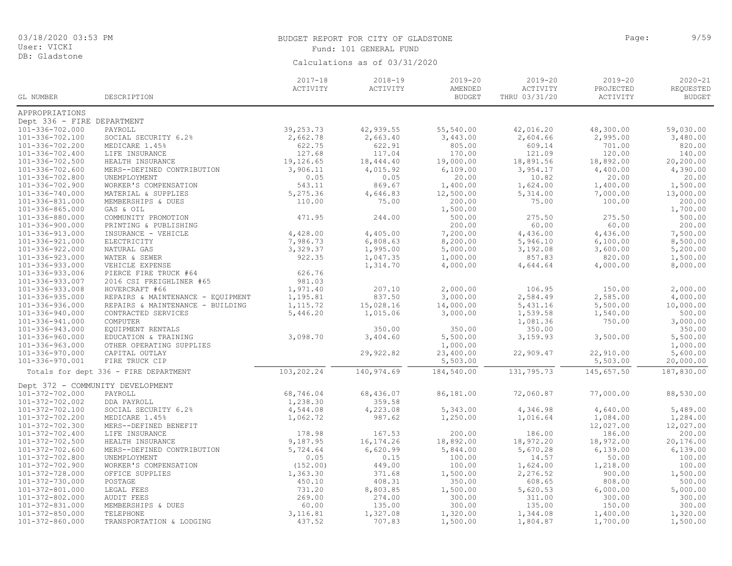BUDGET REPORT FOR CITY OF GLADSTONE

Fund: 101 GENERAL FUND

Calculations as of 03/31/2020

03/18/2020 03:53 PM
User: VICKI
DB: Gladstone

| GL NUMBER | DESCRIPTION | 2017-18 ACTIVITY | 2018-19 ACTIVITY | 2019-20 AMENDED BUDGET | 2019-20 ACTIVITY THRU 03/31/20 | 2019-20 PROJECTED ACTIVITY | 2020-21 REQUESTED BUDGET |
|---|---|---|---|---|---|---|---|
| APPROPRIATIONS | | | | | | | |
| Dept 336 - FIRE DEPARTMENT | | | | | | | |
| 101-336-702.000 | PAYROLL | 39,253.73 | 42,939.55 | 55,540.00 | 42,016.20 | 48,300.00 | 59,030.00 |
| 101-336-702.100 | SOCIAL SECURITY 6.2% | 2,662.78 | 2,663.40 | 3,443.00 | 2,604.66 | 2,995.00 | 3,480.00 |
| 101-336-702.200 | MEDICARE 1.45% | 622.75 | 622.91 | 805.00 | 609.14 | 701.00 | 820.00 |
| 101-336-702.400 | LIFE INSURANCE | 127.68 | 117.04 | 170.00 | 121.09 | 120.00 | 140.00 |
| 101-336-702.500 | HEALTH INSURANCE | 19,126.65 | 18,444.40 | 19,000.00 | 18,891.56 | 18,892.00 | 20,200.00 |
| 101-336-702.600 | MERS--DEFINED CONTRIBUTION | 3,906.11 | 4,015.92 | 6,109.00 | 3,954.17 | 4,400.00 | 4,390.00 |
| 101-336-702.800 | UNEMPLOYMENT | 0.05 | 0.05 | 20.00 | 10.82 | 20.00 | 20.00 |
| 101-336-702.900 | WORKER'S COMPENSATION | 543.11 | 869.67 | 1,400.00 | 1,624.00 | 1,400.00 | 1,500.00 |
| 101-336-740.000 | MATERIAL & SUPPLIES | 5,275.36 | 4,646.83 | 12,500.00 | 5,314.00 | 7,000.00 | 13,000.00 |
| 101-336-831.000 | MEMBERSHIPS & DUES | 110.00 | 75.00 | 200.00 | 75.00 | 100.00 | 200.00 |
| 101-336-865.000 | GAS & OIL | | | 1,500.00 | | | 1,700.00 |
| 101-336-880.000 | COMMUNITY PROMOTION | 471.95 | 244.00 | 500.00 | 275.50 | 275.50 | 500.00 |
| 101-336-900.000 | PRINTING & PUBLISHING | | | 200.00 | 60.00 | 60.00 | 200.00 |
| 101-336-913.000 | INSURANCE - VEHICLE | 4,428.00 | 4,405.00 | 7,200.00 | 4,436.00 | 4,436.00 | 7,500.00 |
| 101-336-921.000 | ELECTRICITY | 7,986.73 | 6,808.63 | 8,200.00 | 5,946.10 | 6,100.00 | 8,500.00 |
| 101-336-922.000 | NATURAL GAS | 3,329.37 | 1,995.00 | 5,000.00 | 3,192.08 | 3,600.00 | 5,200.00 |
| 101-336-923.000 | WATER & SEWER | 922.35 | 1,047.35 | 1,000.00 | 857.83 | 820.00 | 1,500.00 |
| 101-336-933.000 | VEHICLE EXPENSE | | 1,314.70 | 4,000.00 | 4,644.64 | 4,000.00 | 8,000.00 |
| 101-336-933.006 | PIERCE FIRE TRUCK #64 | 626.76 | | | | | |
| 101-336-933.007 | 2016 CSI FREIGHLINER #65 | 981.03 | | | | | |
| 101-336-933.008 | HOVERCRAFT #66 | 1,971.40 | 207.10 | 2,000.00 | 106.95 | 150.00 | 2,000.00 |
| 101-336-935.000 | REPAIRS & MAINTENANCE - EQUIPMENT | 1,195.81 | 837.50 | 3,000.00 | 2,584.49 | 2,585.00 | 4,000.00 |
| 101-336-936.000 | REPAIRS & MAINTENANCE - BUILDING | 1,115.72 | 15,028.16 | 14,000.00 | 5,431.16 | 5,500.00 | 10,000.00 |
| 101-336-940.000 | CONTRACTED SERVICES | 5,446.20 | 1,015.06 | 3,000.00 | 1,539.58 | 1,540.00 | 500.00 |
| 101-336-941.000 | COMPUTER | | | | 1,081.36 | 750.00 | 3,000.00 |
| 101-336-943.000 | EQUIPMENT RENTALS | | 350.00 | 350.00 | 350.00 | | 350.00 |
| 101-336-960.000 | EDUCATION & TRAINING | 3,098.70 | 3,404.60 | 5,500.00 | 3,159.93 | 3,500.00 | 5,500.00 |
| 101-336-963.000 | OTHER OPERATING SUPPLIES | | | 1,000.00 | | | 1,000.00 |
| 101-336-970.000 | CAPITAL OUTLAY | | 29,922.82 | 23,400.00 | 22,909.47 | 22,910.00 | 5,600.00 |
| 101-336-970.001 | FIRE TRUCK CIP | | | 5,503.00 | | 5,503.00 | 20,000.00 |
| Totals for dept 336 - FIRE DEPARTMENT | | 103,202.24 | 140,974.69 | 184,540.00 | 131,795.73 | 145,657.50 | 187,830.00 |
| Dept 372 - COMMUNITY DEVELOPMENT | | | | | | | |
| 101-372-702.000 | PAYROLL | 68,746.04 | 68,436.07 | 86,181.00 | 72,060.87 | 77,000.00 | 88,530.00 |
| 101-372-702.002 | DDA PAYROLL | 1,238.30 | 359.58 | | | | |
| 101-372-702.100 | SOCIAL SECURITY 6.2% | 4,544.08 | 4,223.08 | 5,343.00 | 4,346.98 | 4,640.00 | 5,489.00 |
| 101-372-702.200 | MEDICARE 1.45% | 1,062.72 | 987.62 | 1,250.00 | 1,016.64 | 1,084.00 | 1,284.00 |
| 101-372-702.300 | MERS--DEFINED BENEFIT | | | | | 12,027.00 | 12,027.00 |
| 101-372-702.400 | LIFE INSURANCE | 178.98 | 167.53 | 200.00 | 186.00 | 186.00 | 200.00 |
| 101-372-702.500 | HEALTH INSURANCE | 9,187.95 | 16,174.26 | 18,892.00 | 18,972.20 | 18,972.00 | 20,176.00 |
| 101-372-702.600 | MERS--DEFINED CONTRIBUTION | 5,724.64 | 6,620.99 | 5,844.00 | 5,670.28 | 6,139.00 | 6,139.00 |
| 101-372-702.800 | UNEMPLOYMENT | 0.05 | 0.15 | 100.00 | 14.57 | 50.00 | 100.00 |
| 101-372-702.900 | WORKER'S COMPENSATION | (152.00) | 449.00 | 100.00 | 1,624.00 | 1,218.00 | 100.00 |
| 101-372-728.000 | OFFICE SUPPLIES | 1,363.30 | 371.68 | 1,500.00 | 2,276.52 | 900.00 | 1,500.00 |
| 101-372-730.000 | POSTAGE | 450.10 | 408.31 | 350.00 | 608.65 | 808.00 | 500.00 |
| 101-372-801.000 | LEGAL FEES | 731.20 | 8,803.85 | 1,500.00 | 5,620.53 | 6,000.00 | 5,000.00 |
| 101-372-802.000 | AUDIT FEES | 269.00 | 274.00 | 300.00 | 311.00 | 300.00 | 300.00 |
| 101-372-831.000 | MEMBERSHIPS & DUES | 60.00 | 135.00 | 300.00 | 135.00 | 150.00 | 300.00 |
| 101-372-850.000 | TELEPHONE | 3,116.81 | 1,327.08 | 1,320.00 | 1,344.08 | 1,400.00 | 1,320.00 |
| 101-372-860.000 | TRANSPORTATION & LODGING | 437.52 | 707.83 | 1,500.00 | 1,804.87 | 1,700.00 | 1,500.00 |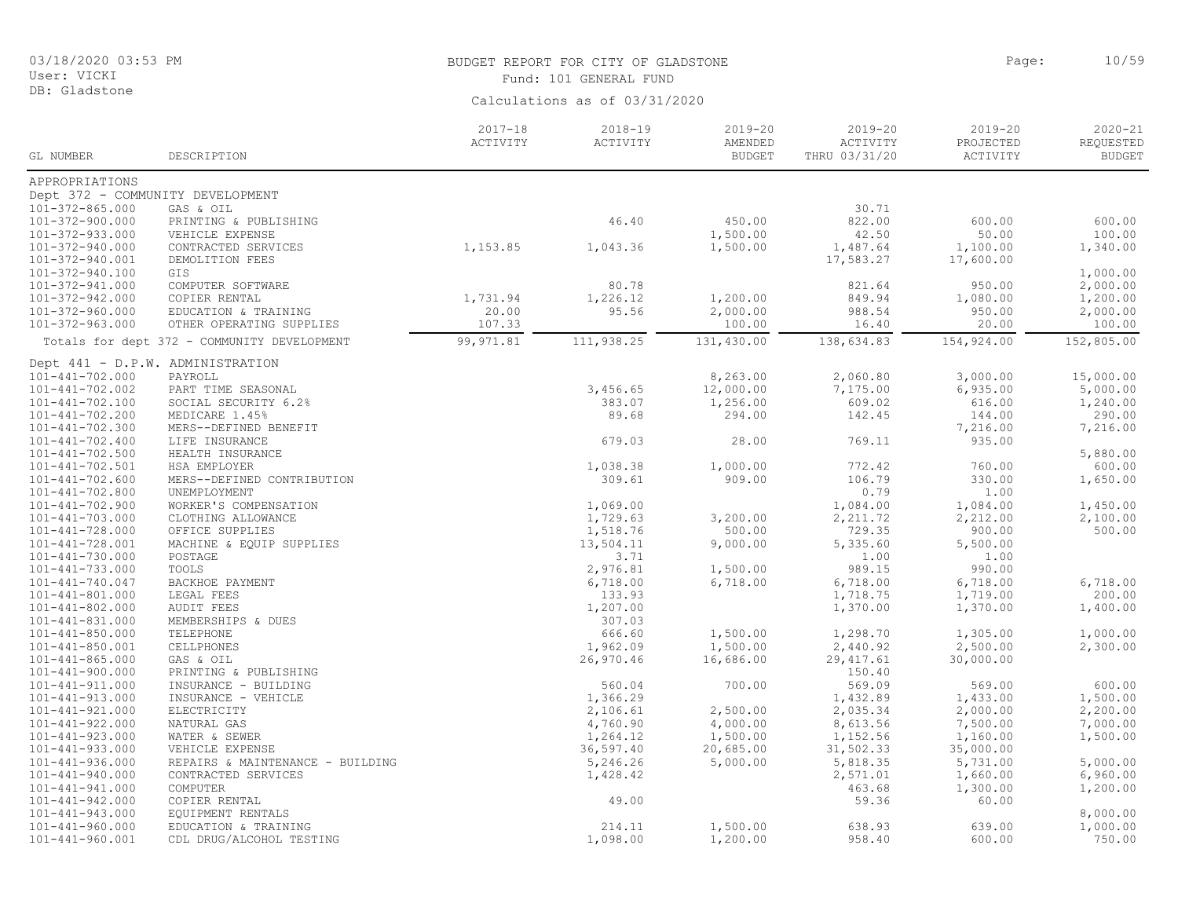BUDGET REPORT FOR CITY OF GLADSTONE
Fund: 101 GENERAL FUND
Calculations as of 03/31/2020

03/18/2020 03:53 PM
User: VICKI
DB: Gladstone

| GL NUMBER | DESCRIPTION | 2017-18 ACTIVITY | 2018-19 ACTIVITY | 2019-20 AMENDED BUDGET | 2019-20 ACTIVITY THRU 03/31/20 | 2019-20 PROJECTED ACTIVITY | 2020-21 REQUESTED BUDGET |
|---|---|---|---|---|---|---|---|
| APPROPRIATIONS | | | | | | | |
| Dept 372 - COMMUNITY DEVELOPMENT | | | | | | | |
| 101-372-865.000 | GAS & OIL | | | | 30.71 | | |
| 101-372-900.000 | PRINTING & PUBLISHING | | 46.40 | 450.00 | 822.00 | 600.00 | 600.00 |
| 101-372-933.000 | VEHICLE EXPENSE | | | 1,500.00 | 42.50 | 50.00 | 100.00 |
| 101-372-940.000 | CONTRACTED SERVICES | 1,153.85 | 1,043.36 | 1,500.00 | 1,487.64 | 1,100.00 | 1,340.00 |
| 101-372-940.001 | DEMOLITION FEES | | | | 17,583.27 | 17,600.00 | |
| 101-372-940.100 | GIS | | | | | | 1,000.00 |
| 101-372-941.000 | COMPUTER SOFTWARE | | 80.78 | | 821.64 | 950.00 | 2,000.00 |
| 101-372-942.000 | COPIER RENTAL | 1,731.94 | 1,226.12 | 1,200.00 | 849.94 | 1,080.00 | 1,200.00 |
| 101-372-960.000 | EDUCATION & TRAINING | 20.00 | 95.56 | 2,000.00 | 988.54 | 950.00 | 2,000.00 |
| 101-372-963.000 | OTHER OPERATING SUPPLIES | 107.33 | | 100.00 | 16.40 | 20.00 | 100.00 |
| Totals for dept 372 - COMMUNITY DEVELOPMENT | | 99,971.81 | 111,938.25 | 131,430.00 | 138,634.83 | 154,924.00 | 152,805.00 |
| Dept 441 - D.P.W. ADMINISTRATION | | | | | | | |
| 101-441-702.000 | PAYROLL | | | 8,263.00 | 2,060.80 | 3,000.00 | 15,000.00 |
| 101-441-702.002 | PART TIME SEASONAL | | 3,456.65 | 12,000.00 | 7,175.00 | 6,935.00 | 5,000.00 |
| 101-441-702.100 | SOCIAL SECURITY 6.2% | | 383.07 | 1,256.00 | 609.02 | 616.00 | 1,240.00 |
| 101-441-702.200 | MEDICARE 1.45% | | 89.68 | 294.00 | 142.45 | 144.00 | 290.00 |
| 101-441-702.300 | MERS--DEFINED BENEFIT | | | | | 7,216.00 | 7,216.00 |
| 101-441-702.400 | LIFE INSURANCE | | 679.03 | 28.00 | 769.11 | 935.00 | |
| 101-441-702.500 | HEALTH INSURANCE | | | | | | 5,880.00 |
| 101-441-702.501 | HSA EMPLOYER | | 1,038.38 | 1,000.00 | 772.42 | 760.00 | 600.00 |
| 101-441-702.600 | MERS--DEFINED CONTRIBUTION | | 309.61 | 909.00 | 106.79 | 330.00 | 1,650.00 |
| 101-441-702.800 | UNEMPLOYMENT | | | | 0.79 | 1.00 | |
| 101-441-702.900 | WORKER'S COMPENSATION | | 1,069.00 | | 1,084.00 | 1,084.00 | 1,450.00 |
| 101-441-703.000 | CLOTHING ALLOWANCE | | 1,729.63 | 3,200.00 | 2,211.72 | 2,212.00 | 2,100.00 |
| 101-441-728.000 | OFFICE SUPPLIES | | 1,518.76 | 500.00 | 729.35 | 900.00 | 500.00 |
| 101-441-728.001 | MACHINE & EQUIP SUPPLIES | | 13,504.11 | 9,000.00 | 5,335.60 | 5,500.00 | |
| 101-441-730.000 | POSTAGE | | 3.71 | | 1.00 | 1.00 | |
| 101-441-733.000 | TOOLS | | 2,976.81 | 1,500.00 | 989.15 | 990.00 | |
| 101-441-740.047 | BACKHOE PAYMENT | | 6,718.00 | 6,718.00 | 6,718.00 | 6,718.00 | 6,718.00 |
| 101-441-801.000 | LEGAL FEES | | 133.93 | | 1,718.75 | 1,719.00 | 200.00 |
| 101-441-802.000 | AUDIT FEES | | 1,207.00 | | 1,370.00 | 1,370.00 | 1,400.00 |
| 101-441-831.000 | MEMBERSHIPS & DUES | | 307.03 | | | | |
| 101-441-850.000 | TELEPHONE | | 666.60 | 1,500.00 | 1,298.70 | 1,305.00 | 1,000.00 |
| 101-441-850.001 | CELLPHONES | | 1,962.09 | 1,500.00 | 2,440.92 | 2,500.00 | 2,300.00 |
| 101-441-865.000 | GAS & OIL | | 26,970.46 | 16,686.00 | 29,417.61 | 30,000.00 | |
| 101-441-900.000 | PRINTING & PUBLISHING | | | | 150.40 | | |
| 101-441-911.000 | INSURANCE - BUILDING | | 560.04 | 700.00 | 569.09 | 569.00 | 600.00 |
| 101-441-913.000 | INSURANCE - VEHICLE | | 1,366.29 | | 1,432.89 | 1,433.00 | 1,500.00 |
| 101-441-921.000 | ELECTRICITY | | 2,106.61 | 2,500.00 | 2,035.34 | 2,000.00 | 2,200.00 |
| 101-441-922.000 | NATURAL GAS | | 4,760.90 | 4,000.00 | 8,613.56 | 7,500.00 | 7,000.00 |
| 101-441-923.000 | WATER & SEWER | | 1,264.12 | 1,500.00 | 1,152.56 | 1,160.00 | 1,500.00 |
| 101-441-933.000 | VEHICLE EXPENSE | | 36,597.40 | 20,685.00 | 31,502.33 | 35,000.00 | |
| 101-441-936.000 | REPAIRS & MAINTENANCE - BUILDING | | 5,246.26 | 5,000.00 | 5,818.35 | 5,731.00 | 5,000.00 |
| 101-441-940.000 | CONTRACTED SERVICES | | 1,428.42 | | 2,571.01 | 1,660.00 | 6,960.00 |
| 101-441-941.000 | COMPUTER | | | | 463.68 | 1,300.00 | 1,200.00 |
| 101-441-942.000 | COPIER RENTAL | | 49.00 | | 59.36 | 60.00 | |
| 101-441-943.000 | EQUIPMENT RENTALS | | | | | | 8,000.00 |
| 101-441-960.000 | EDUCATION & TRAINING | | 214.11 | 1,500.00 | 638.93 | 639.00 | 1,000.00 |
| 101-441-960.001 | CDL DRUG/ALCOHOL TESTING | | 1,098.00 | 1,200.00 | 958.40 | 600.00 | 750.00 |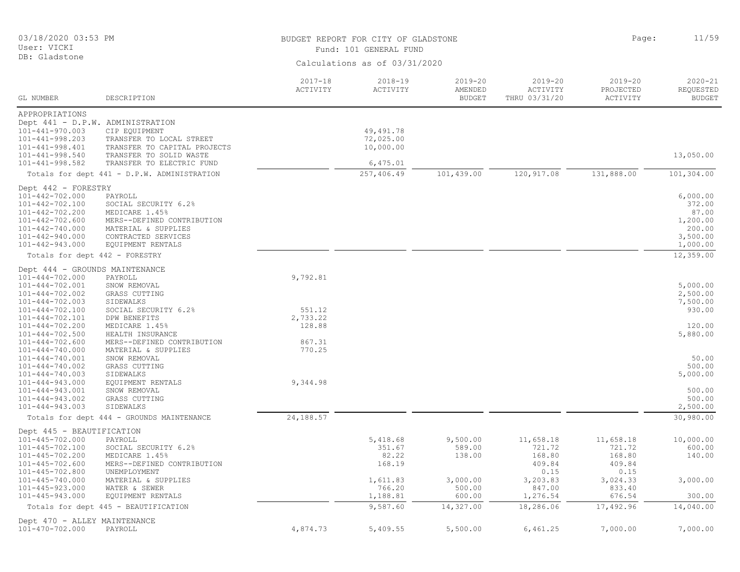BUDGET REPORT FOR CITY OF GLADSTONE

Fund: 101 GENERAL FUND

Calculations as of 03/31/2020

| GL NUMBER | DESCRIPTION | 2017-18 ACTIVITY | 2018-19 ACTIVITY | 2019-20 AMENDED BUDGET | 2019-20 ACTIVITY THRU 03/31/20 | 2019-20 PROJECTED ACTIVITY | 2020-21 REQUESTED BUDGET |
|---|---|---|---|---|---|---|---|
| APPROPRIATIONS | | | | | | | |
| Dept 441 - D.P.W. ADMINISTRATION | | | | | | | |
| 101-441-970.003 | CIP EQUIPMENT | | 49,491.78 | | | | |
| 101-441-998.203 | TRANSFER TO LOCAL STREET | | 72,025.00 | | | | |
| 101-441-998.401 | TRANSFER TO CAPITAL PROJECTS | | 10,000.00 | | | | |
| 101-441-998.540 | TRANSFER TO SOLID WASTE | | | | | | 13,050.00 |
| 101-441-998.582 | TRANSFER TO ELECTRIC FUND | | 6,475.01 | | | | |
| Totals for dept 441 - D.P.W. ADMINISTRATION | | | 257,406.49 | 101,439.00 | 120,917.08 | 131,888.00 | 101,304.00 |
| Dept 442 - FORESTRY | | | | | | | |
| 101-442-702.000 | PAYROLL | | | | | | 6,000.00 |
| 101-442-702.100 | SOCIAL SECURITY 6.2% | | | | | | 372.00 |
| 101-442-702.200 | MEDICARE 1.45% | | | | | | 87.00 |
| 101-442-702.600 | MERS--DEFINED CONTRIBUTION | | | | | | 1,200.00 |
| 101-442-740.000 | MATERIAL & SUPPLIES | | | | | | 200.00 |
| 101-442-940.000 | CONTRACTED SERVICES | | | | | | 3,500.00 |
| 101-442-943.000 | EQUIPMENT RENTALS | | | | | | 1,000.00 |
| Totals for dept 442 - FORESTRY | | | | | | | 12,359.00 |
| Dept 444 - GROUNDS MAINTENANCE | | | | | | | |
| 101-444-702.000 | PAYROLL | 9,792.81 | | | | | |
| 101-444-702.001 | SNOW REMOVAL | | | | | | 5,000.00 |
| 101-444-702.002 | GRASS CUTTING | | | | | | 2,500.00 |
| 101-444-702.003 | SIDEWALKS | | | | | | 7,500.00 |
| 101-444-702.100 | SOCIAL SECURITY 6.2% | 551.12 | | | | | 930.00 |
| 101-444-702.101 | DPW BENEFITS | 2,733.22 | | | | | |
| 101-444-702.200 | MEDICARE 1.45% | 128.88 | | | | | 120.00 |
| 101-444-702.500 | HEALTH INSURANCE | | | | | | 5,880.00 |
| 101-444-702.600 | MERS--DEFINED CONTRIBUTION | 867.31 | | | | | |
| 101-444-740.000 | MATERIAL & SUPPLIES | 770.25 | | | | | |
| 101-444-740.001 | SNOW REMOVAL | | | | | | 50.00 |
| 101-444-740.002 | GRASS CUTTING | | | | | | 500.00 |
| 101-444-740.003 | SIDEWALKS | | | | | | 5,000.00 |
| 101-444-943.000 | EQUIPMENT RENTALS | 9,344.98 | | | | | |
| 101-444-943.001 | SNOW REMOVAL | | | | | | 500.00 |
| 101-444-943.002 | GRASS CUTTING | | | | | | 500.00 |
| 101-444-943.003 | SIDEWALKS | | | | | | 2,500.00 |
| Totals for dept 444 - GROUNDS MAINTENANCE | | 24,188.57 | | | | | 30,980.00 |
| Dept 445 - BEAUTIFICATION | | | | | | | |
| 101-445-702.000 | PAYROLL | | 5,418.68 | 9,500.00 | 11,658.18 | 11,658.18 | 10,000.00 |
| 101-445-702.100 | SOCIAL SECURITY 6.2% | | 351.67 | 589.00 | 721.72 | 721.72 | 600.00 |
| 101-445-702.200 | MEDICARE 1.45% | | 82.22 | 138.00 | 168.80 | 168.80 | 140.00 |
| 101-445-702.600 | MERS--DEFINED CONTRIBUTION | | 168.19 | | 409.84 | 409.84 | |
| 101-445-702.800 | UNEMPLOYMENT | | | | 0.15 | 0.15 | |
| 101-445-740.000 | MATERIAL & SUPPLIES | | 1,611.83 | 3,000.00 | 3,203.83 | 3,024.33 | 3,000.00 |
| 101-445-923.000 | WATER & SEWER | | 766.20 | 500.00 | 847.00 | 833.40 | |
| 101-445-943.000 | EQUIPMENT RENTALS | | 1,188.81 | 600.00 | 1,276.54 | 676.54 | 300.00 |
| Totals for dept 445 - BEAUTIFICATION | | | 9,587.60 | 14,327.00 | 18,286.06 | 17,492.96 | 14,040.00 |
| Dept 470 - ALLEY MAINTENANCE | | | | | | | |
| 101-470-702.000 | PAYROLL | 4,874.73 | 5,409.55 | 5,500.00 | 6,461.25 | 7,000.00 | 7,000.00 |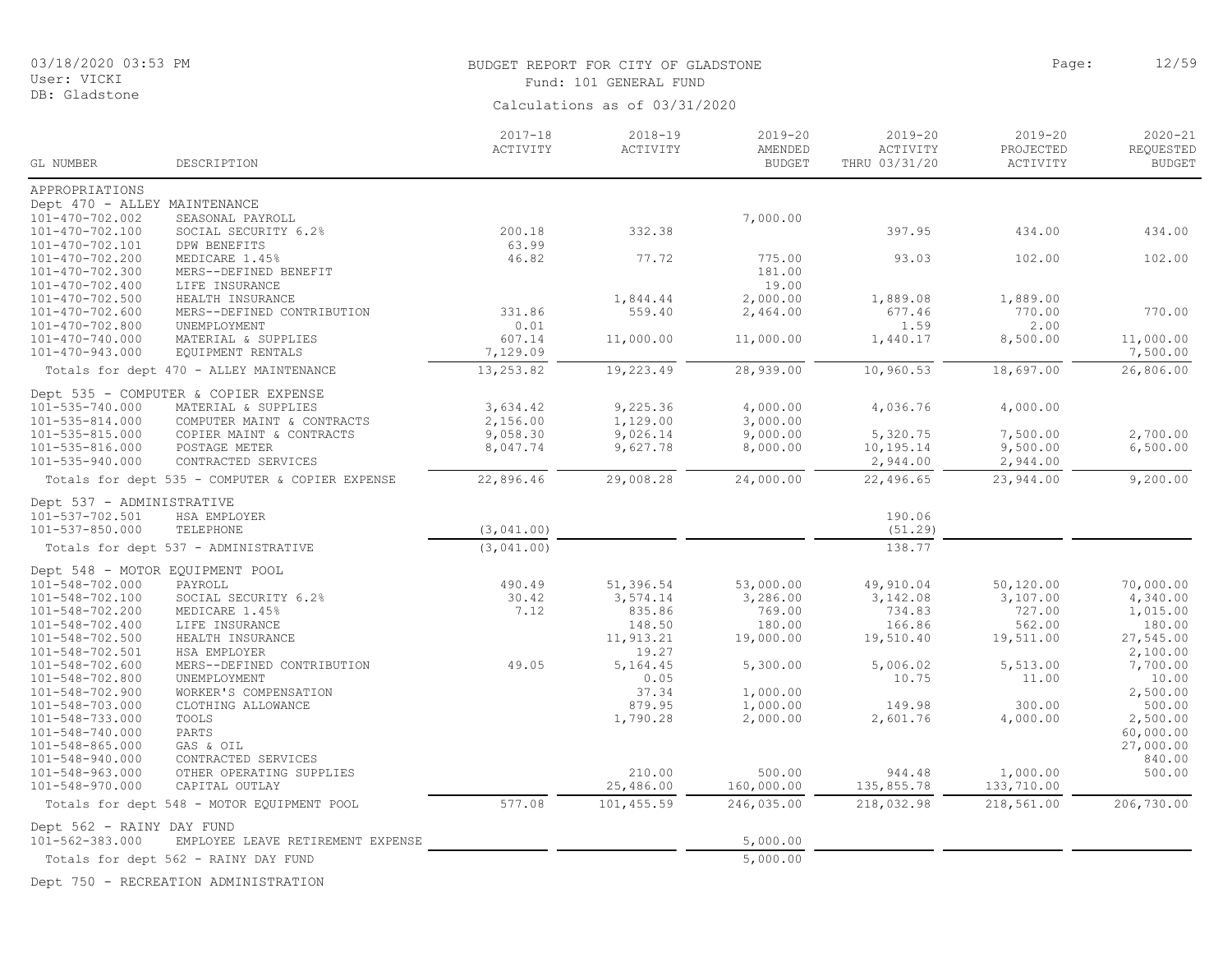BUDGET REPORT FOR CITY OF GLADSTONE

Fund: 101 GENERAL FUND

Calculations as of 03/31/2020

| GL NUMBER | DESCRIPTION | 2017-18 ACTIVITY | 2018-19 ACTIVITY | 2019-20 AMENDED BUDGET | 2019-20 ACTIVITY THRU 03/31/20 | 2019-20 PROJECTED ACTIVITY | 2020-21 REQUESTED BUDGET |
|---|---|---|---|---|---|---|---|
| APPROPRIATIONS | | | | | | | |
| Dept 470 - ALLEY MAINTENANCE | | | | | | | |
| 101-470-702.002 | SEASONAL PAYROLL | | | 7,000.00 | | | |
| 101-470-702.100 | SOCIAL SECURITY 6.2% | 200.18 | 332.38 | | 397.95 | 434.00 | 434.00 |
| 101-470-702.101 | DPW BENEFITS | 63.99 | | | | | |
| 101-470-702.200 | MEDICARE 1.45% | 46.82 | 77.72 | 775.00 | 93.03 | 102.00 | 102.00 |
| 101-470-702.300 | MERS--DEFINED BENEFIT | | | 181.00 | | | |
| 101-470-702.400 | LIFE INSURANCE | | | 19.00 | | | |
| 101-470-702.500 | HEALTH INSURANCE | | 1,844.44 | 2,000.00 | 1,889.08 | 1,889.00 | |
| 101-470-702.600 | MERS--DEFINED CONTRIBUTION | 331.86 | 559.40 | 2,464.00 | 677.46 | 770.00 | 770.00 |
| 101-470-702.800 | UNEMPLOYMENT | 0.01 | | | 1.59 | 2.00 | |
| 101-470-740.000 | MATERIAL & SUPPLIES | 607.14 | 11,000.00 | 11,000.00 | 1,440.17 | 8,500.00 | 11,000.00 |
| 101-470-943.000 | EQUIPMENT RENTALS | 7,129.09 | | | | | 7,500.00 |
| | Totals for dept 470 - ALLEY MAINTENANCE | 13,253.82 | 19,223.49 | 28,939.00 | 10,960.53 | 18,697.00 | 26,806.00 |
| Dept 535 - COMPUTER & COPIER EXPENSE | | | | | | | |
| 101-535-740.000 | MATERIAL & SUPPLIES | 3,634.42 | 9,225.36 | 4,000.00 | 4,036.76 | 4,000.00 | |
| 101-535-814.000 | COMPUTER MAINT & CONTRACTS | 2,156.00 | 1,129.00 | 3,000.00 | | | |
| 101-535-815.000 | COPIER MAINT & CONTRACTS | 9,058.30 | 9,026.14 | 9,000.00 | 5,320.75 | 7,500.00 | 2,700.00 |
| 101-535-816.000 | POSTAGE METER | 8,047.74 | 9,627.78 | 8,000.00 | 10,195.14 | 9,500.00 | 6,500.00 |
| 101-535-940.000 | CONTRACTED SERVICES | | | | 2,944.00 | 2,944.00 | |
| | Totals for dept 535 - COMPUTER & COPIER EXPENSE | 22,896.46 | 29,008.28 | 24,000.00 | 22,496.65 | 23,944.00 | 9,200.00 |
| Dept 537 - ADMINISTRATIVE | | | | | | | |
| 101-537-702.501 | HSA EMPLOYER | | | | 190.06 | | |
| 101-537-850.000 | TELEPHONE | (3,041.00) | | | (51.29) | | |
| | Totals for dept 537 - ADMINISTRATIVE | (3,041.00) | | | 138.77 | | |
| Dept 548 - MOTOR EQUIPMENT POOL | | | | | | | |
| 101-548-702.000 | PAYROLL | 490.49 | 51,396.54 | 53,000.00 | 49,910.04 | 50,120.00 | 70,000.00 |
| 101-548-702.100 | SOCIAL SECURITY 6.2% | 30.42 | 3,574.14 | 3,286.00 | 3,142.08 | 3,107.00 | 4,340.00 |
| 101-548-702.200 | MEDICARE 1.45% | 7.12 | 835.86 | 769.00 | 734.83 | 727.00 | 1,015.00 |
| 101-548-702.400 | LIFE INSURANCE | | 148.50 | 180.00 | 166.86 | 562.00 | 180.00 |
| 101-548-702.500 | HEALTH INSURANCE | | 11,913.21 | 19,000.00 | 19,510.40 | 19,511.00 | 27,545.00 |
| 101-548-702.501 | HSA EMPLOYER | | 19.27 | | | | 2,100.00 |
| 101-548-702.600 | MERS--DEFINED CONTRIBUTION | 49.05 | 5,164.45 | 5,300.00 | 5,006.02 | 5,513.00 | 7,700.00 |
| 101-548-702.800 | UNEMPLOYMENT | | 0.05 | | 10.75 | 11.00 | 10.00 |
| 101-548-702.900 | WORKER'S COMPENSATION | | 37.34 | 1,000.00 | | | 2,500.00 |
| 101-548-703.000 | CLOTHING ALLOWANCE | | 879.95 | 1,000.00 | 149.98 | 300.00 | 500.00 |
| 101-548-733.000 | TOOLS | | 1,790.28 | 2,000.00 | 2,601.76 | 4,000.00 | 2,500.00 |
| 101-548-740.000 | PARTS | | | | | | 60,000.00 |
| 101-548-865.000 | GAS & OIL | | | | | | 27,000.00 |
| 101-548-940.000 | CONTRACTED SERVICES | | | | | | 840.00 |
| 101-548-963.000 | OTHER OPERATING SUPPLIES | | 210.00 | 500.00 | 944.48 | 1,000.00 | 500.00 |
| 101-548-970.000 | CAPITAL OUTLAY | | 25,486.00 | 160,000.00 | 135,855.78 | 133,710.00 | |
| | Totals for dept 548 - MOTOR EQUIPMENT POOL | 577.08 | 101,455.59 | 246,035.00 | 218,032.98 | 218,561.00 | 206,730.00 |
| Dept 562 - RAINY DAY FUND | | | | | | | |
| 101-562-383.000 | EMPLOYEE LEAVE RETIREMENT EXPENSE | | | 5,000.00 | | | |
| | Totals for dept 562 - RAINY DAY FUND | | | 5,000.00 | | | |
| Dept 750 - RECREATION ADMINISTRATION | | | | | | | |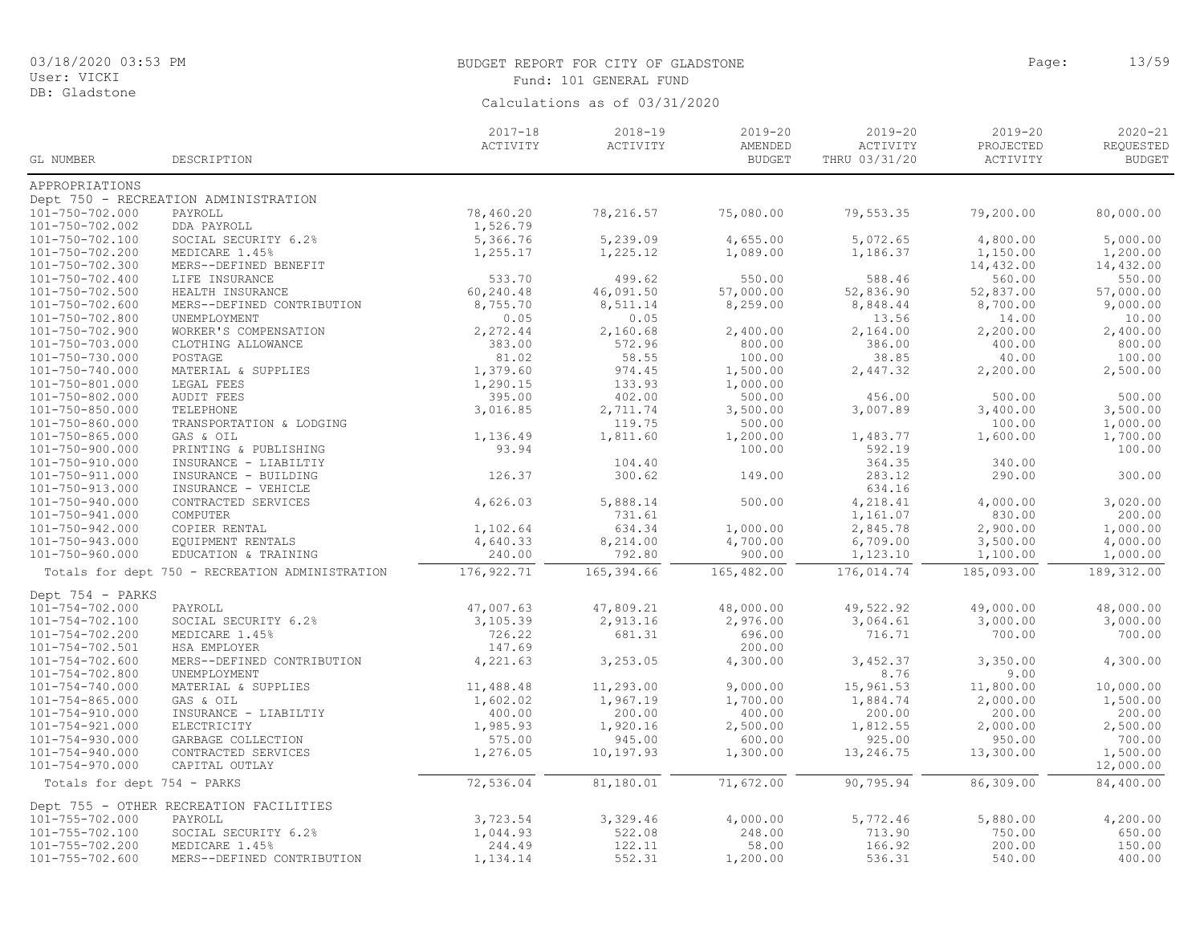BUDGET REPORT FOR CITY OF GLADSTONE

Fund: 101 GENERAL FUND

Calculations as of 03/31/2020

03/18/2020 03:53 PM
User: VICKI
DB: Gladstone

| GL NUMBER | DESCRIPTION | 2017-18 ACTIVITY | 2018-19 ACTIVITY | 2019-20 AMENDED BUDGET | 2019-20 ACTIVITY THRU 03/31/20 | 2019-20 PROJECTED ACTIVITY | 2020-21 REQUESTED BUDGET |
|---|---|---|---|---|---|---|---|
| APPROPRIATIONS | | | | | | | |
| Dept 750 - RECREATION ADMINISTRATION | | | | | | | |
| 101-750-702.000 | PAYROLL | 78,460.20 | 78,216.57 | 75,080.00 | 79,553.35 | 79,200.00 | 80,000.00 |
| 101-750-702.002 | DDA PAYROLL | 1,526.79 | | | | | |
| 101-750-702.100 | SOCIAL SECURITY 6.2% | 5,366.76 | 5,239.09 | 4,655.00 | 5,072.65 | 4,800.00 | 5,000.00 |
| 101-750-702.200 | MEDICARE 1.45% | 1,255.17 | 1,225.12 | 1,089.00 | 1,186.37 | 1,150.00 | 1,200.00 |
| 101-750-702.300 | MERS--DEFINED BENEFIT | | | | | 14,432.00 | 14,432.00 |
| 101-750-702.400 | LIFE INSURANCE | 533.70 | 499.62 | 550.00 | 588.46 | 560.00 | 550.00 |
| 101-750-702.500 | HEALTH INSURANCE | 60,240.48 | 46,091.50 | 57,000.00 | 52,836.90 | 52,837.00 | 57,000.00 |
| 101-750-702.600 | MERS--DEFINED CONTRIBUTION | 8,755.70 | 8,511.14 | 8,259.00 | 8,848.44 | 8,700.00 | 9,000.00 |
| 101-750-702.800 | UNEMPLOYMENT | 0.05 | 0.05 | | 13.56 | 14.00 | 10.00 |
| 101-750-702.900 | WORKER'S COMPENSATION | 2,272.44 | 2,160.68 | 2,400.00 | 2,164.00 | 2,200.00 | 2,400.00 |
| 101-750-703.000 | CLOTHING ALLOWANCE | 383.00 | 572.96 | 800.00 | 386.00 | 400.00 | 800.00 |
| 101-750-730.000 | POSTAGE | 81.02 | 58.55 | 100.00 | 38.85 | 40.00 | 100.00 |
| 101-750-740.000 | MATERIAL & SUPPLIES | 1,379.60 | 974.45 | 1,500.00 | 2,447.32 | 2,200.00 | 2,500.00 |
| 101-750-801.000 | LEGAL FEES | 1,290.15 | 133.93 | 1,000.00 | | | |
| 101-750-802.000 | AUDIT FEES | 395.00 | 402.00 | 500.00 | 456.00 | 500.00 | 500.00 |
| 101-750-850.000 | TELEPHONE | 3,016.85 | 2,711.74 | 3,500.00 | 3,007.89 | 3,400.00 | 3,500.00 |
| 101-750-860.000 | TRANSPORTATION & LODGING | | 119.75 | 500.00 | | 100.00 | 1,000.00 |
| 101-750-865.000 | GAS & OIL | 1,136.49 | 1,811.60 | 1,200.00 | 1,483.77 | 1,600.00 | 1,700.00 |
| 101-750-900.000 | PRINTING & PUBLISHING | 93.94 | | 100.00 | 592.19 | | 100.00 |
| 101-750-910.000 | INSURANCE - LIABILTIY | | 104.40 | | 364.35 | 340.00 | |
| 101-750-911.000 | INSURANCE - BUILDING | 126.37 | 300.62 | 149.00 | 283.12 | 290.00 | 300.00 |
| 101-750-913.000 | INSURANCE - VEHICLE | | | | 634.16 | | |
| 101-750-940.000 | CONTRACTED SERVICES | 4,626.03 | 5,888.14 | 500.00 | 4,218.41 | 4,000.00 | 3,020.00 |
| 101-750-941.000 | COMPUTER | | 731.61 | | 1,161.07 | 830.00 | 200.00 |
| 101-750-942.000 | COPIER RENTAL | 1,102.64 | 634.34 | 1,000.00 | 2,845.78 | 2,900.00 | 1,000.00 |
| 101-750-943.000 | EQUIPMENT RENTALS | 4,640.33 | 8,214.00 | 4,700.00 | 6,709.00 | 3,500.00 | 4,000.00 |
| 101-750-960.000 | EDUCATION & TRAINING | 240.00 | 792.80 | 900.00 | 1,123.10 | 1,100.00 | 1,000.00 |
| Totals for dept 750 - RECREATION ADMINISTRATION | | 176,922.71 | 165,394.66 | 165,482.00 | 176,014.74 | 185,093.00 | 189,312.00 |
| Dept 754 - PARKS | | | | | | | |
| 101-754-702.000 | PAYROLL | 47,007.63 | 47,809.21 | 48,000.00 | 49,522.92 | 49,000.00 | 48,000.00 |
| 101-754-702.100 | SOCIAL SECURITY 6.2% | 3,105.39 | 2,913.16 | 2,976.00 | 3,064.61 | 3,000.00 | 3,000.00 |
| 101-754-702.200 | MEDICARE 1.45% | 726.22 | 681.31 | 696.00 | 716.71 | 700.00 | 700.00 |
| 101-754-702.501 | HSA EMPLOYER | 147.69 | | 200.00 | | | |
| 101-754-702.600 | MERS--DEFINED CONTRIBUTION | 4,221.63 | 3,253.05 | 4,300.00 | 3,452.37 | 3,350.00 | 4,300.00 |
| 101-754-702.800 | UNEMPLOYMENT | | | | 8.76 | 9.00 | |
| 101-754-740.000 | MATERIAL & SUPPLIES | 11,488.48 | 11,293.00 | 9,000.00 | 15,961.53 | 11,800.00 | 10,000.00 |
| 101-754-865.000 | GAS & OIL | 1,602.02 | 1,967.19 | 1,700.00 | 1,884.74 | 2,000.00 | 1,500.00 |
| 101-754-910.000 | INSURANCE - LIABILTIY | 400.00 | 200.00 | 400.00 | 200.00 | 200.00 | 200.00 |
| 101-754-921.000 | ELECTRICITY | 1,985.93 | 1,920.16 | 2,500.00 | 1,812.55 | 2,000.00 | 2,500.00 |
| 101-754-930.000 | GARBAGE COLLECTION | 575.00 | 945.00 | 600.00 | 925.00 | 950.00 | 700.00 |
| 101-754-940.000 | CONTRACTED SERVICES | 1,276.05 | 10,197.93 | 1,300.00 | 13,246.75 | 13,300.00 | 1,500.00 |
| 101-754-970.000 | CAPITAL OUTLAY | | | | | | 12,000.00 |
| Totals for dept 754 - PARKS | | 72,536.04 | 81,180.01 | 71,672.00 | 90,795.94 | 86,309.00 | 84,400.00 |
| Dept 755 - OTHER RECREATION FACILITIES | | | | | | | |
| 101-755-702.000 | PAYROLL | 3,723.54 | 3,329.46 | 4,000.00 | 5,772.46 | 5,880.00 | 4,200.00 |
| 101-755-702.100 | SOCIAL SECURITY 6.2% | 1,044.93 | 522.08 | 248.00 | 713.90 | 750.00 | 650.00 |
| 101-755-702.200 | MEDICARE 1.45% | 244.49 | 122.11 | 58.00 | 166.92 | 200.00 | 150.00 |
| 101-755-702.600 | MERS--DEFINED CONTRIBUTION | 1,134.14 | 552.31 | 1,200.00 | 536.31 | 540.00 | 400.00 |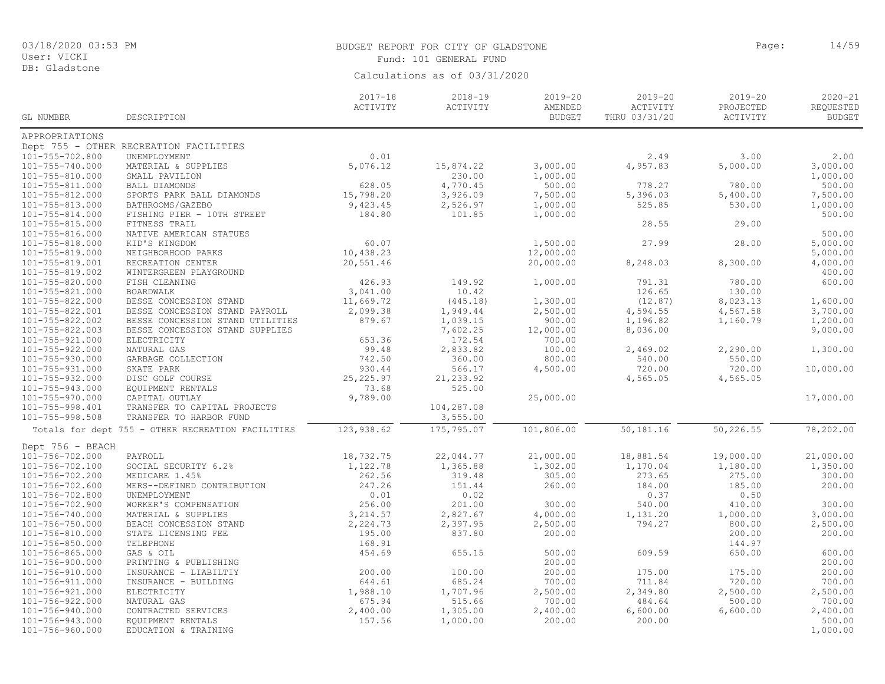| GL NUMBER | DESCRIPTION | 2017-18 ACTIVITY | 2018-19 ACTIVITY | 2019-20 AMENDED BUDGET | 2019-20 ACTIVITY THRU 03/31/20 | 2019-20 PROJECTED ACTIVITY | 2020-21 REQUESTED BUDGET |
|---|---|---|---|---|---|---|---|
| APPROPRIATIONS | | | | | | | |
| Dept 755 - OTHER RECREATION FACILITIES | | | | | | | |
| 101-755-702.800 | UNEMPLOYMENT | 0.01 | | | 2.49 | 3.00 | 2.00 |
| 101-755-740.000 | MATERIAL & SUPPLIES | 5,076.12 | 15,874.22 | 3,000.00 | 4,957.83 | 5,000.00 | 3,000.00 |
| 101-755-810.000 | SMALL PAVILION | | 230.00 | 1,000.00 | | | 1,000.00 |
| 101-755-811.000 | BALL DIAMONDS | 628.05 | 4,770.45 | 500.00 | 778.27 | 780.00 | 500.00 |
| 101-755-812.000 | SPORTS PARK BALL DIAMONDS | 15,798.20 | 3,926.09 | 7,500.00 | 5,396.03 | 5,400.00 | 7,500.00 |
| 101-755-813.000 | BATHROOMS/GAZEBO | 9,423.45 | 2,526.97 | 1,000.00 | 525.85 | 530.00 | 1,000.00 |
| 101-755-814.000 | FISHING PIER - 10TH STREET | 184.80 | 101.85 | 1,000.00 | | | 500.00 |
| 101-755-815.000 | FITNESS TRAIL | | | | 28.55 | 29.00 | |
| 101-755-816.000 | NATIVE AMERICAN STATUES | | | | | | 500.00 |
| 101-755-818.000 | KID'S KINGDOM | 60.07 | | 1,500.00 | 27.99 | 28.00 | 5,000.00 |
| 101-755-819.000 | NEIGHBORHOOD PARKS | 10,438.23 | | 12,000.00 | | | 5,000.00 |
| 101-755-819.001 | RECREATION CENTER | 20,551.46 | | 20,000.00 | 8,248.03 | 8,300.00 | 4,000.00 |
| 101-755-819.002 | WINTERGREEN PLAYGROUND | | | | | | 400.00 |
| 101-755-820.000 | FISH CLEANING | 426.93 | 149.92 | 1,000.00 | 791.31 | 780.00 | 600.00 |
| 101-755-821.000 | BOARDWALK | 3,041.00 | 10.42 | | 126.65 | 130.00 | |
| 101-755-822.000 | BESSE CONCESSION STAND | 11,669.72 | (445.18) | 1,300.00 | (12.87) | 8,023.13 | 1,600.00 |
| 101-755-822.001 | BESSE CONCESSION STAND PAYROLL | 2,099.38 | 1,949.44 | 2,500.00 | 4,594.55 | 4,567.58 | 3,700.00 |
| 101-755-822.002 | BESSE CONCESSION STAND UTILITIES | 879.67 | 1,039.15 | 900.00 | 1,196.82 | 1,160.79 | 1,200.00 |
| 101-755-822.003 | BESSE CONCESSION STAND SUPPLIES | | 7,602.25 | 12,000.00 | 8,036.00 | | 9,000.00 |
| 101-755-921.000 | ELECTRICITY | 653.36 | 172.54 | 700.00 | | | |
| 101-755-922.000 | NATURAL GAS | 99.48 | 2,833.82 | 100.00 | 2,469.02 | 2,290.00 | 1,300.00 |
| 101-755-930.000 | GARBAGE COLLECTION | 742.50 | 360.00 | 800.00 | 540.00 | 550.00 | |
| 101-755-931.000 | SKATE PARK | 930.44 | 566.17 | 4,500.00 | 720.00 | 720.00 | 10,000.00 |
| 101-755-932.000 | DISC GOLF COURSE | 25,225.97 | 21,233.92 | | 4,565.05 | 4,565.05 | |
| 101-755-943.000 | EQUIPMENT RENTALS | 73.68 | 525.00 | | | | |
| 101-755-970.000 | CAPITAL OUTLAY | 9,789.00 | | 25,000.00 | | | 17,000.00 |
| 101-755-998.401 | TRANSFER TO CAPITAL PROJECTS | | 104,287.08 | | | | |
| 101-755-998.508 | TRANSFER TO HARBOR FUND | | 3,555.00 | | | | |
| Totals for dept 755 - OTHER RECREATION FACILITIES | | 123,938.62 | 175,795.07 | 101,806.00 | 50,181.16 | 50,226.55 | 78,202.00 |
| Dept 756 - BEACH | | | | | | | |
| 101-756-702.000 | PAYROLL | 18,732.75 | 22,044.77 | 21,000.00 | 18,881.54 | 19,000.00 | 21,000.00 |
| 101-756-702.100 | SOCIAL SECURITY 6.2% | 1,122.78 | 1,365.88 | 1,302.00 | 1,170.04 | 1,180.00 | 1,350.00 |
| 101-756-702.200 | MEDICARE 1.45% | 262.56 | 319.48 | 305.00 | 273.65 | 275.00 | 300.00 |
| 101-756-702.600 | MERS--DEFINED CONTRIBUTION | 247.26 | 151.44 | 260.00 | 184.00 | 185.00 | 200.00 |
| 101-756-702.800 | UNEMPLOYMENT | 0.01 | 0.02 | | 0.37 | 0.50 | |
| 101-756-702.900 | WORKER'S COMPENSATION | 256.00 | 201.00 | 300.00 | 540.00 | 410.00 | 300.00 |
| 101-756-740.000 | MATERIAL & SUPPLIES | 3,214.57 | 2,827.67 | 4,000.00 | 1,131.20 | 1,000.00 | 3,000.00 |
| 101-756-750.000 | BEACH CONCESSION STAND | 2,224.73 | 2,397.95 | 2,500.00 | 794.27 | 800.00 | 2,500.00 |
| 101-756-810.000 | STATE LICENSING FEE | 195.00 | 837.80 | 200.00 | | 200.00 | 200.00 |
| 101-756-850.000 | TELEPHONE | 168.91 | | | | 144.97 | |
| 101-756-865.000 | GAS & OIL | 454.69 | 655.15 | 500.00 | 609.59 | 650.00 | 600.00 |
| 101-756-900.000 | PRINTING & PUBLISHING | | | 200.00 | | | 200.00 |
| 101-756-910.000 | INSURANCE - LIABILTIY | 200.00 | 100.00 | 200.00 | 175.00 | 175.00 | 200.00 |
| 101-756-911.000 | INSURANCE - BUILDING | 644.61 | 685.24 | 700.00 | 711.84 | 720.00 | 700.00 |
| 101-756-921.000 | ELECTRICITY | 1,988.10 | 1,707.96 | 2,500.00 | 2,349.80 | 2,500.00 | 2,500.00 |
| 101-756-922.000 | NATURAL GAS | 675.94 | 515.66 | 700.00 | 484.64 | 500.00 | 700.00 |
| 101-756-940.000 | CONTRACTED SERVICES | 2,400.00 | 1,305.00 | 2,400.00 | 6,600.00 | 6,600.00 | 2,400.00 |
| 101-756-943.000 | EQUIPMENT RENTALS | 157.56 | 1,000.00 | 200.00 | 200.00 | | 500.00 |
| 101-756-960.000 | EDUCATION & TRAINING | | | | | | 1,000.00 |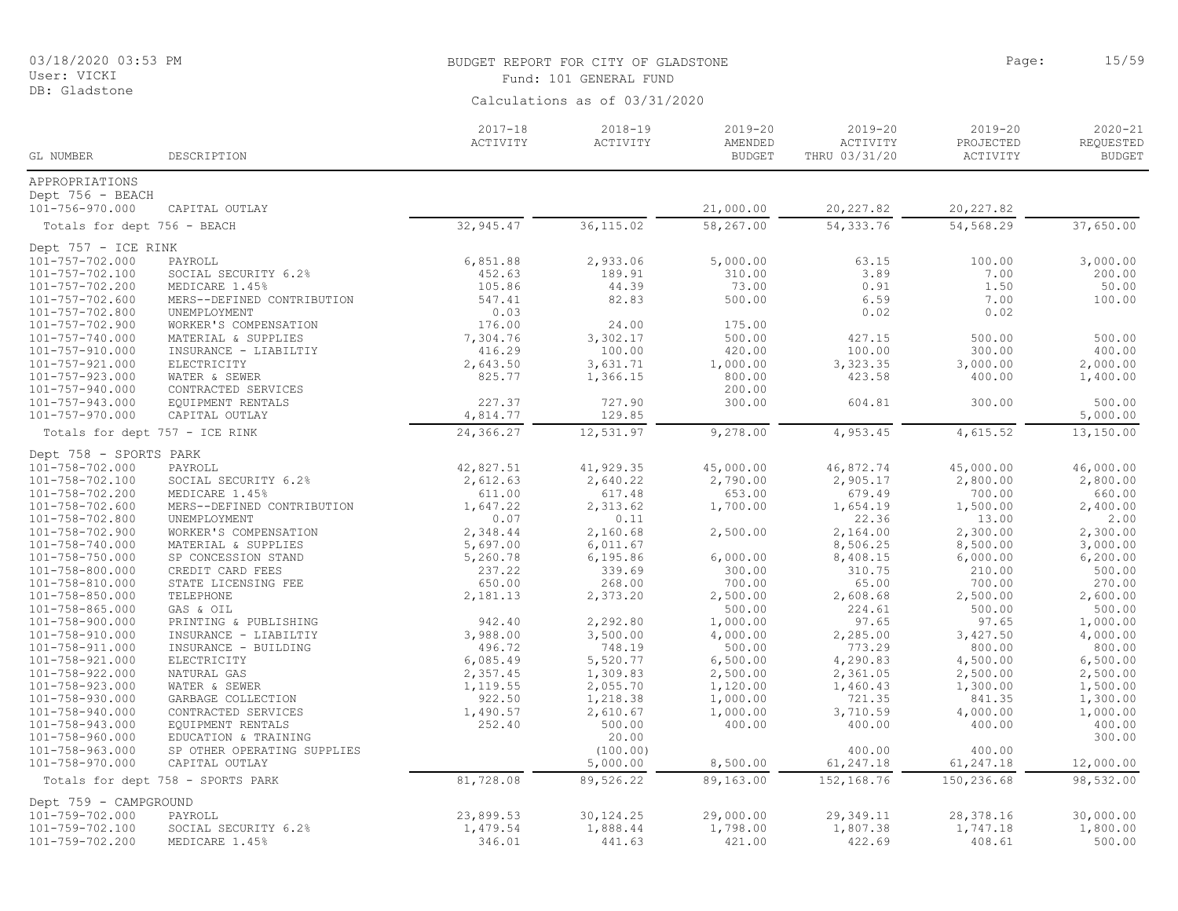BUDGET REPORT FOR CITY OF GLADSTONE

Fund: 101 GENERAL FUND

Calculations as of 03/31/2020

| GL NUMBER | DESCRIPTION | 2017-18 ACTIVITY | 2018-19 ACTIVITY | 2019-20 AMENDED BUDGET | 2019-20 ACTIVITY THRU 03/31/20 | 2019-20 PROJECTED ACTIVITY | 2020-21 REQUESTED BUDGET |
|---|---|---|---|---|---|---|---|
| APPROPRIATIONS | | | | | | | |
| Dept 756 - BEACH | | | | | | | |
| 101-756-970.000 | CAPITAL OUTLAY | | | 21,000.00 | 20,227.82 | 20,227.82 | |
| Totals for dept 756 - BEACH | | 32,945.47 | 36,115.02 | 58,267.00 | 54,333.76 | 54,568.29 | 37,650.00 |
| Dept 757 - ICE RINK | | | | | | | |
| 101-757-702.000 | PAYROLL | 6,851.88 | 2,933.06 | 5,000.00 | 63.15 | 100.00 | 3,000.00 |
| 101-757-702.100 | SOCIAL SECURITY 6.2% | 452.63 | 189.91 | 310.00 | 3.89 | 7.00 | 200.00 |
| 101-757-702.200 | MEDICARE 1.45% | 105.86 | 44.39 | 73.00 | 0.91 | 1.50 | 50.00 |
| 101-757-702.600 | MERS--DEFINED CONTRIBUTION | 547.41 | 82.83 | 500.00 | 6.59 | 7.00 | 100.00 |
| 101-757-702.800 | UNEMPLOYMENT | 0.03 | | | 0.02 | 0.02 | |
| 101-757-702.900 | WORKER'S COMPENSATION | 176.00 | 24.00 | 175.00 | | | |
| 101-757-740.000 | MATERIAL & SUPPLIES | 7,304.76 | 3,302.17 | 500.00 | 427.15 | 500.00 | 500.00 |
| 101-757-910.000 | INSURANCE - LIABILTIY | 416.29 | 100.00 | 420.00 | 100.00 | 300.00 | 400.00 |
| 101-757-921.000 | ELECTRICITY | 2,643.50 | 3,631.71 | 1,000.00 | 3,323.35 | 3,000.00 | 2,000.00 |
| 101-757-923.000 | WATER & SEWER | 825.77 | 1,366.15 | 800.00 | 423.58 | 400.00 | 1,400.00 |
| 101-757-940.000 | CONTRACTED SERVICES | | | 200.00 | | | |
| 101-757-943.000 | EQUIPMENT RENTALS | 227.37 | 727.90 | 300.00 | 604.81 | 300.00 | 500.00 |
| 101-757-970.000 | CAPITAL OUTLAY | 4,814.77 | 129.85 | | | | 5,000.00 |
| Totals for dept 757 - ICE RINK | | 24,366.27 | 12,531.97 | 9,278.00 | 4,953.45 | 4,615.52 | 13,150.00 |
| Dept 758 - SPORTS PARK | | | | | | | |
| 101-758-702.000 | PAYROLL | 42,827.51 | 41,929.35 | 45,000.00 | 46,872.74 | 45,000.00 | 46,000.00 |
| 101-758-702.100 | SOCIAL SECURITY 6.2% | 2,612.63 | 2,640.22 | 2,790.00 | 2,905.17 | 2,800.00 | 2,800.00 |
| 101-758-702.200 | MEDICARE 1.45% | 611.00 | 617.48 | 653.00 | 679.49 | 700.00 | 660.00 |
| 101-758-702.600 | MERS--DEFINED CONTRIBUTION | 1,647.22 | 2,313.62 | 1,700.00 | 1,654.19 | 1,500.00 | 2,400.00 |
| 101-758-702.800 | UNEMPLOYMENT | 0.07 | 0.11 | | 22.36 | 13.00 | 2.00 |
| 101-758-702.900 | WORKER'S COMPENSATION | 2,348.44 | 2,160.68 | 2,500.00 | 2,164.00 | 2,300.00 | 2,300.00 |
| 101-758-740.000 | MATERIAL & SUPPLIES | 5,697.00 | 6,011.67 | | 8,506.25 | 8,500.00 | 3,000.00 |
| 101-758-750.000 | SP CONCESSION STAND | 5,260.78 | 6,195.86 | 6,000.00 | 8,408.15 | 6,000.00 | 6,200.00 |
| 101-758-800.000 | CREDIT CARD FEES | 237.22 | 339.69 | 300.00 | 310.75 | 210.00 | 500.00 |
| 101-758-810.000 | STATE LICENSING FEE | 650.00 | 268.00 | 700.00 | 65.00 | 700.00 | 270.00 |
| 101-758-850.000 | TELEPHONE | 2,181.13 | 2,373.20 | 2,500.00 | 2,608.68 | 2,500.00 | 2,600.00 |
| 101-758-865.000 | GAS & OIL | | | 500.00 | 224.61 | 500.00 | 500.00 |
| 101-758-900.000 | PRINTING & PUBLISHING | 942.40 | 2,292.80 | 1,000.00 | 97.65 | 97.65 | 1,000.00 |
| 101-758-910.000 | INSURANCE - LIABILTIY | 3,988.00 | 3,500.00 | 4,000.00 | 2,285.00 | 3,427.50 | 4,000.00 |
| 101-758-911.000 | INSURANCE - BUILDING | 496.72 | 748.19 | 500.00 | 773.29 | 800.00 | 800.00 |
| 101-758-921.000 | ELECTRICITY | 6,085.49 | 5,520.77 | 6,500.00 | 4,290.83 | 4,500.00 | 6,500.00 |
| 101-758-922.000 | NATURAL GAS | 2,357.45 | 1,309.83 | 2,500.00 | 2,361.05 | 2,500.00 | 2,500.00 |
| 101-758-923.000 | WATER & SEWER | 1,119.55 | 2,055.70 | 1,120.00 | 1,460.43 | 1,300.00 | 1,500.00 |
| 101-758-930.000 | GARBAGE COLLECTION | 922.50 | 1,218.38 | 1,000.00 | 721.35 | 841.35 | 1,300.00 |
| 101-758-940.000 | CONTRACTED SERVICES | 1,490.57 | 2,610.67 | 1,000.00 | 3,710.59 | 4,000.00 | 1,000.00 |
| 101-758-943.000 | EQUIPMENT RENTALS | 252.40 | 500.00 | 400.00 | 400.00 | 400.00 | 400.00 |
| 101-758-960.000 | EDUCATION & TRAINING | | 20.00 | | | | 300.00 |
| 101-758-963.000 | SP OTHER OPERATING SUPPLIES | | (100.00) | | 400.00 | 400.00 | |
| 101-758-970.000 | CAPITAL OUTLAY | | 5,000.00 | 8,500.00 | 61,247.18 | 61,247.18 | 12,000.00 |
| Totals for dept 758 - SPORTS PARK | | 81,728.08 | 89,526.22 | 89,163.00 | 152,168.76 | 150,236.68 | 98,532.00 |
| Dept 759 - CAMPGROUND | | | | | | | |
| 101-759-702.000 | PAYROLL | 23,899.53 | 30,124.25 | 29,000.00 | 29,349.11 | 28,378.16 | 30,000.00 |
| 101-759-702.100 | SOCIAL SECURITY 6.2% | 1,479.54 | 1,888.44 | 1,798.00 | 1,807.38 | 1,747.18 | 1,800.00 |
| 101-759-702.200 | MEDICARE 1.45% | 346.01 | 441.63 | 421.00 | 422.69 | 408.61 | 500.00 |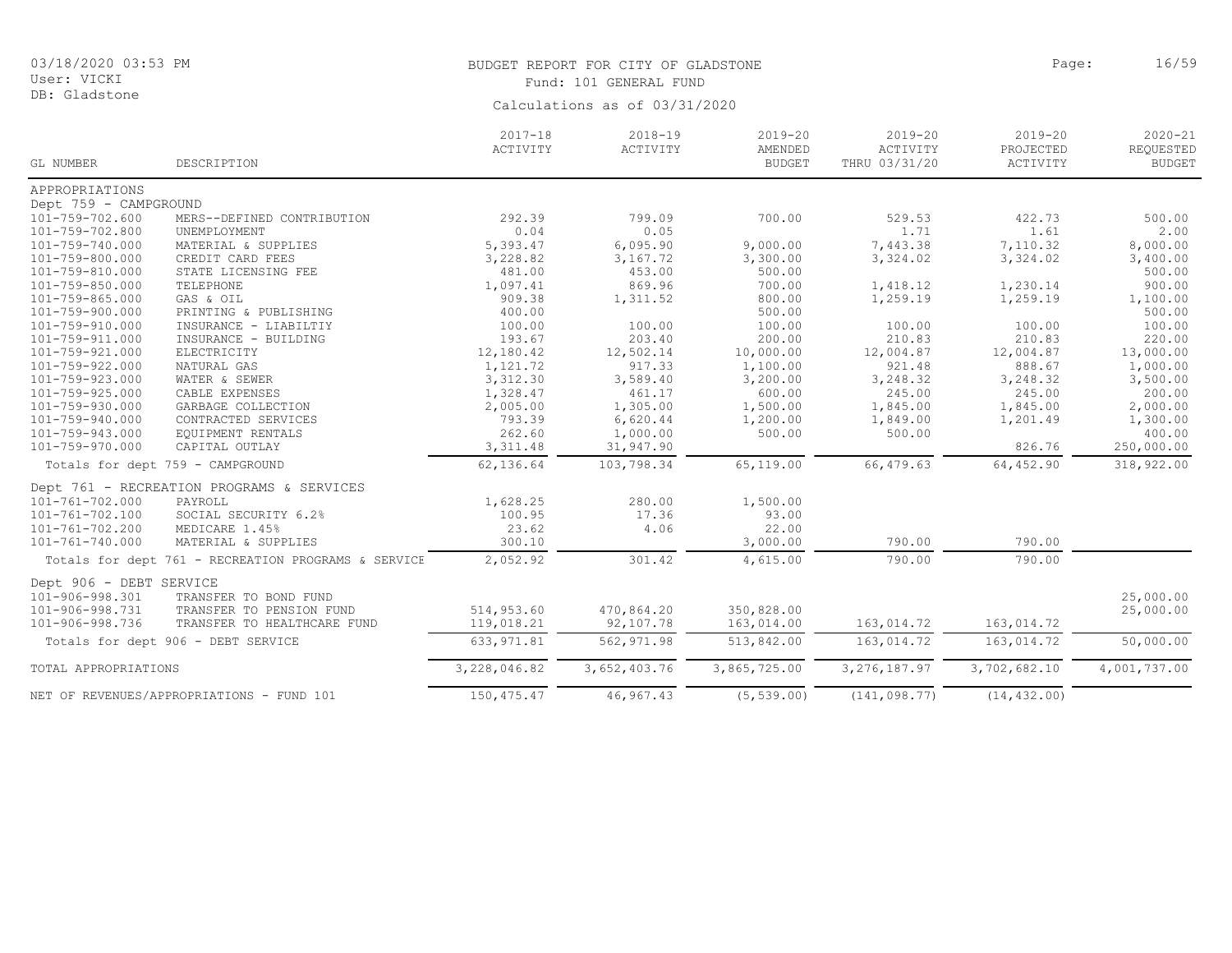BUDGET REPORT FOR CITY OF GLADSTONE

Fund: 101 GENERAL FUND

Calculations as of 03/31/2020

| GL NUMBER | DESCRIPTION | 2017-18 ACTIVITY | 2018-19 ACTIVITY | 2019-20 AMENDED BUDGET | 2019-20 ACTIVITY THRU 03/31/20 | 2019-20 PROJECTED ACTIVITY | 2020-21 REQUESTED BUDGET |
|---|---|---|---|---|---|---|---|
| APPROPRIATIONS | | | | | | | |
| Dept 759 - CAMPGROUND | | | | | | | |
| 101-759-702.600 | MERS--DEFINED CONTRIBUTION | 292.39 | 799.09 | 700.00 | 529.53 | 422.73 | 500.00 |
| 101-759-702.800 | UNEMPLOYMENT | 0.04 | 0.05 | | 1.71 | 1.61 | 2.00 |
| 101-759-740.000 | MATERIAL & SUPPLIES | 5,393.47 | 6,095.90 | 9,000.00 | 7,443.38 | 7,110.32 | 8,000.00 |
| 101-759-800.000 | CREDIT CARD FEES | 3,228.82 | 3,167.72 | 3,300.00 | 3,324.02 | 3,324.02 | 3,400.00 |
| 101-759-810.000 | STATE LICENSING FEE | 481.00 | 453.00 | 500.00 | | | 500.00 |
| 101-759-850.000 | TELEPHONE | 1,097.41 | 869.96 | 700.00 | 1,418.12 | 1,230.14 | 900.00 |
| 101-759-865.000 | GAS & OIL | 909.38 | 1,311.52 | 800.00 | 1,259.19 | 1,259.19 | 1,100.00 |
| 101-759-900.000 | PRINTING & PUBLISHING | 400.00 | | 500.00 | | | 500.00 |
| 101-759-910.000 | INSURANCE - LIABILTIY | 100.00 | 100.00 | 100.00 | 100.00 | 100.00 | 100.00 |
| 101-759-911.000 | INSURANCE - BUILDING | 193.67 | 203.40 | 200.00 | 210.83 | 210.83 | 220.00 |
| 101-759-921.000 | ELECTRICITY | 12,180.42 | 12,502.14 | 10,000.00 | 12,004.87 | 12,004.87 | 13,000.00 |
| 101-759-922.000 | NATURAL GAS | 1,121.72 | 917.33 | 1,100.00 | 921.48 | 888.67 | 1,000.00 |
| 101-759-923.000 | WATER & SEWER | 3,312.30 | 3,589.40 | 3,200.00 | 3,248.32 | 3,248.32 | 3,500.00 |
| 101-759-925.000 | CABLE EXPENSES | 1,328.47 | 461.17 | 600.00 | 245.00 | 245.00 | 200.00 |
| 101-759-930.000 | GARBAGE COLLECTION | 2,005.00 | 1,305.00 | 1,500.00 | 1,845.00 | 1,845.00 | 2,000.00 |
| 101-759-940.000 | CONTRACTED SERVICES | 793.39 | 6,620.44 | 1,200.00 | 1,849.00 | 1,201.49 | 1,300.00 |
| 101-759-943.000 | EQUIPMENT RENTALS | 262.60 | 1,000.00 | 500.00 | 500.00 | | 400.00 |
| 101-759-970.000 | CAPITAL OUTLAY | 3,311.48 | 31,947.90 | | | 826.76 | 250,000.00 |
| Totals for dept 759 - CAMPGROUND | | 62,136.64 | 103,798.34 | 65,119.00 | 66,479.63 | 64,452.90 | 318,922.00 |
| Dept 761 - RECREATION PROGRAMS & SERVICES | | | | | | | |
| 101-761-702.000 | PAYROLL | 1,628.25 | 280.00 | 1,500.00 | | | |
| 101-761-702.100 | SOCIAL SECURITY 6.2% | 100.95 | 17.36 | 93.00 | | | |
| 101-761-702.200 | MEDICARE 1.45% | 23.62 | 4.06 | 22.00 | | | |
| 101-761-740.000 | MATERIAL & SUPPLIES | 300.10 | | 3,000.00 | 790.00 | 790.00 | |
| Totals for dept 761 - RECREATION PROGRAMS & SERVICE | | 2,052.92 | 301.42 | 4,615.00 | 790.00 | 790.00 | |
| Dept 906 - DEBT SERVICE | | | | | | | |
| 101-906-998.301 | TRANSFER TO BOND FUND | | | | | | 25,000.00 |
| 101-906-998.731 | TRANSFER TO PENSION FUND | 514,953.60 | 470,864.20 | 350,828.00 | | | 25,000.00 |
| 101-906-998.736 | TRANSFER TO HEALTHCARE FUND | 119,018.21 | 92,107.78 | 163,014.00 | 163,014.72 | 163,014.72 | |
| Totals for dept 906 - DEBT SERVICE | | 633,971.81 | 562,971.98 | 513,842.00 | 163,014.72 | 163,014.72 | 50,000.00 |
| TOTAL APPROPRIATIONS | | 3,228,046.82 | 3,652,403.76 | 3,865,725.00 | 3,276,187.97 | 3,702,682.10 | 4,001,737.00 |
| NET OF REVENUES/APPROPRIATIONS - FUND 101 | | 150,475.47 | 46,967.43 | (5,539.00) | (141,098.77) | (14,432.00) | |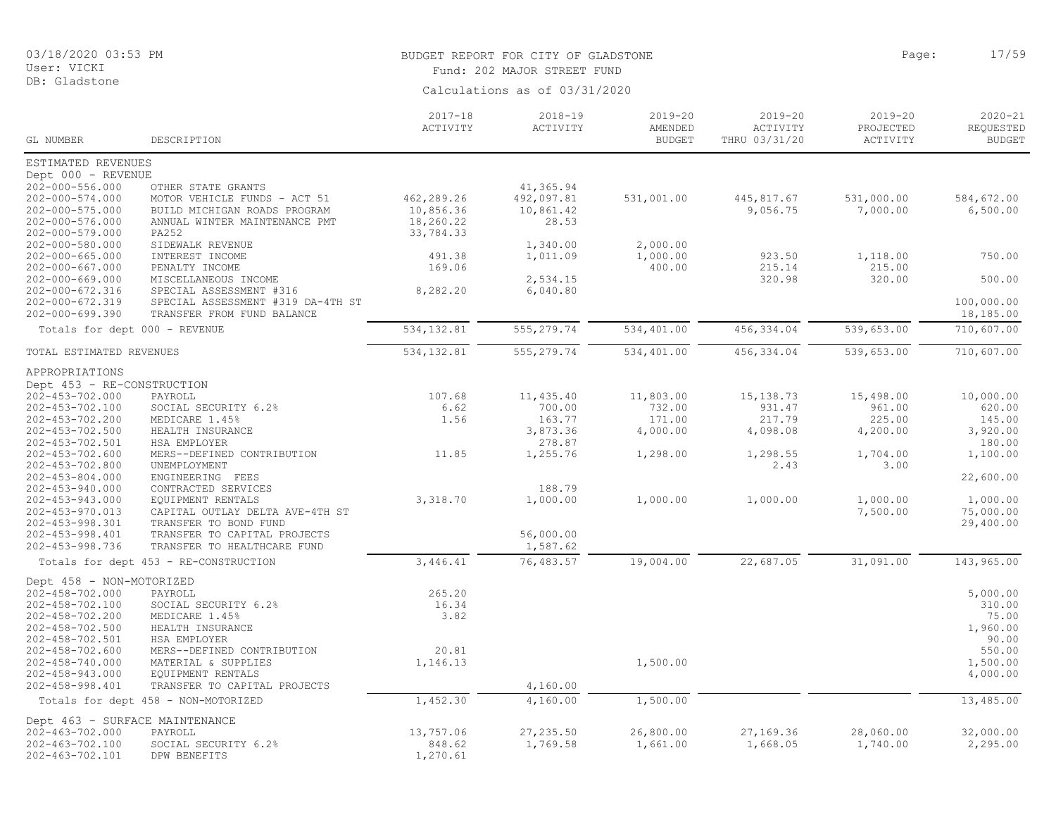BUDGET REPORT FOR CITY OF GLADSTONE

Fund: 202 MAJOR STREET FUND

Calculations as of 03/31/2020

| GL NUMBER | DESCRIPTION | 2017-18 ACTIVITY | 2018-19 ACTIVITY | 2019-20 AMENDED BUDGET | 2019-20 ACTIVITY THRU 03/31/20 | 2019-20 PROJECTED ACTIVITY | 2020-21 REQUESTED BUDGET |
|---|---|---|---|---|---|---|---|
| ESTIMATED REVENUES | | | | | | | |
| Dept 000 - REVENUE | | | | | | | |
| 202-000-556.000 | OTHER STATE GRANTS | | 41,365.94 | | | | |
| 202-000-574.000 | MOTOR VEHICLE FUNDS - ACT 51 | 462,289.26 | 492,097.81 | 531,001.00 | 445,817.67 | 531,000.00 | 584,672.00 |
| 202-000-575.000 | BUILD MICHIGAN ROADS PROGRAM | 10,856.36 | 10,861.42 | | 9,056.75 | 7,000.00 | 6,500.00 |
| 202-000-576.000 | ANNUAL WINTER MAINTENANCE PMT | 18,260.22 | 28.53 | | | | |
| 202-000-579.000 | PA252 | 33,784.33 | | | | | |
| 202-000-580.000 | SIDEWALK REVENUE | | 1,340.00 | 2,000.00 | | | |
| 202-000-665.000 | INTEREST INCOME | 491.38 | 1,011.09 | 1,000.00 | 923.50 | 1,118.00 | 750.00 |
| 202-000-667.000 | PENALTY INCOME | 169.06 | | 400.00 | 215.14 | 215.00 | |
| 202-000-669.000 | MISCELLANEOUS INCOME | | 2,534.15 | | 320.98 | 320.00 | 500.00 |
| 202-000-672.316 | SPECIAL ASSESSMENT #316 | 8,282.20 | 6,040.80 | | | | |
| 202-000-672.319 | SPECIAL ASSESSMENT #319 DA-4TH ST | | | | | | 100,000.00 |
| 202-000-699.390 | TRANSFER FROM FUND BALANCE | | | | | | 18,185.00 |
| Totals for dept 000 - REVENUE | | 534,132.81 | 555,279.74 | 534,401.00 | 456,334.04 | 539,653.00 | 710,607.00 |
| TOTAL ESTIMATED REVENUES | | 534,132.81 | 555,279.74 | 534,401.00 | 456,334.04 | 539,653.00 | 710,607.00 |
| APPROPRIATIONS | | | | | | | |
| Dept 453 - RE-CONSTRUCTION | | | | | | | |
| 202-453-702.000 | PAYROLL | 107.68 | 11,435.40 | 11,803.00 | 15,138.73 | 15,498.00 | 10,000.00 |
| 202-453-702.100 | SOCIAL SECURITY 6.2% | 6.62 | 700.00 | 732.00 | 931.47 | 961.00 | 620.00 |
| 202-453-702.200 | MEDICARE 1.45% | 1.56 | 163.77 | 171.00 | 217.79 | 225.00 | 145.00 |
| 202-453-702.500 | HEALTH INSURANCE | | 3,873.36 | 4,000.00 | 4,098.08 | 4,200.00 | 3,920.00 |
| 202-453-702.501 | HSA EMPLOYER | | 278.87 | | | | 180.00 |
| 202-453-702.600 | MERS--DEFINED CONTRIBUTION | 11.85 | 1,255.76 | 1,298.00 | 1,298.55 | 1,704.00 | 1,100.00 |
| 202-453-702.800 | UNEMPLOYMENT | | | | 2.43 | 3.00 | |
| 202-453-804.000 | ENGINEERING FEES | | | | | | 22,600.00 |
| 202-453-940.000 | CONTRACTED SERVICES | | 188.79 | | | | |
| 202-453-943.000 | EQUIPMENT RENTALS | 3,318.70 | 1,000.00 | 1,000.00 | 1,000.00 | 1,000.00 | 1,000.00 |
| 202-453-970.013 | CAPITAL OUTLAY DELTA AVE-4TH ST | | | | | 7,500.00 | 75,000.00 |
| 202-453-998.301 | TRANSFER TO BOND FUND | | | | | | 29,400.00 |
| 202-453-998.401 | TRANSFER TO CAPITAL PROJECTS | | 56,000.00 | | | | |
| 202-453-998.736 | TRANSFER TO HEALTHCARE FUND | | 1,587.62 | | | | |
| Totals for dept 453 - RE-CONSTRUCTION | | 3,446.41 | 76,483.57 | 19,004.00 | 22,687.05 | 31,091.00 | 143,965.00 |
| Dept 458 - NON-MOTORIZED | | | | | | | |
| 202-458-702.000 | PAYROLL | 265.20 | | | | | 5,000.00 |
| 202-458-702.100 | SOCIAL SECURITY 6.2% | 16.34 | | | | | 310.00 |
| 202-458-702.200 | MEDICARE 1.45% | 3.82 | | | | | 75.00 |
| 202-458-702.500 | HEALTH INSURANCE | | | | | | 1,960.00 |
| 202-458-702.501 | HSA EMPLOYER | | | | | | 90.00 |
| 202-458-702.600 | MERS--DEFINED CONTRIBUTION | 20.81 | | | | | 550.00 |
| 202-458-740.000 | MATERIAL & SUPPLIES | 1,146.13 | | 1,500.00 | | | 1,500.00 |
| 202-458-943.000 | EQUIPMENT RENTALS | | | | | | 4,000.00 |
| 202-458-998.401 | TRANSFER TO CAPITAL PROJECTS | | 4,160.00 | | | | |
| Totals for dept 458 - NON-MOTORIZED | | 1,452.30 | 4,160.00 | 1,500.00 | | | 13,485.00 |
| Dept 463 - SURFACE MAINTENANCE | | | | | | | |
| 202-463-702.000 | PAYROLL | 13,757.06 | 27,235.50 | 26,800.00 | 27,169.36 | 28,060.00 | 32,000.00 |
| 202-463-702.100 | SOCIAL SECURITY 6.2% | 848.62 | 1,769.58 | 1,661.00 | 1,668.05 | 1,740.00 | 2,295.00 |
| 202-463-702.101 | DPW BENEFITS | 1,270.61 | | | | | |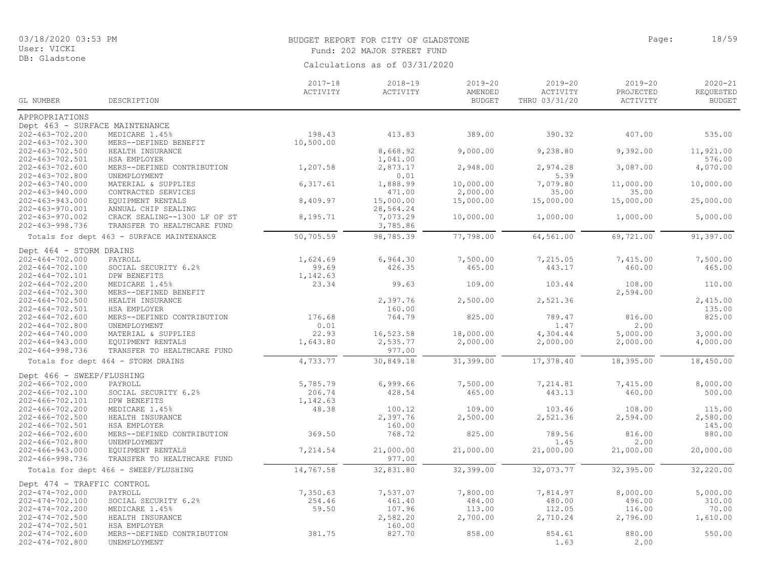# BUDGET REPORT FOR CITY OF GLADSTONE

## Fund: 202 MAJOR STREET FUND

Calculations as of 03/31/2020

| GL NUMBER | DESCRIPTION | 2017-18 ACTIVITY | 2018-19 ACTIVITY | 2019-20 AMENDED BUDGET | 2019-20 ACTIVITY THRU 03/31/20 | 2019-20 PROJECTED ACTIVITY | 2020-21 REQUESTED BUDGET |
|---|---|---|---|---|---|---|---|
| APPROPRIATIONS | | | | | | | |
| Dept 463 - SURFACE MAINTENANCE | | | | | | | |
| 202-463-702.200 | MEDICARE 1.45% | 198.43 | 413.83 | 389.00 | 390.32 | 407.00 | 535.00 |
| 202-463-702.300 | MERS--DEFINED BENEFIT | 10,500.00 | | | | | |
| 202-463-702.500 | HEALTH INSURANCE | | 8,668.92 | 9,000.00 | 9,238.80 | 9,392.00 | 11,921.00 |
| 202-463-702.501 | HSA EMPLOYER | | 1,041.00 | | | | 576.00 |
| 202-463-702.600 | MERS--DEFINED CONTRIBUTION | 1,207.58 | 2,873.17 | 2,948.00 | 2,974.28 | 3,087.00 | 4,070.00 |
| 202-463-702.800 | UNEMPLOYMENT | | 0.01 | | 5.39 | | |
| 202-463-740.000 | MATERIAL & SUPPLIES | 6,317.61 | 1,888.99 | 10,000.00 | 7,079.80 | 11,000.00 | 10,000.00 |
| 202-463-940.000 | CONTRACTED SERVICES | | 471.00 | 2,000.00 | 35.00 | 35.00 | |
| 202-463-943.000 | EQUIPMENT RENTALS | 8,409.97 | 15,000.00 | 15,000.00 | 15,000.00 | 15,000.00 | 25,000.00 |
| 202-463-970.001 | ANNUAL CHIP SEALING | | 28,564.24 | | | | |
| 202-463-970.002 | CRACK SEALING--1300 LF OF ST | 8,195.71 | 7,073.29 | 10,000.00 | 1,000.00 | 1,000.00 | 5,000.00 |
| 202-463-998.736 | TRANSFER TO HEALTHCARE FUND | | 3,785.86 | | | | |
| | Totals for dept 463 - SURFACE MAINTENANCE | 50,705.59 | 98,785.39 | 77,798.00 | 64,561.00 | 69,721.00 | 91,397.00 |
| Dept 464 - STORM DRAINS | | | | | | | |
| 202-464-702.000 | PAYROLL | 1,624.69 | 6,964.30 | 7,500.00 | 7,215.05 | 7,415.00 | 7,500.00 |
| 202-464-702.100 | SOCIAL SECURITY 6.2% | 99.69 | 426.35 | 465.00 | 443.17 | 460.00 | 465.00 |
| 202-464-702.101 | DPW BENEFITS | 1,142.63 | | | | | |
| 202-464-702.200 | MEDICARE 1.45% | 23.34 | 99.63 | 109.00 | 103.44 | 108.00 | 110.00 |
| 202-464-702.300 | MERS--DEFINED BENEFIT | | | | | 2,594.00 | |
| 202-464-702.500 | HEALTH INSURANCE | | 2,397.76 | 2,500.00 | 2,521.36 | | 2,415.00 |
| 202-464-702.501 | HSA EMPLOYER | | 160.00 | | | | 135.00 |
| 202-464-702.600 | MERS--DEFINED CONTRIBUTION | 176.68 | 764.79 | 825.00 | 789.47 | 816.00 | 825.00 |
| 202-464-702.800 | UNEMPLOYMENT | 0.01 | | | 1.47 | 2.00 | |
| 202-464-740.000 | MATERIAL & SUPPLIES | 22.93 | 16,523.58 | 18,000.00 | 4,304.44 | 5,000.00 | 3,000.00 |
| 202-464-943.000 | EQUIPMENT RENTALS | 1,643.80 | 2,535.77 | 2,000.00 | 2,000.00 | 2,000.00 | 4,000.00 |
| 202-464-998.736 | TRANSFER TO HEALTHCARE FUND | | 977.00 | | | | |
| | Totals for dept 464 - STORM DRAINS | 4,733.77 | 30,849.18 | 31,399.00 | 17,378.40 | 18,395.00 | 18,450.00 |
| Dept 466 - SWEEP/FLUSHING | | | | | | | |
| 202-466-702.000 | PAYROLL | 5,785.79 | 6,999.66 | 7,500.00 | 7,214.81 | 7,415.00 | 8,000.00 |
| 202-466-702.100 | SOCIAL SECURITY 6.2% | 206.74 | 428.54 | 465.00 | 443.13 | 460.00 | 500.00 |
| 202-466-702.101 | DPW BENEFITS | 1,142.63 | | | | | |
| 202-466-702.200 | MEDICARE 1.45% | 48.38 | 100.12 | 109.00 | 103.46 | 108.00 | 115.00 |
| 202-466-702.500 | HEALTH INSURANCE | | 2,397.76 | 2,500.00 | 2,521.36 | 2,594.00 | 2,580.00 |
| 202-466-702.501 | HSA EMPLOYER | | 160.00 | | | | 145.00 |
| 202-466-702.600 | MERS--DEFINED CONTRIBUTION | 369.50 | 768.72 | 825.00 | 789.56 | 816.00 | 880.00 |
| 202-466-702.800 | UNEMPLOYMENT | | | | 1.45 | 2.00 | |
| 202-466-943.000 | EQUIPMENT RENTALS | 7,214.54 | 21,000.00 | 21,000.00 | 21,000.00 | 21,000.00 | 20,000.00 |
| 202-466-998.736 | TRANSFER TO HEALTHCARE FUND | | 977.00 | | | | |
| | Totals for dept 466 - SWEEP/FLUSHING | 14,767.58 | 32,831.80 | 32,399.00 | 32,073.77 | 32,395.00 | 32,220.00 |
| Dept 474 - TRAFFIC CONTROL | | | | | | | |
| 202-474-702.000 | PAYROLL | 7,350.63 | 7,537.07 | 7,800.00 | 7,814.97 | 8,000.00 | 5,000.00 |
| 202-474-702.100 | SOCIAL SECURITY 6.2% | 254.46 | 461.40 | 484.00 | 480.00 | 496.00 | 310.00 |
| 202-474-702.200 | MEDICARE 1.45% | 59.50 | 107.96 | 113.00 | 112.05 | 116.00 | 70.00 |
| 202-474-702.500 | HEALTH INSURANCE | | 2,582.20 | 2,700.00 | 2,710.24 | 2,796.00 | 1,610.00 |
| 202-474-702.501 | HSA EMPLOYER | | 160.00 | | | | |
| 202-474-702.600 | MERS--DEFINED CONTRIBUTION | 381.75 | 827.70 | 858.00 | 854.61 | 880.00 | 550.00 |
| 202-474-702.800 | UNEMPLOYMENT | | | | 1.63 | 2.00 | |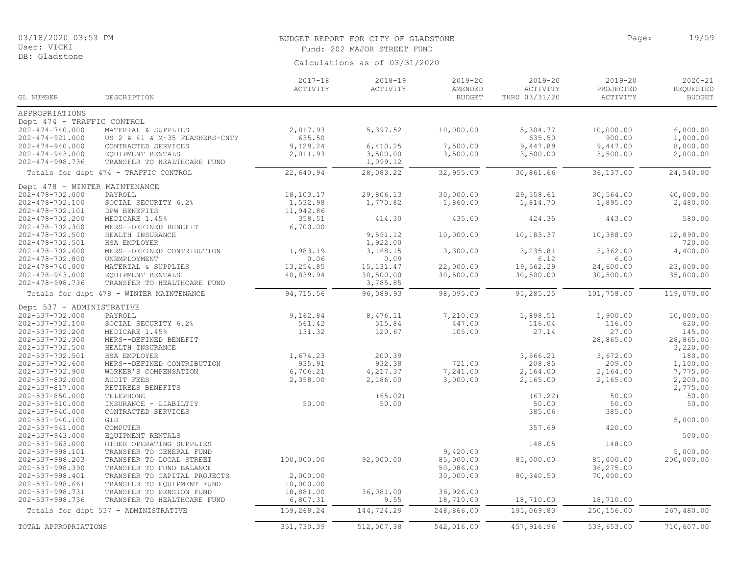BUDGET REPORT FOR CITY OF GLADSTONE

Fund: 202 MAJOR STREET FUND

Calculations as of 03/31/2020

03/18/2020 03:53 PM
User: VICKI
DB: Gladstone

| GL NUMBER | DESCRIPTION | 2017-18 ACTIVITY | 2018-19 ACTIVITY | 2019-20 AMENDED BUDGET | 2019-20 ACTIVITY THRU 03/31/20 | 2019-20 PROJECTED ACTIVITY | 2020-21 REQUESTED BUDGET |
|---|---|---|---|---|---|---|---|
| APPROPRIATIONS | | | | | | | |
| Dept 474 - TRAFFIC CONTROL | | | | | | | |
| 202-474-740.000 | MATERIAL & SUPPLIES | 2,817.93 | 5,397.52 | 10,000.00 | 5,304.77 | 10,000.00 | 6,000.00 |
| 202-474-921.000 | US 2 & 41 & M-35 FLASHERS-CNTY | 635.50 | | | 635.50 | 900.00 | 1,000.00 |
| 202-474-940.000 | CONTRACTED SERVICES | 9,129.24 | 6,410.25 | 7,500.00 | 9,447.89 | 9,447.00 | 8,000.00 |
| 202-474-943.000 | EQUIPMENT RENTALS | 2,011.93 | 3,500.00 | 3,500.00 | 3,500.00 | 3,500.00 | 2,000.00 |
| 202-474-998.736 | TRANSFER TO HEALTHCARE FUND | | 1,099.12 | | | | |
| Totals for dept 474 - TRAFFIC CONTROL | | 22,640.94 | 28,083.22 | 32,955.00 | 30,861.66 | 36,137.00 | 24,540.00 |
| Dept 478 - WINTER MAINTENANCE | | | | | | | |
| 202-478-702.000 | PAYROLL | 18,103.17 | 29,806.13 | 30,000.00 | 29,558.61 | 30,564.00 | 40,000.00 |
| 202-478-702.100 | SOCIAL SECURITY 6.2% | 1,532.98 | 1,770.82 | 1,860.00 | 1,814.70 | 1,895.00 | 2,480.00 |
| 202-478-702.101 | DPW BENEFITS | 11,942.86 | | | | | |
| 202-478-702.200 | MEDICARE 1.45% | 358.51 | 414.30 | 435.00 | 424.35 | 443.00 | 580.00 |
| 202-478-702.300 | MERS--DEFINED BENEFIT | 6,700.00 | | | | | |
| 202-478-702.500 | HEALTH INSURANCE | | 9,591.12 | 10,000.00 | 10,183.37 | 10,388.00 | 12,890.00 |
| 202-478-702.501 | HSA EMPLOYER | | 1,922.00 | | | | 720.00 |
| 202-478-702.600 | MERS--DEFINED CONTRIBUTION | 1,983.19 | 3,168.15 | 3,300.00 | 3,235.81 | 3,362.00 | 4,400.00 |
| 202-478-702.800 | UNEMPLOYMENT | 0.06 | 0.09 | | 6.12 | 6.00 | |
| 202-478-740.000 | MATERIAL & SUPPLIES | 13,254.85 | 15,131.47 | 22,000.00 | 19,562.29 | 24,600.00 | 23,000.00 |
| 202-478-943.000 | EQUIPMENT RENTALS | 40,839.94 | 30,500.00 | 30,500.00 | 30,500.00 | 30,500.00 | 35,000.00 |
| 202-478-998.736 | TRANSFER TO HEALTHCARE FUND | | 3,785.85 | | | | |
| Totals for dept 478 - WINTER MAINTENANCE | | 94,715.56 | 96,089.93 | 98,095.00 | 95,285.25 | 101,758.00 | 119,070.00 |
| Dept 537 - ADMINISTRATIVE | | | | | | | |
| 202-537-702.000 | PAYROLL | 9,162.84 | 8,476.11 | 7,210.00 | 1,898.51 | 1,900.00 | 10,000.00 |
| 202-537-702.100 | SOCIAL SECURITY 6.2% | 561.42 | 515.84 | 447.00 | 116.04 | 116.00 | 620.00 |
| 202-537-702.200 | MEDICARE 1.45% | 131.32 | 120.67 | 105.00 | 27.14 | 27.00 | 145.00 |
| 202-537-702.300 | MERS--DEFINED BENEFIT | | | | | 28,865.00 | 28,865.00 |
| 202-537-702.500 | HEALTH INSURANCE | | | | | | 3,220.00 |
| 202-537-702.501 | HSA EMPLOYER | 1,674.23 | 200.39 | | 3,566.21 | 3,672.00 | 180.00 |
| 202-537-702.600 | MERS--DEFINED CONTRIBUTION | 935.91 | 932.38 | 721.00 | 208.85 | 209.00 | 1,100.00 |
| 202-537-702.900 | WORKER'S COMPENSATION | 6,706.21 | 4,217.37 | 7,241.00 | 2,164.00 | 2,164.00 | 7,775.00 |
| 202-537-802.000 | AUDIT FEES | 2,358.00 | 2,186.00 | 3,000.00 | 2,165.00 | 2,165.00 | 2,200.00 |
| 202-537-817.000 | RETIREES BENEFITS | | | | | | 2,775.00 |
| 202-537-850.000 | TELEPHONE | | (65.02) | | (67.22) | 50.00 | 50.00 |
| 202-537-910.000 | INSURANCE - LIABILTIY | 50.00 | 50.00 | | 50.00 | 50.00 | 50.00 |
| 202-537-940.000 | CONTRACTED SERVICES | | | | 385.06 | 385.00 | |
| 202-537-940.100 | GIS | | | | | | 5,000.00 |
| 202-537-941.000 | COMPUTER | | | | 357.69 | 420.00 | |
| 202-537-943.000 | EQUIPMENT RENTALS | | | | | | 500.00 |
| 202-537-963.000 | OTHER OPERATING SUPPLIES | | | | 148.05 | 148.00 | |
| 202-537-998.101 | TRANSFER TO GENERAL FUND | | | 9,420.00 | | | 5,000.00 |
| 202-537-998.203 | TRANSFER TO LOCAL STREET | 100,000.00 | 92,000.00 | 85,000.00 | 85,000.00 | 85,000.00 | 200,000.00 |
| 202-537-998.390 | TRANSFER TO FUND BALANCE | | | 50,086.00 | | 36,275.00 | |
| 202-537-998.401 | TRANSFER TO CAPITAL PROJECTS | 2,000.00 | | 30,000.00 | 80,340.50 | 70,000.00 | |
| 202-537-998.661 | TRANSFER TO EQUIPMENT FUND | 10,000.00 | | | | | |
| 202-537-998.731 | TRANSFER TO PENSION FUND | 18,881.00 | 36,081.00 | 36,926.00 | | | |
| 202-537-998.736 | TRANSFER TO HEALTHCARE FUND | 6,807.31 | 9.55 | 18,710.00 | 18,710.00 | 18,710.00 | |
| Totals for dept 537 - ADMINISTRATIVE | | 159,268.24 | 144,724.29 | 248,866.00 | 195,069.83 | 250,156.00 | 267,480.00 |
| TOTAL APPROPRIATIONS | | 351,730.39 | 512,007.38 | 542,016.00 | 457,916.96 | 539,653.00 | 710,607.00 |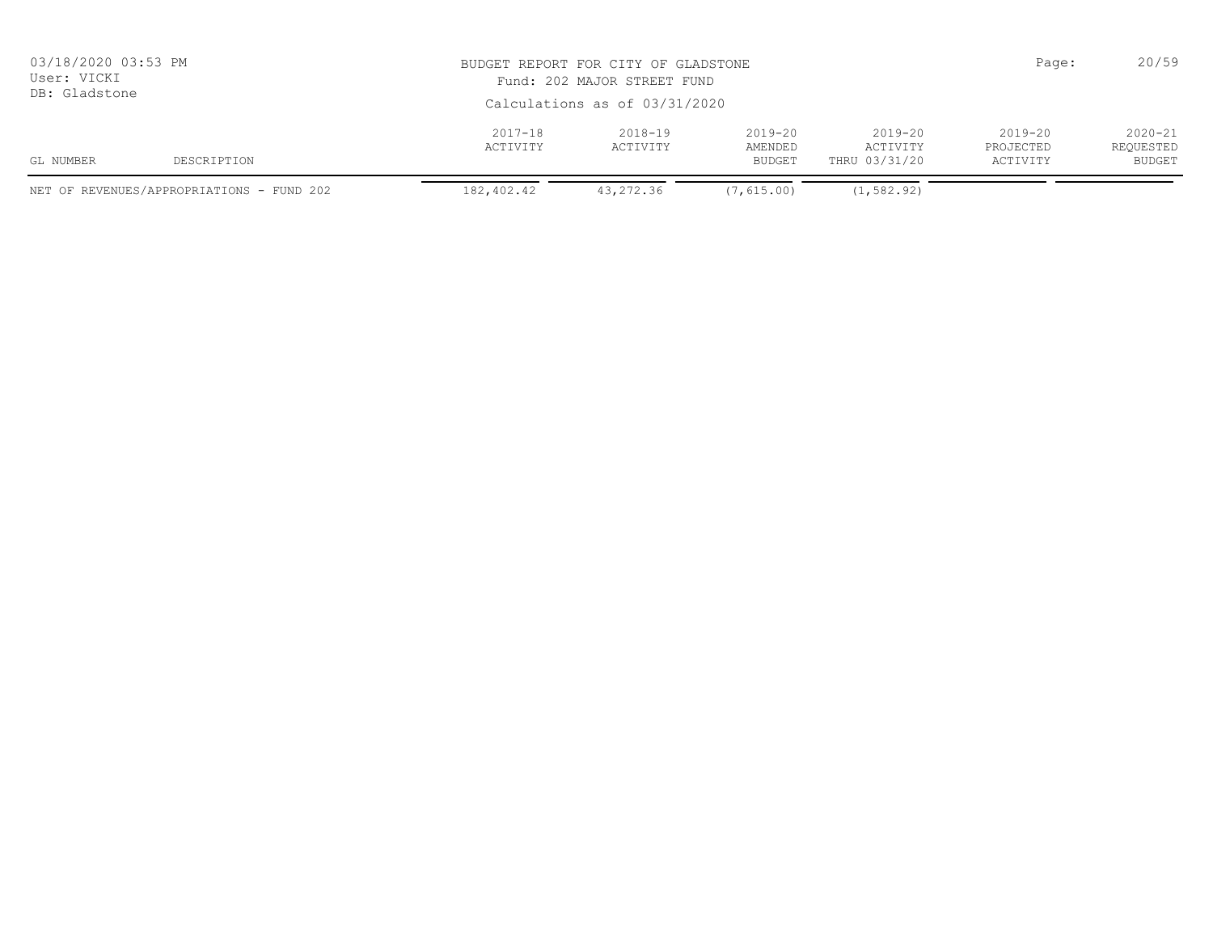BUDGET REPORT FOR CITY OF GLADSTONE
Fund: 202 MAJOR STREET FUND
Calculations as of 03/31/2020

| GL NUMBER | DESCRIPTION | 2017-18 ACTIVITY | 2018-19 ACTIVITY | 2019-20 AMENDED BUDGET | 2019-20 ACTIVITY THRU 03/31/20 | 2019-20 PROJECTED ACTIVITY | 2020-21 REQUESTED BUDGET |
|---|---|---|---|---|---|---|---|
| NET OF REVENUES/APPROPRIATIONS - FUND 202 | | 182,402.42 | 43,272.36 | (7,615.00) | (1,582.92) | | |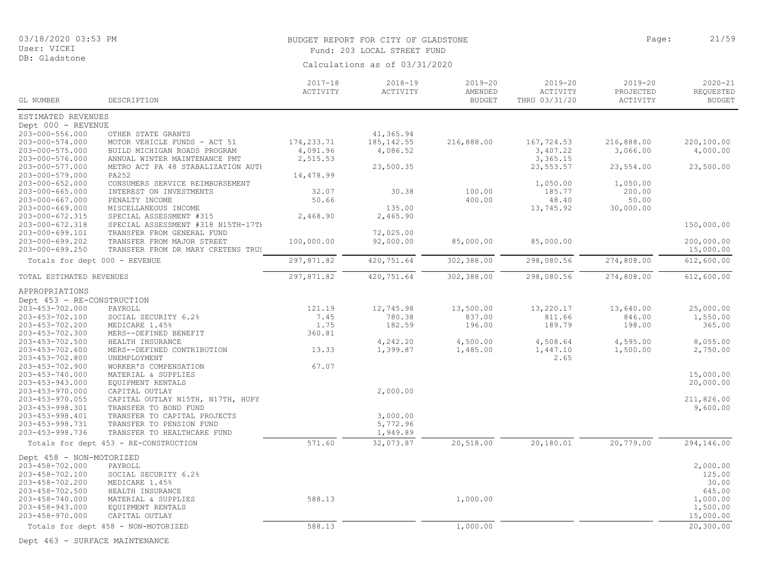# BUDGET REPORT FOR CITY OF GLADSTONE

Fund: 203 LOCAL STREET FUND

Calculations as of 03/31/2020

03/18/2020 03:53 PM
User: VICKI
DB: Gladstone

| GL NUMBER | DESCRIPTION | 2017-18 ACTIVITY | 2018-19 ACTIVITY | 2019-20 AMENDED BUDGET | 2019-20 ACTIVITY THRU 03/31/20 | 2019-20 PROJECTED ACTIVITY | 2020-21 REQUESTED BUDGET |
|---|---|---|---|---|---|---|---|
| ESTIMATED REVENUES | | | | | | | |
| Dept 000 - REVENUE | | | | | | | |
| 203-000-556.000 | OTHER STATE GRANTS | | 41,365.94 | | | | |
| 203-000-574.000 | MOTOR VEHICLE FUNDS - ACT 51 | 174,233.71 | 185,142.55 | 216,888.00 | 167,724.53 | 216,888.00 | 220,100.00 |
| 203-000-575.000 | BUILD MICHIGAN ROADS PROGRAM | 4,091.96 | 4,086.52 | | 3,407.22 | 3,066.00 | 4,000.00 |
| 203-000-576.000 | ANNUAL WINTER MAINTENANCE PMT | 2,515.53 | | | 3,365.15 | | |
| 203-000-577.000 | METRO ACT PA 48 STABALIZATION AUTH | | 23,500.35 | | 23,553.57 | 23,554.00 | 23,500.00 |
| 203-000-579.000 | PA252 | 14,478.99 | | | | | |
| 203-000-652.000 | CONSUMERS SERVICE REIMBURSEMENT | | | | 1,050.00 | 1,050.00 | |
| 203-000-665.000 | INTEREST ON INVESTMENTS | 32.07 | 30.38 | 100.00 | 185.77 | 200.00 | |
| 203-000-667.000 | PENALTY INCOME | 50.66 | | 400.00 | 48.40 | 50.00 | |
| 203-000-669.000 | MISCELLANEOUS INCOME | | 135.00 | | 13,745.92 | 30,000.00 | |
| 203-000-672.315 | SPECIAL ASSESSMENT #315 | 2,468.90 | 2,465.90 | | | | |
| 203-000-672.318 | SPECIAL ASSESSMENT #318 N15TH-17TH | | | | | | 150,000.00 |
| 203-000-699.101 | TRANSFER FROM GENERAL FUND | | 72,025.00 | | | | |
| 203-000-699.202 | TRANSFER FROM MAJOR STREET | 100,000.00 | 92,000.00 | 85,000.00 | 85,000.00 | | 200,000.00 |
| 203-000-699.250 | TRANSFER FROM DR MARY CRETENS TRUS | | | | | | 15,000.00 |
| Totals for dept 000 - REVENUE | | 297,871.82 | 420,751.64 | 302,388.00 | 298,080.56 | 274,808.00 | 612,600.00 |
| TOTAL ESTIMATED REVENUES | | 297,871.82 | 420,751.64 | 302,388.00 | 298,080.56 | 274,808.00 | 612,600.00 |
| APPROPRIATIONS | | | | | | | |
| Dept 453 - RE-CONSTRUCTION | | | | | | | |
| 203-453-702.000 | PAYROLL | 121.19 | 12,745.98 | 13,500.00 | 13,220.17 | 13,640.00 | 25,000.00 |
| 203-453-702.100 | SOCIAL SECURITY 6.2% | 7.45 | 780.38 | 837.00 | 811.66 | 846.00 | 1,550.00 |
| 203-453-702.200 | MEDICARE 1.45% | 1.75 | 182.59 | 196.00 | 189.79 | 198.00 | 365.00 |
| 203-453-702.300 | MERS--DEFINED BENEFIT | 360.81 | | | | | |
| 203-453-702.500 | HEALTH INSURANCE | | 4,242.20 | 4,500.00 | 4,508.64 | 4,595.00 | 8,055.00 |
| 203-453-702.600 | MERS--DEFINED CONTRIBUTION | 13.33 | 1,399.87 | 1,485.00 | 1,447.10 | 1,500.00 | 2,750.00 |
| 203-453-702.800 | UNEMPLOYMENT | | | | 2.65 | | |
| 203-453-702.900 | WORKER'S COMPENSATION | 67.07 | | | | | |
| 203-453-740.000 | MATERIAL & SUPPLIES | | | | | | 15,000.00 |
| 203-453-943.000 | EQUIPMENT RENTALS | | | | | | 20,000.00 |
| 203-453-970.000 | CAPITAL OUTLAY | | 2,000.00 | | | | |
| 203-453-970.055 | CAPITAL OUTLAY N15TH, N17TH, HUPY | | | | | | 211,826.00 |
| 203-453-998.301 | TRANSFER TO BOND FUND | | | | | | 9,600.00 |
| 203-453-998.401 | TRANSFER TO CAPITAL PROJECTS | | 3,000.00 | | | | |
| 203-453-998.731 | TRANSFER TO PENSION FUND | | 5,772.96 | | | | |
| 203-453-998.736 | TRANSFER TO HEALTHCARE FUND | | 1,949.89 | | | | |
| Totals for dept 453 - RE-CONSTRUCTION | | 571.60 | 32,073.87 | 20,518.00 | 20,180.01 | 20,779.00 | 294,146.00 |
| Dept 458 - NON-MOTORIZED | | | | | | | |
| 203-458-702.000 | PAYROLL | | | | | | 2,000.00 |
| 203-458-702.100 | SOCIAL SECURITY 6.2% | | | | | | 125.00 |
| 203-458-702.200 | MEDICARE 1.45% | | | | | | 30.00 |
| 203-458-702.500 | HEALTH INSURANCE | | | | | | 645.00 |
| 203-458-740.000 | MATERIAL & SUPPLIES | 588.13 | | 1,000.00 | | | 1,000.00 |
| 203-458-943.000 | EQUIPMENT RENTALS | | | | | | 1,500.00 |
| 203-458-970.000 | CAPITAL OUTLAY | | | | | | 15,000.00 |
| Totals for dept 458 - NON-MOTORIZED | | 588.13 | | 1,000.00 | | | 20,300.00 |

Dept 463 - SURFACE MAINTENANCE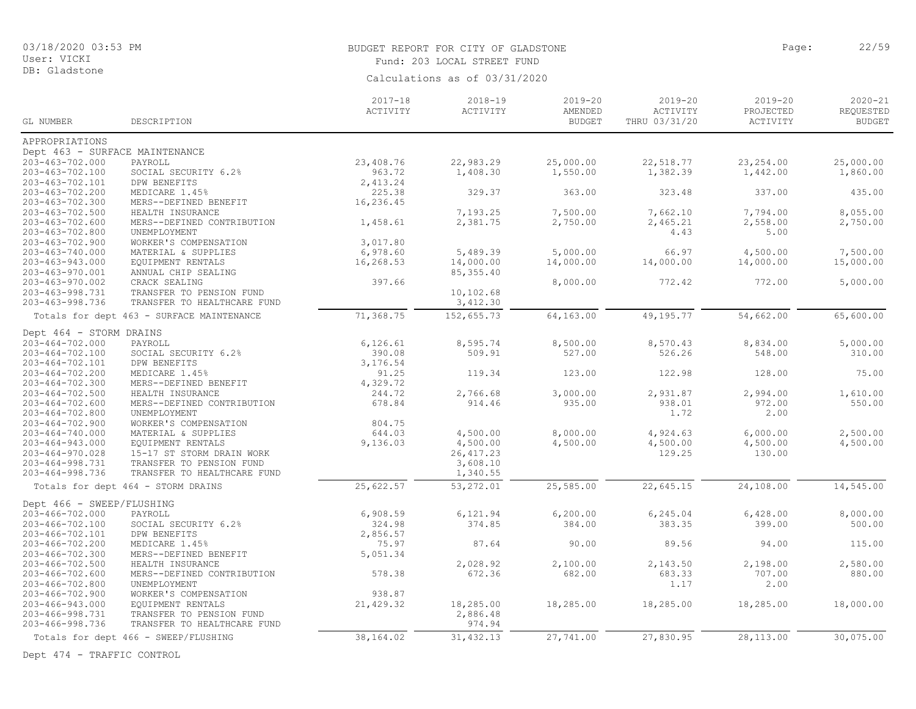BUDGET REPORT FOR CITY OF GLADSTONE

Fund: 203 LOCAL STREET FUND

Calculations as of 03/31/2020

03/18/2020 03:53 PM
User: VICKI
DB: Gladstone

| GL NUMBER | DESCRIPTION | 2017-18 ACTIVITY | 2018-19 ACTIVITY | 2019-20 AMENDED BUDGET | 2019-20 ACTIVITY THRU 03/31/20 | 2019-20 PROJECTED ACTIVITY | 2020-21 REQUESTED BUDGET |
|---|---|---|---|---|---|---|---|
| APPROPRIATIONS | | | | | | | |
| Dept 463 - SURFACE MAINTENANCE | | | | | | | |
| 203-463-702.000 | PAYROLL | 23,408.76 | 22,983.29 | 25,000.00 | 22,518.77 | 23,254.00 | 25,000.00 |
| 203-463-702.100 | SOCIAL SECURITY 6.2% | 963.72 | 1,408.30 | 1,550.00 | 1,382.39 | 1,442.00 | 1,860.00 |
| 203-463-702.101 | DPW BENEFITS | 2,413.24 | | | | | |
| 203-463-702.200 | MEDICARE 1.45% | 225.38 | 329.37 | 363.00 | 323.48 | 337.00 | 435.00 |
| 203-463-702.300 | MERS--DEFINED BENEFIT | 16,236.45 | | | | | |
| 203-463-702.500 | HEALTH INSURANCE | | 7,193.25 | 7,500.00 | 7,662.10 | 7,794.00 | 8,055.00 |
| 203-463-702.600 | MERS--DEFINED CONTRIBUTION | 1,458.61 | 2,381.75 | 2,750.00 | 2,465.21 | 2,558.00 | 2,750.00 |
| 203-463-702.800 | UNEMPLOYMENT | | | | 4.43 | 5.00 | |
| 203-463-702.900 | WORKER'S COMPENSATION | 3,017.80 | | | | | |
| 203-463-740.000 | MATERIAL & SUPPLIES | 6,978.60 | 5,489.39 | 5,000.00 | 66.97 | 4,500.00 | 7,500.00 |
| 203-463-943.000 | EQUIPMENT RENTALS | 16,268.53 | 14,000.00 | 14,000.00 | 14,000.00 | 14,000.00 | 15,000.00 |
| 203-463-970.001 | ANNUAL CHIP SEALING | | 85,355.40 | | | | |
| 203-463-970.002 | CRACK SEALING | 397.66 | | 8,000.00 | 772.42 | 772.00 | 5,000.00 |
| 203-463-998.731 | TRANSFER TO PENSION FUND | | 10,102.68 | | | | |
| 203-463-998.736 | TRANSFER TO HEALTHCARE FUND | | 3,412.30 | | | | |
| Totals for dept 463 - SURFACE MAINTENANCE | | 71,368.75 | 152,655.73 | 64,163.00 | 49,195.77 | 54,662.00 | 65,600.00 |
| Dept 464 - STORM DRAINS | | | | | | | |
| 203-464-702.000 | PAYROLL | 6,126.61 | 8,595.74 | 8,500.00 | 8,570.43 | 8,834.00 | 5,000.00 |
| 203-464-702.100 | SOCIAL SECURITY 6.2% | 390.08 | 509.91 | 527.00 | 526.26 | 548.00 | 310.00 |
| 203-464-702.101 | DPW BENEFITS | 3,176.54 | | | | | |
| 203-464-702.200 | MEDICARE 1.45% | 91.25 | 119.34 | 123.00 | 122.98 | 128.00 | 75.00 |
| 203-464-702.300 | MERS--DEFINED BENEFIT | 4,329.72 | | | | | |
| 203-464-702.500 | HEALTH INSURANCE | 244.72 | 2,766.68 | 3,000.00 | 2,931.87 | 2,994.00 | 1,610.00 |
| 203-464-702.600 | MERS--DEFINED CONTRIBUTION | 678.84 | 914.46 | 935.00 | 938.01 | 972.00 | 550.00 |
| 203-464-702.800 | UNEMPLOYMENT | | | | 1.72 | 2.00 | |
| 203-464-702.900 | WORKER'S COMPENSATION | 804.75 | | | | | |
| 203-464-740.000 | MATERIAL & SUPPLIES | 644.03 | 4,500.00 | 8,000.00 | 4,924.63 | 6,000.00 | 2,500.00 |
| 203-464-943.000 | EQUIPMENT RENTALS | 9,136.03 | 4,500.00 | 4,500.00 | 4,500.00 | 4,500.00 | 4,500.00 |
| 203-464-970.028 | 15-17 ST STORM DRAIN WORK | | 26,417.23 | | 129.25 | 130.00 | |
| 203-464-998.731 | TRANSFER TO PENSION FUND | | 3,608.10 | | | | |
| 203-464-998.736 | TRANSFER TO HEALTHCARE FUND | | 1,340.55 | | | | |
| Totals for dept 464 - STORM DRAINS | | 25,622.57 | 53,272.01 | 25,585.00 | 22,645.15 | 24,108.00 | 14,545.00 |
| Dept 466 - SWEEP/FLUSHING | | | | | | | |
| 203-466-702.000 | PAYROLL | 6,908.59 | 6,121.94 | 6,200.00 | 6,245.04 | 6,428.00 | 8,000.00 |
| 203-466-702.100 | SOCIAL SECURITY 6.2% | 324.98 | 374.85 | 384.00 | 383.35 | 399.00 | 500.00 |
| 203-466-702.101 | DPW BENEFITS | 2,856.57 | | | | | |
| 203-466-702.200 | MEDICARE 1.45% | 75.97 | 87.64 | 90.00 | 89.56 | 94.00 | 115.00 |
| 203-466-702.300 | MERS--DEFINED BENEFIT | 5,051.34 | | | | | |
| 203-466-702.500 | HEALTH INSURANCE | | 2,028.92 | 2,100.00 | 2,143.50 | 2,198.00 | 2,580.00 |
| 203-466-702.600 | MERS--DEFINED CONTRIBUTION | 578.38 | 672.36 | 682.00 | 683.33 | 707.00 | 880.00 |
| 203-466-702.800 | UNEMPLOYMENT | | | | 1.17 | 2.00 | |
| 203-466-702.900 | WORKER'S COMPENSATION | 938.87 | | | | | |
| 203-466-943.000 | EQUIPMENT RENTALS | 21,429.32 | 18,285.00 | 18,285.00 | 18,285.00 | 18,285.00 | 18,000.00 |
| 203-466-998.731 | TRANSFER TO PENSION FUND | | 2,886.48 | | | | |
| 203-466-998.736 | TRANSFER TO HEALTHCARE FUND | | 974.94 | | | | |
| Totals for dept 466 - SWEEP/FLUSHING | | 38,164.02 | 31,432.13 | 27,741.00 | 27,830.95 | 28,113.00 | 30,075.00 |

Dept 474 - TRAFFIC CONTROL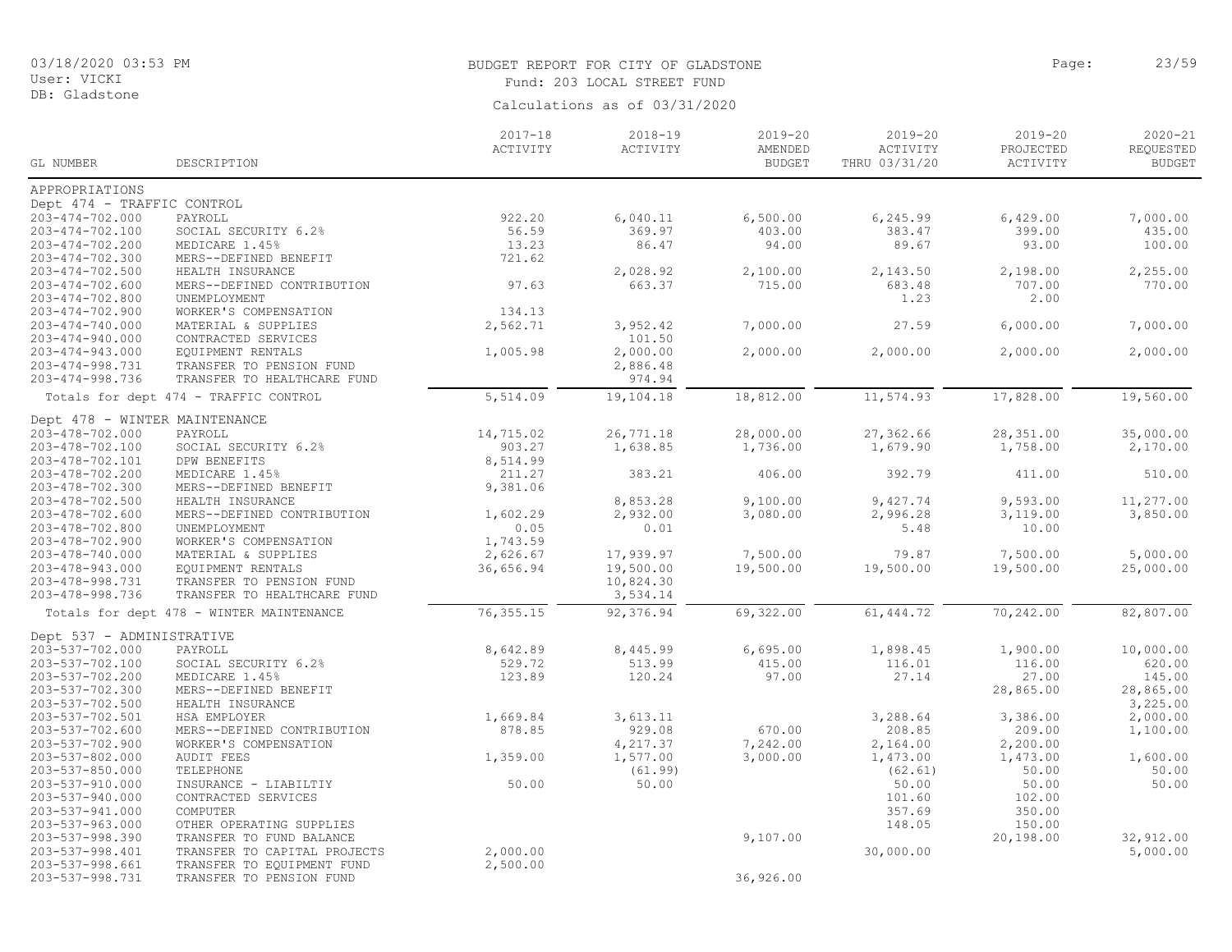BUDGET REPORT FOR CITY OF GLADSTONE
Fund: 203 LOCAL STREET FUND
Calculations as of 03/31/2020

03/18/2020 03:53 PM
User: VICKI
DB: Gladstone

| GL NUMBER | DESCRIPTION | 2017-18 ACTIVITY | 2018-19 ACTIVITY | 2019-20 AMENDED BUDGET | 2019-20 ACTIVITY THRU 03/31/20 | 2019-20 PROJECTED ACTIVITY | 2020-21 REQUESTED BUDGET |
|---|---|---|---|---|---|---|---|
| APPROPRIATIONS | | | | | | | |
| Dept 474 - TRAFFIC CONTROL | | | | | | | |
| 203-474-702.000 | PAYROLL | 922.20 | 6,040.11 | 6,500.00 | 6,245.99 | 6,429.00 | 7,000.00 |
| 203-474-702.100 | SOCIAL SECURITY 6.2% | 56.59 | 369.97 | 403.00 | 383.47 | 399.00 | 435.00 |
| 203-474-702.200 | MEDICARE 1.45% | 13.23 | 86.47 | 94.00 | 89.67 | 93.00 | 100.00 |
| 203-474-702.300 | MERS--DEFINED BENEFIT | 721.62 | | | | | |
| 203-474-702.500 | HEALTH INSURANCE | | 2,028.92 | 2,100.00 | 2,143.50 | 2,198.00 | 2,255.00 |
| 203-474-702.600 | MERS--DEFINED CONTRIBUTION | 97.63 | 663.37 | 715.00 | 683.48 | 707.00 | 770.00 |
| 203-474-702.800 | UNEMPLOYMENT | | | | 1.23 | 2.00 | |
| 203-474-702.900 | WORKER'S COMPENSATION | 134.13 | | | | | |
| 203-474-740.000 | MATERIAL & SUPPLIES | 2,562.71 | 3,952.42 | 7,000.00 | 27.59 | 6,000.00 | 7,000.00 |
| 203-474-940.000 | CONTRACTED SERVICES | | 101.50 | | | | |
| 203-474-943.000 | EQUIPMENT RENTALS | 1,005.98 | 2,000.00 | 2,000.00 | 2,000.00 | 2,000.00 | 2,000.00 |
| 203-474-998.731 | TRANSFER TO PENSION FUND | | 2,886.48 | | | | |
| 203-474-998.736 | TRANSFER TO HEALTHCARE FUND | | 974.94 | | | | |
| Totals for dept 474 - TRAFFIC CONTROL | | 5,514.09 | 19,104.18 | 18,812.00 | 11,574.93 | 17,828.00 | 19,560.00 |
| Dept 478 - WINTER MAINTENANCE | | | | | | | |
| 203-478-702.000 | PAYROLL | 14,715.02 | 26,771.18 | 28,000.00 | 27,362.66 | 28,351.00 | 35,000.00 |
| 203-478-702.100 | SOCIAL SECURITY 6.2% | 903.27 | 1,638.85 | 1,736.00 | 1,679.90 | 1,758.00 | 2,170.00 |
| 203-478-702.101 | DPW BENEFITS | 8,514.99 | | | | | |
| 203-478-702.200 | MEDICARE 1.45% | 211.27 | 383.21 | 406.00 | 392.79 | 411.00 | 510.00 |
| 203-478-702.300 | MERS--DEFINED BENEFIT | 9,381.06 | | | | | |
| 203-478-702.500 | HEALTH INSURANCE | | 8,853.28 | 9,100.00 | 9,427.74 | 9,593.00 | 11,277.00 |
| 203-478-702.600 | MERS--DEFINED CONTRIBUTION | 1,602.29 | 2,932.00 | 3,080.00 | 2,996.28 | 3,119.00 | 3,850.00 |
| 203-478-702.800 | UNEMPLOYMENT | 0.05 | 0.01 | | 5.48 | 10.00 | |
| 203-478-702.900 | WORKER'S COMPENSATION | 1,743.59 | | | | | |
| 203-478-740.000 | MATERIAL & SUPPLIES | 2,626.67 | 17,939.97 | 7,500.00 | 79.87 | 7,500.00 | 5,000.00 |
| 203-478-943.000 | EQUIPMENT RENTALS | 36,656.94 | 19,500.00 | 19,500.00 | 19,500.00 | 19,500.00 | 25,000.00 |
| 203-478-998.731 | TRANSFER TO PENSION FUND | | 10,824.30 | | | | |
| 203-478-998.736 | TRANSFER TO HEALTHCARE FUND | | 3,534.14 | | | | |
| Totals for dept 478 - WINTER MAINTENANCE | | 76,355.15 | 92,376.94 | 69,322.00 | 61,444.72 | 70,242.00 | 82,807.00 |
| Dept 537 - ADMINISTRATIVE | | | | | | | |
| 203-537-702.000 | PAYROLL | 8,642.89 | 8,445.99 | 6,695.00 | 1,898.45 | 1,900.00 | 10,000.00 |
| 203-537-702.100 | SOCIAL SECURITY 6.2% | 529.72 | 513.99 | 415.00 | 116.01 | 116.00 | 620.00 |
| 203-537-702.200 | MEDICARE 1.45% | 123.89 | 120.24 | 97.00 | 27.14 | 27.00 | 145.00 |
| 203-537-702.300 | MERS--DEFINED BENEFIT | | | | | 28,865.00 | 28,865.00 |
| 203-537-702.500 | HEALTH INSURANCE | | | | | | 3,225.00 |
| 203-537-702.501 | HSA EMPLOYER | 1,669.84 | 3,613.11 | | 3,288.64 | 3,386.00 | 2,000.00 |
| 203-537-702.600 | MERS--DEFINED CONTRIBUTION | 878.85 | 929.08 | 670.00 | 208.85 | 209.00 | 1,100.00 |
| 203-537-702.900 | WORKER'S COMPENSATION | | 4,217.37 | 7,242.00 | 2,164.00 | 2,200.00 | |
| 203-537-802.000 | AUDIT FEES | 1,359.00 | 1,577.00 | 3,000.00 | 1,473.00 | 1,473.00 | 1,600.00 |
| 203-537-850.000 | TELEPHONE | | (61.99) | | (62.61) | 50.00 | 50.00 |
| 203-537-910.000 | INSURANCE - LIABILTIY | 50.00 | 50.00 | | 50.00 | 50.00 | 50.00 |
| 203-537-940.000 | CONTRACTED SERVICES | | | | 101.60 | 102.00 | |
| 203-537-941.000 | COMPUTER | | | | 357.69 | 350.00 | |
| 203-537-963.000 | OTHER OPERATING SUPPLIES | | | | 148.05 | 150.00 | |
| 203-537-998.390 | TRANSFER TO FUND BALANCE | | | 9,107.00 | | 20,198.00 | 32,912.00 |
| 203-537-998.401 | TRANSFER TO CAPITAL PROJECTS | 2,000.00 | | | 30,000.00 | | 5,000.00 |
| 203-537-998.661 | TRANSFER TO EQUIPMENT FUND | 2,500.00 | | | | | |
| 203-537-998.731 | TRANSFER TO PENSION FUND | | | 36,926.00 | | | |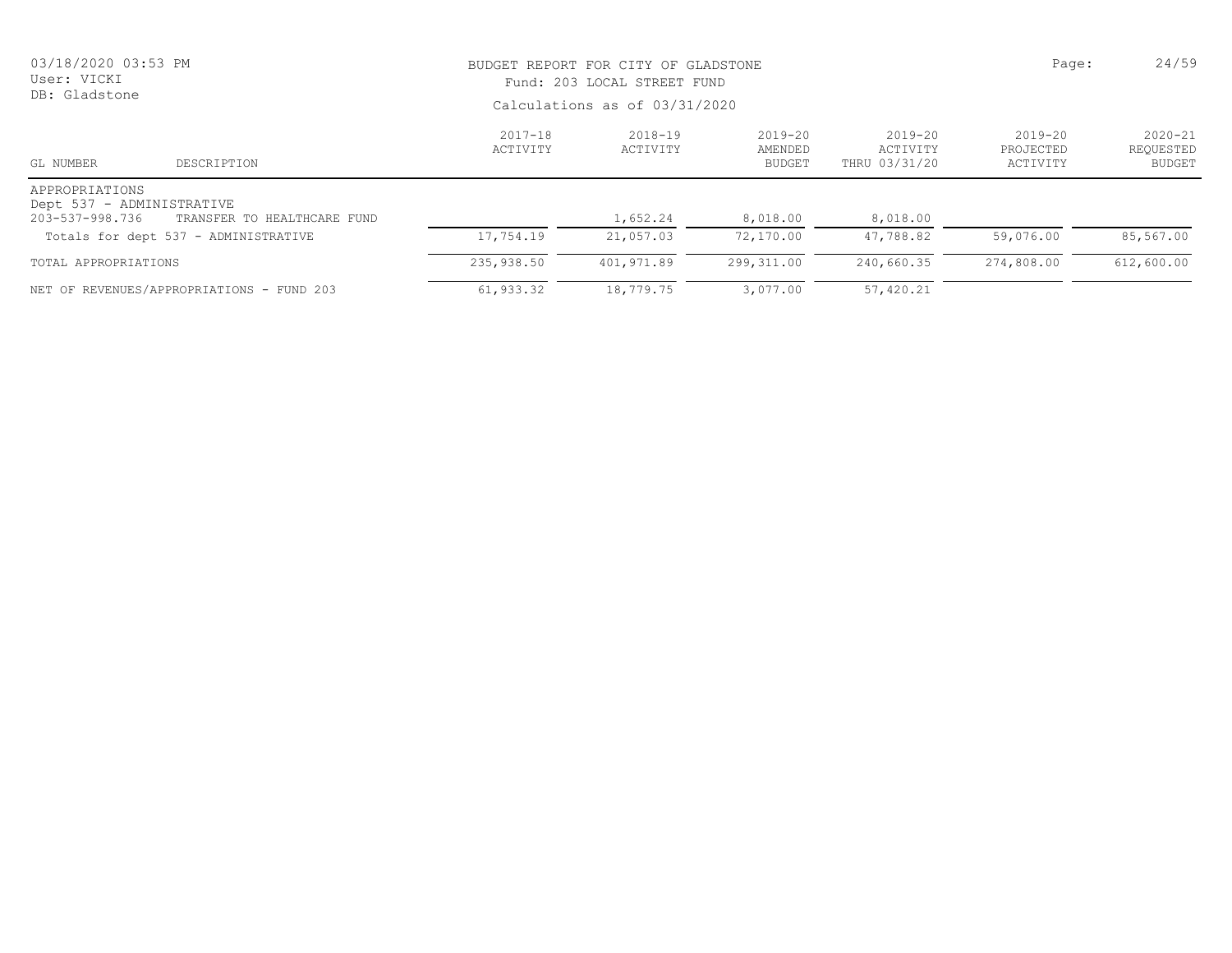BUDGET REPORT FOR CITY OF GLADSTONE
Fund: 203 LOCAL STREET FUND
Calculations as of 03/31/2020

| GL NUMBER | DESCRIPTION | 2017-18 ACTIVITY | 2018-19 ACTIVITY | 2019-20 AMENDED BUDGET | 2019-20 ACTIVITY THRU 03/31/20 | 2019-20 PROJECTED ACTIVITY | 2020-21 REQUESTED BUDGET |
|---|---|---|---|---|---|---|---|
| APPROPRIATIONS | | | | | | | |
| Dept 537 - ADMINISTRATIVE | | | | | | | |
| 203-537-998.736 | TRANSFER TO HEALTHCARE FUND | | 1,652.24 | 8,018.00 | 8,018.00 | | |
| Totals for dept 537 - ADMINISTRATIVE | | 17,754.19 | 21,057.03 | 72,170.00 | 47,788.82 | 59,076.00 | 85,567.00 |
| TOTAL APPROPRIATIONS | | 235,938.50 | 401,971.89 | 299,311.00 | 240,660.35 | 274,808.00 | 612,600.00 |
| NET OF REVENUES/APPROPRIATIONS - FUND 203 | | 61,933.32 | 18,779.75 | 3,077.00 | 57,420.21 | | |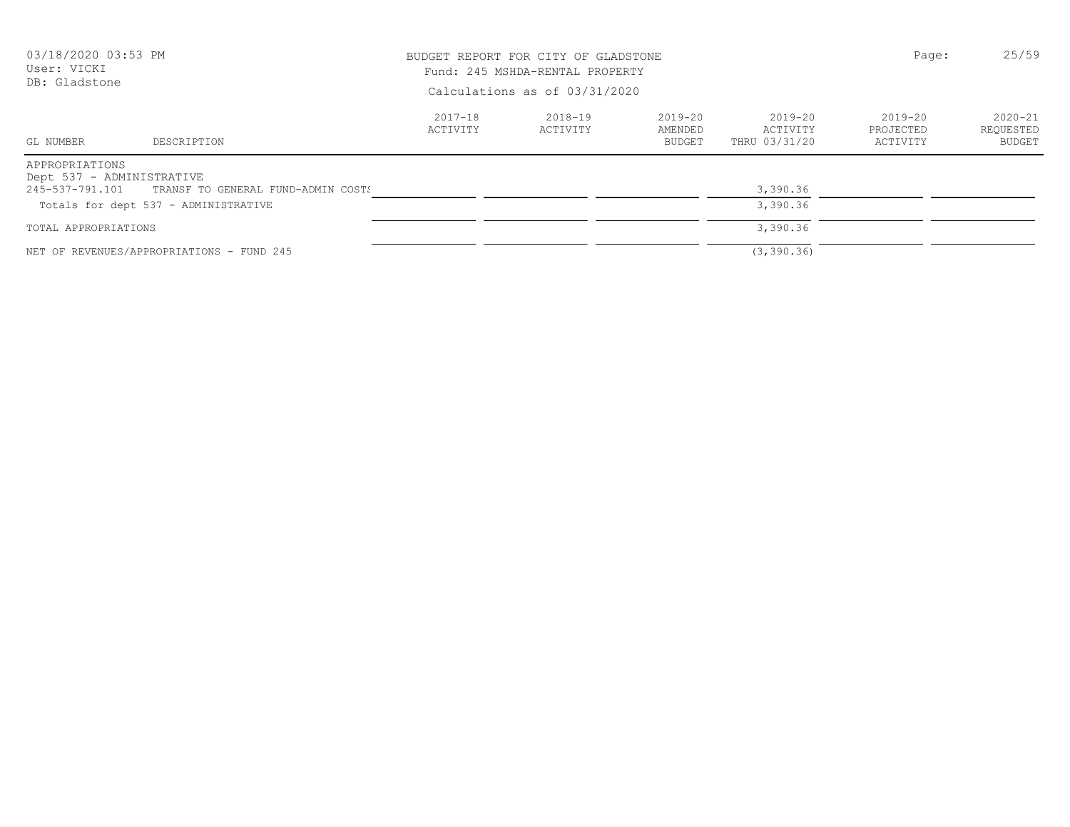BUDGET REPORT FOR CITY OF GLADSTONE
Fund: 245 MSHDA-RENTAL PROPERTY
Calculations as of 03/31/2020

| GL NUMBER | DESCRIPTION | 2017-18 ACTIVITY | 2018-19 ACTIVITY | 2019-20 AMENDED BUDGET | 2019-20 ACTIVITY THRU 03/31/20 | 2019-20 PROJECTED ACTIVITY | 2020-21 REQUESTED BUDGET |
|---|---|---|---|---|---|---|---|
| APPROPRIATIONS | | | | | | | |
| Dept 537 - ADMINISTRATIVE | | | | | | | |
| 245-537-791.101 | TRANSF TO GENERAL FUND-ADMIN COSTS | | | | 3,390.36 | | |
| Totals for dept 537 - ADMINISTRATIVE | | | | | 3,390.36 | | |
| TOTAL APPROPRIATIONS | | | | | 3,390.36 | | |
| NET OF REVENUES/APPROPRIATIONS - FUND 245 | | | | | (3,390.36) | | |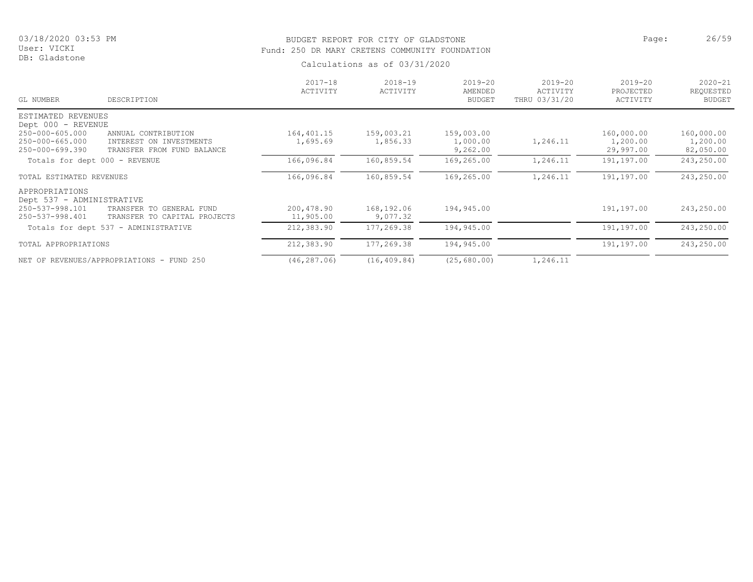BUDGET REPORT FOR CITY OF GLADSTONE
Fund: 250 DR MARY CRETENS COMMUNITY FOUNDATION

Calculations as of 03/31/2020

03/18/2020 03:53 PM
User: VICKI
DB: Gladstone

| GL NUMBER | DESCRIPTION | 2017-18 ACTIVITY | 2018-19 ACTIVITY | 2019-20 AMENDED BUDGET | 2019-20 ACTIVITY THRU 03/31/20 | 2019-20 PROJECTED ACTIVITY | 2020-21 REQUESTED BUDGET |
|---|---|---|---|---|---|---|---|
| ESTIMATED REVENUES | | | | | | | |
| Dept 000 - REVENUE | | | | | | | |
| 250-000-605.000 | ANNUAL CONTRIBUTION | 164,401.15 | 159,003.21 | 159,003.00 | | 160,000.00 | 160,000.00 |
| 250-000-665.000 | INTEREST ON INVESTMENTS | 1,695.69 | 1,856.33 | 1,000.00 | 1,246.11 | 1,200.00 | 1,200.00 |
| 250-000-699.390 | TRANSFER FROM FUND BALANCE | | | 9,262.00 | | 29,997.00 | 82,050.00 |
| Totals for dept 000 - REVENUE | | 166,096.84 | 160,859.54 | 169,265.00 | 1,246.11 | 191,197.00 | 243,250.00 |
| TOTAL ESTIMATED REVENUES | | 166,096.84 | 160,859.54 | 169,265.00 | 1,246.11 | 191,197.00 | 243,250.00 |
| APPROPRIATIONS | | | | | | | |
| Dept 537 - ADMINISTRATIVE | | | | | | | |
| 250-537-998.101 | TRANSFER TO GENERAL FUND | 200,478.90 | 168,192.06 | 194,945.00 | | 191,197.00 | 243,250.00 |
| 250-537-998.401 | TRANSFER TO CAPITAL PROJECTS | 11,905.00 | 9,077.32 | | | | |
| Totals for dept 537 - ADMINISTRATIVE | | 212,383.90 | 177,269.38 | 194,945.00 | | 191,197.00 | 243,250.00 |
| TOTAL APPROPRIATIONS | | 212,383.90 | 177,269.38 | 194,945.00 | | 191,197.00 | 243,250.00 |
| NET OF REVENUES/APPROPRIATIONS - FUND 250 | | (46,287.06) | (16,409.84) | (25,680.00) | 1,246.11 | | |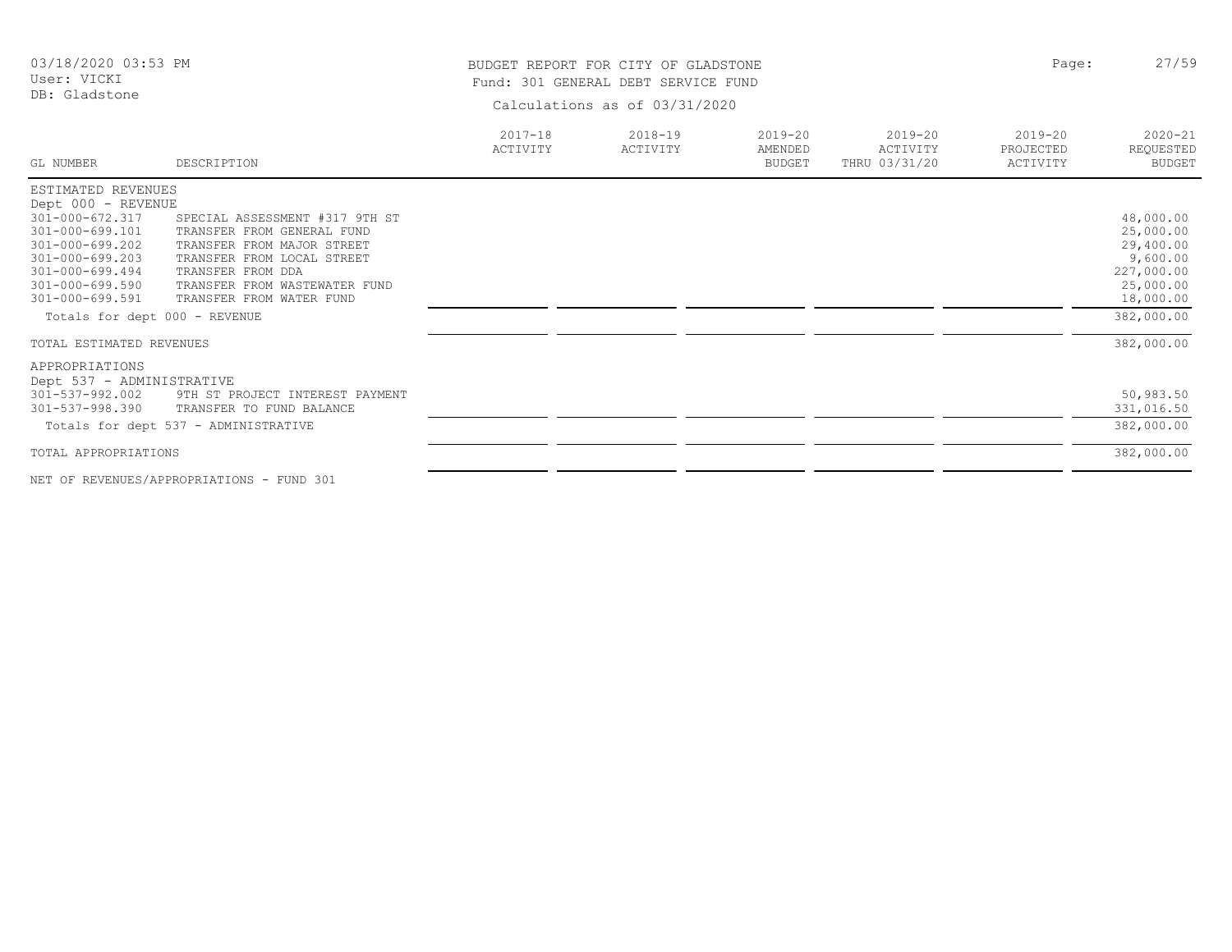BUDGET REPORT FOR CITY OF GLADSTONE

Fund: 301 GENERAL DEBT SERVICE FUND

Calculations as of 03/31/2020

| GL NUMBER | DESCRIPTION | 2017-18 ACTIVITY | 2018-19 ACTIVITY | 2019-20 AMENDED BUDGET | 2019-20 ACTIVITY THRU 03/31/20 | 2019-20 PROJECTED ACTIVITY | 2020-21 REQUESTED BUDGET |
|---|---|---|---|---|---|---|---|
| ESTIMATED REVENUES | | | | | | | |
| Dept 000 - REVENUE | | | | | | | |
| 301-000-672.317 | SPECIAL ASSESSMENT #317 9TH ST | | | | | | 48,000.00 |
| 301-000-699.101 | TRANSFER FROM GENERAL FUND | | | | | | 25,000.00 |
| 301-000-699.202 | TRANSFER FROM MAJOR STREET | | | | | | 29,400.00 |
| 301-000-699.203 | TRANSFER FROM LOCAL STREET | | | | | | 9,600.00 |
| 301-000-699.494 | TRANSFER FROM DDA | | | | | | 227,000.00 |
| 301-000-699.590 | TRANSFER FROM WASTEWATER FUND | | | | | | 25,000.00 |
| 301-000-699.591 | TRANSFER FROM WATER FUND | | | | | | 18,000.00 |
| Totals for dept 000 - REVENUE | | | | | | | 382,000.00 |
| TOTAL ESTIMATED REVENUES | | | | | | | 382,000.00 |
| APPROPRIATIONS | | | | | | | |
| Dept 537 - ADMINISTRATIVE | | | | | | | |
| 301-537-992.002 | 9TH ST PROJECT INTEREST PAYMENT | | | | | | 50,983.50 |
| 301-537-998.390 | TRANSFER TO FUND BALANCE | | | | | | 331,016.50 |
| Totals for dept 537 - ADMINISTRATIVE | | | | | | | 382,000.00 |
| TOTAL APPROPRIATIONS | | | | | | | 382,000.00 |
| NET OF REVENUES/APPROPRIATIONS - FUND 301 | | | | | | | |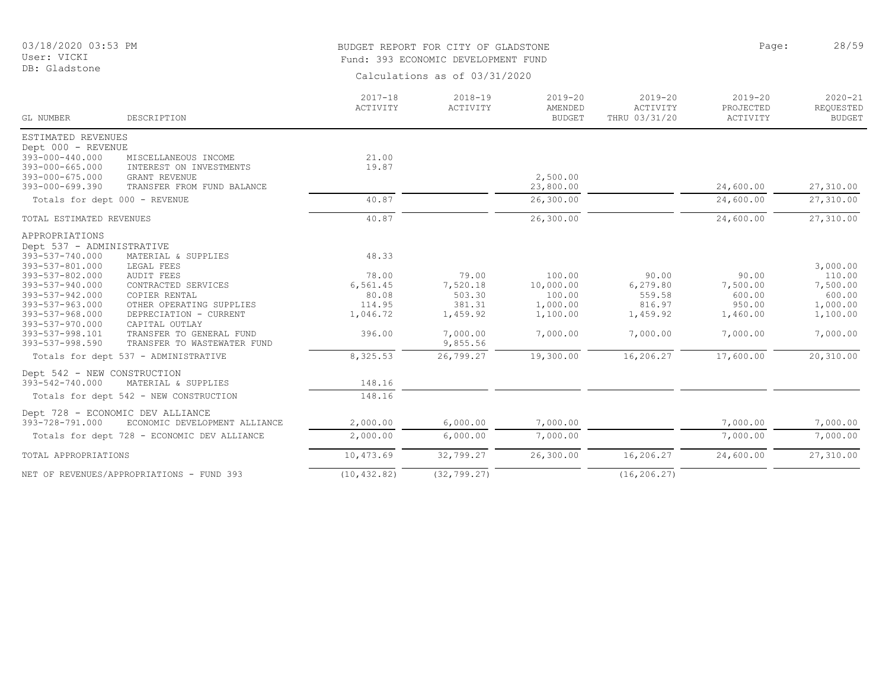# BUDGET REPORT FOR CITY OF GLADSTONE

Fund: 393 ECONOMIC DEVELOPMENT FUND

Calculations as of 03/31/2020

03/18/2020 03:53 PM
User: VICKI
DB: Gladstone

| GL NUMBER | DESCRIPTION | 2017-18 ACTIVITY | 2018-19 ACTIVITY | 2019-20 AMENDED BUDGET | 2019-20 ACTIVITY THRU 03/31/20 | 2019-20 PROJECTED ACTIVITY | 2020-21 REQUESTED BUDGET |
|---|---|---|---|---|---|---|---|
| ESTIMATED REVENUES | | | | | | | |
| Dept 000 - REVENUE | | | | | | | |
| 393-000-440.000 | MISCELLANEOUS INCOME | 21.00 | | | | | |
| 393-000-665.000 | INTEREST ON INVESTMENTS | 19.87 | | | | | |
| 393-000-675.000 | GRANT REVENUE | | | 2,500.00 | | | |
| 393-000-699.390 | TRANSFER FROM FUND BALANCE | | | 23,800.00 | | 24,600.00 | 27,310.00 |
| Totals for dept 000 - REVENUE | | 40.87 | | 26,300.00 | | 24,600.00 | 27,310.00 |
| TOTAL ESTIMATED REVENUES | | 40.87 | | 26,300.00 | | 24,600.00 | 27,310.00 |
| APPROPRIATIONS | | | | | | | |
| Dept 537 - ADMINISTRATIVE | | | | | | | |
| 393-537-740.000 | MATERIAL & SUPPLIES | 48.33 | | | | | |
| 393-537-801.000 | LEGAL FEES | | | | | | 3,000.00 |
| 393-537-802.000 | AUDIT FEES | 78.00 | 79.00 | 100.00 | 90.00 | 90.00 | 110.00 |
| 393-537-940.000 | CONTRACTED SERVICES | 6,561.45 | 7,520.18 | 10,000.00 | 6,279.80 | 7,500.00 | 7,500.00 |
| 393-537-942.000 | COPIER RENTAL | 80.08 | 503.30 | 100.00 | 559.58 | 600.00 | 600.00 |
| 393-537-963.000 | OTHER OPERATING SUPPLIES | 114.95 | 381.31 | 1,000.00 | 816.97 | 950.00 | 1,000.00 |
| 393-537-968.000 | DEPRECIATION - CURRENT | 1,046.72 | 1,459.92 | 1,100.00 | 1,459.92 | 1,460.00 | 1,100.00 |
| 393-537-970.000 | CAPITAL OUTLAY | | | | | | |
| 393-537-998.101 | TRANSFER TO GENERAL FUND | 396.00 | 7,000.00 | 7,000.00 | 7,000.00 | 7,000.00 | 7,000.00 |
| 393-537-998.590 | TRANSFER TO WASTEWATER FUND | | 9,855.56 | | | | |
| Totals for dept 537 - ADMINISTRATIVE | | 8,325.53 | 26,799.27 | 19,300.00 | 16,206.27 | 17,600.00 | 20,310.00 |
| Dept 542 - NEW CONSTRUCTION | | | | | | | |
| 393-542-740.000 | MATERIAL & SUPPLIES | 148.16 | | | | | |
| Totals for dept 542 - NEW CONSTRUCTION | | 148.16 | | | | | |
| Dept 728 - ECONOMIC DEV ALLIANCE | | | | | | | |
| 393-728-791.000 | ECONOMIC DEVELOPMENT ALLIANCE | 2,000.00 | 6,000.00 | 7,000.00 | | 7,000.00 | 7,000.00 |
| Totals for dept 728 - ECONOMIC DEV ALLIANCE | | 2,000.00 | 6,000.00 | 7,000.00 | | 7,000.00 | 7,000.00 |
| TOTAL APPROPRIATIONS | | 10,473.69 | 32,799.27 | 26,300.00 | 16,206.27 | 24,600.00 | 27,310.00 |
| NET OF REVENUES/APPROPRIATIONS - FUND 393 | | (10,432.82) | (32,799.27) | | (16,206.27) | | |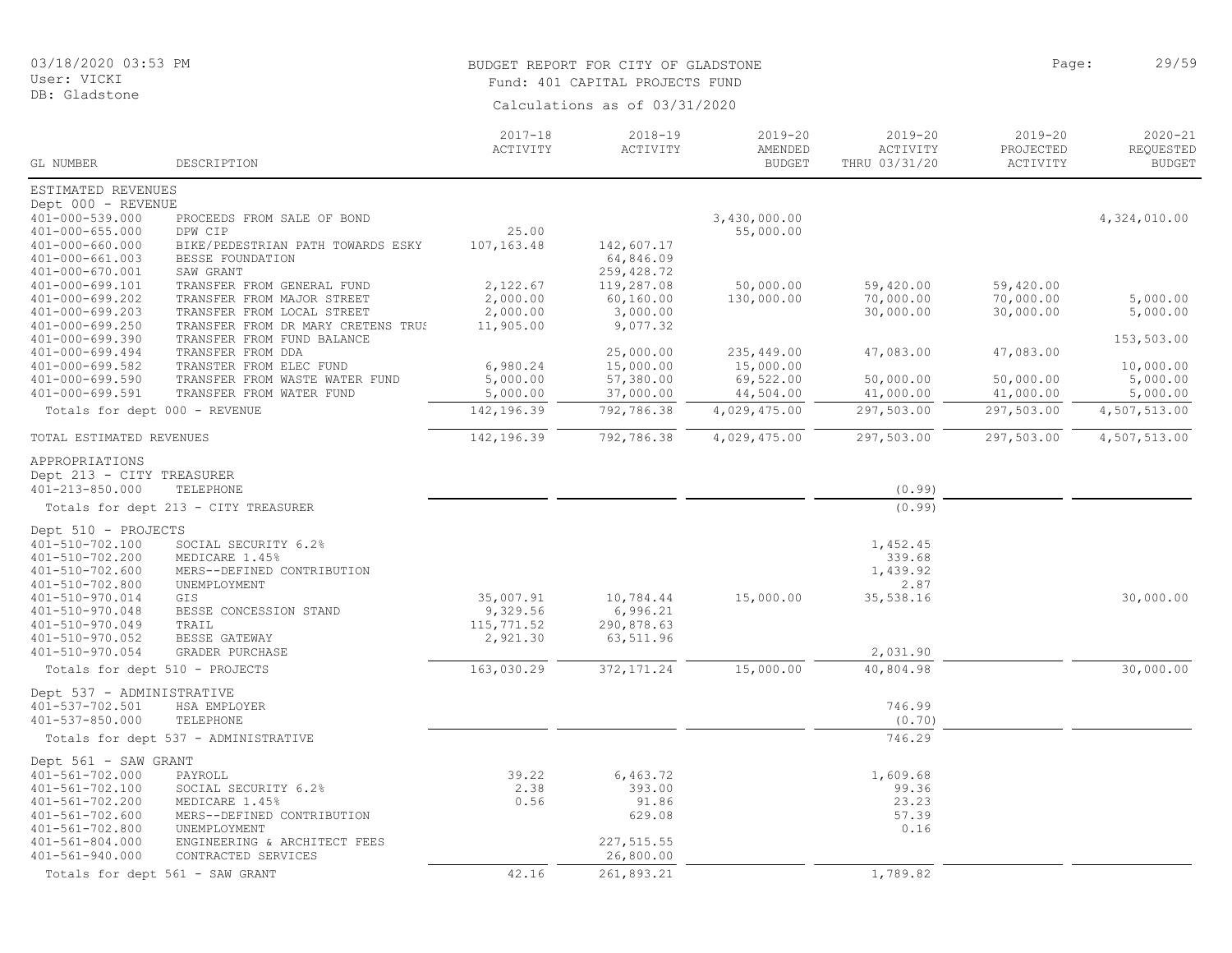# BUDGET REPORT FOR CITY OF GLADSTONE

Fund: 401 CAPITAL PROJECTS FUND

Calculations as of 03/31/2020

03/18/2020 03:53 PM
User: VICKI
DB: Gladstone

| GL NUMBER | DESCRIPTION | 2017-18 ACTIVITY | 2018-19 ACTIVITY | 2019-20 AMENDED BUDGET | 2019-20 ACTIVITY THRU 03/31/20 | 2019-20 PROJECTED ACTIVITY | 2020-21 REQUESTED BUDGET |
|---|---|---|---|---|---|---|---|
| ESTIMATED REVENUES | | | | | | | |
| Dept 000 - REVENUE | | | | | | | |
| 401-000-539.000 | PROCEEDS FROM SALE OF BOND | | | 3,430,000.00 | | | 4,324,010.00 |
| 401-000-655.000 | DPW CIP | 25.00 | | 55,000.00 | | | |
| 401-000-660.000 | BIKE/PEDESTRIAN PATH TOWARDS ESKY | 107,163.48 | 142,607.17 | | | | |
| 401-000-661.003 | BESSE FOUNDATION | | 64,846.09 | | | | |
| 401-000-670.001 | SAW GRANT | | 259,428.72 | | | | |
| 401-000-699.101 | TRANSFER FROM GENERAL FUND | 2,122.67 | 119,287.08 | 50,000.00 | 59,420.00 | 59,420.00 | |
| 401-000-699.202 | TRANSFER FROM MAJOR STREET | 2,000.00 | 60,160.00 | 130,000.00 | 70,000.00 | 70,000.00 | 5,000.00 |
| 401-000-699.203 | TRANSFER FROM LOCAL STREET | 2,000.00 | 3,000.00 | | 30,000.00 | 30,000.00 | 5,000.00 |
| 401-000-699.250 | TRANSFER FROM DR MARY CRETENS TRUS | 11,905.00 | 9,077.32 | | | | |
| 401-000-699.390 | TRANSFER FROM FUND BALANCE | | | | | | 153,503.00 |
| 401-000-699.494 | TRANSFER FROM DDA | | 25,000.00 | 235,449.00 | 47,083.00 | 47,083.00 | |
| 401-000-699.582 | TRANSTER FROM ELEC FUND | 6,980.24 | 15,000.00 | 15,000.00 | | | 10,000.00 |
| 401-000-699.590 | TRANSFER FROM WASTE WATER FUND | 5,000.00 | 57,380.00 | 69,522.00 | 50,000.00 | 50,000.00 | 5,000.00 |
| 401-000-699.591 | TRANSFER FROM WATER FUND | 5,000.00 | 37,000.00 | 44,504.00 | 41,000.00 | 41,000.00 | 5,000.00 |
| Totals for dept 000 - REVENUE | | 142,196.39 | 792,786.38 | 4,029,475.00 | 297,503.00 | 297,503.00 | 4,507,513.00 |
| TOTAL ESTIMATED REVENUES | | 142,196.39 | 792,786.38 | 4,029,475.00 | 297,503.00 | 297,503.00 | 4,507,513.00 |
| APPROPRIATIONS | | | | | | | |
| Dept 213 - CITY TREASURER | | | | | | | |
| 401-213-850.000 | TELEPHONE | | | | (0.99) | | |
| Totals for dept 213 - CITY TREASURER | | | | | (0.99) | | |
| Dept 510 - PROJECTS | | | | | | | |
| 401-510-702.100 | SOCIAL SECURITY 6.2% | | | | 1,452.45 | | |
| 401-510-702.200 | MEDICARE 1.45% | | | | 339.68 | | |
| 401-510-702.600 | MERS--DEFINED CONTRIBUTION | | | | 1,439.92 | | |
| 401-510-702.800 | UNEMPLOYMENT | | | | 2.87 | | |
| 401-510-970.014 | GIS | 35,007.91 | 10,784.44 | 15,000.00 | 35,538.16 | | 30,000.00 |
| 401-510-970.048 | BESSE CONCESSION STAND | 9,329.56 | 6,996.21 | | | | |
| 401-510-970.049 | TRAIL | 115,771.52 | 290,878.63 | | | | |
| 401-510-970.052 | BESSE GATEWAY | 2,921.30 | 63,511.96 | | | | |
| 401-510-970.054 | GRADER PURCHASE | | | | 2,031.90 | | |
| Totals for dept 510 - PROJECTS | | 163,030.29 | 372,171.24 | 15,000.00 | 40,804.98 | | 30,000.00 |
| Dept 537 - ADMINISTRATIVE | | | | | | | |
| 401-537-702.501 | HSA EMPLOYER | | | | 746.99 | | |
| 401-537-850.000 | TELEPHONE | | | | (0.70) | | |
| Totals for dept 537 - ADMINISTRATIVE | | | | | 746.29 | | |
| Dept 561 - SAW GRANT | | | | | | | |
| 401-561-702.000 | PAYROLL | 39.22 | 6,463.72 | | 1,609.68 | | |
| 401-561-702.100 | SOCIAL SECURITY 6.2% | 2.38 | 393.00 | | 99.36 | | |
| 401-561-702.200 | MEDICARE 1.45% | 0.56 | 91.86 | | 23.23 | | |
| 401-561-702.600 | MERS--DEFINED CONTRIBUTION | | 629.08 | | 57.39 | | |
| 401-561-702.800 | UNEMPLOYMENT | | | | 0.16 | | |
| 401-561-804.000 | ENGINEERING & ARCHITECT FEES | | 227,515.55 | | | | |
| 401-561-940.000 | CONTRACTED SERVICES | | 26,800.00 | | | | |
| Totals for dept 561 - SAW GRANT | | 42.16 | 261,893.21 | | 1,789.82 | | |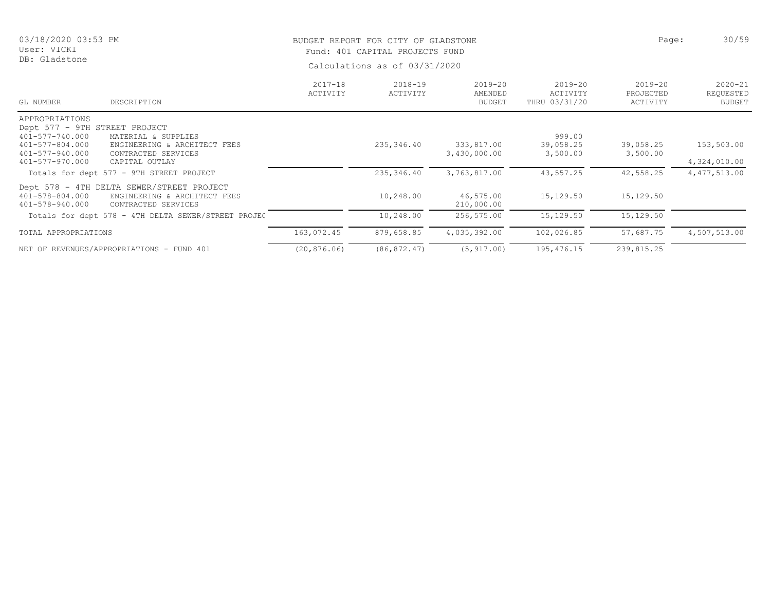BUDGET REPORT FOR CITY OF GLADSTONE

Fund: 401 CAPITAL PROJECTS FUND

Calculations as of 03/31/2020

| GL NUMBER | DESCRIPTION | 2017-18 ACTIVITY | 2018-19 ACTIVITY | 2019-20 AMENDED BUDGET | 2019-20 ACTIVITY THRU 03/31/20 | 2019-20 PROJECTED ACTIVITY | 2020-21 REQUESTED BUDGET |
|---|---|---|---|---|---|---|---|
| APPROPRIATIONS | | | | | | | |
| Dept 577 - 9TH STREET PROJECT | | | | | | | |
| 401-577-740.000 | MATERIAL & SUPPLIES | | | | 999.00 | | |
| 401-577-804.000 | ENGINEERING & ARCHITECT FEES | | 235,346.40 | 333,817.00 | 39,058.25 | 39,058.25 | 153,503.00 |
| 401-577-940.000 | CONTRACTED SERVICES | | | 3,430,000.00 | 3,500.00 | 3,500.00 | |
| 401-577-970.000 | CAPITAL OUTLAY | | | | | | 4,324,010.00 |
| | Totals for dept 577 - 9TH STREET PROJECT | | 235,346.40 | 3,763,817.00 | 43,557.25 | 42,558.25 | 4,477,513.00 |
| Dept 578 - 4TH DELTA SEWER/STREET PROJECT | | | | | | | |
| 401-578-804.000 | ENGINEERING & ARCHITECT FEES | | 10,248.00 | 46,575.00 | 15,129.50 | 15,129.50 | |
| 401-578-940.000 | CONTRACTED SERVICES | | | 210,000.00 | | | |
| | Totals for dept 578 - 4TH DELTA SEWER/STREET PROJEC | | 10,248.00 | 256,575.00 | 15,129.50 | 15,129.50 | |
| TOTAL APPROPRIATIONS | | 163,072.45 | 879,658.85 | 4,035,392.00 | 102,026.85 | 57,687.75 | 4,507,513.00 |
| NET OF REVENUES/APPROPRIATIONS - FUND 401 | | (20,876.06) | (86,872.47) | (5,917.00) | 195,476.15 | 239,815.25 | |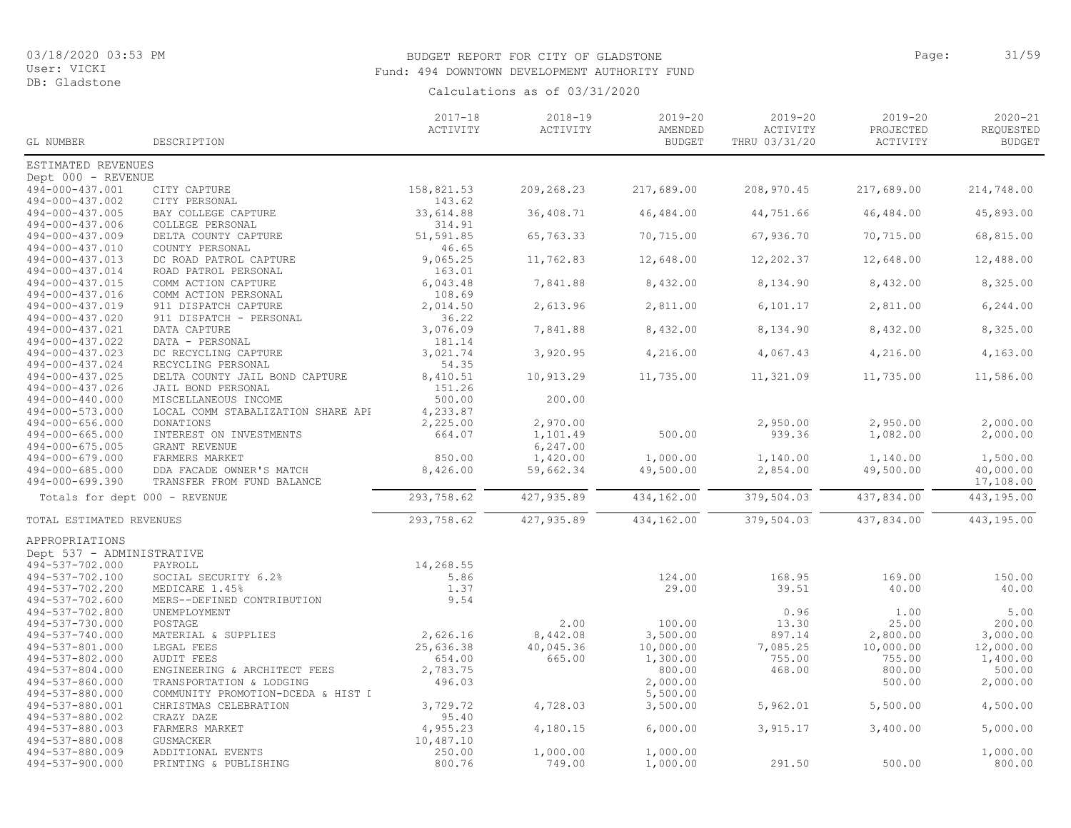BUDGET REPORT FOR CITY OF GLADSTONE

Fund: 494 DOWNTOWN DEVELOPMENT AUTHORITY FUND

Calculations as of 03/31/2020

03/18/2020 03:53 PM
User: VICKI
DB: Gladstone

| GL NUMBER | DESCRIPTION | 2017-18 ACTIVITY | 2018-19 ACTIVITY | 2019-20 AMENDED BUDGET | 2019-20 ACTIVITY THRU 03/31/20 | 2019-20 PROJECTED ACTIVITY | 2020-21 REQUESTED BUDGET |
|---|---|---|---|---|---|---|---|
| ESTIMATED REVENUES | | | | | | | |
| Dept 000 - REVENUE | | | | | | | |
| 494-000-437.001 | CITY CAPTURE | 158,821.53 | 209,268.23 | 217,689.00 | 208,970.45 | 217,689.00 | 214,748.00 |
| 494-000-437.002 | CITY PERSONAL | 143.62 | | | | | |
| 494-000-437.005 | BAY COLLEGE CAPTURE | 33,614.88 | 36,408.71 | 46,484.00 | 44,751.66 | 46,484.00 | 45,893.00 |
| 494-000-437.006 | COLLEGE PERSONAL | 314.91 | | | | | |
| 494-000-437.009 | DELTA COUNTY CAPTURE | 51,591.85 | 65,763.33 | 70,715.00 | 67,936.70 | 70,715.00 | 68,815.00 |
| 494-000-437.010 | COUNTY PERSONAL | 46.65 | | | | | |
| 494-000-437.013 | DC ROAD PATROL CAPTURE | 9,065.25 | 11,762.83 | 12,648.00 | 12,202.37 | 12,648.00 | 12,488.00 |
| 494-000-437.014 | ROAD PATROL PERSONAL | 163.01 | | | | | |
| 494-000-437.015 | COMM ACTION CAPTURE | 6,043.48 | 7,841.88 | 8,432.00 | 8,134.90 | 8,432.00 | 8,325.00 |
| 494-000-437.016 | COMM ACTION PERSONAL | 108.69 | | | | | |
| 494-000-437.019 | 911 DISPATCH CAPTURE | 2,014.50 | 2,613.96 | 2,811.00 | 6,101.17 | 2,811.00 | 6,244.00 |
| 494-000-437.020 | 911 DISPATCH - PERSONAL | 36.22 | | | | | |
| 494-000-437.021 | DATA CAPTURE | 3,076.09 | 7,841.88 | 8,432.00 | 8,134.90 | 8,432.00 | 8,325.00 |
| 494-000-437.022 | DATA - PERSONAL | 181.14 | | | | | |
| 494-000-437.023 | DC RECYCLING CAPTURE | 3,021.74 | 3,920.95 | 4,216.00 | 4,067.43 | 4,216.00 | 4,163.00 |
| 494-000-437.024 | RECYCLING PERSONAL | 54.35 | | | | | |
| 494-000-437.025 | DELTA COUNTY JAIL BOND CAPTURE | 8,410.51 | 10,913.29 | 11,735.00 | 11,321.09 | 11,735.00 | 11,586.00 |
| 494-000-437.026 | JAIL BOND PERSONAL | 151.26 | | | | | |
| 494-000-440.000 | MISCELLANEOUS INCOME | 500.00 | 200.00 | | | | |
| 494-000-573.000 | LOCAL COMM STABALIZATION SHARE API | 4,233.87 | | | | | |
| 494-000-656.000 | DONATIONS | 2,225.00 | 2,970.00 | | 2,950.00 | 2,950.00 | 2,000.00 |
| 494-000-665.000 | INTEREST ON INVESTMENTS | 664.07 | 1,101.49 | 500.00 | 939.36 | 1,082.00 | 2,000.00 |
| 494-000-675.005 | GRANT REVENUE | | 6,247.00 | | | | |
| 494-000-679.000 | FARMERS MARKET | 850.00 | 1,420.00 | 1,000.00 | 1,140.00 | 1,140.00 | 1,500.00 |
| 494-000-685.000 | DDA FACADE OWNER'S MATCH | 8,426.00 | 59,662.34 | 49,500.00 | 2,854.00 | 49,500.00 | 40,000.00 |
| 494-000-699.390 | TRANSFER FROM FUND BALANCE | | | | | | 17,108.00 |
| Totals for dept 000 - REVENUE | | 293,758.62 | 427,935.89 | 434,162.00 | 379,504.03 | 437,834.00 | 443,195.00 |
| TOTAL ESTIMATED REVENUES | | 293,758.62 | 427,935.89 | 434,162.00 | 379,504.03 | 437,834.00 | 443,195.00 |
| APPROPRIATIONS | | | | | | | |
| Dept 537 - ADMINISTRATIVE | | | | | | | |
| 494-537-702.000 | PAYROLL | 14,268.55 | | | | | |
| 494-537-702.100 | SOCIAL SECURITY 6.2% | 5.86 | | 124.00 | 168.95 | 169.00 | 150.00 |
| 494-537-702.200 | MEDICARE 1.45% | 1.37 | | 29.00 | 39.51 | 40.00 | 40.00 |
| 494-537-702.600 | MERS--DEFINED CONTRIBUTION | 9.54 | | | | | |
| 494-537-702.800 | UNEMPLOYMENT | | | | 0.96 | 1.00 | 5.00 |
| 494-537-730.000 | POSTAGE | | 2.00 | 100.00 | 13.30 | 25.00 | 200.00 |
| 494-537-740.000 | MATERIAL & SUPPLIES | 2,626.16 | 8,442.08 | 3,500.00 | 897.14 | 2,800.00 | 3,000.00 |
| 494-537-801.000 | LEGAL FEES | 25,636.38 | 40,045.36 | 10,000.00 | 7,085.25 | 10,000.00 | 12,000.00 |
| 494-537-802.000 | AUDIT FEES | 654.00 | 665.00 | 1,300.00 | 755.00 | 755.00 | 1,400.00 |
| 494-537-804.000 | ENGINEERING & ARCHITECT FEES | 2,783.75 | | 800.00 | 468.00 | 800.00 | 500.00 |
| 494-537-860.000 | TRANSPORTATION & LODGING | 496.03 | | 2,000.00 | | 500.00 | 2,000.00 |
| 494-537-880.000 | COMMUNITY PROMOTION-DCEDA & HIST I | | | 5,500.00 | | | |
| 494-537-880.001 | CHRISTMAS CELEBRATION | 3,729.72 | 4,728.03 | 3,500.00 | 5,962.01 | 5,500.00 | 4,500.00 |
| 494-537-880.002 | CRAZY DAZE | 95.40 | | | | | |
| 494-537-880.003 | FARMERS MARKET | 4,955.23 | 4,180.15 | 6,000.00 | 3,915.17 | 3,400.00 | 5,000.00 |
| 494-537-880.008 | GUSMACKER | 10,487.10 | | | | | |
| 494-537-880.009 | ADDITIONAL EVENTS | 250.00 | 1,000.00 | 1,000.00 | | | 1,000.00 |
| 494-537-900.000 | PRINTING & PUBLISHING | 800.76 | 749.00 | 1,000.00 | 291.50 | 500.00 | 800.00 |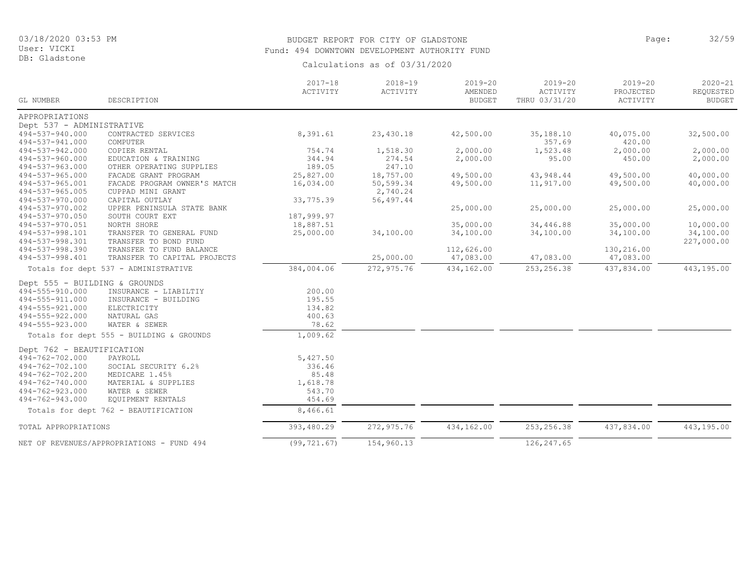BUDGET REPORT FOR CITY OF GLADSTONE
Fund: 494 DOWNTOWN DEVELOPMENT AUTHORITY FUND

Calculations as of 03/31/2020

| GL NUMBER | DESCRIPTION | 2017-18 ACTIVITY | 2018-19 ACTIVITY | 2019-20 AMENDED BUDGET | 2019-20 ACTIVITY THRU 03/31/20 | 2019-20 PROJECTED ACTIVITY | 2020-21 REQUESTED BUDGET |
|---|---|---|---|---|---|---|---|
| APPROPRIATIONS | | | | | | | |
| Dept 537 - ADMINISTRATIVE | | | | | | | |
| 494-537-940.000 | CONTRACTED SERVICES | 8,391.61 | 23,430.18 | 42,500.00 | 35,188.10 | 40,075.00 | 32,500.00 |
| 494-537-941.000 | COMPUTER | | | | 357.69 | 420.00 | |
| 494-537-942.000 | COPIER RENTAL | 754.74 | 1,518.30 | 2,000.00 | 1,523.48 | 2,000.00 | 2,000.00 |
| 494-537-960.000 | EDUCATION & TRAINING | 344.94 | 274.54 | 2,000.00 | 95.00 | 450.00 | 2,000.00 |
| 494-537-963.000 | OTHER OPERATING SUPPLIES | 189.05 | 247.10 | | | | |
| 494-537-965.000 | FACADE GRANT PROGRAM | 25,827.00 | 18,757.00 | 49,500.00 | 43,948.44 | 49,500.00 | 40,000.00 |
| 494-537-965.001 | FACADE PROGRAM OWNER'S MATCH | 16,034.00 | 50,599.34 | 49,500.00 | 11,917.00 | 49,500.00 | 40,000.00 |
| 494-537-965.005 | CUPPAD MINI GRANT | | 2,740.24 | | | | |
| 494-537-970.000 | CAPITAL OUTLAY | 33,775.39 | 56,497.44 | | | | |
| 494-537-970.002 | UPPER PENINSULA STATE BANK | | | 25,000.00 | 25,000.00 | 25,000.00 | 25,000.00 |
| 494-537-970.050 | SOUTH COURT EXT | 187,999.97 | | | | | |
| 494-537-970.051 | NORTH SHORE | 18,887.51 | | 35,000.00 | 34,446.88 | 35,000.00 | 10,000.00 |
| 494-537-998.101 | TRANSFER TO GENERAL FUND | 25,000.00 | 34,100.00 | 34,100.00 | 34,100.00 | 34,100.00 | 34,100.00 |
| 494-537-998.301 | TRANSFER TO BOND FUND | | | | | | 227,000.00 |
| 494-537-998.390 | TRANSFER TO FUND BALANCE | | | 112,626.00 | | 130,216.00 | |
| 494-537-998.401 | TRANSFER TO CAPITAL PROJECTS | | 25,000.00 | 47,083.00 | 47,083.00 | 47,083.00 | |
| | Totals for dept 537 - ADMINISTRATIVE | 384,004.06 | 272,975.76 | 434,162.00 | 253,256.38 | 437,834.00 | 443,195.00 |
| Dept 555 - BUILDING & GROUNDS | | | | | | | |
| 494-555-910.000 | INSURANCE - LIABILTIY | 200.00 | | | | | |
| 494-555-911.000 | INSURANCE - BUILDING | 195.55 | | | | | |
| 494-555-921.000 | ELECTRICITY | 134.82 | | | | | |
| 494-555-922.000 | NATURAL GAS | 400.63 | | | | | |
| 494-555-923.000 | WATER & SEWER | 78.62 | | | | | |
| | Totals for dept 555 - BUILDING & GROUNDS | 1,009.62 | | | | | |
| Dept 762 - BEAUTIFICATION | | | | | | | |
| 494-762-702.000 | PAYROLL | 5,427.50 | | | | | |
| 494-762-702.100 | SOCIAL SECURITY 6.2% | 336.46 | | | | | |
| 494-762-702.200 | MEDICARE 1.45% | 85.48 | | | | | |
| 494-762-740.000 | MATERIAL & SUPPLIES | 1,618.78 | | | | | |
| 494-762-923.000 | WATER & SEWER | 543.70 | | | | | |
| 494-762-943.000 | EQUIPMENT RENTALS | 454.69 | | | | | |
| | Totals for dept 762 - BEAUTIFICATION | 8,466.61 | | | | | |
| TOTAL APPROPRIATIONS | | 393,480.29 | 272,975.76 | 434,162.00 | 253,256.38 | 437,834.00 | 443,195.00 |
| NET OF REVENUES/APPROPRIATIONS - FUND 494 | | (99,721.67) | 154,960.13 | | 126,247.65 | | |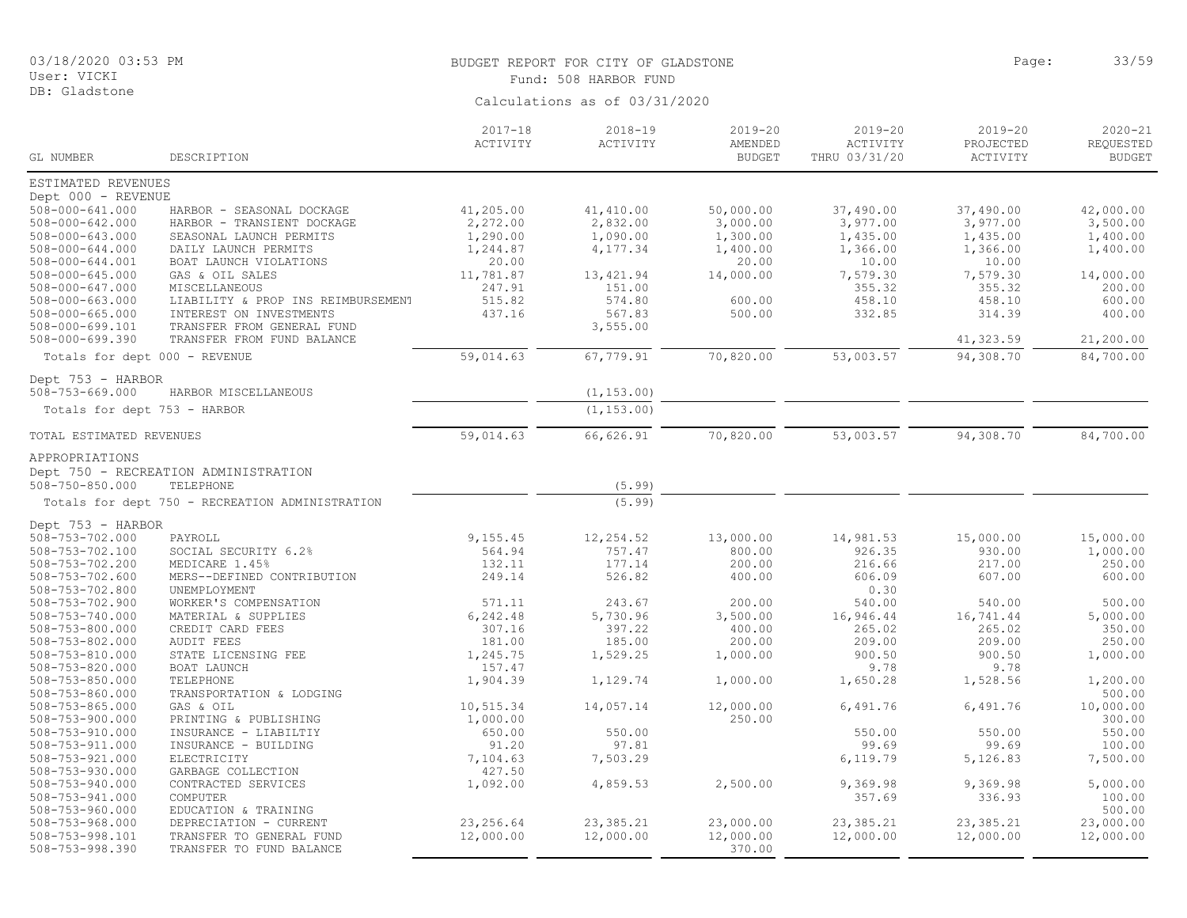BUDGET REPORT FOR CITY OF GLADSTONE

Fund: 508 HARBOR FUND

Calculations as of 03/31/2020

| GL NUMBER | DESCRIPTION | 2017-18 ACTIVITY | 2018-19 ACTIVITY | 2019-20 AMENDED BUDGET | 2019-20 ACTIVITY THRU 03/31/20 | 2019-20 PROJECTED ACTIVITY | 2020-21 REQUESTED BUDGET |
|---|---|---|---|---|---|---|---|
| ESTIMATED REVENUES | | | | | | | |
| Dept 000 - REVENUE | | | | | | | |
| 508-000-641.000 | HARBOR - SEASONAL DOCKAGE | 41,205.00 | 41,410.00 | 50,000.00 | 37,490.00 | 37,490.00 | 42,000.00 |
| 508-000-642.000 | HARBOR - TRANSIENT DOCKAGE | 2,272.00 | 2,832.00 | 3,000.00 | 3,977.00 | 3,977.00 | 3,500.00 |
| 508-000-643.000 | SEASONAL LAUNCH PERMITS | 1,290.00 | 1,090.00 | 1,300.00 | 1,435.00 | 1,435.00 | 1,400.00 |
| 508-000-644.000 | DAILY LAUNCH PERMITS | 1,244.87 | 4,177.34 | 1,400.00 | 1,366.00 | 1,366.00 | 1,400.00 |
| 508-000-644.001 | BOAT LAUNCH VIOLATIONS | 20.00 | | 20.00 | 10.00 | 10.00 | |
| 508-000-645.000 | GAS & OIL SALES | 11,781.87 | 13,421.94 | 14,000.00 | 7,579.30 | 7,579.30 | 14,000.00 |
| 508-000-647.000 | MISCELLANEOUS | 247.91 | 151.00 | | 355.32 | 355.32 | 200.00 |
| 508-000-663.000 | LIABILITY & PROP INS REIMBURSEMENT | 515.82 | 574.80 | 600.00 | 458.10 | 458.10 | 600.00 |
| 508-000-665.000 | INTEREST ON INVESTMENTS | 437.16 | 567.83 | 500.00 | 332.85 | 314.39 | 400.00 |
| 508-000-699.101 | TRANSFER FROM GENERAL FUND | | 3,555.00 | | | | |
| 508-000-699.390 | TRANSFER FROM FUND BALANCE | | | | | 41,323.59 | 21,200.00 |
| Totals for dept 000 - REVENUE | | 59,014.63 | 67,779.91 | 70,820.00 | 53,003.57 | 94,308.70 | 84,700.00 |
| Dept 753 - HARBOR | | | | | | | |
| 508-753-669.000 | HARBOR MISCELLANEOUS | | (1,153.00) | | | | |
| Totals for dept 753 - HARBOR | | | (1,153.00) | | | | |
| TOTAL ESTIMATED REVENUES | | 59,014.63 | 66,626.91 | 70,820.00 | 53,003.57 | 94,308.70 | 84,700.00 |
| APPROPRIATIONS | | | | | | | |
| Dept 750 - RECREATION ADMINISTRATION | | | | | | | |
| 508-750-850.000 | TELEPHONE | | (5.99) | | | | |
| Totals for dept 750 - RECREATION ADMINISTRATION | | | (5.99) | | | | |
| Dept 753 - HARBOR | | | | | | | |
| 508-753-702.000 | PAYROLL | 9,155.45 | 12,254.52 | 13,000.00 | 14,981.53 | 15,000.00 | 15,000.00 |
| 508-753-702.100 | SOCIAL SECURITY 6.2% | 564.94 | 757.47 | 800.00 | 926.35 | 930.00 | 1,000.00 |
| 508-753-702.200 | MEDICARE 1.45% | 132.11 | 177.14 | 200.00 | 216.66 | 217.00 | 250.00 |
| 508-753-702.600 | MERS--DEFINED CONTRIBUTION | 249.14 | 526.82 | 400.00 | 606.09 | 607.00 | 600.00 |
| 508-753-702.800 | UNEMPLOYMENT | | | | 0.30 | | |
| 508-753-702.900 | WORKER'S COMPENSATION | 571.11 | 243.67 | 200.00 | 540.00 | 540.00 | 500.00 |
| 508-753-740.000 | MATERIAL & SUPPLIES | 6,242.48 | 5,730.96 | 3,500.00 | 16,946.44 | 16,741.44 | 5,000.00 |
| 508-753-800.000 | CREDIT CARD FEES | 307.16 | 397.22 | 400.00 | 265.02 | 265.02 | 350.00 |
| 508-753-802.000 | AUDIT FEES | 181.00 | 185.00 | 200.00 | 209.00 | 209.00 | 250.00 |
| 508-753-810.000 | STATE LICENSING FEE | 1,245.75 | 1,529.25 | 1,000.00 | 900.50 | 900.50 | 1,000.00 |
| 508-753-820.000 | BOAT LAUNCH | 157.47 | | | 9.78 | 9.78 | |
| 508-753-850.000 | TELEPHONE | 1,904.39 | 1,129.74 | 1,000.00 | 1,650.28 | 1,528.56 | 1,200.00 |
| 508-753-860.000 | TRANSPORTATION & LODGING | | | | | | 500.00 |
| 508-753-865.000 | GAS & OIL | 10,515.34 | 14,057.14 | 12,000.00 | 6,491.76 | 6,491.76 | 10,000.00 |
| 508-753-900.000 | PRINTING & PUBLISHING | 1,000.00 | | 250.00 | | | 300.00 |
| 508-753-910.000 | INSURANCE - LIABILTIY | 650.00 | 550.00 | | 550.00 | 550.00 | 550.00 |
| 508-753-911.000 | INSURANCE - BUILDING | 91.20 | 97.81 | | 99.69 | 99.69 | 100.00 |
| 508-753-921.000 | ELECTRICITY | 7,104.63 | 7,503.29 | | 6,119.79 | 5,126.83 | 7,500.00 |
| 508-753-930.000 | GARBAGE COLLECTION | 427.50 | | | | | |
| 508-753-940.000 | CONTRACTED SERVICES | 1,092.00 | 4,859.53 | 2,500.00 | 9,369.98 | 9,369.98 | 5,000.00 |
| 508-753-941.000 | COMPUTER | | | | 357.69 | 336.93 | 100.00 |
| 508-753-960.000 | EDUCATION & TRAINING | | | | | | 500.00 |
| 508-753-968.000 | DEPRECIATION - CURRENT | 23,256.64 | 23,385.21 | 23,000.00 | 23,385.21 | 23,385.21 | 23,000.00 |
| 508-753-998.101 | TRANSFER TO GENERAL FUND | 12,000.00 | 12,000.00 | 12,000.00 | 12,000.00 | 12,000.00 | 12,000.00 |
| 508-753-998.390 | TRANSFER TO FUND BALANCE | | | 370.00 | | | |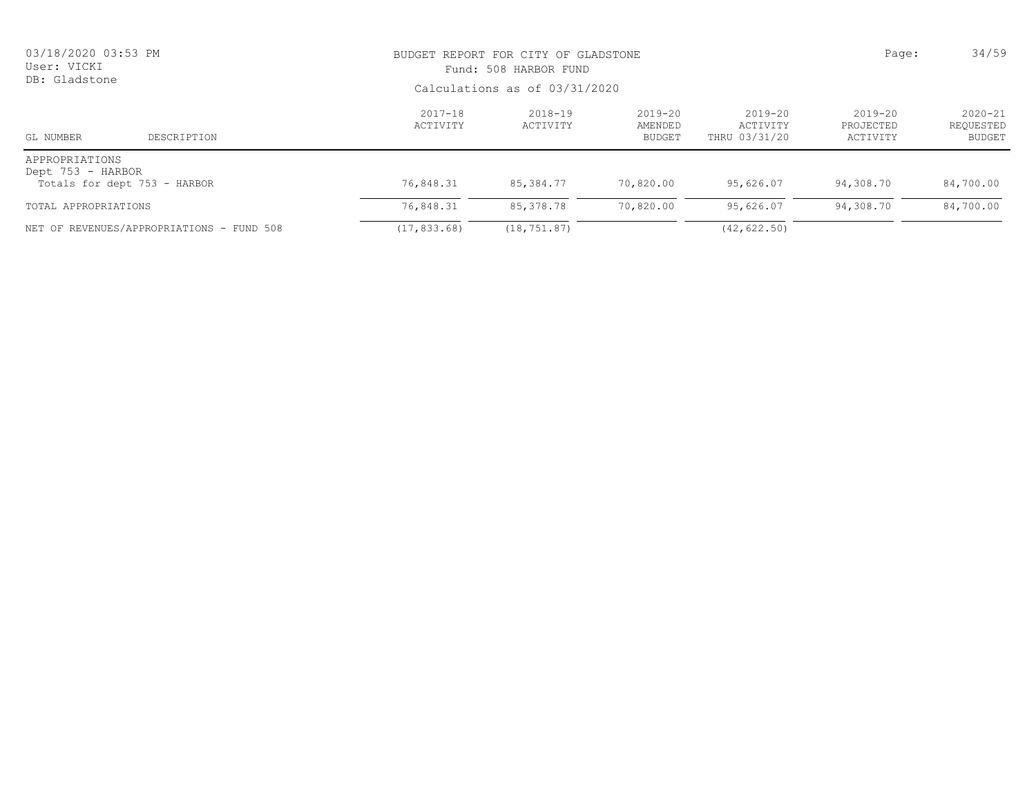BUDGET REPORT FOR CITY OF GLADSTONE
Fund: 508 HARBOR FUND
Calculations as of 03/31/2020

03/18/2020 03:53 PM
User: VICKI
DB: Gladstone

| GL NUMBER | DESCRIPTION | 2017-18 ACTIVITY | 2018-19 ACTIVITY | 2019-20 AMENDED BUDGET | 2019-20 ACTIVITY THRU 03/31/20 | 2019-20 PROJECTED ACTIVITY | 2020-21 REQUESTED BUDGET |
|---|---|---|---|---|---|---|---|
| APPROPRIATIONS | | | | | | | |
| Dept 753 - HARBOR | | | | | | | |
| Totals for dept 753 - HARBOR | | 76,848.31 | 85,384.77 | 70,820.00 | 95,626.07 | 94,308.70 | 84,700.00 |
| TOTAL APPROPRIATIONS | | 76,848.31 | 85,378.78 | 70,820.00 | 95,626.07 | 94,308.70 | 84,700.00 |
| NET OF REVENUES/APPROPRIATIONS - FUND 508 | | (17,833.68) | (18,751.87) | | (42,622.50) | | |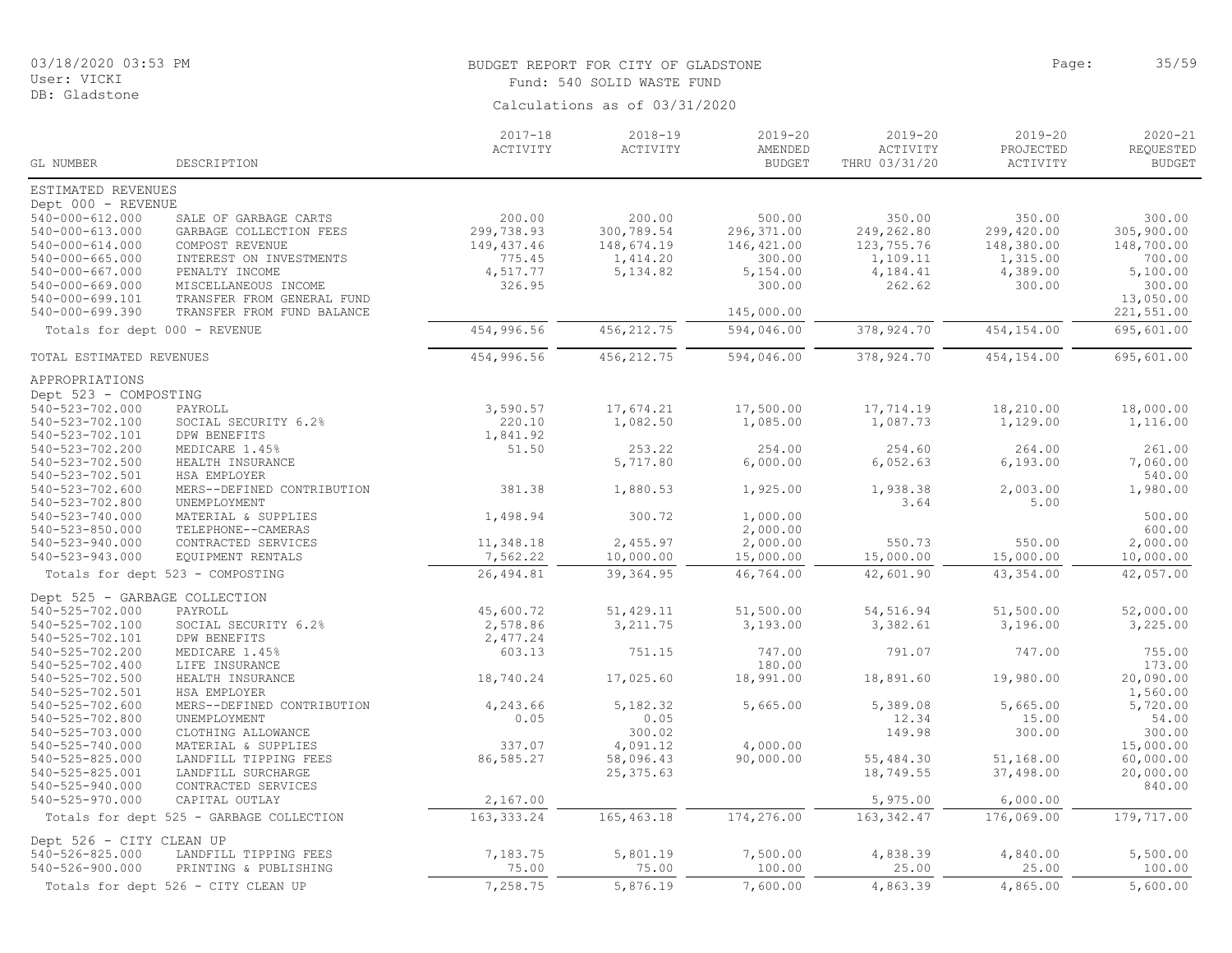03/18/2020 03:53 PM
User: VICKI
DB: Gladstone

# BUDGET REPORT FOR CITY OF GLADSTONE

## Fund: 540 SOLID WASTE FUND

Calculations as of 03/31/2020

| GL NUMBER | DESCRIPTION | 2017-18 ACTIVITY | 2018-19 ACTIVITY | 2019-20 AMENDED BUDGET | 2019-20 ACTIVITY THRU 03/31/20 | 2019-20 PROJECTED ACTIVITY | 2020-21 REQUESTED BUDGET |
|---|---|---|---|---|---|---|---|
| ESTIMATED REVENUES | | | | | | | |
| Dept 000 - REVENUE | | | | | | | |
| 540-000-612.000 | SALE OF GARBAGE CARTS | 200.00 | 200.00 | 500.00 | 350.00 | 350.00 | 300.00 |
| 540-000-613.000 | GARBAGE COLLECTION FEES | 299,738.93 | 300,789.54 | 296,371.00 | 249,262.80 | 299,420.00 | 305,900.00 |
| 540-000-614.000 | COMPOST REVENUE | 149,437.46 | 148,674.19 | 146,421.00 | 123,755.76 | 148,380.00 | 148,700.00 |
| 540-000-665.000 | INTEREST ON INVESTMENTS | 775.45 | 1,414.20 | 300.00 | 1,109.11 | 1,315.00 | 700.00 |
| 540-000-667.000 | PENALTY INCOME | 4,517.77 | 5,134.82 | 5,154.00 | 4,184.41 | 4,389.00 | 5,100.00 |
| 540-000-669.000 | MISCELLANEOUS INCOME | 326.95 | | 300.00 | 262.62 | 300.00 | 300.00 |
| 540-000-699.101 | TRANSFER FROM GENERAL FUND | | | | | | 13,050.00 |
| 540-000-699.390 | TRANSFER FROM FUND BALANCE | | | 145,000.00 | | | 221,551.00 |
| Totals for dept 000 - REVENUE | | 454,996.56 | 456,212.75 | 594,046.00 | 378,924.70 | 454,154.00 | 695,601.00 |
| TOTAL ESTIMATED REVENUES | | 454,996.56 | 456,212.75 | 594,046.00 | 378,924.70 | 454,154.00 | 695,601.00 |
| APPROPRIATIONS | | | | | | | |
| Dept 523 - COMPOSTING | | | | | | | |
| 540-523-702.000 | PAYROLL | 3,590.57 | 17,674.21 | 17,500.00 | 17,714.19 | 18,210.00 | 18,000.00 |
| 540-523-702.100 | SOCIAL SECURITY 6.2% | 220.10 | 1,082.50 | 1,085.00 | 1,087.73 | 1,129.00 | 1,116.00 |
| 540-523-702.101 | DPW BENEFITS | 1,841.92 | | | | | |
| 540-523-702.200 | MEDICARE 1.45% | 51.50 | 253.22 | 254.00 | 254.60 | 264.00 | 261.00 |
| 540-523-702.500 | HEALTH INSURANCE | | 5,717.80 | 6,000.00 | 6,052.63 | 6,193.00 | 7,060.00 |
| 540-523-702.501 | HSA EMPLOYER | | | | | | 540.00 |
| 540-523-702.600 | MERS--DEFINED CONTRIBUTION | 381.38 | 1,880.53 | 1,925.00 | 1,938.38 | 2,003.00 | 1,980.00 |
| 540-523-702.800 | UNEMPLOYMENT | | | | 3.64 | 5.00 | |
| 540-523-740.000 | MATERIAL & SUPPLIES | 1,498.94 | 300.72 | 1,000.00 | | | 500.00 |
| 540-523-850.000 | TELEPHONE--CAMERAS | | | 2,000.00 | | | 600.00 |
| 540-523-940.000 | CONTRACTED SERVICES | 11,348.18 | 2,455.97 | 2,000.00 | 550.73 | 550.00 | 2,000.00 |
| 540-523-943.000 | EQUIPMENT RENTALS | 7,562.22 | 10,000.00 | 15,000.00 | 15,000.00 | 15,000.00 | 10,000.00 |
| Totals for dept 523 - COMPOSTING | | 26,494.81 | 39,364.95 | 46,764.00 | 42,601.90 | 43,354.00 | 42,057.00 |
| Dept 525 - GARBAGE COLLECTION | | | | | | | |
| 540-525-702.000 | PAYROLL | 45,600.72 | 51,429.11 | 51,500.00 | 54,516.94 | 51,500.00 | 52,000.00 |
| 540-525-702.100 | SOCIAL SECURITY 6.2% | 2,578.86 | 3,211.75 | 3,193.00 | 3,382.61 | 3,196.00 | 3,225.00 |
| 540-525-702.101 | DPW BENEFITS | 2,477.24 | | | | | |
| 540-525-702.200 | MEDICARE 1.45% | 603.13 | 751.15 | 747.00 | 791.07 | 747.00 | 755.00 |
| 540-525-702.400 | LIFE INSURANCE | | | 180.00 | | | 173.00 |
| 540-525-702.500 | HEALTH INSURANCE | 18,740.24 | 17,025.60 | 18,991.00 | 18,891.60 | 19,980.00 | 20,090.00 |
| 540-525-702.501 | HSA EMPLOYER | | | | | | 1,560.00 |
| 540-525-702.600 | MERS--DEFINED CONTRIBUTION | 4,243.66 | 5,182.32 | 5,665.00 | 5,389.08 | 5,665.00 | 5,720.00 |
| 540-525-702.800 | UNEMPLOYMENT | 0.05 | 0.05 | | 12.34 | 15.00 | 54.00 |
| 540-525-703.000 | CLOTHING ALLOWANCE | | 300.02 | | 149.98 | 300.00 | 300.00 |
| 540-525-740.000 | MATERIAL & SUPPLIES | 337.07 | 4,091.12 | 4,000.00 | | | 15,000.00 |
| 540-525-825.000 | LANDFILL TIPPING FEES | 86,585.27 | 58,096.43 | 90,000.00 | 55,484.30 | 51,168.00 | 60,000.00 |
| 540-525-825.001 | LANDFILL SURCHARGE | | 25,375.63 | | 18,749.55 | 37,498.00 | 20,000.00 |
| 540-525-940.000 | CONTRACTED SERVICES | | | | | | 840.00 |
| 540-525-970.000 | CAPITAL OUTLAY | 2,167.00 | | | 5,975.00 | 6,000.00 | |
| Totals for dept 525 - GARBAGE COLLECTION | | 163,333.24 | 165,463.18 | 174,276.00 | 163,342.47 | 176,069.00 | 179,717.00 |
| Dept 526 - CITY CLEAN UP | | | | | | | |
| 540-526-825.000 | LANDFILL TIPPING FEES | 7,183.75 | 5,801.19 | 7,500.00 | 4,838.39 | 4,840.00 | 5,500.00 |
| 540-526-900.000 | PRINTING & PUBLISHING | 75.00 | 75.00 | 100.00 | 25.00 | 25.00 | 100.00 |
| Totals for dept 526 - CITY CLEAN UP | | 7,258.75 | 5,876.19 | 7,600.00 | 4,863.39 | 4,865.00 | 5,600.00 |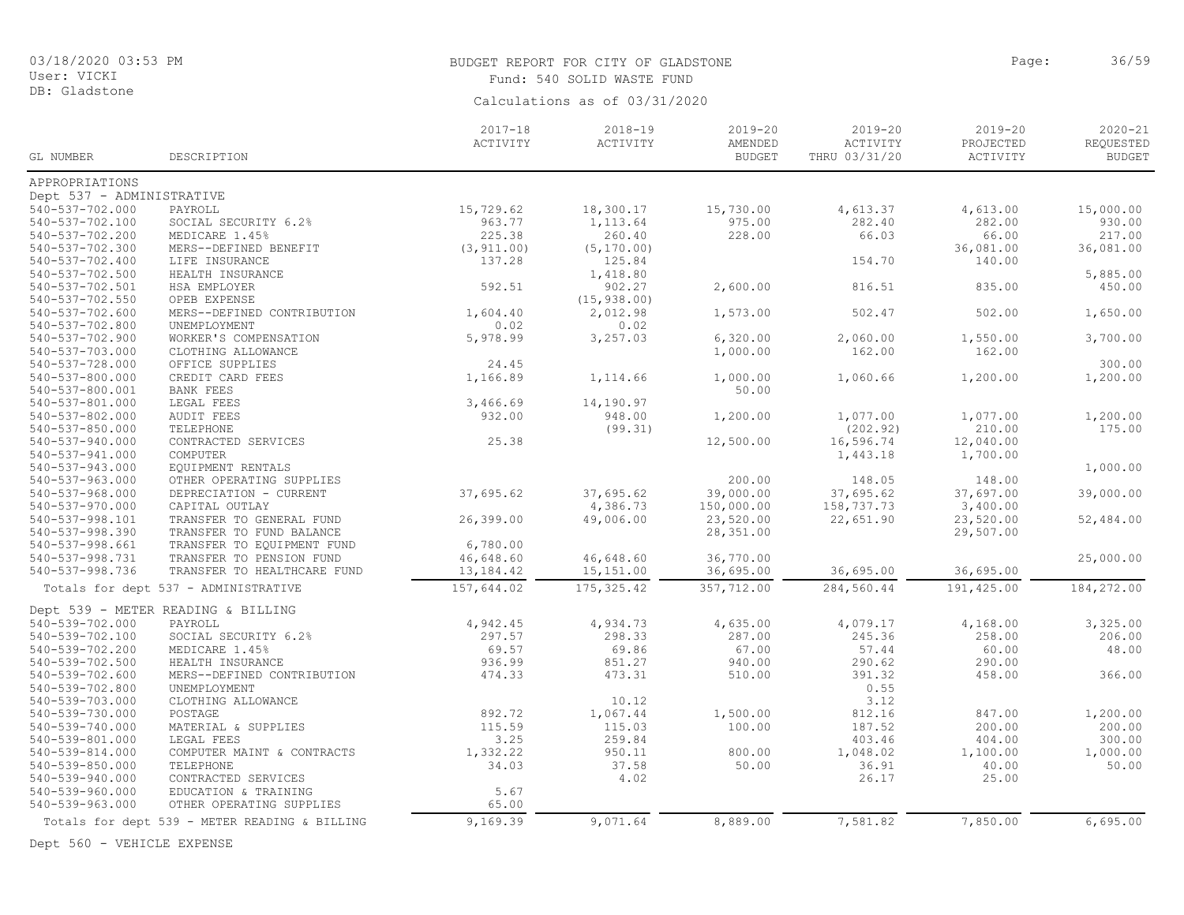BUDGET REPORT FOR CITY OF GLADSTONE
Fund: 540 SOLID WASTE FUND
Calculations as of 03/31/2020

03/18/2020 03:53 PM
User: VICKI
DB: Gladstone

| GL NUMBER | DESCRIPTION | 2017-18 ACTIVITY | 2018-19 ACTIVITY | 2019-20 AMENDED BUDGET | 2019-20 ACTIVITY THRU 03/31/20 | 2019-20 PROJECTED ACTIVITY | 2020-21 REQUESTED BUDGET |
|---|---|---|---|---|---|---|---|
| APPROPRIATIONS | | | | | | | |
| Dept 537 - ADMINISTRATIVE | | | | | | | |
| 540-537-702.000 | PAYROLL | 15,729.62 | 18,300.17 | 15,730.00 | 4,613.37 | 4,613.00 | 15,000.00 |
| 540-537-702.100 | SOCIAL SECURITY 6.2% | 963.77 | 1,113.64 | 975.00 | 282.40 | 282.00 | 930.00 |
| 540-537-702.200 | MEDICARE 1.45% | 225.38 | 260.40 | 228.00 | 66.03 | 66.00 | 217.00 |
| 540-537-702.300 | MERS--DEFINED BENEFIT | (3,911.00) | (5,170.00) | | | 36,081.00 | 36,081.00 |
| 540-537-702.400 | LIFE INSURANCE | 137.28 | 125.84 | | 154.70 | 140.00 | |
| 540-537-702.500 | HEALTH INSURANCE | | 1,418.80 | | | | 5,885.00 |
| 540-537-702.501 | HSA EMPLOYER | 592.51 | 902.27 | 2,600.00 | 816.51 | 835.00 | 450.00 |
| 540-537-702.550 | OPEB EXPENSE | | (15,938.00) | | | | |
| 540-537-702.600 | MERS--DEFINED CONTRIBUTION | 1,604.40 | 2,012.98 | 1,573.00 | 502.47 | 502.00 | 1,650.00 |
| 540-537-702.800 | UNEMPLOYMENT | 0.02 | 0.02 | | | | |
| 540-537-702.900 | WORKER'S COMPENSATION | 5,978.99 | 3,257.03 | 6,320.00 | 2,060.00 | 1,550.00 | 3,700.00 |
| 540-537-703.000 | CLOTHING ALLOWANCE | | | 1,000.00 | 162.00 | 162.00 | |
| 540-537-728.000 | OFFICE SUPPLIES | 24.45 | | | | | 300.00 |
| 540-537-800.000 | CREDIT CARD FEES | 1,166.89 | 1,114.66 | 1,000.00 | 1,060.66 | 1,200.00 | 1,200.00 |
| 540-537-800.001 | BANK FEES | | | 50.00 | | | |
| 540-537-801.000 | LEGAL FEES | 3,466.69 | 14,190.97 | | | | |
| 540-537-802.000 | AUDIT FEES | 932.00 | 948.00 | 1,200.00 | 1,077.00 | 1,077.00 | 1,200.00 |
| 540-537-850.000 | TELEPHONE | | (99.31) | | (202.92) | 210.00 | 175.00 |
| 540-537-940.000 | CONTRACTED SERVICES | 25.38 | | 12,500.00 | 16,596.74 | 12,040.00 | |
| 540-537-941.000 | COMPUTER | | | | 1,443.18 | 1,700.00 | |
| 540-537-943.000 | EQUIPMENT RENTALS | | | | | | 1,000.00 |
| 540-537-963.000 | OTHER OPERATING SUPPLIES | | | 200.00 | 148.05 | 148.00 | |
| 540-537-968.000 | DEPRECIATION - CURRENT | 37,695.62 | 37,695.62 | 39,000.00 | 37,695.62 | 37,697.00 | 39,000.00 |
| 540-537-970.000 | CAPITAL OUTLAY | | 4,386.73 | 150,000.00 | 158,737.73 | 3,400.00 | |
| 540-537-998.101 | TRANSFER TO GENERAL FUND | 26,399.00 | 49,006.00 | 23,520.00 | 22,651.90 | 23,520.00 | 52,484.00 |
| 540-537-998.390 | TRANSFER TO FUND BALANCE | | | 28,351.00 | | 29,507.00 | |
| 540-537-998.661 | TRANSFER TO EQUIPMENT FUND | 6,780.00 | | | | | |
| 540-537-998.731 | TRANSFER TO PENSION FUND | 46,648.60 | 46,648.60 | 36,770.00 | | | 25,000.00 |
| 540-537-998.736 | TRANSFER TO HEALTHCARE FUND | 13,184.42 | 15,151.00 | 36,695.00 | 36,695.00 | 36,695.00 | |
| Totals for dept 537 - ADMINISTRATIVE | | 157,644.02 | 175,325.42 | 357,712.00 | 284,560.44 | 191,425.00 | 184,272.00 |
| Dept 539 - METER READING & BILLING | | | | | | | |
| 540-539-702.000 | PAYROLL | 4,942.45 | 4,934.73 | 4,635.00 | 4,079.17 | 4,168.00 | 3,325.00 |
| 540-539-702.100 | SOCIAL SECURITY 6.2% | 297.57 | 298.33 | 287.00 | 245.36 | 258.00 | 206.00 |
| 540-539-702.200 | MEDICARE 1.45% | 69.57 | 69.86 | 67.00 | 57.44 | 60.00 | 48.00 |
| 540-539-702.500 | HEALTH INSURANCE | 936.99 | 851.27 | 940.00 | 290.62 | 290.00 | |
| 540-539-702.600 | MERS--DEFINED CONTRIBUTION | 474.33 | 473.31 | 510.00 | 391.32 | 458.00 | 366.00 |
| 540-539-702.800 | UNEMPLOYMENT | | | | 0.55 | | |
| 540-539-703.000 | CLOTHING ALLOWANCE | | 10.12 | | 3.12 | | |
| 540-539-730.000 | POSTAGE | 892.72 | 1,067.44 | 1,500.00 | 812.16 | 847.00 | 1,200.00 |
| 540-539-740.000 | MATERIAL & SUPPLIES | 115.59 | 115.03 | 100.00 | 187.52 | 200.00 | 200.00 |
| 540-539-801.000 | LEGAL FEES | 3.25 | 259.84 | | 403.46 | 404.00 | 300.00 |
| 540-539-814.000 | COMPUTER MAINT & CONTRACTS | 1,332.22 | 950.11 | 800.00 | 1,048.02 | 1,100.00 | 1,000.00 |
| 540-539-850.000 | TELEPHONE | 34.03 | 37.58 | 50.00 | 36.91 | 40.00 | 50.00 |
| 540-539-940.000 | CONTRACTED SERVICES | | 4.02 | | 26.17 | 25.00 | |
| 540-539-960.000 | EDUCATION & TRAINING | 5.67 | | | | | |
| 540-539-963.000 | OTHER OPERATING SUPPLIES | 65.00 | | | | | |
| Totals for dept 539 - METER READING & BILLING | | 9,169.39 | 9,071.64 | 8,889.00 | 7,581.82 | 7,850.00 | 6,695.00 |

Dept 560 - VEHICLE EXPENSE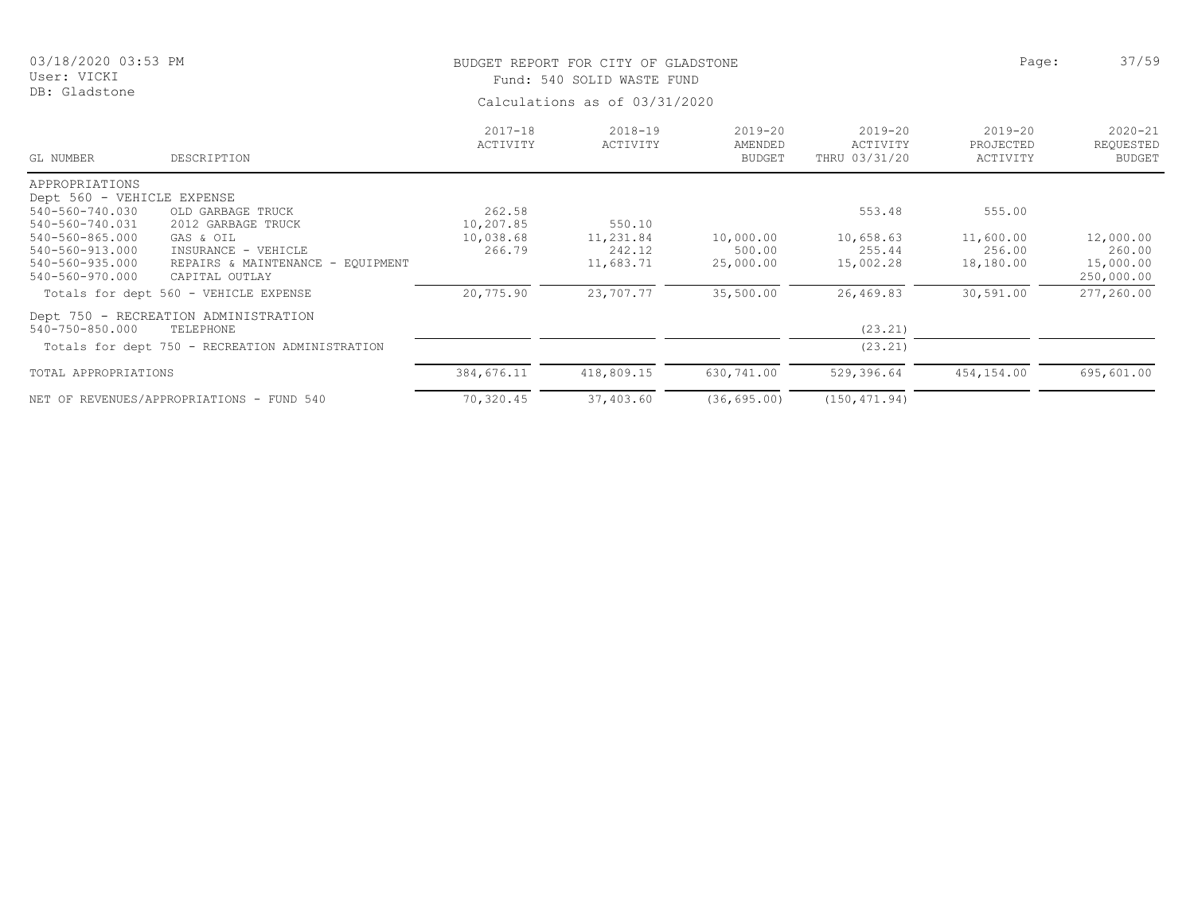BUDGET REPORT FOR CITY OF GLADSTONE

Fund: 540 SOLID WASTE FUND

Calculations as of 03/31/2020

03/18/2020 03:53 PM
User: VICKI
DB: Gladstone

| GL NUMBER | DESCRIPTION | 2017-18 ACTIVITY | 2018-19 ACTIVITY | 2019-20 AMENDED BUDGET | 2019-20 ACTIVITY THRU 03/31/20 | 2019-20 PROJECTED ACTIVITY | 2020-21 REQUESTED BUDGET |
|---|---|---|---|---|---|---|---|
| APPROPRIATIONS | | | | | | | |
| Dept 560 - VEHICLE EXPENSE | | | | | | | |
| 540-560-740.030 | OLD GARBAGE TRUCK | 262.58 | | | 553.48 | 555.00 | |
| 540-560-740.031 | 2012 GARBAGE TRUCK | 10,207.85 | 550.10 | | | | |
| 540-560-865.000 | GAS & OIL | 10,038.68 | 11,231.84 | 10,000.00 | 10,658.63 | 11,600.00 | 12,000.00 |
| 540-560-913.000 | INSURANCE - VEHICLE | 266.79 | 242.12 | 500.00 | 255.44 | 256.00 | 260.00 |
| 540-560-935.000 | REPAIRS & MAINTENANCE - EQUIPMENT | | 11,683.71 | 25,000.00 | 15,002.28 | 18,180.00 | 15,000.00 |
| 540-560-970.000 | CAPITAL OUTLAY | | | | | | 250,000.00 |
| Totals for dept 560 - VEHICLE EXPENSE | | 20,775.90 | 23,707.77 | 35,500.00 | 26,469.83 | 30,591.00 | 277,260.00 |
| Dept 750 - RECREATION ADMINISTRATION | | | | | | | |
| 540-750-850.000 | TELEPHONE | | | | (23.21) | | |
| Totals for dept 750 - RECREATION ADMINISTRATION | | | | | (23.21) | | |
| TOTAL APPROPRIATIONS | | 384,676.11 | 418,809.15 | 630,741.00 | 529,396.64 | 454,154.00 | 695,601.00 |
| NET OF REVENUES/APPROPRIATIONS - FUND 540 | | 70,320.45 | 37,403.60 | (36,695.00) | (150,471.94) | | |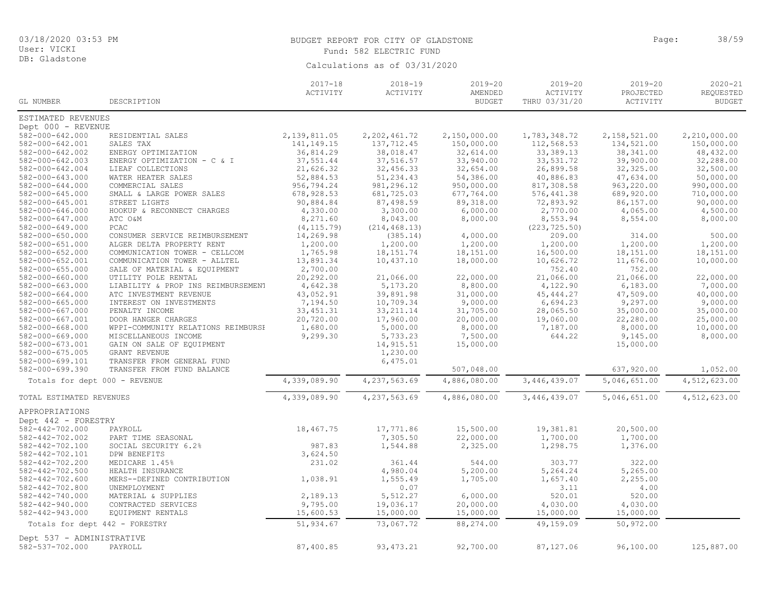BUDGET REPORT FOR CITY OF GLADSTONE

Fund: 582 ELECTRIC FUND

Calculations as of 03/31/2020

03/18/2020 03:53 PM
User: VICKI
DB: Gladstone

| GL NUMBER | DESCRIPTION | 2017-18 ACTIVITY | 2018-19 ACTIVITY | 2019-20 AMENDED BUDGET | 2019-20 ACTIVITY THRU 03/31/20 | 2019-20 PROJECTED ACTIVITY | 2020-21 REQUESTED BUDGET |
|---|---|---|---|---|---|---|---|
| ESTIMATED REVENUES | | | | | | | |
| Dept 000 - REVENUE | | | | | | | |
| 582-000-642.000 | RESIDENTIAL SALES | 2,139,811.05 | 2,202,461.72 | 2,150,000.00 | 1,783,348.72 | 2,158,521.00 | 2,210,000.00 |
| 582-000-642.001 | SALES TAX | 141,149.15 | 137,712.45 | 150,000.00 | 112,568.53 | 134,521.00 | 150,000.00 |
| 582-000-642.002 | ENERGY OPTIMIZATION | 36,814.29 | 38,018.47 | 32,614.00 | 33,389.13 | 38,341.00 | 48,432.00 |
| 582-000-642.003 | ENERGY OPTIMIZATION - C & I | 37,551.44 | 37,516.57 | 33,940.00 | 33,531.72 | 39,900.00 | 32,288.00 |
| 582-000-642.004 | LIEAF COLLECTIONS | 21,626.32 | 32,456.33 | 32,654.00 | 26,899.58 | 32,325.00 | 32,500.00 |
| 582-000-643.000 | WATER HEATER SALES | 52,884.53 | 51,234.43 | 54,386.00 | 40,886.83 | 47,634.00 | 50,000.00 |
| 582-000-644.000 | COMMERCIAL SALES | 956,794.24 | 981,296.12 | 950,000.00 | 817,308.58 | 963,220.00 | 990,000.00 |
| 582-000-645.000 | SMALL & LARGE POWER SALES | 678,928.53 | 681,725.03 | 677,764.00 | 576,441.38 | 689,920.00 | 710,000.00 |
| 582-000-645.001 | STREET LIGHTS | 90,884.84 | 87,498.59 | 89,318.00 | 72,893.92 | 86,157.00 | 90,000.00 |
| 582-000-646.000 | HOOKUP & RECONNECT CHARGES | 4,330.00 | 3,300.00 | 6,000.00 | 2,770.00 | 4,065.00 | 4,500.00 |
| 582-000-647.000 | ATC O&M | 8,271.60 | 8,043.00 | 8,000.00 | 8,553.94 | 8,554.00 | 8,000.00 |
| 582-000-649.000 | PCAC | (4,115.79) | (214,468.13) | | (223,725.50) | | |
| 582-000-650.000 | CONSUMER SERVICE REIMBURSEMENT | 14,269.98 | (385.14) | 4,000.00 | 209.00 | 314.00 | 500.00 |
| 582-000-651.000 | ALGER DELTA PROPERTY RENT | 1,200.00 | 1,200.00 | 1,200.00 | 1,200.00 | 1,200.00 | 1,200.00 |
| 582-000-652.000 | COMMUNICATION TOWER - CELLCOM | 1,765.98 | 18,151.74 | 18,151.00 | 16,500.00 | 18,151.00 | 18,151.00 |
| 582-000-652.001 | COMMUNICATION TOWER - ALLTEL | 13,891.34 | 10,437.10 | 18,000.00 | 10,626.72 | 11,676.00 | 10,000.00 |
| 582-000-655.000 | SALE OF MATERIAL & EQUIPMENT | 2,700.00 | | | 752.40 | 752.00 | |
| 582-000-660.000 | UTILITY POLE RENTAL | 20,292.00 | 21,066.00 | 22,000.00 | 21,066.00 | 21,066.00 | 22,000.00 |
| 582-000-663.000 | LIABILITY & PROP INS REIMBURSEMENT | 4,642.38 | 5,173.20 | 8,800.00 | 4,122.90 | 6,183.00 | 7,000.00 |
| 582-000-664.000 | ATC INVESTMENT REVENUE | 43,052.91 | 39,891.98 | 31,000.00 | 45,444.27 | 47,509.00 | 40,000.00 |
| 582-000-665.000 | INTEREST ON INVESTMENTS | 7,194.50 | 10,709.34 | 9,000.00 | 6,694.23 | 9,297.00 | 9,000.00 |
| 582-000-667.000 | PENALTY INCOME | 33,451.31 | 33,211.14 | 31,705.00 | 28,065.50 | 35,000.00 | 35,000.00 |
| 582-000-667.001 | DOOR HANGER CHARGES | 20,720.00 | 17,960.00 | 20,000.00 | 19,060.00 | 22,280.00 | 25,000.00 |
| 582-000-668.000 | WPPI-COMMUNITY RELATIONS REIMBURSE | 1,680.00 | 5,000.00 | 8,000.00 | 7,187.00 | 8,000.00 | 10,000.00 |
| 582-000-669.000 | MISCELLANEOUS INCOME | 9,299.30 | 5,733.23 | 7,500.00 | 644.22 | 9,145.00 | 8,000.00 |
| 582-000-673.001 | GAIN ON SALE OF EQUIPMENT | | 14,915.51 | 15,000.00 | | 15,000.00 | |
| 582-000-675.005 | GRANT REVENUE | | 1,230.00 | | | | |
| 582-000-699.101 | TRANSFER FROM GENERAL FUND | | 6,475.01 | | | | |
| 582-000-699.390 | TRANSFER FROM FUND BALANCE | | | 507,048.00 | | 637,920.00 | 1,052.00 |
| Totals for dept 000 - REVENUE | | 4,339,089.90 | 4,237,563.69 | 4,886,080.00 | 3,446,439.07 | 5,046,651.00 | 4,512,623.00 |
| TOTAL ESTIMATED REVENUES | | 4,339,089.90 | 4,237,563.69 | 4,886,080.00 | 3,446,439.07 | 5,046,651.00 | 4,512,623.00 |
| APPROPRIATIONS | | | | | | | |
| Dept 442 - FORESTRY | | | | | | | |
| 582-442-702.000 | PAYROLL | 18,467.75 | 17,771.86 | 15,500.00 | 19,381.81 | 20,500.00 | |
| 582-442-702.002 | PART TIME SEASONAL | | 7,305.50 | 22,000.00 | 1,700.00 | 1,700.00 | |
| 582-442-702.100 | SOCIAL SECURITY 6.2% | 987.83 | 1,544.88 | 2,325.00 | 1,298.75 | 1,376.00 | |
| 582-442-702.101 | DPW BENEFITS | 3,624.50 | | | | | |
| 582-442-702.200 | MEDICARE 1.45% | 231.02 | 361.44 | 544.00 | 303.77 | 322.00 | |
| 582-442-702.500 | HEALTH INSURANCE | | 4,980.04 | 5,200.00 | 5,264.24 | 5,265.00 | |
| 582-442-702.600 | MERS--DEFINED CONTRIBUTION | 1,038.91 | 1,555.49 | 1,705.00 | 1,657.40 | 2,255.00 | |
| 582-442-702.800 | UNEMPLOYMENT | | 0.07 | | 3.11 | 4.00 | |
| 582-442-740.000 | MATERIAL & SUPPLIES | 2,189.13 | 5,512.27 | 6,000.00 | 520.01 | 520.00 | |
| 582-442-940.000 | CONTRACTED SERVICES | 9,795.00 | 19,036.17 | 20,000.00 | 4,030.00 | 4,030.00 | |
| 582-442-943.000 | EQUIPMENT RENTALS | 15,600.53 | 15,000.00 | 15,000.00 | 15,000.00 | 15,000.00 | |
| Totals for dept 442 - FORESTRY | | 51,934.67 | 73,067.72 | 88,274.00 | 49,159.09 | 50,972.00 | |
| Dept 537 - ADMINISTRATIVE | | | | | | | |
| 582-537-702.000 | PAYROLL | 87,400.85 | 93,473.21 | 92,700.00 | 87,127.06 | 96,100.00 | 125,887.00 |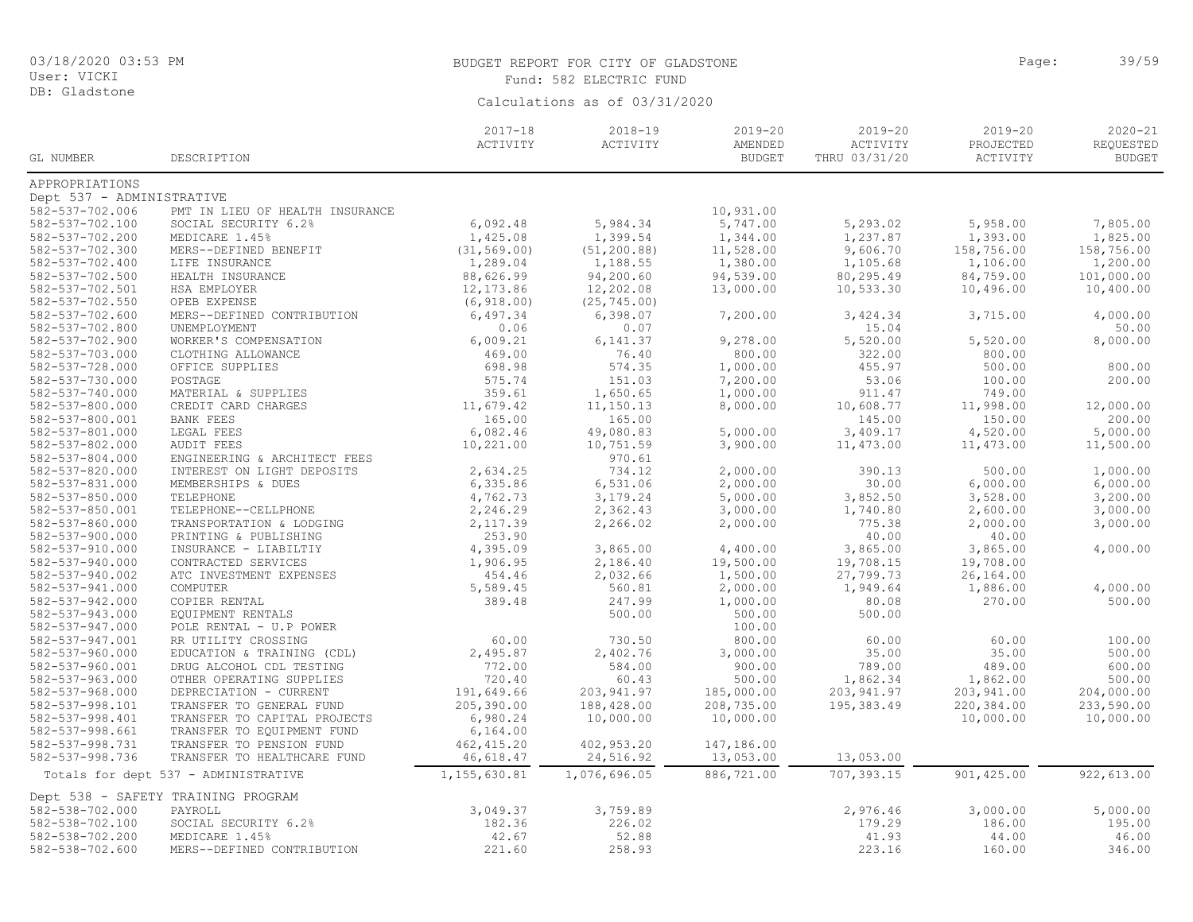BUDGET REPORT FOR CITY OF GLADSTONE

Fund: 582 ELECTRIC FUND

Calculations as of 03/31/2020

| GL NUMBER | DESCRIPTION | 2017-18 ACTIVITY | 2018-19 ACTIVITY | 2019-20 AMENDED BUDGET | 2019-20 ACTIVITY THRU 03/31/20 | 2019-20 PROJECTED ACTIVITY | 2020-21 REQUESTED BUDGET |
|---|---|---|---|---|---|---|---|
| APPROPRIATIONS | | | | | | | |
| Dept 537 - ADMINISTRATIVE | | | | | | | |
| 582-537-702.006 | PMT IN LIEU OF HEALTH INSURANCE | | | 10,931.00 | | | |
| 582-537-702.100 | SOCIAL SECURITY 6.2% | 6,092.48 | 5,984.34 | 5,747.00 | 5,293.02 | 5,958.00 | 7,805.00 |
| 582-537-702.200 | MEDICARE 1.45% | 1,425.08 | 1,399.54 | 1,344.00 | 1,237.87 | 1,393.00 | 1,825.00 |
| 582-537-702.300 | MERS--DEFINED BENEFIT | (31,569.00) | (51,200.88) | 11,528.00 | 9,606.70 | 158,756.00 | 158,756.00 |
| 582-537-702.400 | LIFE INSURANCE | 1,289.04 | 1,188.55 | 1,380.00 | 1,105.68 | 1,106.00 | 1,200.00 |
| 582-537-702.500 | HEALTH INSURANCE | 88,626.99 | 94,200.60 | 94,539.00 | 80,295.49 | 84,759.00 | 101,000.00 |
| 582-537-702.501 | HSA EMPLOYER | 12,173.86 | 12,202.08 | 13,000.00 | 10,533.30 | 10,496.00 | 10,400.00 |
| 582-537-702.550 | OPEB EXPENSE | (6,918.00) | (25,745.00) | | | | |
| 582-537-702.600 | MERS--DEFINED CONTRIBUTION | 6,497.34 | 6,398.07 | 7,200.00 | 3,424.34 | 3,715.00 | 4,000.00 |
| 582-537-702.800 | UNEMPLOYMENT | 0.06 | 0.07 | | 15.04 | | 50.00 |
| 582-537-702.900 | WORKER'S COMPENSATION | 6,009.21 | 6,141.37 | 9,278.00 | 5,520.00 | 5,520.00 | 8,000.00 |
| 582-537-703.000 | CLOTHING ALLOWANCE | 469.00 | 76.40 | 800.00 | 322.00 | 800.00 | |
| 582-537-728.000 | OFFICE SUPPLIES | 698.98 | 574.35 | 1,000.00 | 455.97 | 500.00 | 800.00 |
| 582-537-730.000 | POSTAGE | 575.74 | 151.03 | 7,200.00 | 53.06 | 100.00 | 200.00 |
| 582-537-740.000 | MATERIAL & SUPPLIES | 359.61 | 1,650.65 | 1,000.00 | 911.47 | 749.00 | |
| 582-537-800.000 | CREDIT CARD CHARGES | 11,679.42 | 11,150.13 | 8,000.00 | 10,608.77 | 11,998.00 | 12,000.00 |
| 582-537-800.001 | BANK FEES | 165.00 | 165.00 | | 145.00 | 150.00 | 200.00 |
| 582-537-801.000 | LEGAL FEES | 6,082.46 | 49,080.83 | 5,000.00 | 3,409.17 | 4,520.00 | 5,000.00 |
| 582-537-802.000 | AUDIT FEES | 10,221.00 | 10,751.59 | 3,900.00 | 11,473.00 | 11,473.00 | 11,500.00 |
| 582-537-804.000 | ENGINEERING & ARCHITECT FEES | | 970.61 | | | | |
| 582-537-820.000 | INTEREST ON LIGHT DEPOSITS | 2,634.25 | 734.12 | 2,000.00 | 390.13 | 500.00 | 1,000.00 |
| 582-537-831.000 | MEMBERSHIPS & DUES | 6,335.86 | 6,531.06 | 2,000.00 | 30.00 | 6,000.00 | 6,000.00 |
| 582-537-850.000 | TELEPHONE | 4,762.73 | 3,179.24 | 5,000.00 | 3,852.50 | 3,528.00 | 3,200.00 |
| 582-537-850.001 | TELEPHONE--CELLPHONE | 2,246.29 | 2,362.43 | 3,000.00 | 1,740.80 | 2,600.00 | 3,000.00 |
| 582-537-860.000 | TRANSPORTATION & LODGING | 2,117.39 | 2,266.02 | 2,000.00 | 775.38 | 2,000.00 | 3,000.00 |
| 582-537-900.000 | PRINTING & PUBLISHING | 253.90 | | | 40.00 | 40.00 | |
| 582-537-910.000 | INSURANCE - LIABILTIY | 4,395.09 | 3,865.00 | 4,400.00 | 3,865.00 | 3,865.00 | 4,000.00 |
| 582-537-940.000 | CONTRACTED SERVICES | 1,906.95 | 2,186.40 | 19,500.00 | 19,708.15 | 19,708.00 | |
| 582-537-940.002 | ATC INVESTMENT EXPENSES | 454.46 | 2,032.66 | 1,500.00 | 27,799.73 | 26,164.00 | |
| 582-537-941.000 | COMPUTER | 5,589.45 | 560.81 | 2,000.00 | 1,949.64 | 1,886.00 | 4,000.00 |
| 582-537-942.000 | COPIER RENTAL | 389.48 | 247.99 | 1,000.00 | 80.08 | 270.00 | 500.00 |
| 582-537-943.000 | EQUIPMENT RENTALS | | 500.00 | 500.00 | 500.00 | | |
| 582-537-947.000 | POLE RENTAL - U.P POWER | | | 100.00 | | | |
| 582-537-947.001 | RR UTILITY CROSSING | 60.00 | 730.50 | 800.00 | 60.00 | 60.00 | 100.00 |
| 582-537-960.000 | EDUCATION & TRAINING (CDL) | 2,495.87 | 2,402.76 | 3,000.00 | 35.00 | 35.00 | 500.00 |
| 582-537-960.001 | DRUG ALCOHOL CDL TESTING | 772.00 | 584.00 | 900.00 | 789.00 | 489.00 | 600.00 |
| 582-537-963.000 | OTHER OPERATING SUPPLIES | 720.40 | 60.43 | 500.00 | 1,862.34 | 1,862.00 | 500.00 |
| 582-537-968.000 | DEPRECIATION - CURRENT | 191,649.66 | 203,941.97 | 185,000.00 | 203,941.97 | 203,941.00 | 204,000.00 |
| 582-537-998.101 | TRANSFER TO GENERAL FUND | 205,390.00 | 188,428.00 | 208,735.00 | 195,383.49 | 220,384.00 | 233,590.00 |
| 582-537-998.401 | TRANSFER TO CAPITAL PROJECTS | 6,980.24 | 10,000.00 | 10,000.00 | | 10,000.00 | 10,000.00 |
| 582-537-998.661 | TRANSFER TO EQUIPMENT FUND | 6,164.00 | | | | | |
| 582-537-998.731 | TRANSFER TO PENSION FUND | 462,415.20 | 402,953.20 | 147,186.00 | | | |
| 582-537-998.736 | TRANSFER TO HEALTHCARE FUND | 46,618.47 | 24,516.92 | 13,053.00 | 13,053.00 | | |
| Totals for dept 537 - ADMINISTRATIVE | | 1,155,630.81 | 1,076,696.05 | 886,721.00 | 707,393.15 | 901,425.00 | 922,613.00 |
| Dept 538 - SAFETY TRAINING PROGRAM | | | | | | | |
| 582-538-702.000 | PAYROLL | 3,049.37 | 3,759.89 | | 2,976.46 | 3,000.00 | 5,000.00 |
| 582-538-702.100 | SOCIAL SECURITY 6.2% | 182.36 | 226.02 | | 179.29 | 186.00 | 195.00 |
| 582-538-702.200 | MEDICARE 1.45% | 42.67 | 52.88 | | 41.93 | 44.00 | 46.00 |
| 582-538-702.600 | MERS--DEFINED CONTRIBUTION | 221.60 | 258.93 | | 223.16 | 160.00 | 346.00 |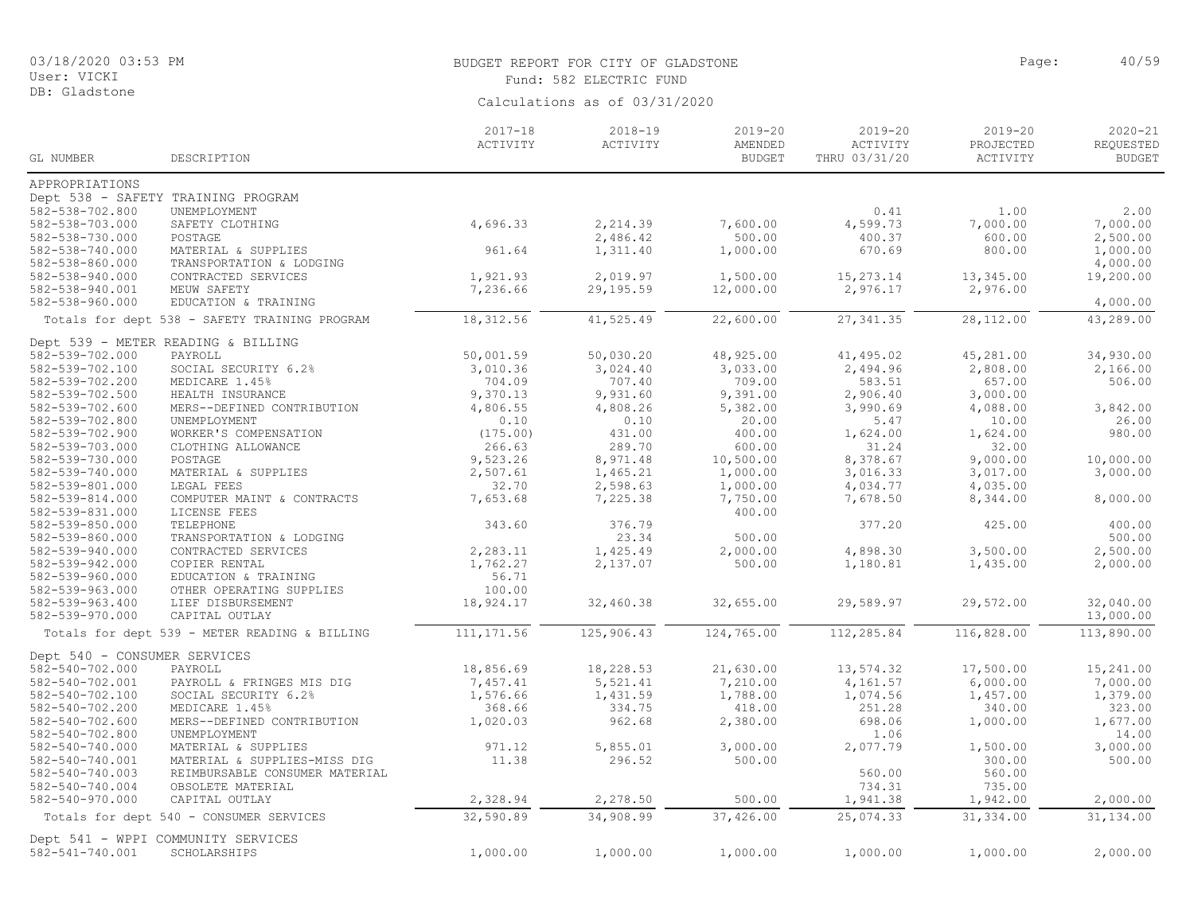BUDGET REPORT FOR CITY OF GLADSTONE

Fund: 582 ELECTRIC FUND

Calculations as of 03/31/2020

| GL NUMBER | DESCRIPTION | 2017-18 ACTIVITY | 2018-19 ACTIVITY | 2019-20 AMENDED BUDGET | 2019-20 ACTIVITY THRU 03/31/20 | 2019-20 PROJECTED ACTIVITY | 2020-21 REQUESTED BUDGET |
|---|---|---|---|---|---|---|---|
| APPROPRIATIONS | | | | | | | |
| Dept 538 - SAFETY TRAINING PROGRAM | | | | | | | |
| 582-538-702.800 | UNEMPLOYMENT | | | | 0.41 | 1.00 | 2.00 |
| 582-538-703.000 | SAFETY CLOTHING | 4,696.33 | 2,214.39 | 7,600.00 | 4,599.73 | 7,000.00 | 7,000.00 |
| 582-538-730.000 | POSTAGE | | 2,486.42 | 500.00 | 400.37 | 600.00 | 2,500.00 |
| 582-538-740.000 | MATERIAL & SUPPLIES | 961.64 | 1,311.40 | 1,000.00 | 670.69 | 800.00 | 1,000.00 |
| 582-538-860.000 | TRANSPORTATION & LODGING | | | | | | 4,000.00 |
| 582-538-940.000 | CONTRACTED SERVICES | 1,921.93 | 2,019.97 | 1,500.00 | 15,273.14 | 13,345.00 | 19,200.00 |
| 582-538-940.001 | MEUW SAFETY | 7,236.66 | 29,195.59 | 12,000.00 | 2,976.17 | 2,976.00 | |
| 582-538-960.000 | EDUCATION & TRAINING | | | | | | 4,000.00 |
| | Totals for dept 538 - SAFETY TRAINING PROGRAM | 18,312.56 | 41,525.49 | 22,600.00 | 27,341.35 | 28,112.00 | 43,289.00 |
| Dept 539 - METER READING & BILLING | | | | | | | |
| 582-539-702.000 | PAYROLL | 50,001.59 | 50,030.20 | 48,925.00 | 41,495.02 | 45,281.00 | 34,930.00 |
| 582-539-702.100 | SOCIAL SECURITY 6.2% | 3,010.36 | 3,024.40 | 3,033.00 | 2,494.96 | 2,808.00 | 2,166.00 |
| 582-539-702.200 | MEDICARE 1.45% | 704.09 | 707.40 | 709.00 | 583.51 | 657.00 | 506.00 |
| 582-539-702.500 | HEALTH INSURANCE | 9,370.13 | 9,931.60 | 9,391.00 | 2,906.40 | 3,000.00 | |
| 582-539-702.600 | MERS--DEFINED CONTRIBUTION | 4,806.55 | 4,808.26 | 5,382.00 | 3,990.69 | 4,088.00 | 3,842.00 |
| 582-539-702.800 | UNEMPLOYMENT | 0.10 | 0.10 | 20.00 | 5.47 | 10.00 | 26.00 |
| 582-539-702.900 | WORKER'S COMPENSATION | (175.00) | 431.00 | 400.00 | 1,624.00 | 1,624.00 | 980.00 |
| 582-539-703.000 | CLOTHING ALLOWANCE | 266.63 | 289.70 | 600.00 | 31.24 | 32.00 | |
| 582-539-730.000 | POSTAGE | 9,523.26 | 8,971.48 | 10,500.00 | 8,378.67 | 9,000.00 | 10,000.00 |
| 582-539-740.000 | MATERIAL & SUPPLIES | 2,507.61 | 1,465.21 | 1,000.00 | 3,016.33 | 3,017.00 | 3,000.00 |
| 582-539-801.000 | LEGAL FEES | 32.70 | 2,598.63 | 1,000.00 | 4,034.77 | 4,035.00 | |
| 582-539-814.000 | COMPUTER MAINT & CONTRACTS | 7,653.68 | 7,225.38 | 7,750.00 | 7,678.50 | 8,344.00 | 8,000.00 |
| 582-539-831.000 | LICENSE FEES | | | 400.00 | | | |
| 582-539-850.000 | TELEPHONE | 343.60 | 376.79 | | 377.20 | 425.00 | 400.00 |
| 582-539-860.000 | TRANSPORTATION & LODGING | | 23.34 | 500.00 | | | 500.00 |
| 582-539-940.000 | CONTRACTED SERVICES | 2,283.11 | 1,425.49 | 2,000.00 | 4,898.30 | 3,500.00 | 2,500.00 |
| 582-539-942.000 | COPIER RENTAL | 1,762.27 | 2,137.07 | 500.00 | 1,180.81 | 1,435.00 | 2,000.00 |
| 582-539-960.000 | EDUCATION & TRAINING | 56.71 | | | | | |
| 582-539-963.000 | OTHER OPERATING SUPPLIES | 100.00 | | | | | |
| 582-539-963.400 | LIEF DISBURSEMENT | 18,924.17 | 32,460.38 | 32,655.00 | 29,589.97 | 29,572.00 | 32,040.00 |
| 582-539-970.000 | CAPITAL OUTLAY | | | | | | 13,000.00 |
| | Totals for dept 539 - METER READING & BILLING | 111,171.56 | 125,906.43 | 124,765.00 | 112,285.84 | 116,828.00 | 113,890.00 |
| Dept 540 - CONSUMER SERVICES | | | | | | | |
| 582-540-702.000 | PAYROLL | 18,856.69 | 18,228.53 | 21,630.00 | 13,574.32 | 17,500.00 | 15,241.00 |
| 582-540-702.001 | PAYROLL & FRINGES MIS DIG | 7,457.41 | 5,521.41 | 7,210.00 | 4,161.57 | 6,000.00 | 7,000.00 |
| 582-540-702.100 | SOCIAL SECURITY 6.2% | 1,576.66 | 1,431.59 | 1,788.00 | 1,074.56 | 1,457.00 | 1,379.00 |
| 582-540-702.200 | MEDICARE 1.45% | 368.66 | 334.75 | 418.00 | 251.28 | 340.00 | 323.00 |
| 582-540-702.600 | MERS--DEFINED CONTRIBUTION | 1,020.03 | 962.68 | 2,380.00 | 698.06 | 1,000.00 | 1,677.00 |
| 582-540-702.800 | UNEMPLOYMENT | | | | 1.06 | | 14.00 |
| 582-540-740.000 | MATERIAL & SUPPLIES | 971.12 | 5,855.01 | 3,000.00 | 2,077.79 | 1,500.00 | 3,000.00 |
| 582-540-740.001 | MATERIAL & SUPPLIES-MISS DIG | 11.38 | 296.52 | 500.00 | | 300.00 | 500.00 |
| 582-540-740.003 | REIMBURSABLE CONSUMER MATERIAL | | | | 560.00 | 560.00 | |
| 582-540-740.004 | OBSOLETE MATERIAL | | | | 734.31 | 735.00 | |
| 582-540-970.000 | CAPITAL OUTLAY | 2,328.94 | 2,278.50 | 500.00 | 1,941.38 | 1,942.00 | 2,000.00 |
| | Totals for dept 540 - CONSUMER SERVICES | 32,590.89 | 34,908.99 | 37,426.00 | 25,074.33 | 31,334.00 | 31,134.00 |
| Dept 541 - WPPI COMMUNITY SERVICES | | | | | | | |
| 582-541-740.001 | SCHOLARSHIPS | 1,000.00 | 1,000.00 | 1,000.00 | 1,000.00 | 1,000.00 | 2,000.00 |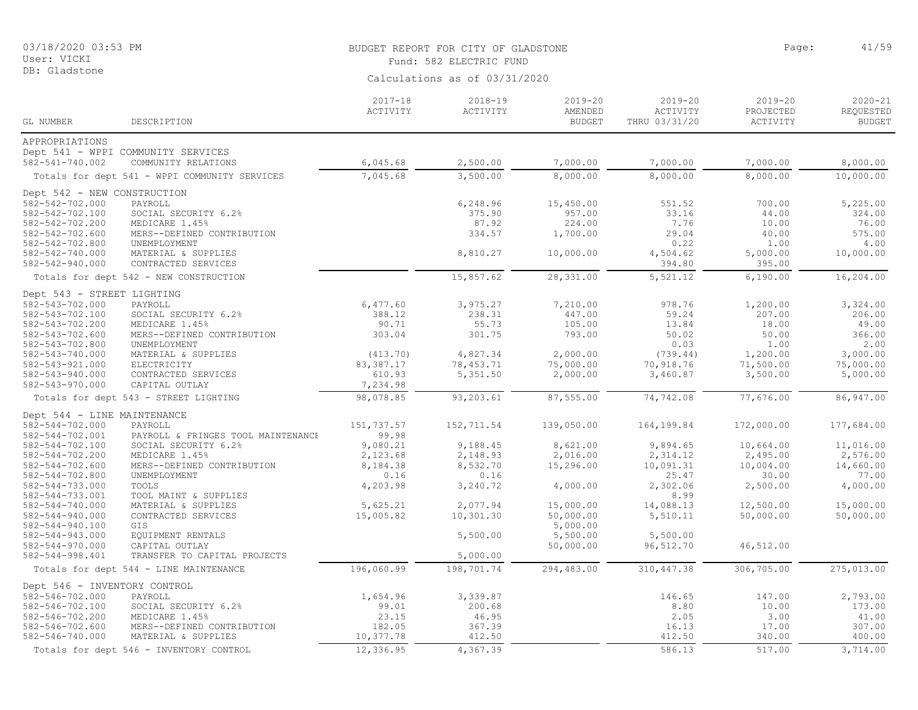BUDGET REPORT FOR CITY OF GLADSTONE

Fund: 582 ELECTRIC FUND

Calculations as of 03/31/2020

03/18/2020 03:53 PM
User: VICKI
DB: Gladstone

| GL NUMBER | DESCRIPTION | 2017-18 ACTIVITY | 2018-19 ACTIVITY | 2019-20 AMENDED BUDGET | 2019-20 ACTIVITY THRU 03/31/20 | 2019-20 PROJECTED ACTIVITY | 2020-21 REQUESTED BUDGET |
|---|---|---|---|---|---|---|---|
| APPROPRIATIONS | | | | | | | |
| Dept 541 - WPPI COMMUNITY SERVICES | | | | | | | |
| 582-541-740.002 | COMMUNITY RELATIONS | 6,045.68 | 2,500.00 | 7,000.00 | 7,000.00 | 7,000.00 | 8,000.00 |
| Totals for dept 541 - WPPI COMMUNITY SERVICES | | 7,045.68 | 3,500.00 | 8,000.00 | 8,000.00 | 8,000.00 | 10,000.00 |
| Dept 542 - NEW CONSTRUCTION | | | | | | | |
| 582-542-702.000 | PAYROLL | | 6,248.96 | 15,450.00 | 551.52 | 700.00 | 5,225.00 |
| 582-542-702.100 | SOCIAL SECURITY 6.2% | | 375.90 | 957.00 | 33.16 | 44.00 | 324.00 |
| 582-542-702.200 | MEDICARE 1.45% | | 87.92 | 224.00 | 7.76 | 10.00 | 76.00 |
| 582-542-702.600 | MERS--DEFINED CONTRIBUTION | | 334.57 | 1,700.00 | 29.04 | 40.00 | 575.00 |
| 582-542-702.800 | UNEMPLOYMENT | | | | 0.22 | 1.00 | 4.00 |
| 582-542-740.000 | MATERIAL & SUPPLIES | | 8,810.27 | 10,000.00 | 4,504.62 | 5,000.00 | 10,000.00 |
| 582-542-940.000 | CONTRACTED SERVICES | | | | 394.80 | 395.00 | |
| Totals for dept 542 - NEW CONSTRUCTION | | | 15,857.62 | 28,331.00 | 5,521.12 | 6,190.00 | 16,204.00 |
| Dept 543 - STREET LIGHTING | | | | | | | |
| 582-543-702.000 | PAYROLL | 6,477.60 | 3,975.27 | 7,210.00 | 978.76 | 1,200.00 | 3,324.00 |
| 582-543-702.100 | SOCIAL SECURITY 6.2% | 388.12 | 238.31 | 447.00 | 59.24 | 207.00 | 206.00 |
| 582-543-702.200 | MEDICARE 1.45% | 90.71 | 55.73 | 105.00 | 13.84 | 18.00 | 49.00 |
| 582-543-702.600 | MERS--DEFINED CONTRIBUTION | 303.04 | 301.75 | 793.00 | 50.02 | 50.00 | 366.00 |
| 582-543-702.800 | UNEMPLOYMENT | | | | 0.03 | 1.00 | 2.00 |
| 582-543-740.000 | MATERIAL & SUPPLIES | (413.70) | 4,827.34 | 2,000.00 | (739.44) | 1,200.00 | 3,000.00 |
| 582-543-921.000 | ELECTRICITY | 83,387.17 | 78,453.71 | 75,000.00 | 70,918.76 | 71,500.00 | 75,000.00 |
| 582-543-940.000 | CONTRACTED SERVICES | 610.93 | 5,351.50 | 2,000.00 | 3,460.87 | 3,500.00 | 5,000.00 |
| 582-543-970.000 | CAPITAL OUTLAY | 7,234.98 | | | | | |
| Totals for dept 543 - STREET LIGHTING | | 98,078.85 | 93,203.61 | 87,555.00 | 74,742.08 | 77,676.00 | 86,947.00 |
| Dept 544 - LINE MAINTENANCE | | | | | | | |
| 582-544-702.000 | PAYROLL | 151,737.57 | 152,711.54 | 139,050.00 | 164,199.84 | 172,000.00 | 177,684.00 |
| 582-544-702.001 | PAYROLL & FRINGES TOOL MAINTENANCE | 99.98 | | | | | |
| 582-544-702.100 | SOCIAL SECURITY 6.2% | 9,080.21 | 9,188.45 | 8,621.00 | 9,894.65 | 10,664.00 | 11,016.00 |
| 582-544-702.200 | MEDICARE 1.45% | 2,123.68 | 2,148.93 | 2,016.00 | 2,314.12 | 2,495.00 | 2,576.00 |
| 582-544-702.600 | MERS--DEFINED CONTRIBUTION | 8,184.38 | 8,532.70 | 15,296.00 | 10,091.31 | 10,004.00 | 14,660.00 |
| 582-544-702.800 | UNEMPLOYMENT | 0.16 | 0.16 | | 25.47 | 30.00 | 77.00 |
| 582-544-733.000 | TOOLS | 4,203.98 | 3,240.72 | 4,000.00 | 2,302.06 | 2,500.00 | 4,000.00 |
| 582-544-733.001 | TOOL MAINT & SUPPLIES | | | | 8.99 | | |
| 582-544-740.000 | MATERIAL & SUPPLIES | 5,625.21 | 2,077.94 | 15,000.00 | 14,088.13 | 12,500.00 | 15,000.00 |
| 582-544-940.000 | CONTRACTED SERVICES | 15,005.82 | 10,301.30 | 50,000.00 | 5,510.11 | 50,000.00 | 50,000.00 |
| 582-544-940.100 | GIS | | | 5,000.00 | | | |
| 582-544-943.000 | EQUIPMENT RENTALS | | 5,500.00 | 5,500.00 | 5,500.00 | | |
| 582-544-970.000 | CAPITAL OUTLAY | | | 50,000.00 | 96,512.70 | 46,512.00 | |
| 582-544-998.401 | TRANSFER TO CAPITAL PROJECTS | | 5,000.00 | | | | |
| Totals for dept 544 - LINE MAINTENANCE | | 196,060.99 | 198,701.74 | 294,483.00 | 310,447.38 | 306,705.00 | 275,013.00 |
| Dept 546 - INVENTORY CONTROL | | | | | | | |
| 582-546-702.000 | PAYROLL | 1,654.96 | 3,339.87 | | 146.65 | 147.00 | 2,793.00 |
| 582-546-702.100 | SOCIAL SECURITY 6.2% | 99.01 | 200.68 | | 8.80 | 10.00 | 173.00 |
| 582-546-702.200 | MEDICARE 1.45% | 23.15 | 46.95 | | 2.05 | 3.00 | 41.00 |
| 582-546-702.600 | MERS--DEFINED CONTRIBUTION | 182.05 | 367.39 | | 16.13 | 17.00 | 307.00 |
| 582-546-740.000 | MATERIAL & SUPPLIES | 10,377.78 | 412.50 | | 412.50 | 340.00 | 400.00 |
| Totals for dept 546 - INVENTORY CONTROL | | 12,336.95 | 4,367.39 | | 586.13 | 517.00 | 3,714.00 |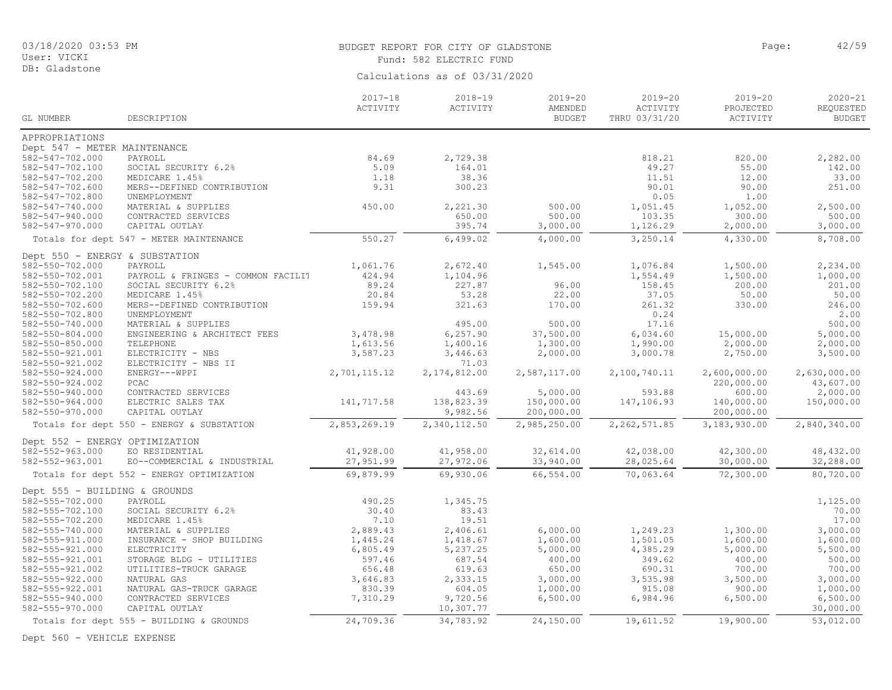# BUDGET REPORT FOR CITY OF GLADSTONE

Fund: 582 ELECTRIC FUND

Calculations as of 03/31/2020

03/18/2020 03:53 PM
User: VICKI
DB: Gladstone

| GL NUMBER | DESCRIPTION | 2017-18 ACTIVITY | 2018-19 ACTIVITY | 2019-20 AMENDED BUDGET | 2019-20 ACTIVITY THRU 03/31/20 | 2019-20 PROJECTED ACTIVITY | 2020-21 REQUESTED BUDGET |
|---|---|---|---|---|---|---|---|
| APPROPRIATIONS | | | | | | | |
| Dept 547 - METER MAINTENANCE | | | | | | | |
| 582-547-702.000 | PAYROLL | 84.69 | 2,729.38 | | 818.21 | 820.00 | 2,282.00 |
| 582-547-702.100 | SOCIAL SECURITY 6.2% | 5.09 | 164.01 | | 49.27 | 55.00 | 142.00 |
| 582-547-702.200 | MEDICARE 1.45% | 1.18 | 38.36 | | 11.51 | 12.00 | 33.00 |
| 582-547-702.600 | MERS--DEFINED CONTRIBUTION | 9.31 | 300.23 | | 90.01 | 90.00 | 251.00 |
| 582-547-702.800 | UNEMPLOYMENT | | | | 0.05 | 1.00 | |
| 582-547-740.000 | MATERIAL & SUPPLIES | 450.00 | 2,221.30 | 500.00 | 1,051.45 | 1,052.00 | 2,500.00 |
| 582-547-940.000 | CONTRACTED SERVICES | | 650.00 | 500.00 | 103.35 | 300.00 | 500.00 |
| 582-547-970.000 | CAPITAL OUTLAY | | 395.74 | 3,000.00 | 1,126.29 | 2,000.00 | 3,000.00 |
| | Totals for dept 547 - METER MAINTENANCE | 550.27 | 6,499.02 | 4,000.00 | 3,250.14 | 4,330.00 | 8,708.00 |
| Dept 550 - ENERGY & SUBSTATION | | | | | | | |
| 582-550-702.000 | PAYROLL | 1,061.76 | 2,672.40 | 1,545.00 | 1,076.84 | 1,500.00 | 2,234.00 |
| 582-550-702.001 | PAYROLL & FRINGES - COMMON FACILIT | 424.94 | 1,104.96 | | 1,554.49 | 1,500.00 | 1,000.00 |
| 582-550-702.100 | SOCIAL SECURITY 6.2% | 89.24 | 227.87 | 96.00 | 158.45 | 200.00 | 201.00 |
| 582-550-702.200 | MEDICARE 1.45% | 20.84 | 53.28 | 22.00 | 37.05 | 50.00 | 50.00 |
| 582-550-702.600 | MERS--DEFINED CONTRIBUTION | 159.94 | 321.63 | 170.00 | 261.32 | 330.00 | 246.00 |
| 582-550-702.800 | UNEMPLOYMENT | | | | 0.24 | | 2.00 |
| 582-550-740.000 | MATERIAL & SUPPLIES | | 495.00 | 500.00 | 17.16 | | 500.00 |
| 582-550-804.000 | ENGINEERING & ARCHITECT FEES | 3,478.98 | 6,257.90 | 37,500.00 | 6,034.60 | 15,000.00 | 5,000.00 |
| 582-550-850.000 | TELEPHONE | 1,613.56 | 1,400.16 | 1,300.00 | 1,990.00 | 2,000.00 | 2,000.00 |
| 582-550-921.001 | ELECTRICITY - NBS | 3,587.23 | 3,446.63 | 2,000.00 | 3,000.78 | 2,750.00 | 3,500.00 |
| 582-550-921.002 | ELECTRICITY - NBS II | | 71.03 | | | | |
| 582-550-924.000 | ENERGY---WPPI | 2,701,115.12 | 2,174,812.00 | 2,587,117.00 | 2,100,740.11 | 2,600,000.00 | 2,630,000.00 |
| 582-550-924.002 | PCAC | | | | | 220,000.00 | 43,607.00 |
| 582-550-940.000 | CONTRACTED SERVICES | | 443.69 | 5,000.00 | 593.88 | 600.00 | 2,000.00 |
| 582-550-964.000 | ELECTRIC SALES TAX | 141,717.58 | 138,823.39 | 150,000.00 | 147,106.93 | 140,000.00 | 150,000.00 |
| 582-550-970.000 | CAPITAL OUTLAY | | 9,982.56 | 200,000.00 | | 200,000.00 | |
| | Totals for dept 550 - ENERGY & SUBSTATION | 2,853,269.19 | 2,340,112.50 | 2,985,250.00 | 2,262,571.85 | 3,183,930.00 | 2,840,340.00 |
| Dept 552 - ENERGY OPTIMIZATION | | | | | | | |
| 582-552-963.000 | EO RESIDENTIAL | 41,928.00 | 41,958.00 | 32,614.00 | 42,038.00 | 42,300.00 | 48,432.00 |
| 582-552-963.001 | EO--COMMERCIAL & INDUSTRIAL | 27,951.99 | 27,972.06 | 33,940.00 | 28,025.64 | 30,000.00 | 32,288.00 |
| | Totals for dept 552 - ENERGY OPTIMIZATION | 69,879.99 | 69,930.06 | 66,554.00 | 70,063.64 | 72,300.00 | 80,720.00 |
| Dept 555 - BUILDING & GROUNDS | | | | | | | |
| 582-555-702.000 | PAYROLL | 490.25 | 1,345.75 | | | | 1,125.00 |
| 582-555-702.100 | SOCIAL SECURITY 6.2% | 30.40 | 83.43 | | | | 70.00 |
| 582-555-702.200 | MEDICARE 1.45% | 7.10 | 19.51 | | | | 17.00 |
| 582-555-740.000 | MATERIAL & SUPPLIES | 2,889.43 | 2,406.61 | 6,000.00 | 1,249.23 | 1,300.00 | 3,000.00 |
| 582-555-911.000 | INSURANCE - SHOP BUILDING | 1,445.24 | 1,418.67 | 1,600.00 | 1,501.05 | 1,600.00 | 1,600.00 |
| 582-555-921.000 | ELECTRICITY | 6,805.49 | 5,237.25 | 5,000.00 | 4,385.29 | 5,000.00 | 5,500.00 |
| 582-555-921.001 | STORAGE BLDG - UTILITIES | 597.46 | 687.54 | 400.00 | 349.62 | 400.00 | 500.00 |
| 582-555-921.002 | UTILITIES-TRUCK GARAGE | 656.48 | 619.63 | 650.00 | 690.31 | 700.00 | 700.00 |
| 582-555-922.000 | NATURAL GAS | 3,646.83 | 2,333.15 | 3,000.00 | 3,535.98 | 3,500.00 | 3,000.00 |
| 582-555-922.001 | NATURAL GAS-TRUCK GARAGE | 830.39 | 604.05 | 1,000.00 | 915.08 | 900.00 | 1,000.00 |
| 582-555-940.000 | CONTRACTED SERVICES | 7,310.29 | 9,720.56 | 6,500.00 | 6,984.96 | 6,500.00 | 6,500.00 |
| 582-555-970.000 | CAPITAL OUTLAY | | 10,307.77 | | | | 30,000.00 |
| | Totals for dept 555 - BUILDING & GROUNDS | 24,709.36 | 34,783.92 | 24,150.00 | 19,611.52 | 19,900.00 | 53,012.00 |

Dept 560 - VEHICLE EXPENSE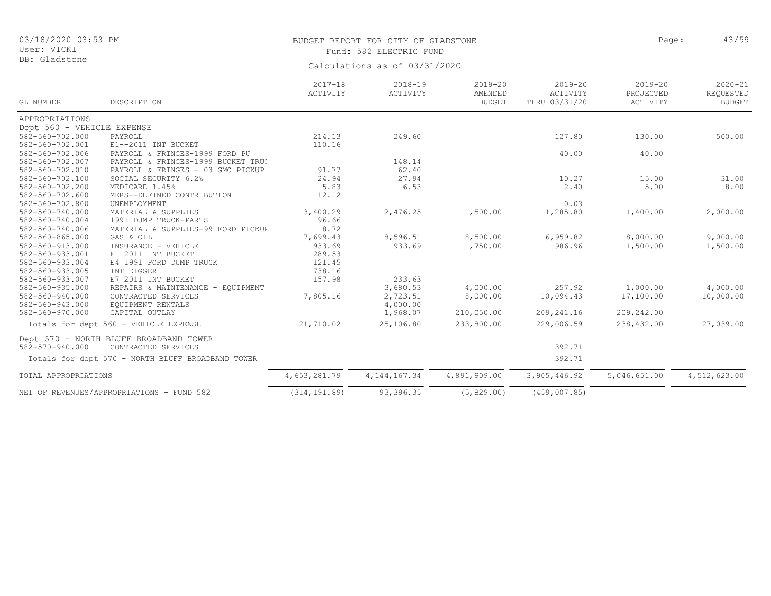BUDGET REPORT FOR CITY OF GLADSTONE
Fund: 582 ELECTRIC FUND
Calculations as of 03/31/2020

03/18/2020 03:53 PM
User: VICKI
DB: Gladstone

| GL NUMBER | DESCRIPTION | 2017-18 ACTIVITY | 2018-19 ACTIVITY | 2019-20 AMENDED BUDGET | 2019-20 ACTIVITY THRU 03/31/20 | 2019-20 PROJECTED ACTIVITY | 2020-21 REQUESTED BUDGET |
|---|---|---|---|---|---|---|---|
| APPROPRIATIONS | | | | | | | |
| Dept 560 - VEHICLE EXPENSE | | | | | | | |
| 582-560-702.000 | PAYROLL | 214.13 | 249.60 | | 127.80 | 130.00 | 500.00 |
| 582-560-702.001 | E1--2011 INT BUCKET | 110.16 | | | | | |
| 582-560-702.006 | PAYROLL & FRINGES-1999 FORD PU | | | | 40.00 | 40.00 | |
| 582-560-702.007 | PAYROLL & FRINGES-1999 BUCKET TRUC | | 148.14 | | | | |
| 582-560-702.010 | PAYROLL & FRINGES - 03 GMC PICKUP | 91.77 | 62.40 | | | | |
| 582-560-702.100 | SOCIAL SECURITY 6.2% | 24.94 | 27.94 | | 10.27 | 15.00 | 31.00 |
| 582-560-702.200 | MEDICARE 1.45% | 5.83 | 6.53 | | 2.40 | 5.00 | 8.00 |
| 582-560-702.600 | MERS--DEFINED CONTRIBUTION | 12.12 | | | | | |
| 582-560-702.800 | UNEMPLOYMENT | | | | 0.03 | | |
| 582-560-740.000 | MATERIAL & SUPPLIES | 3,400.29 | 2,476.25 | 1,500.00 | 1,285.80 | 1,400.00 | 2,000.00 |
| 582-560-740.004 | 1991 DUMP TRUCK-PARTS | 96.66 | | | | | |
| 582-560-740.006 | MATERIAL & SUPPLIES-99 FORD PICKUI | 8.72 | | | | | |
| 582-560-865.000 | GAS & OIL | 7,699.43 | 8,596.51 | 8,500.00 | 6,959.82 | 8,000.00 | 9,000.00 |
| 582-560-913.000 | INSURANCE - VEHICLE | 933.69 | 933.69 | 1,750.00 | 986.96 | 1,500.00 | 1,500.00 |
| 582-560-933.001 | E1 2011 INT BUCKET | 289.53 | | | | | |
| 582-560-933.004 | E4 1991 FORD DUMP TRUCK | 121.45 | | | | | |
| 582-560-933.005 | INT DIGGER | 738.16 | | | | | |
| 582-560-933.007 | E7 2011 INT BUCKET | 157.98 | 233.63 | | | | |
| 582-560-935.000 | REPAIRS & MAINTENANCE - EQUIPMENT | | 3,680.53 | 4,000.00 | 257.92 | 1,000.00 | 4,000.00 |
| 582-560-940.000 | CONTRACTED SERVICES | 7,805.16 | 2,723.51 | 8,000.00 | 10,094.43 | 17,100.00 | 10,000.00 |
| 582-560-943.000 | EQUIPMENT RENTALS | | 4,000.00 | | | | |
| 582-560-970.000 | CAPITAL OUTLAY | | 1,968.07 | 210,050.00 | 209,241.16 | 209,242.00 | |
| Totals for dept 560 - VEHICLE EXPENSE | | 21,710.02 | 25,106.80 | 233,800.00 | 229,006.59 | 238,432.00 | 27,039.00 |
| Dept 570 - NORTH BLUFF BROADBAND TOWER | | | | | | | |
| 582-570-940.000 | CONTRACTED SERVICES | | | | 392.71 | | |
| Totals for dept 570 - NORTH BLUFF BROADBAND TOWER | | | | | 392.71 | | |
| TOTAL APPROPRIATIONS | | 4,653,281.79 | 4,144,167.34 | 4,891,909.00 | 3,905,446.92 | 5,046,651.00 | 4,512,623.00 |
| NET OF REVENUES/APPROPRIATIONS - FUND 582 | | (314,191.89) | 93,396.35 | (5,829.00) | (459,007.85) | | |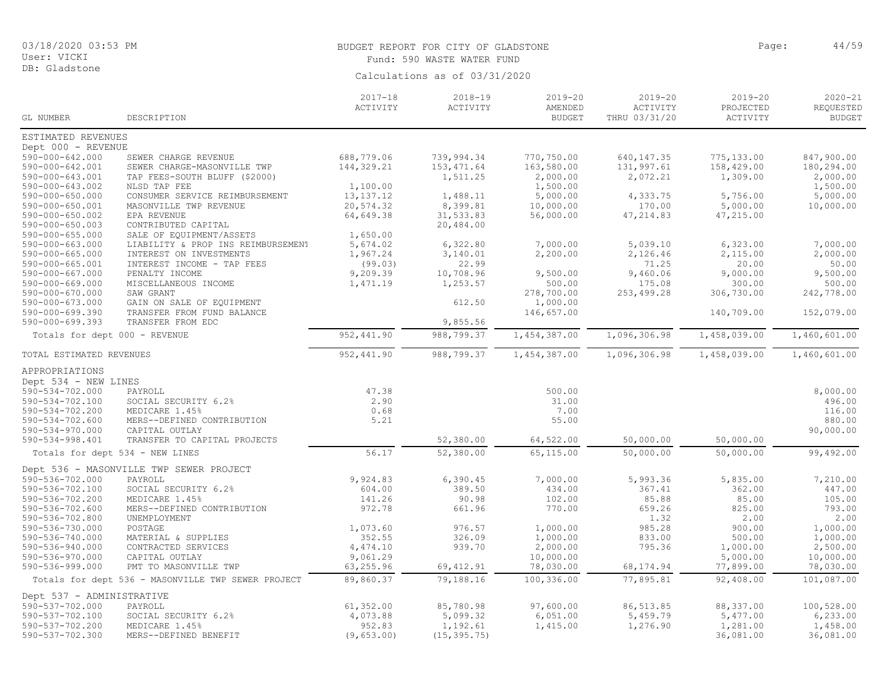BUDGET REPORT FOR CITY OF GLADSTONE

Fund: 590 WASTE WATER FUND

Calculations as of 03/31/2020

| GL NUMBER | DESCRIPTION | 2017-18 ACTIVITY | 2018-19 ACTIVITY | 2019-20 AMENDED BUDGET | 2019-20 ACTIVITY THRU 03/31/20 | 2019-20 PROJECTED ACTIVITY | 2020-21 REQUESTED BUDGET |
|---|---|---|---|---|---|---|---|
| ESTIMATED REVENUES | | | | | | | |
| Dept 000 - REVENUE | | | | | | | |
| 590-000-642.000 | SEWER CHARGE REVENUE | 688,779.06 | 739,994.34 | 770,750.00 | 640,147.35 | 775,133.00 | 847,900.00 |
| 590-000-642.001 | SEWER CHARGE-MASONVILLE TWP | 144,329.21 | 153,471.64 | 163,580.00 | 131,997.61 | 158,429.00 | 180,294.00 |
| 590-000-643.001 | TAP FEES-SOUTH BLUFF ($2000) | | 1,511.25 | 2,000.00 | 2,072.21 | 1,309.00 | 2,000.00 |
| 590-000-643.002 | NLSD TAP FEE | 1,100.00 | | 1,500.00 | | | 1,500.00 |
| 590-000-650.000 | CONSUMER SERVICE REIMBURSEMENT | 13,137.12 | 1,488.11 | 5,000.00 | 4,333.75 | 5,756.00 | 5,000.00 |
| 590-000-650.001 | MASONVILLE TWP REVENUE | 20,574.32 | 8,399.81 | 10,000.00 | 170.00 | 5,000.00 | 10,000.00 |
| 590-000-650.002 | EPA REVENUE | 64,649.38 | 31,533.83 | 56,000.00 | 47,214.83 | 47,215.00 | |
| 590-000-650.003 | CONTRIBUTED CAPITAL | | 20,484.00 | | | | |
| 590-000-655.000 | SALE OF EQUIPMENT/ASSETS | 1,650.00 | | | | | |
| 590-000-663.000 | LIABILITY & PROP INS REIMBURSEMENT | 5,674.02 | 6,322.80 | 7,000.00 | 5,039.10 | 6,323.00 | 7,000.00 |
| 590-000-665.000 | INTEREST ON INVESTMENTS | 1,967.24 | 3,140.01 | 2,200.00 | 2,126.46 | 2,115.00 | 2,000.00 |
| 590-000-665.001 | INTEREST INCOME - TAP FEES | (99.03) | 22.99 | | 71.25 | 20.00 | 50.00 |
| 590-000-667.000 | PENALTY INCOME | 9,209.39 | 10,708.96 | 9,500.00 | 9,460.06 | 9,000.00 | 9,500.00 |
| 590-000-669.000 | MISCELLANEOUS INCOME | 1,471.19 | 1,253.57 | 500.00 | 175.08 | 300.00 | 500.00 |
| 590-000-670.000 | SAW GRANT | | | 278,700.00 | 253,499.28 | 306,730.00 | 242,778.00 |
| 590-000-673.000 | GAIN ON SALE OF EQUIPMENT | | 612.50 | 1,000.00 | | | |
| 590-000-699.390 | TRANSFER FROM FUND BALANCE | | | 146,657.00 | | 140,709.00 | 152,079.00 |
| 590-000-699.393 | TRANSFER FROM EDC | | 9,855.56 | | | | |
| Totals for dept 000 - REVENUE | | 952,441.90 | 988,799.37 | 1,454,387.00 | 1,096,306.98 | 1,458,039.00 | 1,460,601.00 |
| TOTAL ESTIMATED REVENUES | | 952,441.90 | 988,799.37 | 1,454,387.00 | 1,096,306.98 | 1,458,039.00 | 1,460,601.00 |
| APPROPRIATIONS | | | | | | | |
| Dept 534 - NEW LINES | | | | | | | |
| 590-534-702.000 | PAYROLL | 47.38 | | 500.00 | | | 8,000.00 |
| 590-534-702.100 | SOCIAL SECURITY 6.2% | 2.90 | | 31.00 | | | 496.00 |
| 590-534-702.200 | MEDICARE 1.45% | 0.68 | | 7.00 | | | 116.00 |
| 590-534-702.600 | MERS--DEFINED CONTRIBUTION | 5.21 | | 55.00 | | | 880.00 |
| 590-534-970.000 | CAPITAL OUTLAY | | | | | | 90,000.00 |
| 590-534-998.401 | TRANSFER TO CAPITAL PROJECTS | | 52,380.00 | 64,522.00 | 50,000.00 | 50,000.00 | |
| Totals for dept 534 - NEW LINES | | 56.17 | 52,380.00 | 65,115.00 | 50,000.00 | 50,000.00 | 99,492.00 |
| Dept 536 - MASONVILLE TWP SEWER PROJECT | | | | | | | |
| 590-536-702.000 | PAYROLL | 9,924.83 | 6,390.45 | 7,000.00 | 5,993.36 | 5,835.00 | 7,210.00 |
| 590-536-702.100 | SOCIAL SECURITY 6.2% | 604.00 | 389.50 | 434.00 | 367.41 | 362.00 | 447.00 |
| 590-536-702.200 | MEDICARE 1.45% | 141.26 | 90.98 | 102.00 | 85.88 | 85.00 | 105.00 |
| 590-536-702.600 | MERS--DEFINED CONTRIBUTION | 972.78 | 661.96 | 770.00 | 659.26 | 825.00 | 793.00 |
| 590-536-702.800 | UNEMPLOYMENT | | | | 1.32 | 2.00 | 2.00 |
| 590-536-730.000 | POSTAGE | 1,073.60 | 976.57 | 1,000.00 | 985.28 | 900.00 | 1,000.00 |
| 590-536-740.000 | MATERIAL & SUPPLIES | 352.55 | 326.09 | 1,000.00 | 833.00 | 500.00 | 1,000.00 |
| 590-536-940.000 | CONTRACTED SERVICES | 4,474.10 | 939.70 | 2,000.00 | 795.36 | 1,000.00 | 2,500.00 |
| 590-536-970.000 | CAPITAL OUTLAY | 9,061.29 | | 10,000.00 | | 5,000.00 | 10,000.00 |
| 590-536-999.000 | PMT TO MASONVILLE TWP | 63,255.96 | 69,412.91 | 78,030.00 | 68,174.94 | 77,899.00 | 78,030.00 |
| Totals for dept 536 - MASONVILLE TWP SEWER PROJECT | | 89,860.37 | 79,188.16 | 100,336.00 | 77,895.81 | 92,408.00 | 101,087.00 |
| Dept 537 - ADMINISTRATIVE | | | | | | | |
| 590-537-702.000 | PAYROLL | 61,352.00 | 85,780.98 | 97,600.00 | 86,513.85 | 88,337.00 | 100,528.00 |
| 590-537-702.100 | SOCIAL SECURITY 6.2% | 4,073.88 | 5,099.32 | 6,051.00 | 5,459.79 | 5,477.00 | 6,233.00 |
| 590-537-702.200 | MEDICARE 1.45% | 952.83 | 1,192.61 | 1,415.00 | 1,276.90 | 1,281.00 | 1,458.00 |
| 590-537-702.300 | MERS--DEFINED BENEFIT | (9,653.00) | (15,395.75) | | | 36,081.00 | 36,081.00 |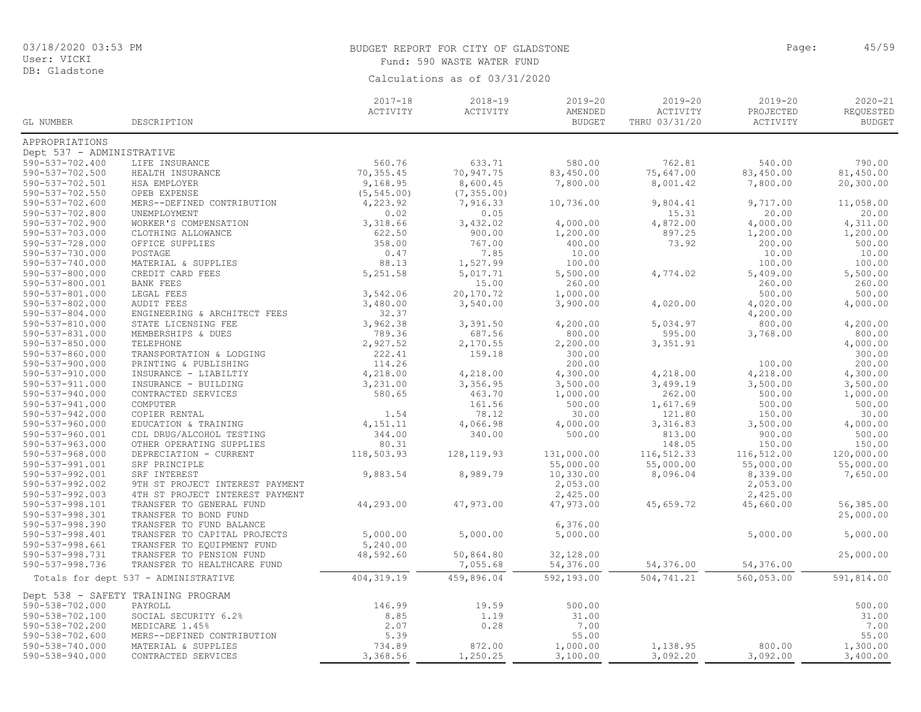BUDGET REPORT FOR CITY OF GLADSTONE
Fund: 590 WASTE WATER FUND
Calculations as of 03/31/2020

| GL NUMBER | DESCRIPTION | 2017-18 ACTIVITY | 2018-19 ACTIVITY | 2019-20 AMENDED BUDGET | 2019-20 ACTIVITY THRU 03/31/20 | 2019-20 PROJECTED ACTIVITY | 2020-21 REQUESTED BUDGET |
|---|---|---|---|---|---|---|---|
| APPROPRIATIONS | | | | | | | |
| Dept 537 - ADMINISTRATIVE | | | | | | | |
| 590-537-702.400 | LIFE INSURANCE | 560.76 | 633.71 | 580.00 | 762.81 | 540.00 | 790.00 |
| 590-537-702.500 | HEALTH INSURANCE | 70,355.45 | 70,947.75 | 83,450.00 | 75,647.00 | 83,450.00 | 81,450.00 |
| 590-537-702.501 | HSA EMPLOYER | 9,168.95 | 8,600.45 | 7,800.00 | 8,001.42 | 7,800.00 | 20,300.00 |
| 590-537-702.550 | OPEB EXPENSE | (5,545.00) | (7,355.00) | | | | |
| 590-537-702.600 | MERS--DEFINED CONTRIBUTION | 4,223.92 | 7,916.33 | 10,736.00 | 9,804.41 | 9,717.00 | 11,058.00 |
| 590-537-702.800 | UNEMPLOYMENT | 0.02 | 0.05 | | 15.31 | 20.00 | 20.00 |
| 590-537-702.900 | WORKER'S COMPENSATION | 3,318.66 | 3,432.02 | 4,000.00 | 4,872.00 | 4,000.00 | 4,311.00 |
| 590-537-703.000 | CLOTHING ALLOWANCE | 622.50 | 900.00 | 1,200.00 | 897.25 | 1,200.00 | 1,200.00 |
| 590-537-728.000 | OFFICE SUPPLIES | 358.00 | 767.00 | 400.00 | 73.92 | 200.00 | 500.00 |
| 590-537-730.000 | POSTAGE | 0.47 | 7.85 | 10.00 | | 10.00 | 10.00 |
| 590-537-740.000 | MATERIAL & SUPPLIES | 88.13 | 1,527.99 | 100.00 | | 100.00 | 100.00 |
| 590-537-800.000 | CREDIT CARD FEES | 5,251.58 | 5,017.71 | 5,500.00 | 4,774.02 | 5,409.00 | 5,500.00 |
| 590-537-800.001 | BANK FEES | | 15.00 | 260.00 | | 260.00 | 260.00 |
| 590-537-801.000 | LEGAL FEES | 3,542.06 | 20,170.72 | 1,000.00 | | 500.00 | 500.00 |
| 590-537-802.000 | AUDIT FEES | 3,480.00 | 3,540.00 | 3,900.00 | 4,020.00 | 4,020.00 | 4,000.00 |
| 590-537-804.000 | ENGINEERING & ARCHITECT FEES | 32.37 | | | | 4,200.00 | |
| 590-537-810.000 | STATE LICENSING FEE | 3,962.38 | 3,391.50 | 4,200.00 | 5,034.97 | 800.00 | 4,200.00 |
| 590-537-831.000 | MEMBERSHIPS & DUES | 789.36 | 687.56 | 800.00 | 595.00 | 3,768.00 | 800.00 |
| 590-537-850.000 | TELEPHONE | 2,927.52 | 2,170.55 | 2,200.00 | 3,351.91 | | 4,000.00 |
| 590-537-860.000 | TRANSPORTATION & LODGING | 222.41 | 159.18 | 300.00 | | | 300.00 |
| 590-537-900.000 | PRINTING & PUBLISHING | 114.26 | | 200.00 | | 100.00 | 200.00 |
| 590-537-910.000 | INSURANCE - LIABILTIY | 4,218.00 | 4,218.00 | 4,300.00 | 4,218.00 | 4,218.00 | 4,300.00 |
| 590-537-911.000 | INSURANCE - BUILDING | 3,231.00 | 3,356.95 | 3,500.00 | 3,499.19 | 3,500.00 | 3,500.00 |
| 590-537-940.000 | CONTRACTED SERVICES | 580.65 | 463.70 | 1,000.00 | 262.00 | 500.00 | 1,000.00 |
| 590-537-941.000 | COMPUTER | | 161.56 | 500.00 | 1,617.69 | 500.00 | 500.00 |
| 590-537-942.000 | COPIER RENTAL | 1.54 | 78.12 | 30.00 | 121.80 | 150.00 | 30.00 |
| 590-537-960.000 | EDUCATION & TRAINING | 4,151.11 | 4,066.98 | 4,000.00 | 3,316.83 | 3,500.00 | 4,000.00 |
| 590-537-960.001 | CDL DRUG/ALCOHOL TESTING | 344.00 | 340.00 | 500.00 | 813.00 | 900.00 | 500.00 |
| 590-537-963.000 | OTHER OPERATING SUPPLIES | 80.31 | | | 148.05 | 150.00 | 150.00 |
| 590-537-968.000 | DEPRECIATION - CURRENT | 118,503.93 | 128,119.93 | 131,000.00 | 116,512.33 | 116,512.00 | 120,000.00 |
| 590-537-991.001 | SRF PRINCIPLE | | | 55,000.00 | 55,000.00 | 55,000.00 | 55,000.00 |
| 590-537-992.001 | SRF INTEREST | 9,883.54 | 8,989.79 | 10,330.00 | 8,096.04 | 8,339.00 | 7,650.00 |
| 590-537-992.002 | 9TH ST PROJECT INTEREST PAYMENT | | | 2,053.00 | | 2,053.00 | |
| 590-537-992.003 | 4TH ST PROJECT INTEREST PAYMENT | | | 2,425.00 | | 2,425.00 | |
| 590-537-998.101 | TRANSFER TO GENERAL FUND | 44,293.00 | 47,973.00 | 47,973.00 | 45,659.72 | 45,660.00 | 56,385.00 |
| 590-537-998.301 | TRANSFER TO BOND FUND | | | | | | 25,000.00 |
| 590-537-998.390 | TRANSFER TO FUND BALANCE | | | 6,376.00 | | | |
| 590-537-998.401 | TRANSFER TO CAPITAL PROJECTS | 5,000.00 | 5,000.00 | 5,000.00 | | 5,000.00 | 5,000.00 |
| 590-537-998.661 | TRANSFER TO EQUIPMENT FUND | 5,240.00 | | | | | |
| 590-537-998.731 | TRANSFER TO PENSION FUND | 48,592.60 | 50,864.80 | 32,128.00 | | | 25,000.00 |
| 590-537-998.736 | TRANSFER TO HEALTHCARE FUND | | 7,055.68 | 54,376.00 | 54,376.00 | 54,376.00 | |
| Totals for dept 537 - ADMINISTRATIVE | | 404,319.19 | 459,896.04 | 592,193.00 | 504,741.21 | 560,053.00 | 591,814.00 |
| Dept 538 - SAFETY TRAINING PROGRAM | | | | | | | |
| 590-538-702.000 | PAYROLL | 146.99 | 19.59 | 500.00 | | | 500.00 |
| 590-538-702.100 | SOCIAL SECURITY 6.2% | 8.85 | 1.19 | 31.00 | | | 31.00 |
| 590-538-702.200 | MEDICARE 1.45% | 2.07 | 0.28 | 7.00 | | | 7.00 |
| 590-538-702.600 | MERS--DEFINED CONTRIBUTION | 5.39 | | 55.00 | | | 55.00 |
| 590-538-740.000 | MATERIAL & SUPPLIES | 734.89 | 872.00 | 1,000.00 | 1,138.95 | 800.00 | 1,300.00 |
| 590-538-940.000 | CONTRACTED SERVICES | 3,368.56 | 1,250.25 | 3,100.00 | 3,092.20 | 3,092.00 | 3,400.00 |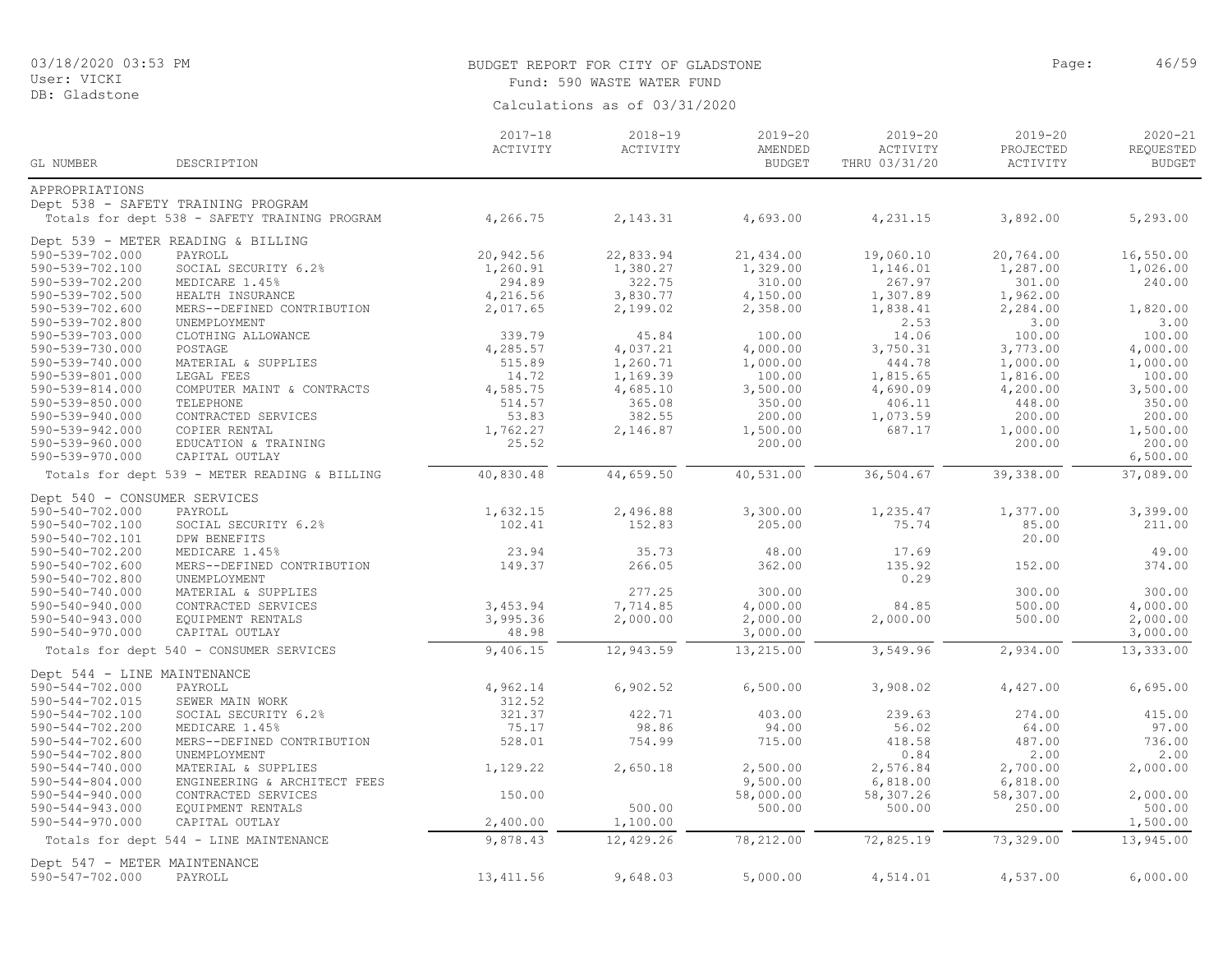BUDGET REPORT FOR CITY OF GLADSTONE
Fund: 590 WASTE WATER FUND
Calculations as of 03/31/2020

03/18/2020 03:53 PM
User: VICKI
DB: Gladstone

| GL NUMBER | DESCRIPTION | 2017-18 ACTIVITY | 2018-19 ACTIVITY | 2019-20 AMENDED BUDGET | 2019-20 ACTIVITY THRU 03/31/20 | 2019-20 PROJECTED ACTIVITY | 2020-21 REQUESTED BUDGET |
|---|---|---|---|---|---|---|---|
| APPROPRIATIONS | | | | | | | |
| Dept 538 - SAFETY TRAINING PROGRAM | | | | | | | |
| Totals for dept 538 - SAFETY TRAINING PROGRAM | | 4,266.75 | 2,143.31 | 4,693.00 | 4,231.15 | 3,892.00 | 5,293.00 |
| Dept 539 - METER READING & BILLING | | | | | | | |
| 590-539-702.000 | PAYROLL | 20,942.56 | 22,833.94 | 21,434.00 | 19,060.10 | 20,764.00 | 16,550.00 |
| 590-539-702.100 | SOCIAL SECURITY 6.2% | 1,260.91 | 1,380.27 | 1,329.00 | 1,146.01 | 1,287.00 | 1,026.00 |
| 590-539-702.200 | MEDICARE 1.45% | 294.89 | 322.75 | 310.00 | 267.97 | 301.00 | 240.00 |
| 590-539-702.500 | HEALTH INSURANCE | 4,216.56 | 3,830.77 | 4,150.00 | 1,307.89 | 1,962.00 | |
| 590-539-702.600 | MERS--DEFINED CONTRIBUTION | 2,017.65 | 2,199.02 | 2,358.00 | 1,838.41 | 2,284.00 | 1,820.00 |
| 590-539-702.800 | UNEMPLOYMENT | | | | 2.53 | 3.00 | 3.00 |
| 590-539-703.000 | CLOTHING ALLOWANCE | 339.79 | 45.84 | 100.00 | 14.06 | 100.00 | 100.00 |
| 590-539-730.000 | POSTAGE | 4,285.57 | 4,037.21 | 4,000.00 | 3,750.31 | 3,773.00 | 4,000.00 |
| 590-539-740.000 | MATERIAL & SUPPLIES | 515.89 | 1,260.71 | 1,000.00 | 444.78 | 1,000.00 | 1,000.00 |
| 590-539-801.000 | LEGAL FEES | 14.72 | 1,169.39 | 100.00 | 1,815.65 | 1,816.00 | 100.00 |
| 590-539-814.000 | COMPUTER MAINT & CONTRACTS | 4,585.75 | 4,685.10 | 3,500.00 | 4,690.09 | 4,200.00 | 3,500.00 |
| 590-539-850.000 | TELEPHONE | 514.57 | 365.08 | 350.00 | 406.11 | 448.00 | 350.00 |
| 590-539-940.000 | CONTRACTED SERVICES | 53.83 | 382.55 | 200.00 | 1,073.59 | 200.00 | 200.00 |
| 590-539-942.000 | COPIER RENTAL | 1,762.27 | 2,146.87 | 1,500.00 | 687.17 | 1,000.00 | 1,500.00 |
| 590-539-960.000 | EDUCATION & TRAINING | 25.52 | | 200.00 | | 200.00 | 200.00 |
| 590-539-970.000 | CAPITAL OUTLAY | | | | | | 6,500.00 |
| Totals for dept 539 - METER READING & BILLING | | 40,830.48 | 44,659.50 | 40,531.00 | 36,504.67 | 39,338.00 | 37,089.00 |
| Dept 540 - CONSUMER SERVICES | | | | | | | |
| 590-540-702.000 | PAYROLL | 1,632.15 | 2,496.88 | 3,300.00 | 1,235.47 | 1,377.00 | 3,399.00 |
| 590-540-702.100 | SOCIAL SECURITY 6.2% | 102.41 | 152.83 | 205.00 | 75.74 | 85.00 | 211.00 |
| 590-540-702.101 | DPW BENEFITS | | | | | 20.00 | |
| 590-540-702.200 | MEDICARE 1.45% | 23.94 | 35.73 | 48.00 | 17.69 | | 49.00 |
| 590-540-702.600 | MERS--DEFINED CONTRIBUTION | 149.37 | 266.05 | 362.00 | 135.92 | 152.00 | 374.00 |
| 590-540-702.800 | UNEMPLOYMENT | | | | 0.29 | | |
| 590-540-740.000 | MATERIAL & SUPPLIES | | 277.25 | 300.00 | | 300.00 | 300.00 |
| 590-540-940.000 | CONTRACTED SERVICES | 3,453.94 | 7,714.85 | 4,000.00 | 84.85 | 500.00 | 4,000.00 |
| 590-540-943.000 | EQUIPMENT RENTALS | 3,995.36 | 2,000.00 | 2,000.00 | 2,000.00 | 500.00 | 2,000.00 |
| 590-540-970.000 | CAPITAL OUTLAY | 48.98 | | 3,000.00 | | | 3,000.00 |
| Totals for dept 540 - CONSUMER SERVICES | | 9,406.15 | 12,943.59 | 13,215.00 | 3,549.96 | 2,934.00 | 13,333.00 |
| Dept 544 - LINE MAINTENANCE | | | | | | | |
| 590-544-702.000 | PAYROLL | 4,962.14 | 6,902.52 | 6,500.00 | 3,908.02 | 4,427.00 | 6,695.00 |
| 590-544-702.015 | SEWER MAIN WORK | 312.52 | | | | | |
| 590-544-702.100 | SOCIAL SECURITY 6.2% | 321.37 | 422.71 | 403.00 | 239.63 | 274.00 | 415.00 |
| 590-544-702.200 | MEDICARE 1.45% | 75.17 | 98.86 | 94.00 | 56.02 | 64.00 | 97.00 |
| 590-544-702.600 | MERS--DEFINED CONTRIBUTION | 528.01 | 754.99 | 715.00 | 418.58 | 487.00 | 736.00 |
| 590-544-702.800 | UNEMPLOYMENT | | | | 0.84 | 2.00 | 2.00 |
| 590-544-740.000 | MATERIAL & SUPPLIES | 1,129.22 | 2,650.18 | 2,500.00 | 2,576.84 | 2,700.00 | 2,000.00 |
| 590-544-804.000 | ENGINEERING & ARCHITECT FEES | | | 9,500.00 | 6,818.00 | 6,818.00 | |
| 590-544-940.000 | CONTRACTED SERVICES | 150.00 | | 58,000.00 | 58,307.26 | 58,307.00 | 2,000.00 |
| 590-544-943.000 | EQUIPMENT RENTALS | | 500.00 | 500.00 | 500.00 | 250.00 | 500.00 |
| 590-544-970.000 | CAPITAL OUTLAY | 2,400.00 | 1,100.00 | | | | 1,500.00 |
| Totals for dept 544 - LINE MAINTENANCE | | 9,878.43 | 12,429.26 | 78,212.00 | 72,825.19 | 73,329.00 | 13,945.00 |
| Dept 547 - METER MAINTENANCE | | | | | | | |
| 590-547-702.000 | PAYROLL | 13,411.56 | 9,648.03 | 5,000.00 | 4,514.01 | 4,537.00 | 6,000.00 |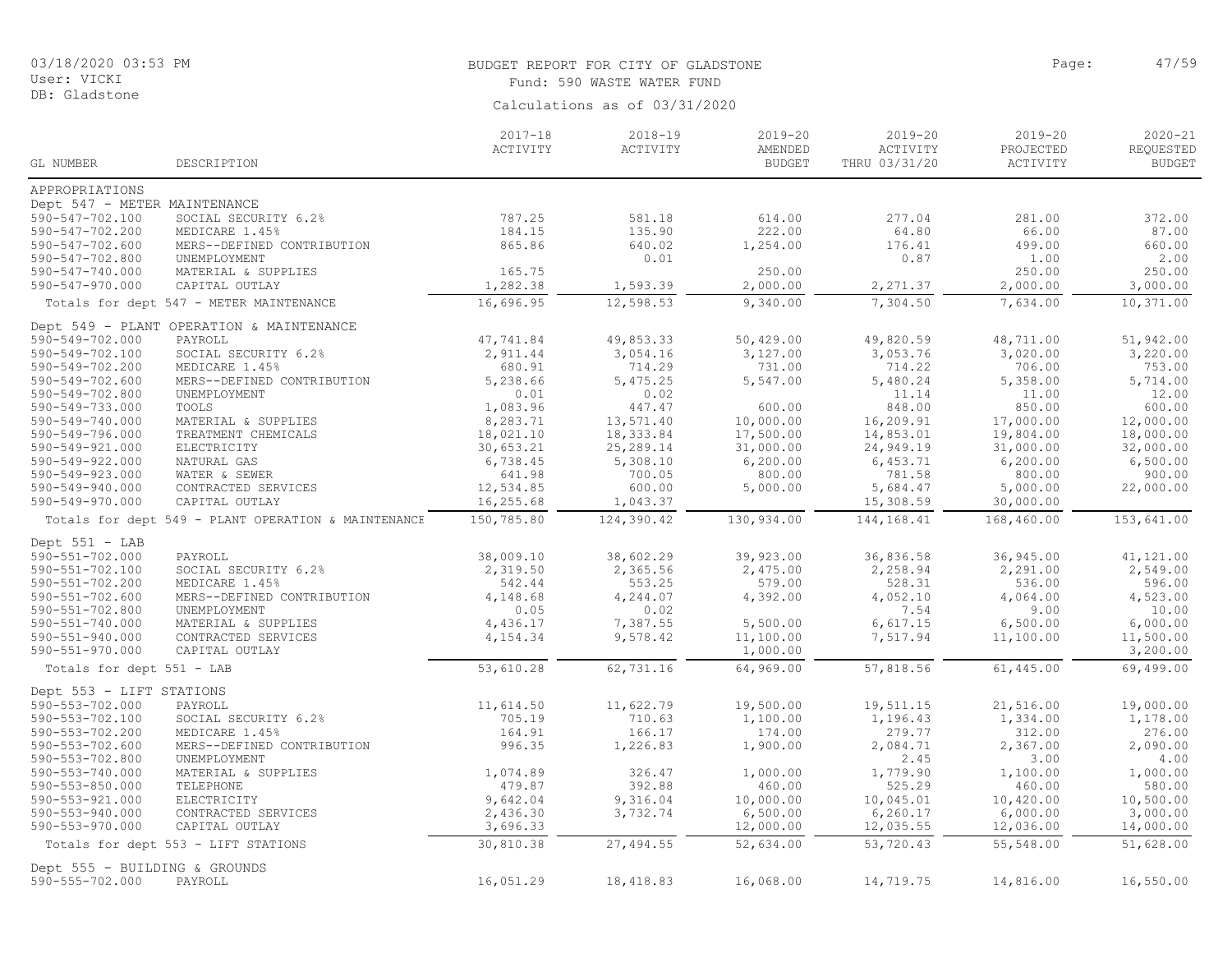BUDGET REPORT FOR CITY OF GLADSTONE

Fund: 590 WASTE WATER FUND

Calculations as of 03/31/2020

03/18/2020 03:53 PM
User: VICKI
DB: Gladstone

| GL NUMBER | DESCRIPTION | 2017-18 ACTIVITY | 2018-19 ACTIVITY | 2019-20 AMENDED BUDGET | 2019-20 ACTIVITY THRU 03/31/20 | 2019-20 PROJECTED ACTIVITY | 2020-21 REQUESTED BUDGET |
|---|---|---|---|---|---|---|---|
| APPROPRIATIONS | | | | | | | |
| Dept 547 - METER MAINTENANCE | | | | | | | |
| 590-547-702.100 | SOCIAL SECURITY 6.2% | 787.25 | 581.18 | 614.00 | 277.04 | 281.00 | 372.00 |
| 590-547-702.200 | MEDICARE 1.45% | 184.15 | 135.90 | 222.00 | 64.80 | 66.00 | 87.00 |
| 590-547-702.600 | MERS--DEFINED CONTRIBUTION | 865.86 | 640.02 | 1,254.00 | 176.41 | 499.00 | 660.00 |
| 590-547-702.800 | UNEMPLOYMENT | | 0.01 | | 0.87 | 1.00 | 2.00 |
| 590-547-740.000 | MATERIAL & SUPPLIES | 165.75 | | 250.00 | | 250.00 | 250.00 |
| 590-547-970.000 | CAPITAL OUTLAY | 1,282.38 | 1,593.39 | 2,000.00 | 2,271.37 | 2,000.00 | 3,000.00 |
| Totals for dept 547 - METER MAINTENANCE | | 16,696.95 | 12,598.53 | 9,340.00 | 7,304.50 | 7,634.00 | 10,371.00 |
| Dept 549 - PLANT OPERATION & MAINTENANCE | | | | | | | |
| 590-549-702.000 | PAYROLL | 47,741.84 | 49,853.33 | 50,429.00 | 49,820.59 | 48,711.00 | 51,942.00 |
| 590-549-702.100 | SOCIAL SECURITY 6.2% | 2,911.44 | 3,054.16 | 3,127.00 | 3,053.76 | 3,020.00 | 3,220.00 |
| 590-549-702.200 | MEDICARE 1.45% | 680.91 | 714.29 | 731.00 | 714.22 | 706.00 | 753.00 |
| 590-549-702.600 | MERS--DEFINED CONTRIBUTION | 5,238.66 | 5,475.25 | 5,547.00 | 5,480.24 | 5,358.00 | 5,714.00 |
| 590-549-702.800 | UNEMPLOYMENT | 0.01 | 0.02 | | 11.14 | 11.00 | 12.00 |
| 590-549-733.000 | TOOLS | 1,083.96 | 447.47 | 600.00 | 848.00 | 850.00 | 600.00 |
| 590-549-740.000 | MATERIAL & SUPPLIES | 8,283.71 | 13,571.40 | 10,000.00 | 16,209.91 | 17,000.00 | 12,000.00 |
| 590-549-796.000 | TREATMENT CHEMICALS | 18,021.10 | 18,333.84 | 17,500.00 | 14,853.01 | 19,804.00 | 18,000.00 |
| 590-549-921.000 | ELECTRICITY | 30,653.21 | 25,289.14 | 31,000.00 | 24,949.19 | 31,000.00 | 32,000.00 |
| 590-549-922.000 | NATURAL GAS | 6,738.45 | 5,308.10 | 6,200.00 | 6,453.71 | 6,200.00 | 6,500.00 |
| 590-549-923.000 | WATER & SEWER | 641.98 | 700.05 | 800.00 | 781.58 | 800.00 | 900.00 |
| 590-549-940.000 | CONTRACTED SERVICES | 12,534.85 | 600.00 | 5,000.00 | 5,684.47 | 5,000.00 | 22,000.00 |
| 590-549-970.000 | CAPITAL OUTLAY | 16,255.68 | 1,043.37 | | 15,308.59 | 30,000.00 | |
| Totals for dept 549 - PLANT OPERATION & MAINTENANCE | | 150,785.80 | 124,390.42 | 130,934.00 | 144,168.41 | 168,460.00 | 153,641.00 |
| Dept 551 - LAB | | | | | | | |
| 590-551-702.000 | PAYROLL | 38,009.10 | 38,602.29 | 39,923.00 | 36,836.58 | 36,945.00 | 41,121.00 |
| 590-551-702.100 | SOCIAL SECURITY 6.2% | 2,319.50 | 2,365.56 | 2,475.00 | 2,258.94 | 2,291.00 | 2,549.00 |
| 590-551-702.200 | MEDICARE 1.45% | 542.44 | 553.25 | 579.00 | 528.31 | 536.00 | 596.00 |
| 590-551-702.600 | MERS--DEFINED CONTRIBUTION | 4,148.68 | 4,244.07 | 4,392.00 | 4,052.10 | 4,064.00 | 4,523.00 |
| 590-551-702.800 | UNEMPLOYMENT | 0.05 | 0.02 | | 7.54 | 9.00 | 10.00 |
| 590-551-740.000 | MATERIAL & SUPPLIES | 4,436.17 | 7,387.55 | 5,500.00 | 6,617.15 | 6,500.00 | 6,000.00 |
| 590-551-940.000 | CONTRACTED SERVICES | 4,154.34 | 9,578.42 | 11,100.00 | 7,517.94 | 11,100.00 | 11,500.00 |
| 590-551-970.000 | CAPITAL OUTLAY | | | 1,000.00 | | | 3,200.00 |
| Totals for dept 551 - LAB | | 53,610.28 | 62,731.16 | 64,969.00 | 57,818.56 | 61,445.00 | 69,499.00 |
| Dept 553 - LIFT STATIONS | | | | | | | |
| 590-553-702.000 | PAYROLL | 11,614.50 | 11,622.79 | 19,500.00 | 19,511.15 | 21,516.00 | 19,000.00 |
| 590-553-702.100 | SOCIAL SECURITY 6.2% | 705.19 | 710.63 | 1,100.00 | 1,196.43 | 1,334.00 | 1,178.00 |
| 590-553-702.200 | MEDICARE 1.45% | 164.91 | 166.17 | 174.00 | 279.77 | 312.00 | 276.00 |
| 590-553-702.600 | MERS--DEFINED CONTRIBUTION | 996.35 | 1,226.83 | 1,900.00 | 2,084.71 | 2,367.00 | 2,090.00 |
| 590-553-702.800 | UNEMPLOYMENT | | | | 2.45 | 3.00 | 4.00 |
| 590-553-740.000 | MATERIAL & SUPPLIES | 1,074.89 | 326.47 | 1,000.00 | 1,779.90 | 1,100.00 | 1,000.00 |
| 590-553-850.000 | TELEPHONE | 479.87 | 392.88 | 460.00 | 525.29 | 460.00 | 580.00 |
| 590-553-921.000 | ELECTRICITY | 9,642.04 | 9,316.04 | 10,000.00 | 10,045.01 | 10,420.00 | 10,500.00 |
| 590-553-940.000 | CONTRACTED SERVICES | 2,436.30 | 3,732.74 | 6,500.00 | 6,260.17 | 6,000.00 | 3,000.00 |
| 590-553-970.000 | CAPITAL OUTLAY | 3,696.33 | | 12,000.00 | 12,035.55 | 12,036.00 | 14,000.00 |
| Totals for dept 553 - LIFT STATIONS | | 30,810.38 | 27,494.55 | 52,634.00 | 53,720.43 | 55,548.00 | 51,628.00 |
| Dept 555 - BUILDING & GROUNDS | | | | | | | |
| 590-555-702.000 | PAYROLL | 16,051.29 | 18,418.83 | 16,068.00 | 14,719.75 | 14,816.00 | 16,550.00 |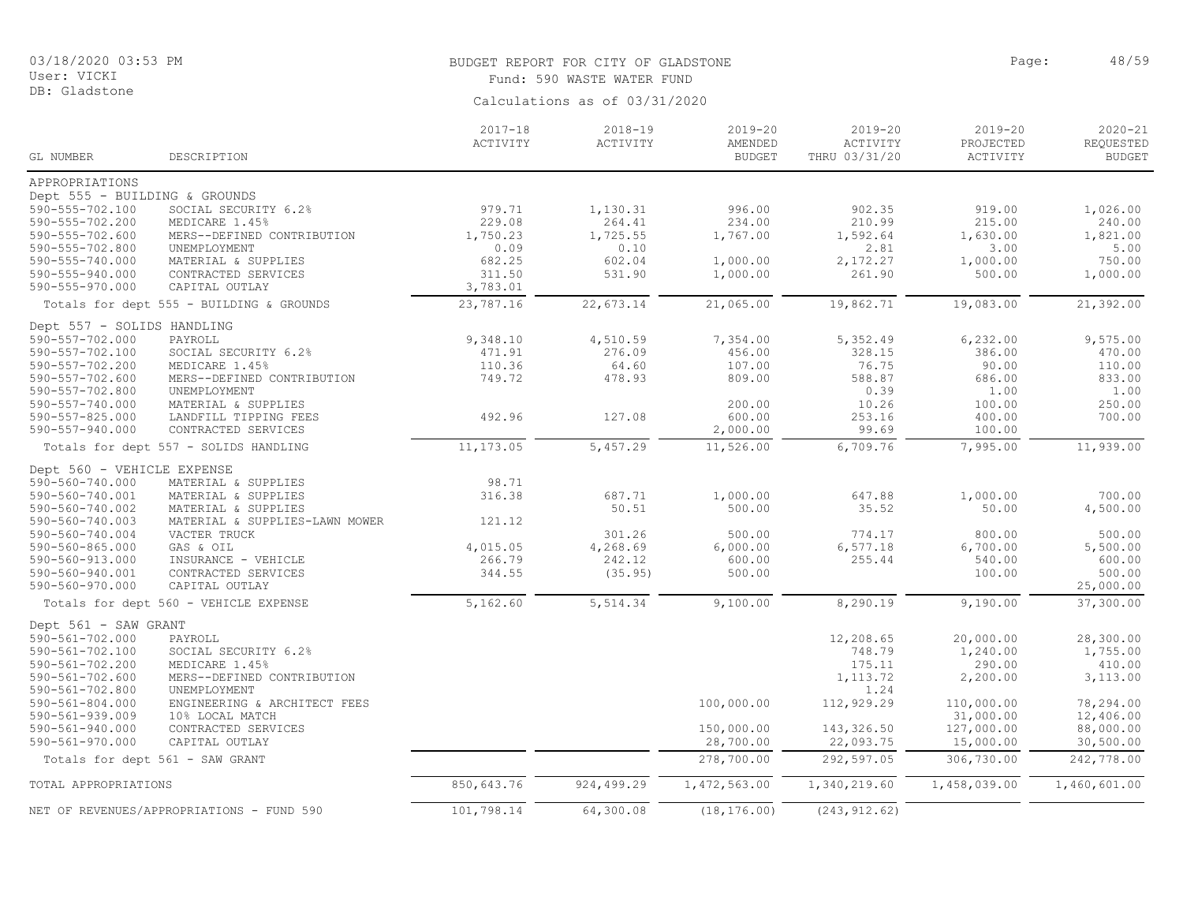BUDGET REPORT FOR CITY OF GLADSTONE

Fund: 590 WASTE WATER FUND

Calculations as of 03/31/2020

| GL NUMBER | DESCRIPTION | 2017-18 ACTIVITY | 2018-19 ACTIVITY | 2019-20 AMENDED BUDGET | 2019-20 ACTIVITY THRU 03/31/20 | 2019-20 PROJECTED ACTIVITY | 2020-21 REQUESTED BUDGET |
|---|---|---|---|---|---|---|---|
| APPROPRIATIONS | | | | | | | |
| Dept 555 - BUILDING & GROUNDS | | | | | | | |
| 590-555-702.100 | SOCIAL SECURITY 6.2% | 979.71 | 1,130.31 | 996.00 | 902.35 | 919.00 | 1,026.00 |
| 590-555-702.200 | MEDICARE 1.45% | 229.08 | 264.41 | 234.00 | 210.99 | 215.00 | 240.00 |
| 590-555-702.600 | MERS--DEFINED CONTRIBUTION | 1,750.23 | 1,725.55 | 1,767.00 | 1,592.64 | 1,630.00 | 1,821.00 |
| 590-555-702.800 | UNEMPLOYMENT | 0.09 | 0.10 | | 2.81 | 3.00 | 5.00 |
| 590-555-740.000 | MATERIAL & SUPPLIES | 682.25 | 602.04 | 1,000.00 | 2,172.27 | 1,000.00 | 750.00 |
| 590-555-940.000 | CONTRACTED SERVICES | 311.50 | 531.90 | 1,000.00 | 261.90 | 500.00 | 1,000.00 |
| 590-555-970.000 | CAPITAL OUTLAY | 3,783.01 | | | | | |
| Totals for dept 555 - BUILDING & GROUNDS | | 23,787.16 | 22,673.14 | 21,065.00 | 19,862.71 | 19,083.00 | 21,392.00 |
| Dept 557 - SOLIDS HANDLING | | | | | | | |
| 590-557-702.000 | PAYROLL | 9,348.10 | 4,510.59 | 7,354.00 | 5,352.49 | 6,232.00 | 9,575.00 |
| 590-557-702.100 | SOCIAL SECURITY 6.2% | 471.91 | 276.09 | 456.00 | 328.15 | 386.00 | 470.00 |
| 590-557-702.200 | MEDICARE 1.45% | 110.36 | 64.60 | 107.00 | 76.75 | 90.00 | 110.00 |
| 590-557-702.600 | MERS--DEFINED CONTRIBUTION | 749.72 | 478.93 | 809.00 | 588.87 | 686.00 | 833.00 |
| 590-557-702.800 | UNEMPLOYMENT | | | | 0.39 | 1.00 | 1.00 |
| 590-557-740.000 | MATERIAL & SUPPLIES | | | 200.00 | 10.26 | 100.00 | 250.00 |
| 590-557-825.000 | LANDFILL TIPPING FEES | 492.96 | 127.08 | 600.00 | 253.16 | 400.00 | 700.00 |
| 590-557-940.000 | CONTRACTED SERVICES | | | 2,000.00 | 99.69 | 100.00 | |
| Totals for dept 557 - SOLIDS HANDLING | | 11,173.05 | 5,457.29 | 11,526.00 | 6,709.76 | 7,995.00 | 11,939.00 |
| Dept 560 - VEHICLE EXPENSE | | | | | | | |
| 590-560-740.000 | MATERIAL & SUPPLIES | 98.71 | | | | | |
| 590-560-740.001 | MATERIAL & SUPPLIES | 316.38 | 687.71 | 1,000.00 | 647.88 | 1,000.00 | 700.00 |
| 590-560-740.002 | MATERIAL & SUPPLIES | | 50.51 | 500.00 | 35.52 | 50.00 | 4,500.00 |
| 590-560-740.003 | MATERIAL & SUPPLIES-LAWN MOWER | 121.12 | | | | | |
| 590-560-740.004 | VACTER TRUCK | | 301.26 | 500.00 | 774.17 | 800.00 | 500.00 |
| 590-560-865.000 | GAS & OIL | 4,015.05 | 4,268.69 | 6,000.00 | 6,577.18 | 6,700.00 | 5,500.00 |
| 590-560-913.000 | INSURANCE - VEHICLE | 266.79 | 242.12 | 600.00 | 255.44 | 540.00 | 600.00 |
| 590-560-940.001 | CONTRACTED SERVICES | 344.55 | (35.95) | 500.00 | | 100.00 | 500.00 |
| 590-560-970.000 | CAPITAL OUTLAY | | | | | | 25,000.00 |
| Totals for dept 560 - VEHICLE EXPENSE | | 5,162.60 | 5,514.34 | 9,100.00 | 8,290.19 | 9,190.00 | 37,300.00 |
| Dept 561 - SAW GRANT | | | | | | | |
| 590-561-702.000 | PAYROLL | | | | 12,208.65 | 20,000.00 | 28,300.00 |
| 590-561-702.100 | SOCIAL SECURITY 6.2% | | | | 748.79 | 1,240.00 | 1,755.00 |
| 590-561-702.200 | MEDICARE 1.45% | | | | 175.11 | 290.00 | 410.00 |
| 590-561-702.600 | MERS--DEFINED CONTRIBUTION | | | | 1,113.72 | 2,200.00 | 3,113.00 |
| 590-561-702.800 | UNEMPLOYMENT | | | | 1.24 | | |
| 590-561-804.000 | ENGINEERING & ARCHITECT FEES | | | 100,000.00 | 112,929.29 | 110,000.00 | 78,294.00 |
| 590-561-939.009 | 10% LOCAL MATCH | | | | | 31,000.00 | 12,406.00 |
| 590-561-940.000 | CONTRACTED SERVICES | | | 150,000.00 | 143,326.50 | 127,000.00 | 88,000.00 |
| 590-561-970.000 | CAPITAL OUTLAY | | | 28,700.00 | 22,093.75 | 15,000.00 | 30,500.00 |
| Totals for dept 561 - SAW GRANT | | | | 278,700.00 | 292,597.05 | 306,730.00 | 242,778.00 |
| TOTAL APPROPRIATIONS | | 850,643.76 | 924,499.29 | 1,472,563.00 | 1,340,219.60 | 1,458,039.00 | 1,460,601.00 |
| NET OF REVENUES/APPROPRIATIONS - FUND 590 | | 101,798.14 | 64,300.08 | (18,176.00) | (243,912.62) | | |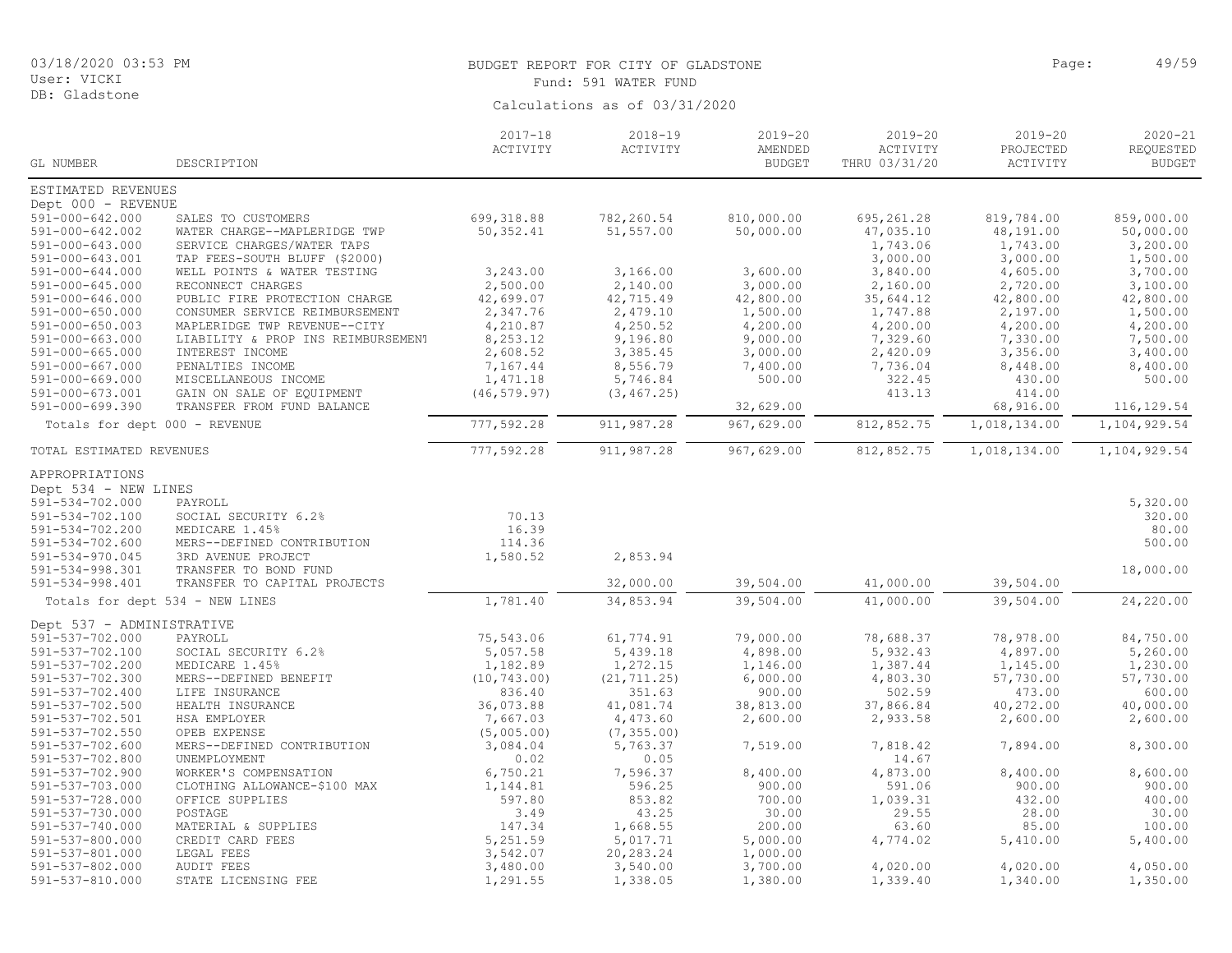BUDGET REPORT FOR CITY OF GLADSTONE

Fund: 591 WATER FUND

Calculations as of 03/31/2020

| GL NUMBER | DESCRIPTION | 2017-18 ACTIVITY | 2018-19 ACTIVITY | 2019-20 AMENDED BUDGET | 2019-20 ACTIVITY THRU 03/31/20 | 2019-20 PROJECTED ACTIVITY | 2020-21 REQUESTED BUDGET |
|---|---|---|---|---|---|---|---|
| ESTIMATED REVENUES | | | | | | | |
| Dept 000 - REVENUE | | | | | | | |
| 591-000-642.000 | SALES TO CUSTOMERS | 699,318.88 | 782,260.54 | 810,000.00 | 695,261.28 | 819,784.00 | 859,000.00 |
| 591-000-642.002 | WATER CHARGE--MAPLERIDGE TWP | 50,352.41 | 51,557.00 | 50,000.00 | 47,035.10 | 48,191.00 | 50,000.00 |
| 591-000-643.000 | SERVICE CHARGES/WATER TAPS | | | | 1,743.06 | 1,743.00 | 3,200.00 |
| 591-000-643.001 | TAP FEES-SOUTH BLUFF ($2000) | | | | 3,000.00 | 3,000.00 | 1,500.00 |
| 591-000-644.000 | WELL POINTS & WATER TESTING | 3,243.00 | 3,166.00 | 3,600.00 | 3,840.00 | 4,605.00 | 3,700.00 |
| 591-000-645.000 | RECONNECT CHARGES | 2,500.00 | 2,140.00 | 3,000.00 | 2,160.00 | 2,720.00 | 3,100.00 |
| 591-000-646.000 | PUBLIC FIRE PROTECTION CHARGE | 42,699.07 | 42,715.49 | 42,800.00 | 35,644.12 | 42,800.00 | 42,800.00 |
| 591-000-650.000 | CONSUMER SERVICE REIMBURSEMENT | 2,347.76 | 2,479.10 | 1,500.00 | 1,747.88 | 2,197.00 | 1,500.00 |
| 591-000-650.003 | MAPLERIDGE TWP REVENUE--CITY | 4,210.87 | 4,250.52 | 4,200.00 | 4,200.00 | 4,200.00 | 4,200.00 |
| 591-000-663.000 | LIABILITY & PROP INS REIMBURSEMENT | 8,253.12 | 9,196.80 | 9,000.00 | 7,329.60 | 7,330.00 | 7,500.00 |
| 591-000-665.000 | INTEREST INCOME | 2,608.52 | 3,385.45 | 3,000.00 | 2,420.09 | 3,356.00 | 3,400.00 |
| 591-000-667.000 | PENALTIES INCOME | 7,167.44 | 8,556.79 | 7,400.00 | 7,736.04 | 8,448.00 | 8,400.00 |
| 591-000-669.000 | MISCELLANEOUS INCOME | 1,471.18 | 5,746.84 | 500.00 | 322.45 | 430.00 | 500.00 |
| 591-000-673.001 | GAIN ON SALE OF EQUIPMENT | (46,579.97) | (3,467.25) | | 413.13 | 414.00 | |
| 591-000-699.390 | TRANSFER FROM FUND BALANCE | | | 32,629.00 | | 68,916.00 | 116,129.54 |
| Totals for dept 000 - REVENUE | | 777,592.28 | 911,987.28 | 967,629.00 | 812,852.75 | 1,018,134.00 | 1,104,929.54 |
| TOTAL ESTIMATED REVENUES | | 777,592.28 | 911,987.28 | 967,629.00 | 812,852.75 | 1,018,134.00 | 1,104,929.54 |
| APPROPRIATIONS | | | | | | | |
| Dept 534 - NEW LINES | | | | | | | |
| 591-534-702.000 | PAYROLL | | | | | | 5,320.00 |
| 591-534-702.100 | SOCIAL SECURITY 6.2% | 70.13 | | | | | 320.00 |
| 591-534-702.200 | MEDICARE 1.45% | 16.39 | | | | | 80.00 |
| 591-534-702.600 | MERS--DEFINED CONTRIBUTION | 114.36 | | | | | 500.00 |
| 591-534-970.045 | 3RD AVENUE PROJECT | 1,580.52 | 2,853.94 | | | | |
| 591-534-998.301 | TRANSFER TO BOND FUND | | | | | | 18,000.00 |
| 591-534-998.401 | TRANSFER TO CAPITAL PROJECTS | | 32,000.00 | 39,504.00 | 41,000.00 | 39,504.00 | |
| Totals for dept 534 - NEW LINES | | 1,781.40 | 34,853.94 | 39,504.00 | 41,000.00 | 39,504.00 | 24,220.00 |
| Dept 537 - ADMINISTRATIVE | | | | | | | |
| 591-537-702.000 | PAYROLL | 75,543.06 | 61,774.91 | 79,000.00 | 78,688.37 | 78,978.00 | 84,750.00 |
| 591-537-702.100 | SOCIAL SECURITY 6.2% | 5,057.58 | 5,439.18 | 4,898.00 | 5,932.43 | 4,897.00 | 5,260.00 |
| 591-537-702.200 | MEDICARE 1.45% | 1,182.89 | 1,272.15 | 1,146.00 | 1,387.44 | 1,145.00 | 1,230.00 |
| 591-537-702.300 | MERS--DEFINED BENEFIT | (10,743.00) | (21,711.25) | 6,000.00 | 4,803.30 | 57,730.00 | 57,730.00 |
| 591-537-702.400 | LIFE INSURANCE | 836.40 | 351.63 | 900.00 | 502.59 | 473.00 | 600.00 |
| 591-537-702.500 | HEALTH INSURANCE | 36,073.88 | 41,081.74 | 38,813.00 | 37,866.84 | 40,272.00 | 40,000.00 |
| 591-537-702.501 | HSA EMPLOYER | 7,667.03 | 4,473.60 | 2,600.00 | 2,933.58 | 2,600.00 | 2,600.00 |
| 591-537-702.550 | OPEB EXPENSE | (5,005.00) | (7,355.00) | | | | |
| 591-537-702.600 | MERS--DEFINED CONTRIBUTION | 3,084.04 | 5,763.37 | 7,519.00 | 7,818.42 | 7,894.00 | 8,300.00 |
| 591-537-702.800 | UNEMPLOYMENT | 0.02 | 0.05 | | 14.67 | | |
| 591-537-702.900 | WORKER'S COMPENSATION | 6,750.21 | 7,596.37 | 8,400.00 | 4,873.00 | 8,400.00 | 8,600.00 |
| 591-537-703.000 | CLOTHING ALLOWANCE-$100 MAX | 1,144.81 | 596.25 | 900.00 | 591.06 | 900.00 | 900.00 |
| 591-537-728.000 | OFFICE SUPPLIES | 597.80 | 853.82 | 700.00 | 1,039.31 | 432.00 | 400.00 |
| 591-537-730.000 | POSTAGE | 3.49 | 43.25 | 30.00 | 29.55 | 28.00 | 30.00 |
| 591-537-740.000 | MATERIAL & SUPPLIES | 147.34 | 1,668.55 | 200.00 | 63.60 | 85.00 | 100.00 |
| 591-537-800.000 | CREDIT CARD FEES | 5,251.59 | 5,017.71 | 5,000.00 | 4,774.02 | 5,410.00 | 5,400.00 |
| 591-537-801.000 | LEGAL FEES | 3,542.07 | 20,283.24 | 1,000.00 | | | |
| 591-537-802.000 | AUDIT FEES | 3,480.00 | 3,540.00 | 3,700.00 | 4,020.00 | 4,020.00 | 4,050.00 |
| 591-537-810.000 | STATE LICENSING FEE | 1,291.55 | 1,338.05 | 1,380.00 | 1,339.40 | 1,340.00 | 1,350.00 |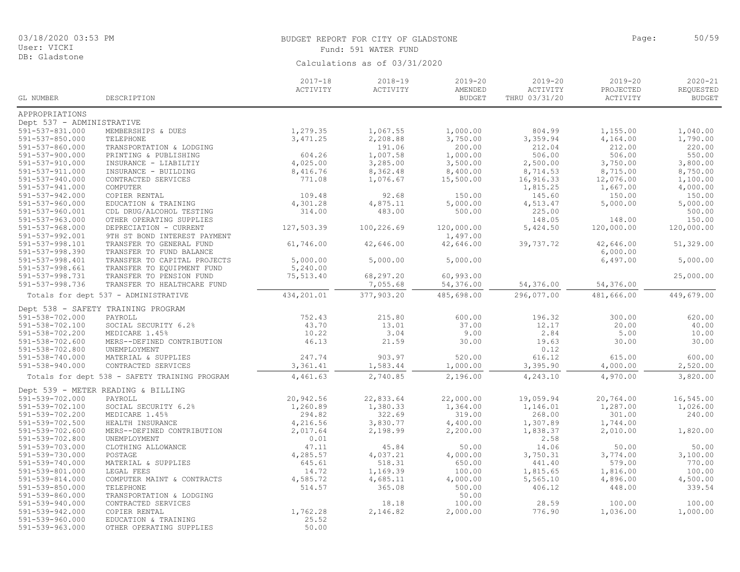BUDGET REPORT FOR CITY OF GLADSTONE

Fund: 591 WATER FUND

Calculations as of 03/31/2020

| GL NUMBER | DESCRIPTION | 2017-18 ACTIVITY | 2018-19 ACTIVITY | 2019-20 AMENDED BUDGET | 2019-20 ACTIVITY THRU 03/31/20 | 2019-20 PROJECTED ACTIVITY | 2020-21 REQUESTED BUDGET |
|---|---|---|---|---|---|---|---|
| APPROPRIATIONS | | | | | | | |
| Dept 537 - ADMINISTRATIVE | | | | | | | |
| 591-537-831.000 | MEMBERSHIPS & DUES | 1,279.35 | 1,067.55 | 1,000.00 | 804.99 | 1,155.00 | 1,040.00 |
| 591-537-850.000 | TELEPHONE | 3,471.25 | 2,208.88 | 3,750.00 | 3,359.94 | 4,164.00 | 1,790.00 |
| 591-537-860.000 | TRANSPORTATION & LODGING | | 191.06 | 200.00 | 212.04 | 212.00 | 220.00 |
| 591-537-900.000 | PRINTING & PUBLISHING | 604.26 | 1,007.58 | 1,000.00 | 506.00 | 506.00 | 550.00 |
| 591-537-910.000 | INSURANCE - LIABILTIY | 4,025.00 | 3,285.00 | 3,500.00 | 2,500.00 | 3,750.00 | 3,800.00 |
| 591-537-911.000 | INSURANCE - BUILDING | 8,416.76 | 8,362.48 | 8,400.00 | 8,714.53 | 8,715.00 | 8,750.00 |
| 591-537-940.000 | CONTRACTED SERVICES | 771.08 | 1,076.67 | 15,500.00 | 16,916.33 | 12,076.00 | 1,100.00 |
| 591-537-941.000 | COMPUTER | | | | 1,815.25 | 1,667.00 | 4,000.00 |
| 591-537-942.000 | COPIER RENTAL | 109.48 | 92.68 | 150.00 | 145.60 | 150.00 | 150.00 |
| 591-537-960.000 | EDUCATION & TRAINING | 4,301.28 | 4,875.11 | 5,000.00 | 4,513.47 | 5,000.00 | 5,000.00 |
| 591-537-960.001 | CDL DRUG/ALCOHOL TESTING | 314.00 | 483.00 | 500.00 | 225.00 | | 500.00 |
| 591-537-963.000 | OTHER OPERATING SUPPLIES | | | | 148.05 | 148.00 | 150.00 |
| 591-537-968.000 | DEPRECIATION - CURRENT | 127,503.39 | 100,226.69 | 120,000.00 | 5,424.50 | 120,000.00 | 120,000.00 |
| 591-537-992.001 | 9TH ST BOND INTEREST PAYMENT | | | 1,497.00 | | | |
| 591-537-998.101 | TRANSFER TO GENERAL FUND | 61,746.00 | 42,646.00 | 42,646.00 | 39,737.72 | 42,646.00 | 51,329.00 |
| 591-537-998.390 | TRANSFER TO FUND BALANCE | | | | | 6,000.00 | |
| 591-537-998.401 | TRANSFER TO CAPITAL PROJECTS | 5,000.00 | 5,000.00 | 5,000.00 | | 6,497.00 | 5,000.00 |
| 591-537-998.661 | TRANSFER TO EQUIPMENT FUND | 5,240.00 | | | | | |
| 591-537-998.731 | TRANSFER TO PENSION FUND | 75,513.40 | 68,297.20 | 60,993.00 | | | 25,000.00 |
| 591-537-998.736 | TRANSFER TO HEALTHCARE FUND | | 7,055.68 | 54,376.00 | 54,376.00 | 54,376.00 | |
| | Totals for dept 537 - ADMINISTRATIVE | 434,201.01 | 377,903.20 | 485,698.00 | 296,077.00 | 481,666.00 | 449,679.00 |
| Dept 538 - SAFETY TRAINING PROGRAM | | | | | | | |
| 591-538-702.000 | PAYROLL | 752.43 | 215.80 | 600.00 | 196.32 | 300.00 | 620.00 |
| 591-538-702.100 | SOCIAL SECURITY 6.2% | 43.70 | 13.01 | 37.00 | 12.17 | 20.00 | 40.00 |
| 591-538-702.200 | MEDICARE 1.45% | 10.22 | 3.04 | 9.00 | 2.84 | 5.00 | 10.00 |
| 591-538-702.600 | MERS--DEFINED CONTRIBUTION | 46.13 | 21.59 | 30.00 | 19.63 | 30.00 | 30.00 |
| 591-538-702.800 | UNEMPLOYMENT | | | | 0.12 | | |
| 591-538-740.000 | MATERIAL & SUPPLIES | 247.74 | 903.97 | 520.00 | 616.12 | 615.00 | 600.00 |
| 591-538-940.000 | CONTRACTED SERVICES | 3,361.41 | 1,583.44 | 1,000.00 | 3,395.90 | 4,000.00 | 2,520.00 |
| | Totals for dept 538 - SAFETY TRAINING PROGRAM | 4,461.63 | 2,740.85 | 2,196.00 | 4,243.10 | 4,970.00 | 3,820.00 |
| Dept 539 - METER READING & BILLING | | | | | | | |
| 591-539-702.000 | PAYROLL | 20,942.56 | 22,833.64 | 22,000.00 | 19,059.94 | 20,764.00 | 16,545.00 |
| 591-539-702.100 | SOCIAL SECURITY 6.2% | 1,260.89 | 1,380.33 | 1,364.00 | 1,146.01 | 1,287.00 | 1,026.00 |
| 591-539-702.200 | MEDICARE 1.45% | 294.82 | 322.69 | 319.00 | 268.00 | 301.00 | 240.00 |
| 591-539-702.500 | HEALTH INSURANCE | 4,216.56 | 3,830.77 | 4,400.00 | 1,307.89 | 1,744.00 | |
| 591-539-702.600 | MERS--DEFINED CONTRIBUTION | 2,017.64 | 2,198.99 | 2,200.00 | 1,838.37 | 2,010.00 | 1,820.00 |
| 591-539-702.800 | UNEMPLOYMENT | 0.01 | | | 2.58 | | |
| 591-539-703.000 | CLOTHING ALLOWANCE | 47.11 | 45.84 | 50.00 | 14.06 | 50.00 | 50.00 |
| 591-539-730.000 | POSTAGE | 4,285.57 | 4,037.21 | 4,000.00 | 3,750.31 | 3,774.00 | 3,100.00 |
| 591-539-740.000 | MATERIAL & SUPPLIES | 645.61 | 518.31 | 650.00 | 441.40 | 579.00 | 770.00 |
| 591-539-801.000 | LEGAL FEES | 14.72 | 1,169.39 | 100.00 | 1,815.65 | 1,816.00 | 100.00 |
| 591-539-814.000 | COMPUTER MAINT & CONTRACTS | 4,585.72 | 4,685.11 | 4,000.00 | 5,565.10 | 4,896.00 | 4,500.00 |
| 591-539-850.000 | TELEPHONE | 514.57 | 365.08 | 500.00 | 406.12 | 448.00 | 339.54 |
| 591-539-860.000 | TRANSPORTATION & LODGING | | | 50.00 | | | |
| 591-539-940.000 | CONTRACTED SERVICES | | 18.18 | 100.00 | 28.59 | 100.00 | 100.00 |
| 591-539-942.000 | COPIER RENTAL | 1,762.28 | 2,146.82 | 2,000.00 | 776.90 | 1,036.00 | 1,000.00 |
| 591-539-960.000 | EDUCATION & TRAINING | 25.52 | | | | | |
| 591-539-963.000 | OTHER OPERATING SUPPLIES | 50.00 | | | | | |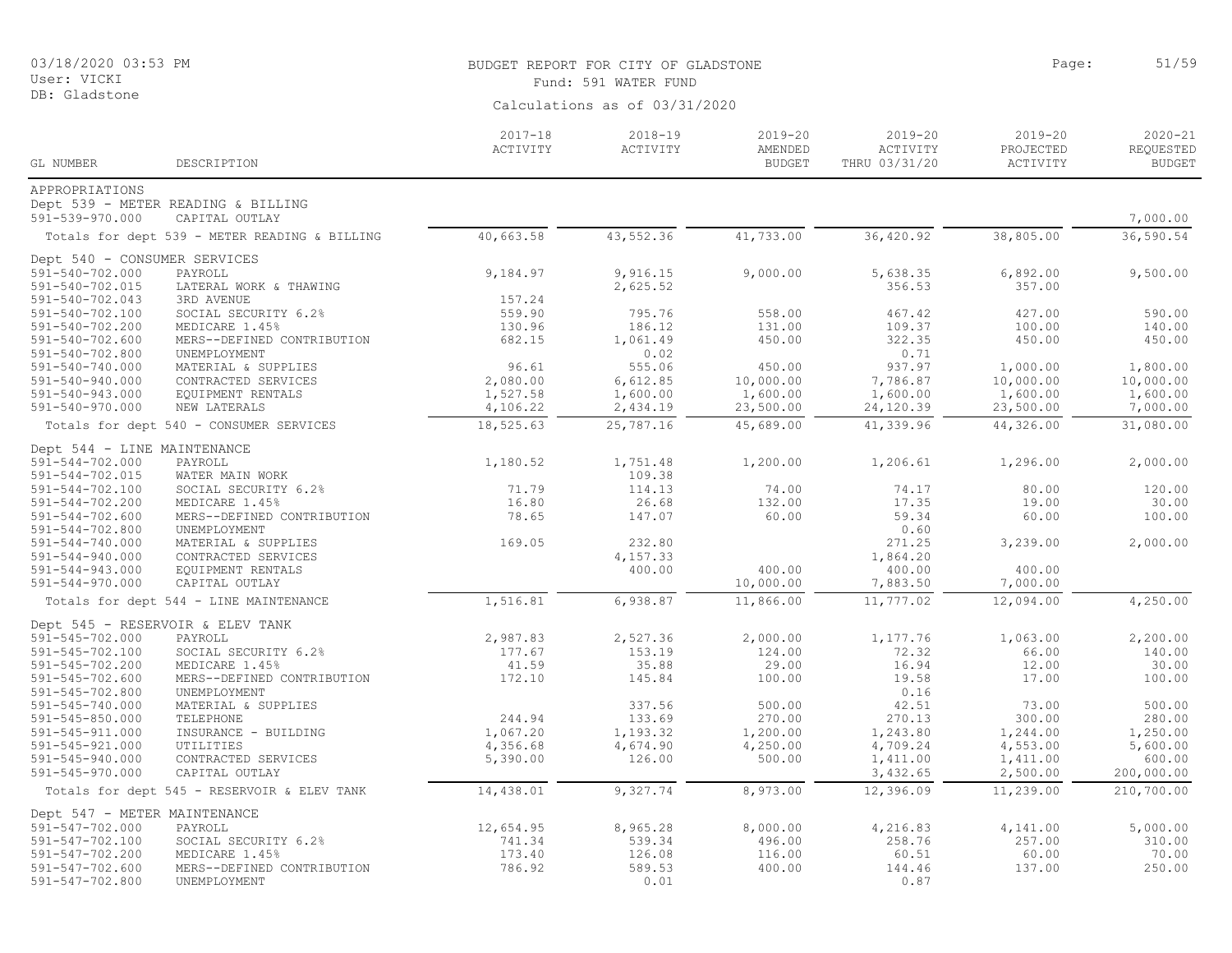BUDGET REPORT FOR CITY OF GLADSTONE
Fund: 591 WATER FUND
Calculations as of 03/31/2020

03/18/2020 03:53 PM
User: VICKI
DB: Gladstone

| GL NUMBER | DESCRIPTION | 2017-18 ACTIVITY | 2018-19 ACTIVITY | 2019-20 AMENDED BUDGET | 2019-20 ACTIVITY THRU 03/31/20 | 2019-20 PROJECTED ACTIVITY | 2020-21 REQUESTED BUDGET |
|---|---|---|---|---|---|---|---|
| APPROPRIATIONS | | | | | | | |
| Dept 539 - METER READING & BILLING | | | | | | | |
| 591-539-970.000 | CAPITAL OUTLAY | | | | | | 7,000.00 |
| Totals for dept 539 - METER READING & BILLING | | 40,663.58 | 43,552.36 | 41,733.00 | 36,420.92 | 38,805.00 | 36,590.54 |
| Dept 540 - CONSUMER SERVICES | | | | | | | |
| 591-540-702.000 | PAYROLL | 9,184.97 | 9,916.15 | 9,000.00 | 5,638.35 | 6,892.00 | 9,500.00 |
| 591-540-702.015 | LATERAL WORK & THAWING | | 2,625.52 | | 356.53 | 357.00 | |
| 591-540-702.043 | 3RD AVENUE | 157.24 | | | | | |
| 591-540-702.100 | SOCIAL SECURITY 6.2% | 559.90 | 795.76 | 558.00 | 467.42 | 427.00 | 590.00 |
| 591-540-702.200 | MEDICARE 1.45% | 130.96 | 186.12 | 131.00 | 109.37 | 100.00 | 140.00 |
| 591-540-702.600 | MERS--DEFINED CONTRIBUTION | 682.15 | 1,061.49 | 450.00 | 322.35 | 450.00 | 450.00 |
| 591-540-702.800 | UNEMPLOYMENT | | 0.02 | | 0.71 | | |
| 591-540-740.000 | MATERIAL & SUPPLIES | 96.61 | 555.06 | 450.00 | 937.97 | 1,000.00 | 1,800.00 |
| 591-540-940.000 | CONTRACTED SERVICES | 2,080.00 | 6,612.85 | 10,000.00 | 7,786.87 | 10,000.00 | 10,000.00 |
| 591-540-943.000 | EQUIPMENT RENTALS | 1,527.58 | 1,600.00 | 1,600.00 | 1,600.00 | 1,600.00 | 1,600.00 |
| 591-540-970.000 | NEW LATERALS | 4,106.22 | 2,434.19 | 23,500.00 | 24,120.39 | 23,500.00 | 7,000.00 |
| Totals for dept 540 - CONSUMER SERVICES | | 18,525.63 | 25,787.16 | 45,689.00 | 41,339.96 | 44,326.00 | 31,080.00 |
| Dept 544 - LINE MAINTENANCE | | | | | | | |
| 591-544-702.000 | PAYROLL | 1,180.52 | 1,751.48 | 1,200.00 | 1,206.61 | 1,296.00 | 2,000.00 |
| 591-544-702.015 | WATER MAIN WORK | | 109.38 | | | | |
| 591-544-702.100 | SOCIAL SECURITY 6.2% | 71.79 | 114.13 | 74.00 | 74.17 | 80.00 | 120.00 |
| 591-544-702.200 | MEDICARE 1.45% | 16.80 | 26.68 | 132.00 | 17.35 | 19.00 | 30.00 |
| 591-544-702.600 | MERS--DEFINED CONTRIBUTION | 78.65 | 147.07 | 60.00 | 59.34 | 60.00 | 100.00 |
| 591-544-702.800 | UNEMPLOYMENT | | | | 0.60 | | |
| 591-544-740.000 | MATERIAL & SUPPLIES | 169.05 | 232.80 | | 271.25 | 3,239.00 | 2,000.00 |
| 591-544-940.000 | CONTRACTED SERVICES | | 4,157.33 | | 1,864.20 | | |
| 591-544-943.000 | EQUIPMENT RENTALS | | 400.00 | 400.00 | 400.00 | 400.00 | |
| 591-544-970.000 | CAPITAL OUTLAY | | | 10,000.00 | 7,883.50 | 7,000.00 | |
| Totals for dept 544 - LINE MAINTENANCE | | 1,516.81 | 6,938.87 | 11,866.00 | 11,777.02 | 12,094.00 | 4,250.00 |
| Dept 545 - RESERVOIR & ELEV TANK | | | | | | | |
| 591-545-702.000 | PAYROLL | 2,987.83 | 2,527.36 | 2,000.00 | 1,177.76 | 1,063.00 | 2,200.00 |
| 591-545-702.100 | SOCIAL SECURITY 6.2% | 177.67 | 153.19 | 124.00 | 72.32 | 66.00 | 140.00 |
| 591-545-702.200 | MEDICARE 1.45% | 41.59 | 35.88 | 29.00 | 16.94 | 12.00 | 30.00 |
| 591-545-702.600 | MERS--DEFINED CONTRIBUTION | 172.10 | 145.84 | 100.00 | 19.58 | 17.00 | 100.00 |
| 591-545-702.800 | UNEMPLOYMENT | | | | 0.16 | | |
| 591-545-740.000 | MATERIAL & SUPPLIES | | 337.56 | 500.00 | 42.51 | 73.00 | 500.00 |
| 591-545-850.000 | TELEPHONE | 244.94 | 133.69 | 270.00 | 270.13 | 300.00 | 280.00 |
| 591-545-911.000 | INSURANCE - BUILDING | 1,067.20 | 1,193.32 | 1,200.00 | 1,243.80 | 1,244.00 | 1,250.00 |
| 591-545-921.000 | UTILITIES | 4,356.68 | 4,674.90 | 4,250.00 | 4,709.24 | 4,553.00 | 5,600.00 |
| 591-545-940.000 | CONTRACTED SERVICES | 5,390.00 | 126.00 | 500.00 | 1,411.00 | 1,411.00 | 600.00 |
| 591-545-970.000 | CAPITAL OUTLAY | | | | 3,432.65 | 2,500.00 | 200,000.00 |
| Totals for dept 545 - RESERVOIR & ELEV TANK | | 14,438.01 | 9,327.74 | 8,973.00 | 12,396.09 | 11,239.00 | 210,700.00 |
| Dept 547 - METER MAINTENANCE | | | | | | | |
| 591-547-702.000 | PAYROLL | 12,654.95 | 8,965.28 | 8,000.00 | 4,216.83 | 4,141.00 | 5,000.00 |
| 591-547-702.100 | SOCIAL SECURITY 6.2% | 741.34 | 539.34 | 496.00 | 258.76 | 257.00 | 310.00 |
| 591-547-702.200 | MEDICARE 1.45% | 173.40 | 126.08 | 116.00 | 60.51 | 60.00 | 70.00 |
| 591-547-702.600 | MERS--DEFINED CONTRIBUTION | 786.92 | 589.53 | 400.00 | 144.46 | 137.00 | 250.00 |
| 591-547-702.800 | UNEMPLOYMENT | | 0.01 | | 0.87 | | |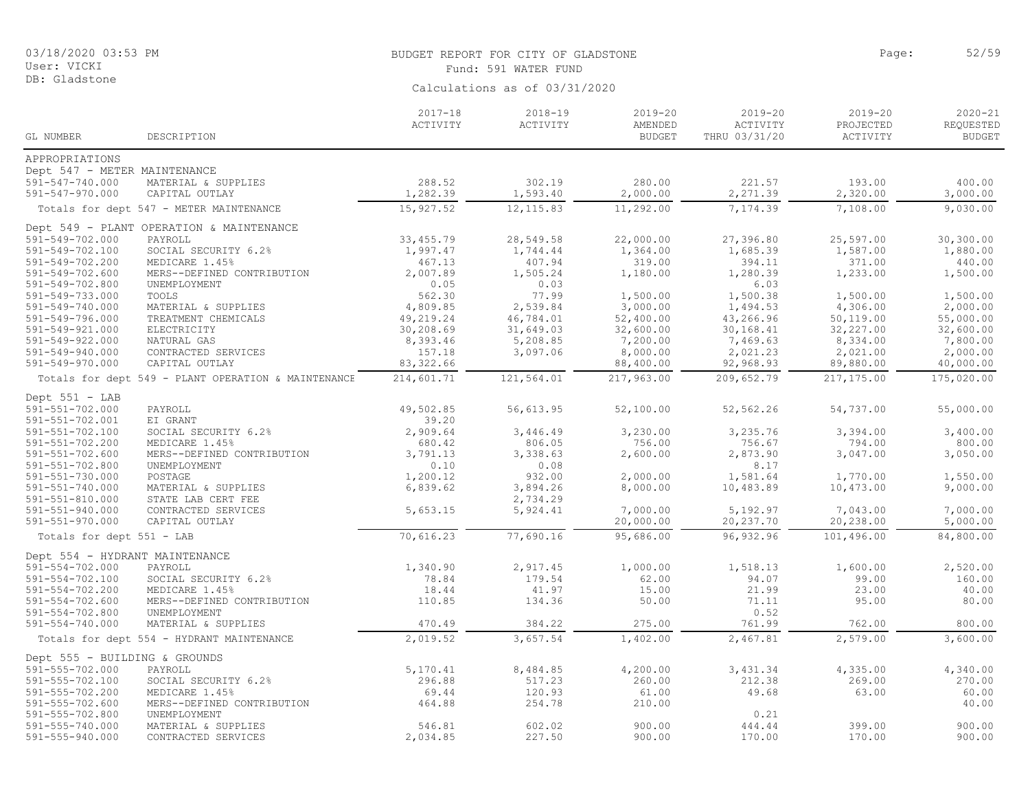# BUDGET REPORT FOR CITY OF GLADSTONE

03/18/2020 03:53 PM
User: VICKI
DB: Gladstone

Fund: 591 WATER FUND

Calculations as of 03/31/2020

| GL NUMBER | DESCRIPTION | 2017-18 ACTIVITY | 2018-19 ACTIVITY | 2019-20 AMENDED BUDGET | 2019-20 ACTIVITY THRU 03/31/20 | 2019-20 PROJECTED ACTIVITY | 2020-21 REQUESTED BUDGET |
|---|---|---|---|---|---|---|---|
| APPROPRIATIONS | | | | | | | |
| Dept 547 - METER MAINTENANCE | | | | | | | |
| 591-547-740.000 | MATERIAL & SUPPLIES | 288.52 | 302.19 | 280.00 | 221.57 | 193.00 | 400.00 |
| 591-547-970.000 | CAPITAL OUTLAY | 1,282.39 | 1,593.40 | 2,000.00 | 2,271.39 | 2,320.00 | 3,000.00 |
| Totals for dept 547 - METER MAINTENANCE | | 15,927.52 | 12,115.83 | 11,292.00 | 7,174.39 | 7,108.00 | 9,030.00 |
| Dept 549 - PLANT OPERATION & MAINTENANCE | | | | | | | |
| 591-549-702.000 | PAYROLL | 33,455.79 | 28,549.58 | 22,000.00 | 27,396.80 | 25,597.00 | 30,300.00 |
| 591-549-702.100 | SOCIAL SECURITY 6.2% | 1,997.47 | 1,744.44 | 1,364.00 | 1,685.39 | 1,587.00 | 1,880.00 |
| 591-549-702.200 | MEDICARE 1.45% | 467.13 | 407.94 | 319.00 | 394.11 | 371.00 | 440.00 |
| 591-549-702.600 | MERS--DEFINED CONTRIBUTION | 2,007.89 | 1,505.24 | 1,180.00 | 1,280.39 | 1,233.00 | 1,500.00 |
| 591-549-702.800 | UNEMPLOYMENT | 0.05 | 0.03 | | 6.03 | | |
| 591-549-733.000 | TOOLS | 562.30 | 77.99 | 1,500.00 | 1,500.38 | 1,500.00 | 1,500.00 |
| 591-549-740.000 | MATERIAL & SUPPLIES | 4,809.85 | 2,539.84 | 3,000.00 | 1,494.53 | 4,306.00 | 2,000.00 |
| 591-549-796.000 | TREATMENT CHEMICALS | 49,219.24 | 46,784.01 | 52,400.00 | 43,266.96 | 50,119.00 | 55,000.00 |
| 591-549-921.000 | ELECTRICITY | 30,208.69 | 31,649.03 | 32,600.00 | 30,168.41 | 32,227.00 | 32,600.00 |
| 591-549-922.000 | NATURAL GAS | 8,393.46 | 5,208.85 | 7,200.00 | 7,469.63 | 8,334.00 | 7,800.00 |
| 591-549-940.000 | CONTRACTED SERVICES | 157.18 | 3,097.06 | 8,000.00 | 2,021.23 | 2,021.00 | 2,000.00 |
| 591-549-970.000 | CAPITAL OUTLAY | 83,322.66 | | 88,400.00 | 92,968.93 | 89,880.00 | 40,000.00 |
| Totals for dept 549 - PLANT OPERATION & MAINTENANCE | | 214,601.71 | 121,564.01 | 217,963.00 | 209,652.79 | 217,175.00 | 175,020.00 |
| Dept 551 - LAB | | | | | | | |
| 591-551-702.000 | PAYROLL | 49,502.85 | 56,613.95 | 52,100.00 | 52,562.26 | 54,737.00 | 55,000.00 |
| 591-551-702.001 | EI GRANT | 39.20 | | | | | |
| 591-551-702.100 | SOCIAL SECURITY 6.2% | 2,909.64 | 3,446.49 | 3,230.00 | 3,235.76 | 3,394.00 | 3,400.00 |
| 591-551-702.200 | MEDICARE 1.45% | 680.42 | 806.05 | 756.00 | 756.67 | 794.00 | 800.00 |
| 591-551-702.600 | MERS--DEFINED CONTRIBUTION | 3,791.13 | 3,338.63 | 2,600.00 | 2,873.90 | 3,047.00 | 3,050.00 |
| 591-551-702.800 | UNEMPLOYMENT | 0.10 | 0.08 | | 8.17 | | |
| 591-551-730.000 | POSTAGE | 1,200.12 | 932.00 | 2,000.00 | 1,581.64 | 1,770.00 | 1,550.00 |
| 591-551-740.000 | MATERIAL & SUPPLIES | 6,839.62 | 3,894.26 | 8,000.00 | 10,483.89 | 10,473.00 | 9,000.00 |
| 591-551-810.000 | STATE LAB CERT FEE | | 2,734.29 | | | | |
| 591-551-940.000 | CONTRACTED SERVICES | 5,653.15 | 5,924.41 | 7,000.00 | 5,192.97 | 7,043.00 | 7,000.00 |
| 591-551-970.000 | CAPITAL OUTLAY | | | 20,000.00 | 20,237.70 | 20,238.00 | 5,000.00 |
| Totals for dept 551 - LAB | | 70,616.23 | 77,690.16 | 95,686.00 | 96,932.96 | 101,496.00 | 84,800.00 |
| Dept 554 - HYDRANT MAINTENANCE | | | | | | | |
| 591-554-702.000 | PAYROLL | 1,340.90 | 2,917.45 | 1,000.00 | 1,518.13 | 1,600.00 | 2,520.00 |
| 591-554-702.100 | SOCIAL SECURITY 6.2% | 78.84 | 179.54 | 62.00 | 94.07 | 99.00 | 160.00 |
| 591-554-702.200 | MEDICARE 1.45% | 18.44 | 41.97 | 15.00 | 21.99 | 23.00 | 40.00 |
| 591-554-702.600 | MERS--DEFINED CONTRIBUTION | 110.85 | 134.36 | 50.00 | 71.11 | 95.00 | 80.00 |
| 591-554-702.800 | UNEMPLOYMENT | | | | 0.52 | | |
| 591-554-740.000 | MATERIAL & SUPPLIES | 470.49 | 384.22 | 275.00 | 761.99 | 762.00 | 800.00 |
| Totals for dept 554 - HYDRANT MAINTENANCE | | 2,019.52 | 3,657.54 | 1,402.00 | 2,467.81 | 2,579.00 | 3,600.00 |
| Dept 555 - BUILDING & GROUNDS | | | | | | | |
| 591-555-702.000 | PAYROLL | 5,170.41 | 8,484.85 | 4,200.00 | 3,431.34 | 4,335.00 | 4,340.00 |
| 591-555-702.100 | SOCIAL SECURITY 6.2% | 296.88 | 517.23 | 260.00 | 212.38 | 269.00 | 270.00 |
| 591-555-702.200 | MEDICARE 1.45% | 69.44 | 120.93 | 61.00 | 49.68 | 63.00 | 60.00 |
| 591-555-702.600 | MERS--DEFINED CONTRIBUTION | 464.88 | 254.78 | 210.00 | | | 40.00 |
| 591-555-702.800 | UNEMPLOYMENT | | | | 0.21 | | |
| 591-555-740.000 | MATERIAL & SUPPLIES | 546.81 | 602.02 | 900.00 | 444.44 | 399.00 | 900.00 |
| 591-555-940.000 | CONTRACTED SERVICES | 2,034.85 | 227.50 | 900.00 | 170.00 | 170.00 | 900.00 |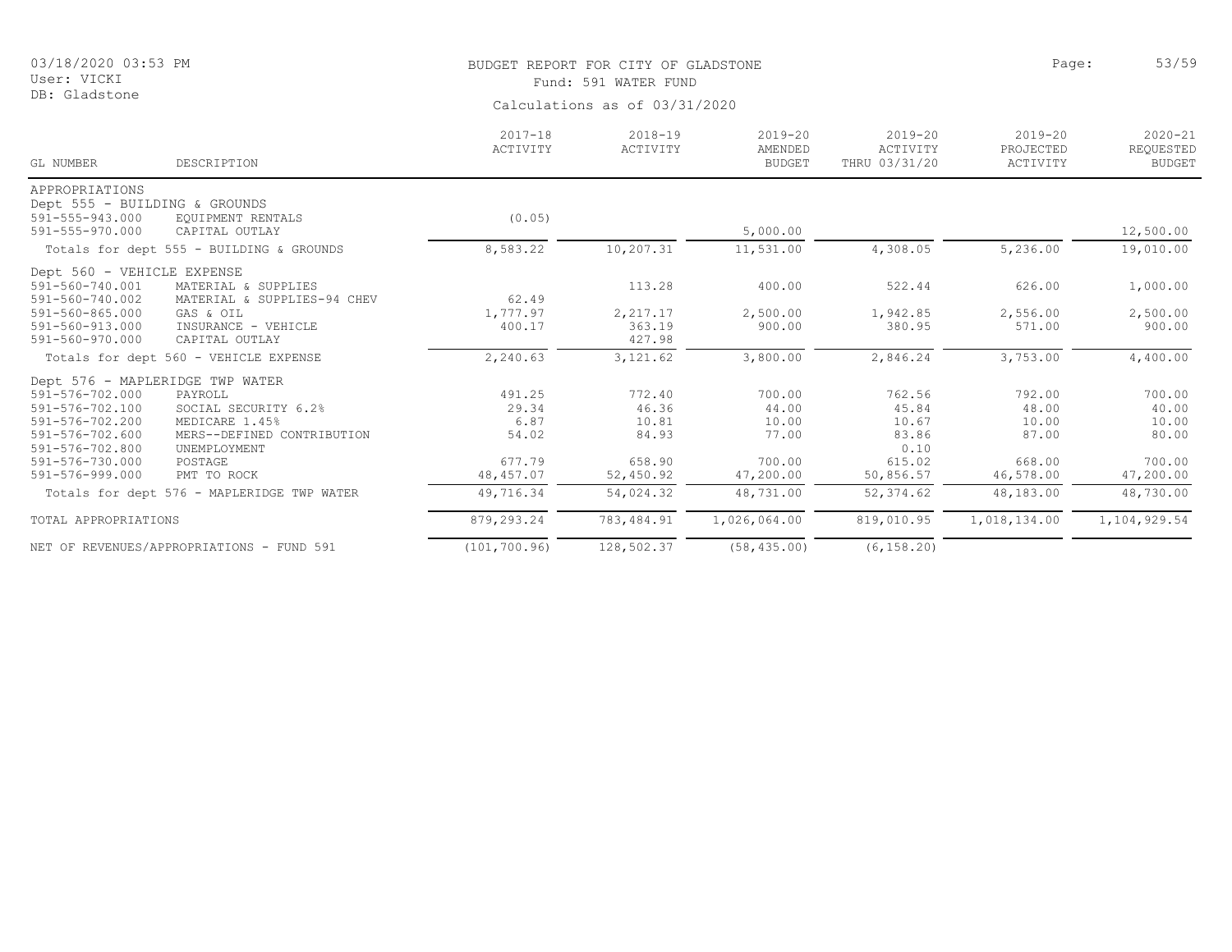BUDGET REPORT FOR CITY OF GLADSTONE

Fund: 591 WATER FUND

Calculations as of 03/31/2020

| GL NUMBER | DESCRIPTION | 2017-18 ACTIVITY | 2018-19 ACTIVITY | 2019-20 AMENDED BUDGET | 2019-20 ACTIVITY THRU 03/31/20 | 2019-20 PROJECTED ACTIVITY | 2020-21 REQUESTED BUDGET |
|---|---|---|---|---|---|---|---|
| APPROPRIATIONS | | | | | | | |
| Dept 555 - BUILDING & GROUNDS | | | | | | | |
| 591-555-943.000 | EQUIPMENT RENTALS | (0.05) | | | | | |
| 591-555-970.000 | CAPITAL OUTLAY | | | 5,000.00 | | | 12,500.00 |
| Totals for dept 555 - BUILDING & GROUNDS | | 8,583.22 | 10,207.31 | 11,531.00 | 4,308.05 | 5,236.00 | 19,010.00 |
| Dept 560 - VEHICLE EXPENSE | | | | | | | |
| 591-560-740.001 | MATERIAL & SUPPLIES | | 113.28 | 400.00 | 522.44 | 626.00 | 1,000.00 |
| 591-560-740.002 | MATERIAL & SUPPLIES-94 CHEV | 62.49 | | | | | |
| 591-560-865.000 | GAS & OIL | 1,777.97 | 2,217.17 | 2,500.00 | 1,942.85 | 2,556.00 | 2,500.00 |
| 591-560-913.000 | INSURANCE - VEHICLE | 400.17 | 363.19 | 900.00 | 380.95 | 571.00 | 900.00 |
| 591-560-970.000 | CAPITAL OUTLAY | | 427.98 | | | | |
| Totals for dept 560 - VEHICLE EXPENSE | | 2,240.63 | 3,121.62 | 3,800.00 | 2,846.24 | 3,753.00 | 4,400.00 |
| Dept 576 - MAPLERIDGE TWP WATER | | | | | | | |
| 591-576-702.000 | PAYROLL | 491.25 | 772.40 | 700.00 | 762.56 | 792.00 | 700.00 |
| 591-576-702.100 | SOCIAL SECURITY 6.2% | 29.34 | 46.36 | 44.00 | 45.84 | 48.00 | 40.00 |
| 591-576-702.200 | MEDICARE 1.45% | 6.87 | 10.81 | 10.00 | 10.67 | 10.00 | 10.00 |
| 591-576-702.600 | MERS--DEFINED CONTRIBUTION | 54.02 | 84.93 | 77.00 | 83.86 | 87.00 | 80.00 |
| 591-576-702.800 | UNEMPLOYMENT | | | | 0.10 | | |
| 591-576-730.000 | POSTAGE | 677.79 | 658.90 | 700.00 | 615.02 | 668.00 | 700.00 |
| 591-576-999.000 | PMT TO ROCK | 48,457.07 | 52,450.92 | 47,200.00 | 50,856.57 | 46,578.00 | 47,200.00 |
| Totals for dept 576 - MAPLERIDGE TWP WATER | | 49,716.34 | 54,024.32 | 48,731.00 | 52,374.62 | 48,183.00 | 48,730.00 |
| TOTAL APPROPRIATIONS | | 879,293.24 | 783,484.91 | 1,026,064.00 | 819,010.95 | 1,018,134.00 | 1,104,929.54 |
| NET OF REVENUES/APPROPRIATIONS - FUND 591 | | (101,700.96) | 128,502.37 | (58,435.00) | (6,158.20) | | |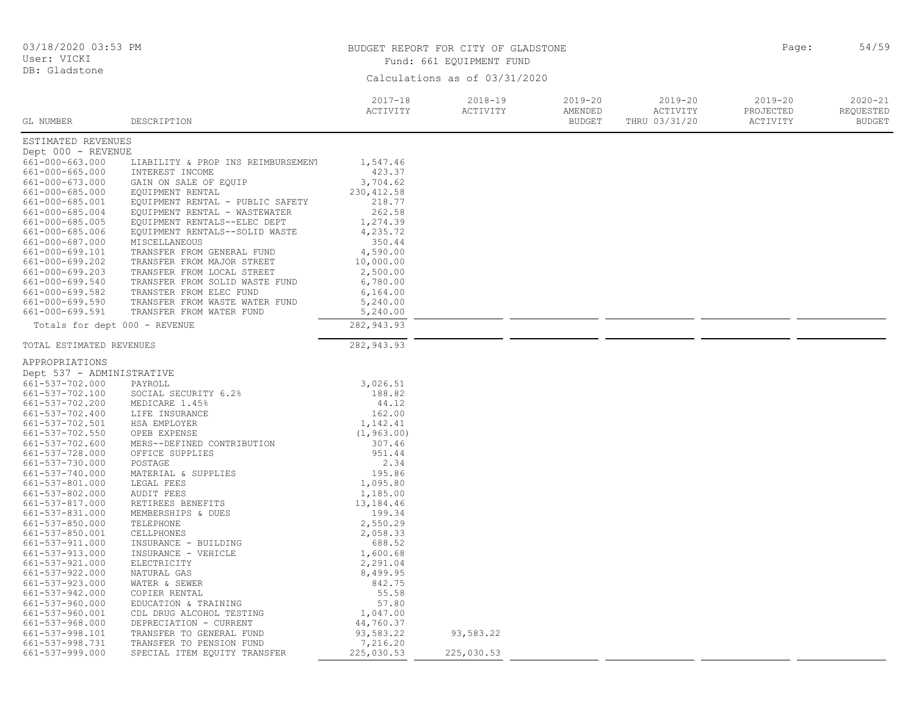# BUDGET REPORT FOR CITY OF GLADSTONE

Fund: 661 EQUIPMENT FUND

Calculations as of 03/31/2020

03/18/2020 03:53 PM
User: VICKI
DB: Gladstone

| GL NUMBER | DESCRIPTION | 2017-18 ACTIVITY | 2018-19 ACTIVITY | 2019-20 AMENDED BUDGET | 2019-20 ACTIVITY THRU 03/31/20 | 2019-20 PROJECTED ACTIVITY | 2020-21 REQUESTED BUDGET |
|---|---|---|---|---|---|---|---|
| ESTIMATED REVENUES | | | | | | | |
| Dept 000 - REVENUE | | | | | | | |
| 661-000-663.000 | LIABILITY & PROP INS REIMBURSEMENT | 1,547.46 | | | | | |
| 661-000-665.000 | INTEREST INCOME | 423.37 | | | | | |
| 661-000-673.000 | GAIN ON SALE OF EQUIP | 3,704.62 | | | | | |
| 661-000-685.000 | EQUIPMENT RENTAL | 230,412.58 | | | | | |
| 661-000-685.001 | EQUIPMENT RENTAL - PUBLIC SAFETY | 218.77 | | | | | |
| 661-000-685.004 | EQUIPMENT RENTAL - WASTEWATER | 262.58 | | | | | |
| 661-000-685.005 | EQUIPMENT RENTALS--ELEC DEPT | 1,274.39 | | | | | |
| 661-000-685.006 | EQUIPMENT RENTALS--SOLID WASTE | 4,235.72 | | | | | |
| 661-000-687.000 | MISCELLANEOUS | 350.44 | | | | | |
| 661-000-699.101 | TRANSFER FROM GENERAL FUND | 4,590.00 | | | | | |
| 661-000-699.202 | TRANSFER FROM MAJOR STREET | 10,000.00 | | | | | |
| 661-000-699.203 | TRANSFER FROM LOCAL STREET | 2,500.00 | | | | | |
| 661-000-699.540 | TRANSFER FROM SOLID WASTE FUND | 6,780.00 | | | | | |
| 661-000-699.582 | TRANSTER FROM ELEC FUND | 6,164.00 | | | | | |
| 661-000-699.590 | TRANSFER FROM WASTE WATER FUND | 5,240.00 | | | | | |
| 661-000-699.591 | TRANSFER FROM WATER FUND | 5,240.00 | | | | | |
| Totals for dept 000 - REVENUE | | 282,943.93 | | | | | |
| TOTAL ESTIMATED REVENUES | | 282,943.93 | | | | | |
| APPROPRIATIONS | | | | | | | |
| Dept 537 - ADMINISTRATIVE | | | | | | | |
| 661-537-702.000 | PAYROLL | 3,026.51 | | | | | |
| 661-537-702.100 | SOCIAL SECURITY 6.2% | 188.82 | | | | | |
| 661-537-702.200 | MEDICARE 1.45% | 44.12 | | | | | |
| 661-537-702.400 | LIFE INSURANCE | 162.00 | | | | | |
| 661-537-702.501 | HSA EMPLOYER | 1,142.41 | | | | | |
| 661-537-702.550 | OPEB EXPENSE | (1,963.00) | | | | | |
| 661-537-702.600 | MERS--DEFINED CONTRIBUTION | 307.46 | | | | | |
| 661-537-728.000 | OFFICE SUPPLIES | 951.44 | | | | | |
| 661-537-730.000 | POSTAGE | 2.34 | | | | | |
| 661-537-740.000 | MATERIAL & SUPPLIES | 195.86 | | | | | |
| 661-537-801.000 | LEGAL FEES | 1,095.80 | | | | | |
| 661-537-802.000 | AUDIT FEES | 1,185.00 | | | | | |
| 661-537-817.000 | RETIREES BENEFITS | 13,184.46 | | | | | |
| 661-537-831.000 | MEMBERSHIPS & DUES | 199.34 | | | | | |
| 661-537-850.000 | TELEPHONE | 2,550.29 | | | | | |
| 661-537-850.001 | CELLPHONES | 2,058.33 | | | | | |
| 661-537-911.000 | INSURANCE - BUILDING | 688.52 | | | | | |
| 661-537-913.000 | INSURANCE - VEHICLE | 1,600.68 | | | | | |
| 661-537-921.000 | ELECTRICITY | 2,291.04 | | | | | |
| 661-537-922.000 | NATURAL GAS | 8,499.95 | | | | | |
| 661-537-923.000 | WATER & SEWER | 842.75 | | | | | |
| 661-537-942.000 | COPIER RENTAL | 55.58 | | | | | |
| 661-537-960.000 | EDUCATION & TRAINING | 57.80 | | | | | |
| 661-537-960.001 | CDL DRUG ALCOHOL TESTING | 1,047.00 | | | | | |
| 661-537-968.000 | DEPRECIATION - CURRENT | 44,760.37 | | | | | |
| 661-537-998.101 | TRANSFER TO GENERAL FUND | 93,583.22 | 93,583.22 | | | | |
| 661-537-998.731 | TRANSFER TO PENSION FUND | 7,216.20 | | | | | |
| 661-537-999.000 | SPECIAL ITEM EQUITY TRANSFER | 225,030.53 | 225,030.53 | | | | |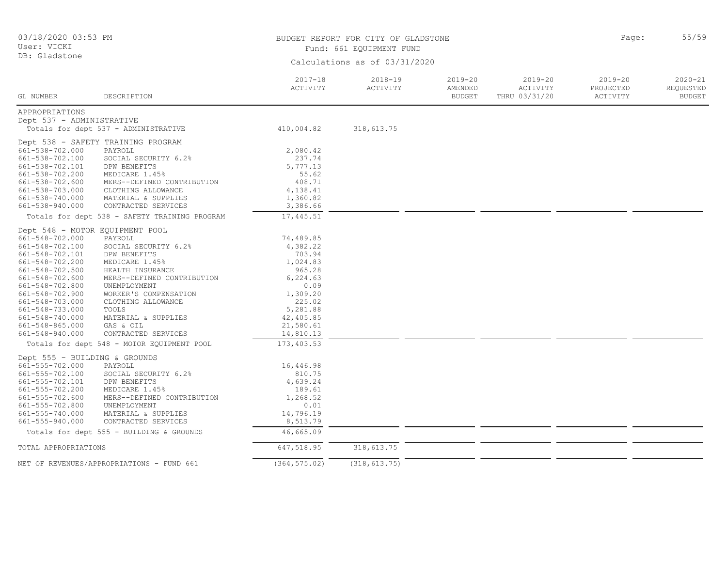BUDGET REPORT FOR CITY OF GLADSTONE
Fund: 661 EQUIPMENT FUND
Calculations as of 03/31/2020

03/18/2020 03:53 PM
User: VICKI
DB: Gladstone

| GL NUMBER | DESCRIPTION | 2017-18 ACTIVITY | 2018-19 ACTIVITY | 2019-20 AMENDED BUDGET | 2019-20 ACTIVITY THRU 03/31/20 | 2019-20 PROJECTED ACTIVITY | 2020-21 REQUESTED BUDGET |
|---|---|---|---|---|---|---|---|
| APPROPRIATIONS | | | | | | | |
| Dept 537 - ADMINISTRATIVE | | | | | | | |
| Totals for dept 537 - ADMINISTRATIVE | | 410,004.82 | 318,613.75 | | | | |
| Dept 538 - SAFETY TRAINING PROGRAM | | | | | | | |
| 661-538-702.000 | PAYROLL | 2,080.42 | | | | | |
| 661-538-702.100 | SOCIAL SECURITY 6.2% | 237.74 | | | | | |
| 661-538-702.101 | DPW BENEFITS | 5,777.13 | | | | | |
| 661-538-702.200 | MEDICARE 1.45% | 55.62 | | | | | |
| 661-538-702.600 | MERS--DEFINED CONTRIBUTION | 408.71 | | | | | |
| 661-538-703.000 | CLOTHING ALLOWANCE | 4,138.41 | | | | | |
| 661-538-740.000 | MATERIAL & SUPPLIES | 1,360.82 | | | | | |
| 661-538-940.000 | CONTRACTED SERVICES | 3,386.66 | | | | | |
| Totals for dept 538 - SAFETY TRAINING PROGRAM | | 17,445.51 | | | | | |
| Dept 548 - MOTOR EQUIPMENT POOL | | | | | | | |
| 661-548-702.000 | PAYROLL | 74,489.85 | | | | | |
| 661-548-702.100 | SOCIAL SECURITY 6.2% | 4,382.22 | | | | | |
| 661-548-702.101 | DPW BENEFITS | 703.94 | | | | | |
| 661-548-702.200 | MEDICARE 1.45% | 1,024.83 | | | | | |
| 661-548-702.500 | HEALTH INSURANCE | 965.28 | | | | | |
| 661-548-702.600 | MERS--DEFINED CONTRIBUTION | 6,224.63 | | | | | |
| 661-548-702.800 | UNEMPLOYMENT | 0.09 | | | | | |
| 661-548-702.900 | WORKER'S COMPENSATION | 1,309.20 | | | | | |
| 661-548-703.000 | CLOTHING ALLOWANCE | 225.02 | | | | | |
| 661-548-733.000 | TOOLS | 5,281.88 | | | | | |
| 661-548-740.000 | MATERIAL & SUPPLIES | 42,405.85 | | | | | |
| 661-548-865.000 | GAS & OIL | 21,580.61 | | | | | |
| 661-548-940.000 | CONTRACTED SERVICES | 14,810.13 | | | | | |
| Totals for dept 548 - MOTOR EQUIPMENT POOL | | 173,403.53 | | | | | |
| Dept 555 - BUILDING & GROUNDS | | | | | | | |
| 661-555-702.000 | PAYROLL | 16,446.98 | | | | | |
| 661-555-702.100 | SOCIAL SECURITY 6.2% | 810.75 | | | | | |
| 661-555-702.101 | DPW BENEFITS | 4,639.24 | | | | | |
| 661-555-702.200 | MEDICARE 1.45% | 189.61 | | | | | |
| 661-555-702.600 | MERS--DEFINED CONTRIBUTION | 1,268.52 | | | | | |
| 661-555-702.800 | UNEMPLOYMENT | 0.01 | | | | | |
| 661-555-740.000 | MATERIAL & SUPPLIES | 14,796.19 | | | | | |
| 661-555-940.000 | CONTRACTED SERVICES | 8,513.79 | | | | | |
| Totals for dept 555 - BUILDING & GROUNDS | | 46,665.09 | | | | | |
| TOTAL APPROPRIATIONS | | 647,518.95 | 318,613.75 | | | | |
| NET OF REVENUES/APPROPRIATIONS - FUND 661 | | (364,575.02) | (318,613.75) | | | | |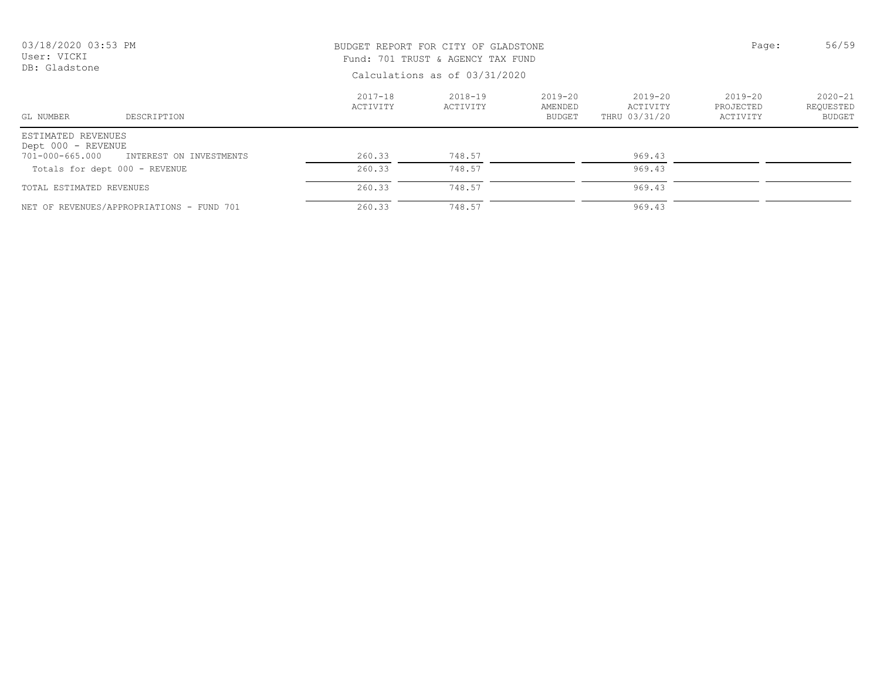03/18/2020 03:53 PM
User: VICKI
DB: Gladstone

BUDGET REPORT FOR CITY OF GLADSTONE
Fund: 701 TRUST & AGENCY TAX FUND
Calculations as of 03/31/2020

| GL NUMBER | DESCRIPTION | 2017-18 ACTIVITY | 2018-19 ACTIVITY | 2019-20 AMENDED BUDGET | 2019-20 ACTIVITY THRU 03/31/20 | 2019-20 PROJECTED ACTIVITY | 2020-21 REQUESTED BUDGET |
|---|---|---|---|---|---|---|---|
| ESTIMATED REVENUES | | | | | | | |
| Dept 000 - REVENUE | | | | | | | |
| 701-000-665.000 | INTEREST ON INVESTMENTS | 260.33 | 748.57 | | 969.43 | | |
| Totals for dept 000 - REVENUE | | 260.33 | 748.57 | | 969.43 | | |
| TOTAL ESTIMATED REVENUES | | 260.33 | 748.57 | | 969.43 | | |
| NET OF REVENUES/APPROPRIATIONS - FUND 701 | | 260.33 | 748.57 | | 969.43 | | |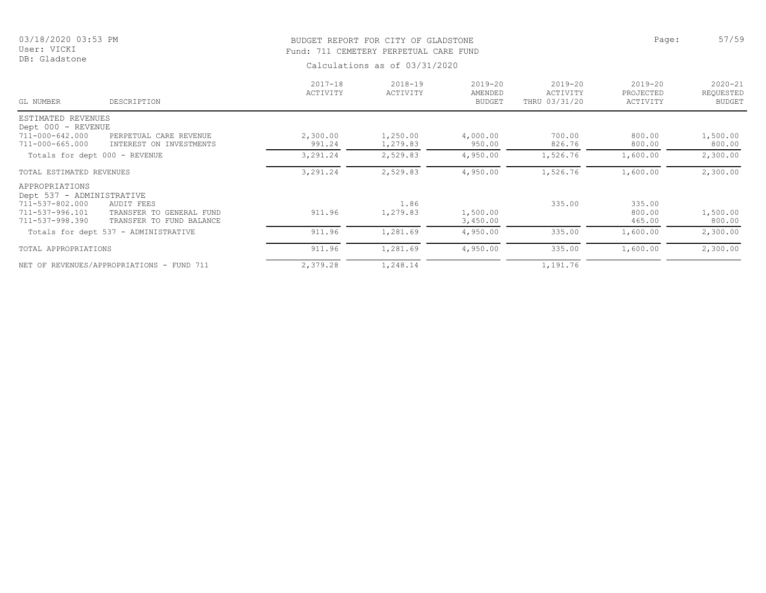BUDGET REPORT FOR CITY OF GLADSTONE
Fund: 711 CEMETERY PERPETUAL CARE FUND
Calculations as of 03/31/2020

03/18/2020 03:53 PM
User: VICKI
DB: Gladstone

| GL NUMBER | DESCRIPTION | 2017-18 ACTIVITY | 2018-19 ACTIVITY | 2019-20 AMENDED BUDGET | 2019-20 ACTIVITY THRU 03/31/20 | 2019-20 PROJECTED ACTIVITY | 2020-21 REQUESTED BUDGET |
|---|---|---|---|---|---|---|---|
| ESTIMATED REVENUES | | | | | | | |
| Dept 000 - REVENUE | | | | | | | |
| 711-000-642.000 | PERPETUAL CARE REVENUE | 2,300.00 | 1,250.00 | 4,000.00 | 700.00 | 800.00 | 1,500.00 |
| 711-000-665.000 | INTEREST ON INVESTMENTS | 991.24 | 1,279.83 | 950.00 | 826.76 | 800.00 | 800.00 |
| Totals for dept 000 - REVENUE | | 3,291.24 | 2,529.83 | 4,950.00 | 1,526.76 | 1,600.00 | 2,300.00 |
| TOTAL ESTIMATED REVENUES | | 3,291.24 | 2,529.83 | 4,950.00 | 1,526.76 | 1,600.00 | 2,300.00 |
| APPROPRIATIONS | | | | | | | |
| Dept 537 - ADMINISTRATIVE | | | | | | | |
| 711-537-802.000 | AUDIT FEES | | 1.86 | | 335.00 | 335.00 | |
| 711-537-996.101 | TRANSFER TO GENERAL FUND | 911.96 | 1,279.83 | 1,500.00 | | 800.00 | 1,500.00 |
| 711-537-998.390 | TRANSFER TO FUND BALANCE | | | 3,450.00 | | 465.00 | 800.00 |
| Totals for dept 537 - ADMINISTRATIVE | | 911.96 | 1,281.69 | 4,950.00 | 335.00 | 1,600.00 | 2,300.00 |
| TOTAL APPROPRIATIONS | | 911.96 | 1,281.69 | 4,950.00 | 335.00 | 1,600.00 | 2,300.00 |
| NET OF REVENUES/APPROPRIATIONS - FUND 711 | | 2,379.28 | 1,248.14 | | 1,191.76 | | |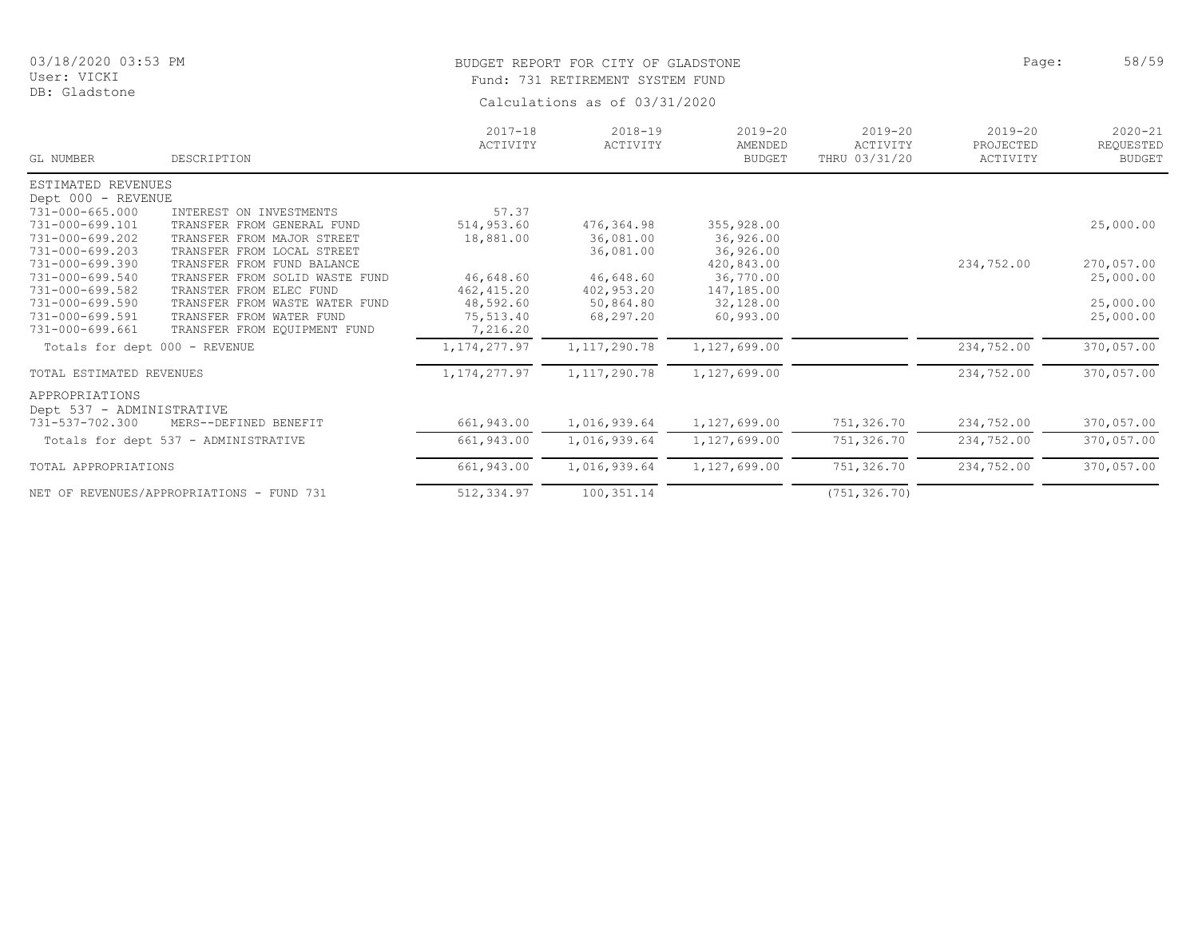03/18/2020 03:53 PM
User: VICKI
DB: Gladstone

# BUDGET REPORT FOR CITY OF GLADSTONE
## Fund: 731 RETIREMENT SYSTEM FUND
Calculations as of 03/31/2020

| GL NUMBER | DESCRIPTION | 2017-18 ACTIVITY | 2018-19 ACTIVITY | 2019-20 AMENDED BUDGET | 2019-20 ACTIVITY THRU 03/31/20 | 2019-20 PROJECTED ACTIVITY | 2020-21 REQUESTED BUDGET |
|---|---|---|---|---|---|---|---|
| ESTIMATED REVENUES | | | | | | | |
| Dept 000 - REVENUE | | | | | | | |
| 731-000-665.000 | INTEREST ON INVESTMENTS | 57.37 | | | | | |
| 731-000-699.101 | TRANSFER FROM GENERAL FUND | 514,953.60 | 476,364.98 | 355,928.00 | | | 25,000.00 |
| 731-000-699.202 | TRANSFER FROM MAJOR STREET | 18,881.00 | 36,081.00 | 36,926.00 | | | |
| 731-000-699.203 | TRANSFER FROM LOCAL STREET | | 36,081.00 | 36,926.00 | | | |
| 731-000-699.390 | TRANSFER FROM FUND BALANCE | | | 420,843.00 | | 234,752.00 | 270,057.00 |
| 731-000-699.540 | TRANSFER FROM SOLID WASTE FUND | 46,648.60 | 46,648.60 | 36,770.00 | | | 25,000.00 |
| 731-000-699.582 | TRANSTER FROM ELEC FUND | 462,415.20 | 402,953.20 | 147,185.00 | | | |
| 731-000-699.590 | TRANSFER FROM WASTE WATER FUND | 48,592.60 | 50,864.80 | 32,128.00 | | | 25,000.00 |
| 731-000-699.591 | TRANSFER FROM WATER FUND | 75,513.40 | 68,297.20 | 60,993.00 | | | 25,000.00 |
| 731-000-699.661 | TRANSFER FROM EQUIPMENT FUND | 7,216.20 | | | | | |
| Totals for dept 000 - REVENUE | | 1,174,277.97 | 1,117,290.78 | 1,127,699.00 | | 234,752.00 | 370,057.00 |
| TOTAL ESTIMATED REVENUES | | 1,174,277.97 | 1,117,290.78 | 1,127,699.00 | | 234,752.00 | 370,057.00 |
| APPROPRIATIONS | | | | | | | |
| Dept 537 - ADMINISTRATIVE | | | | | | | |
| 731-537-702.300 | MERS--DEFINED BENEFIT | 661,943.00 | 1,016,939.64 | 1,127,699.00 | 751,326.70 | 234,752.00 | 370,057.00 |
| Totals for dept 537 - ADMINISTRATIVE | | 661,943.00 | 1,016,939.64 | 1,127,699.00 | 751,326.70 | 234,752.00 | 370,057.00 |
| TOTAL APPROPRIATIONS | | 661,943.00 | 1,016,939.64 | 1,127,699.00 | 751,326.70 | 234,752.00 | 370,057.00 |
| NET OF REVENUES/APPROPRIATIONS - FUND 731 | | 512,334.97 | 100,351.14 | | (751,326.70) | | |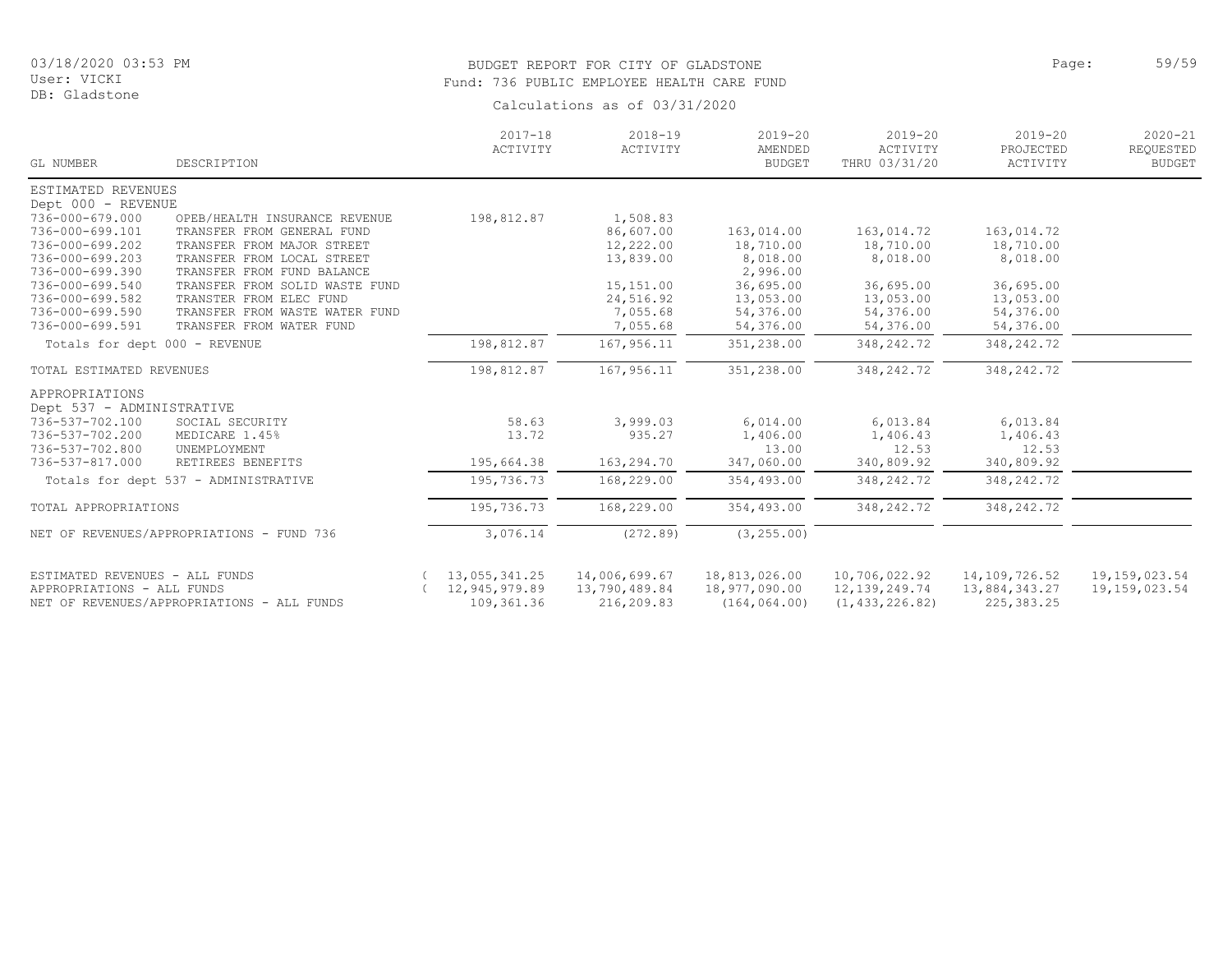BUDGET REPORT FOR CITY OF GLADSTONE

Fund: 736 PUBLIC EMPLOYEE HEALTH CARE FUND

Calculations as of 03/31/2020

03/18/2020 03:53 PM
User: VICKI
DB: Gladstone

| GL NUMBER | DESCRIPTION | 2017-18 ACTIVITY | 2018-19 ACTIVITY | 2019-20 AMENDED BUDGET | 2019-20 ACTIVITY THRU 03/31/20 | 2019-20 PROJECTED ACTIVITY | 2020-21 REQUESTED BUDGET |
|---|---|---|---|---|---|---|---|
| ESTIMATED REVENUES | | | | | | | |
| Dept 000 - REVENUE | | | | | | | |
| 736-000-679.000 | OPEB/HEALTH INSURANCE REVENUE | 198,812.87 | 1,508.83 | | | | |
| 736-000-699.101 | TRANSFER FROM GENERAL FUND | | 86,607.00 | 163,014.00 | 163,014.72 | 163,014.72 | |
| 736-000-699.202 | TRANSFER FROM MAJOR STREET | | 12,222.00 | 18,710.00 | 18,710.00 | 18,710.00 | |
| 736-000-699.203 | TRANSFER FROM LOCAL STREET | | 13,839.00 | 8,018.00 | 8,018.00 | 8,018.00 | |
| 736-000-699.390 | TRANSFER FROM FUND BALANCE | | | 2,996.00 | | | |
| 736-000-699.540 | TRANSFER FROM SOLID WASTE FUND | | 15,151.00 | 36,695.00 | 36,695.00 | 36,695.00 | |
| 736-000-699.582 | TRANSTER FROM ELEC FUND | | 24,516.92 | 13,053.00 | 13,053.00 | 13,053.00 | |
| 736-000-699.590 | TRANSFER FROM WASTE WATER FUND | | 7,055.68 | 54,376.00 | 54,376.00 | 54,376.00 | |
| 736-000-699.591 | TRANSFER FROM WATER FUND | | 7,055.68 | 54,376.00 | 54,376.00 | 54,376.00 | |
| Totals for dept 000 - REVENUE | | 198,812.87 | 167,956.11 | 351,238.00 | 348,242.72 | 348,242.72 | |
| TOTAL ESTIMATED REVENUES | | 198,812.87 | 167,956.11 | 351,238.00 | 348,242.72 | 348,242.72 | |
| APPROPRIATIONS | | | | | | | |
| Dept 537 - ADMINISTRATIVE | | | | | | | |
| 736-537-702.100 | SOCIAL SECURITY | 58.63 | 3,999.03 | 6,014.00 | 6,013.84 | 6,013.84 | |
| 736-537-702.200 | MEDICARE 1.45% | 13.72 | 935.27 | 1,406.00 | 1,406.43 | 1,406.43 | |
| 736-537-702.800 | UNEMPLOYMENT | | | 13.00 | 12.53 | 12.53 | |
| 736-537-817.000 | RETIREES BENEFITS | 195,664.38 | 163,294.70 | 347,060.00 | 340,809.92 | 340,809.92 | |
| Totals for dept 537 - ADMINISTRATIVE | | 195,736.73 | 168,229.00 | 354,493.00 | 348,242.72 | 348,242.72 | |
| TOTAL APPROPRIATIONS | | 195,736.73 | 168,229.00 | 354,493.00 | 348,242.72 | 348,242.72 | |
| NET OF REVENUES/APPROPRIATIONS - FUND 736 | | 3,076.14 | (272.89) | (3,255.00) | | | |
| ESTIMATED REVENUES - ALL FUNDS | | ( 13,055,341.25 | 14,006,699.67 | 18,813,026.00 | 10,706,022.92 | 14,109,726.52 | 19,159,023.54 |
| APPROPRIATIONS - ALL FUNDS | | ( 12,945,979.89 | 13,790,489.84 | 18,977,090.00 | 12,139,249.74 | 13,884,343.27 | 19,159,023.54 |
| NET OF REVENUES/APPROPRIATIONS - ALL FUNDS | | 109,361.36 | 216,209.83 | (164,064.00) | (1,433,226.82) | 225,383.25 | |